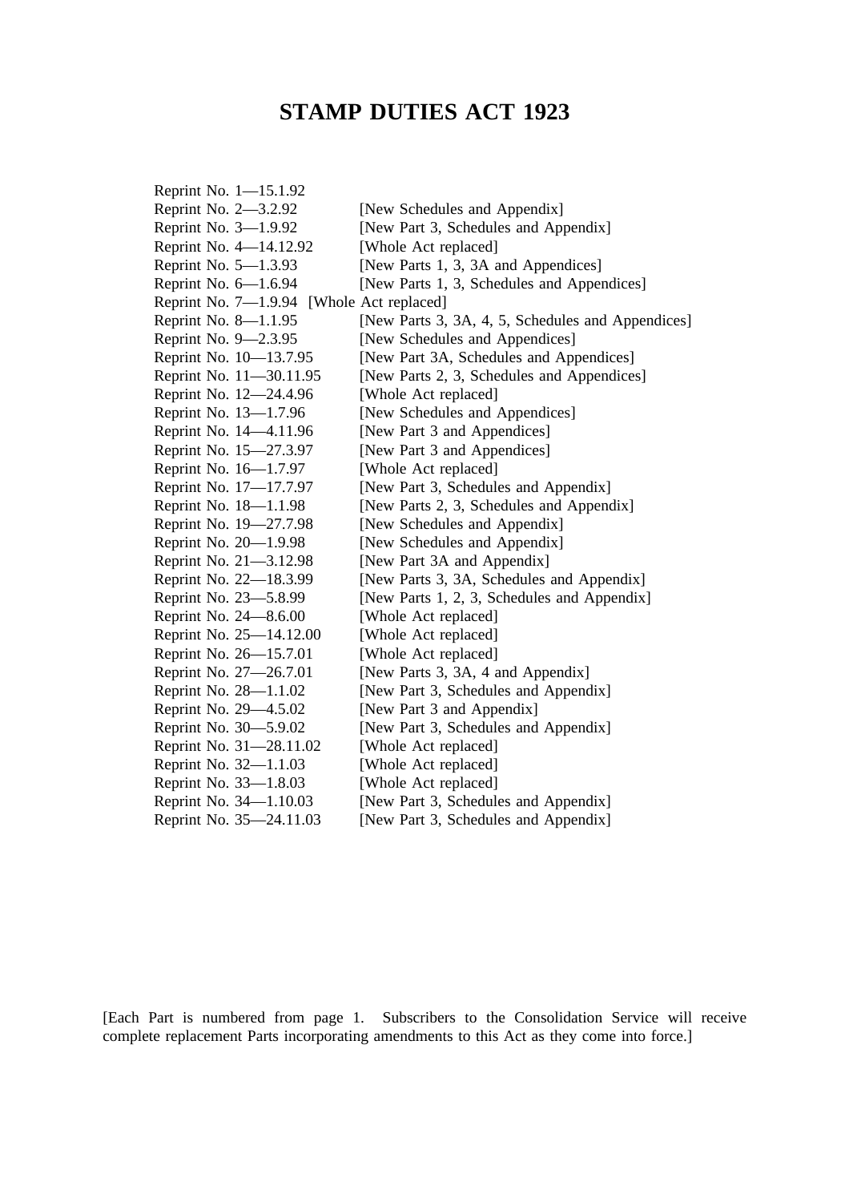# STAMP DUTIES ACT 1923

Reprint No. 1—15.1.92
Reprint No. 2—3.2.92 [New Schedules and Appendix]
Reprint No. 3—1.9.92 [New Part 3, Schedules and Appendix]
Reprint No. 4—14.12.92 [Whole Act replaced]
Reprint No. 5—1.3.93 [New Parts 1, 3, 3A and Appendices]
Reprint No. 6—1.6.94 [New Parts 1, 3, Schedules and Appendices]
Reprint No. 7—1.9.94 [Whole Act replaced]
Reprint No. 8—1.1.95 [New Parts 3, 3A, 4, 5, Schedules and Appendices]
Reprint No. 9—2.3.95 [New Schedules and Appendices]
Reprint No. 10—13.7.95 [New Part 3A, Schedules and Appendices]
Reprint No. 11—30.11.95 [New Parts 2, 3, Schedules and Appendices]
Reprint No. 12—24.4.96 [Whole Act replaced]
Reprint No. 13—1.7.96 [New Schedules and Appendices]
Reprint No. 14—4.11.96 [New Part 3 and Appendices]
Reprint No. 15—27.3.97 [New Part 3 and Appendices]
Reprint No. 16—1.7.97 [Whole Act replaced]
Reprint No. 17—17.7.97 [New Part 3, Schedules and Appendix]
Reprint No. 18—1.1.98 [New Parts 2, 3, Schedules and Appendix]
Reprint No. 19—27.7.98 [New Schedules and Appendix]
Reprint No. 20—1.9.98 [New Schedules and Appendix]
Reprint No. 21—3.12.98 [New Part 3A and Appendix]
Reprint No. 22—18.3.99 [New Parts 3, 3A, Schedules and Appendix]
Reprint No. 23—5.8.99 [New Parts 1, 2, 3, Schedules and Appendix]
Reprint No. 24—8.6.00 [Whole Act replaced]
Reprint No. 25—14.12.00 [Whole Act replaced]
Reprint No. 26—15.7.01 [Whole Act replaced]
Reprint No. 27—26.7.01 [New Parts 3, 3A, 4 and Appendix]
Reprint No. 28—1.1.02 [New Part 3, Schedules and Appendix]
Reprint No. 29—4.5.02 [New Part 3 and Appendix]
Reprint No. 30—5.9.02 [New Part 3, Schedules and Appendix]
Reprint No. 31—28.11.02 [Whole Act replaced]
Reprint No. 32—1.1.03 [Whole Act replaced]
Reprint No. 33—1.8.03 [Whole Act replaced]
Reprint No. 34—1.10.03 [New Part 3, Schedules and Appendix]
Reprint No. 35—24.11.03 [New Part 3, Schedules and Appendix]

[Each Part is numbered from page 1. Subscribers to the Consolidation Service will receive complete replacement Parts incorporating amendments to this Act as they come into force.]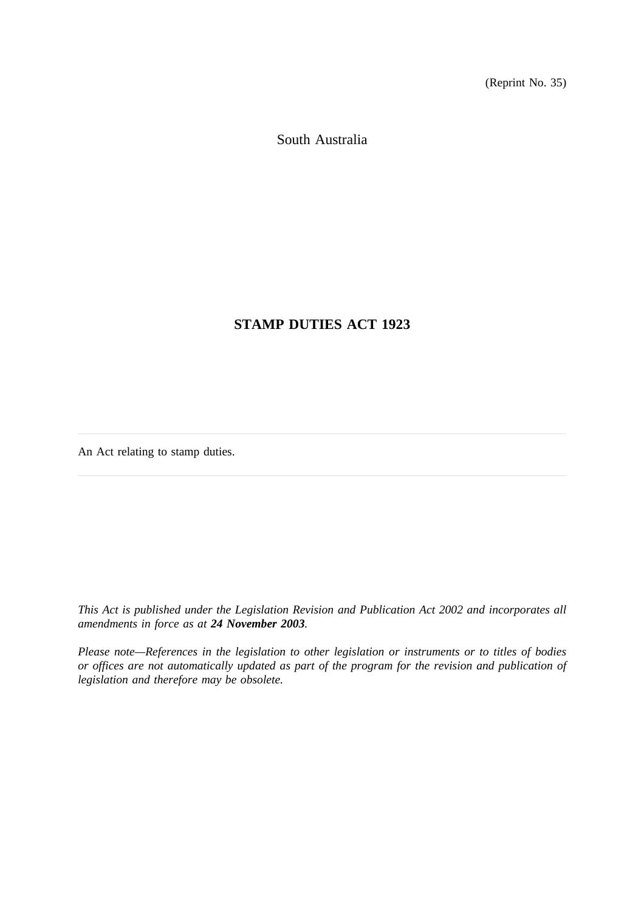(Reprint No. 35)

South Australia

# STAMP DUTIES ACT 1923

An Act relating to stamp duties.

---

*This Act is published under the Legislation Revision and Publication Act 2002 and incorporates all amendments in force as at **24 November 2003**.*

*Please note—References in the legislation to other legislation or instruments or to titles of bodies or offices are not automatically updated as part of the program for the revision and publication of legislation and therefore may be obsolete.*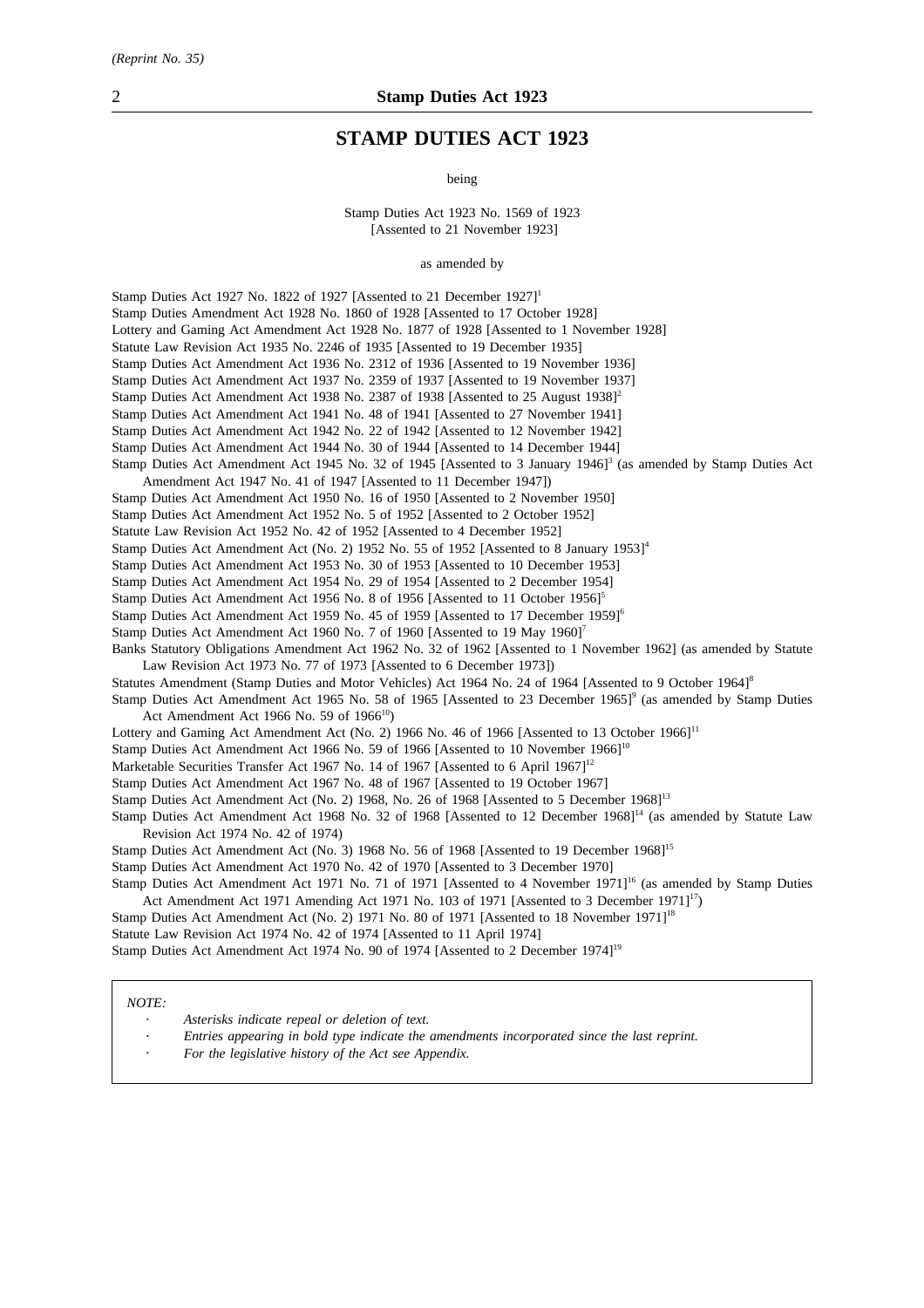# STAMP DUTIES ACT 1923

being

Stamp Duties Act 1923 No. 1569 of 1923
[Assented to 21 November 1923]

as amended by

Stamp Duties Act 1927 No. 1822 of 1927 [Assented to 21 December 1927][1]
Stamp Duties Amendment Act 1928 No. 1860 of 1928 [Assented to 17 October 1928]
Lottery and Gaming Act Amendment Act 1928 No. 1877 of 1928 [Assented to 1 November 1928]
Statute Law Revision Act 1935 No. 2246 of 1935 [Assented to 19 December 1935]
Stamp Duties Act Amendment Act 1936 No. 2312 of 1936 [Assented to 19 November 1936]
Stamp Duties Act Amendment Act 1937 No. 2359 of 1937 [Assented to 19 November 1937]
Stamp Duties Act Amendment Act 1938 No. 2387 of 1938 [Assented to 25 August 1938][2]
Stamp Duties Act Amendment Act 1941 No. 48 of 1941 [Assented to 27 November 1941]
Stamp Duties Act Amendment Act 1942 No. 22 of 1942 [Assented to 12 November 1942]
Stamp Duties Act Amendment Act 1944 No. 30 of 1944 [Assented to 14 December 1944]
Stamp Duties Act Amendment Act 1945 No. 32 of 1945 [Assented to 3 January 1946][3] (as amended by Stamp Duties Act Amendment Act 1947 No. 41 of 1947 [Assented to 11 December 1947])
Stamp Duties Act Amendment Act 1950 No. 16 of 1950 [Assented to 2 November 1950]
Stamp Duties Act Amendment Act 1952 No. 5 of 1952 [Assented to 2 October 1952]
Statute Law Revision Act 1952 No. 42 of 1952 [Assented to 4 December 1952]
Stamp Duties Act Amendment Act (No. 2) 1952 No. 55 of 1952 [Assented to 8 January 1953][4]
Stamp Duties Act Amendment Act 1953 No. 30 of 1953 [Assented to 10 December 1953]
Stamp Duties Act Amendment Act 1954 No. 29 of 1954 [Assented to 2 December 1954]
Stamp Duties Act Amendment Act 1956 No. 8 of 1956 [Assented to 11 October 1956][5]
Stamp Duties Act Amendment Act 1959 No. 45 of 1959 [Assented to 17 December 1959][6]
Stamp Duties Act Amendment Act 1960 No. 7 of 1960 [Assented to 19 May 1960][7]
Banks Statutory Obligations Amendment Act 1962 No. 32 of 1962 [Assented to 1 November 1962] (as amended by Statute Law Revision Act 1973 No. 77 of 1973 [Assented to 6 December 1973])
Statutes Amendment (Stamp Duties and Motor Vehicles) Act 1964 No. 24 of 1964 [Assented to 9 October 1964][8]
Stamp Duties Act Amendment Act 1965 No. 58 of 1965 [Assented to 23 December 1965][9] (as amended by Stamp Duties Act Amendment Act 1966 No. 59 of 1966[10])
Lottery and Gaming Act Amendment Act (No. 2) 1966 No. 46 of 1966 [Assented to 13 October 1966][11]
Stamp Duties Act Amendment Act 1966 No. 59 of 1966 [Assented to 10 November 1966][10]
Marketable Securities Transfer Act 1967 No. 14 of 1967 [Assented to 6 April 1967][12]
Stamp Duties Act Amendment Act 1967 No. 48 of 1967 [Assented to 19 October 1967]
Stamp Duties Act Amendment Act (No. 2) 1968, No. 26 of 1968 [Assented to 5 December 1968][13]
Stamp Duties Act Amendment Act 1968 No. 32 of 1968 [Assented to 12 December 1968][14] (as amended by Statute Law Revision Act 1974 No. 42 of 1974)
Stamp Duties Act Amendment Act (No. 3) 1968 No. 56 of 1968 [Assented to 19 December 1968][15]
Stamp Duties Act Amendment Act 1970 No. 42 of 1970 [Assented to 3 December 1970]
Stamp Duties Act Amendment Act 1971 No. 71 of 1971 [Assented to 4 November 1971][16] (as amended by Stamp Duties Act Amendment Act 1971 Amending Act 1971 No. 103 of 1971 [Assented to 3 December 1971][17])
Stamp Duties Act Amendment Act (No. 2) 1971 No. 80 of 1971 [Assented to 18 November 1971][18]
Statute Law Revision Act 1974 No. 42 of 1974 [Assented to 11 April 1974]
Stamp Duties Act Amendment Act 1974 No. 90 of 1974 [Assented to 2 December 1974][19]

*NOTE:*

- *Asterisks indicate repeal or deletion of text.*
- *Entries appearing in bold type indicate the amendments incorporated since the last reprint.*
- *For the legislative history of the Act see Appendix.*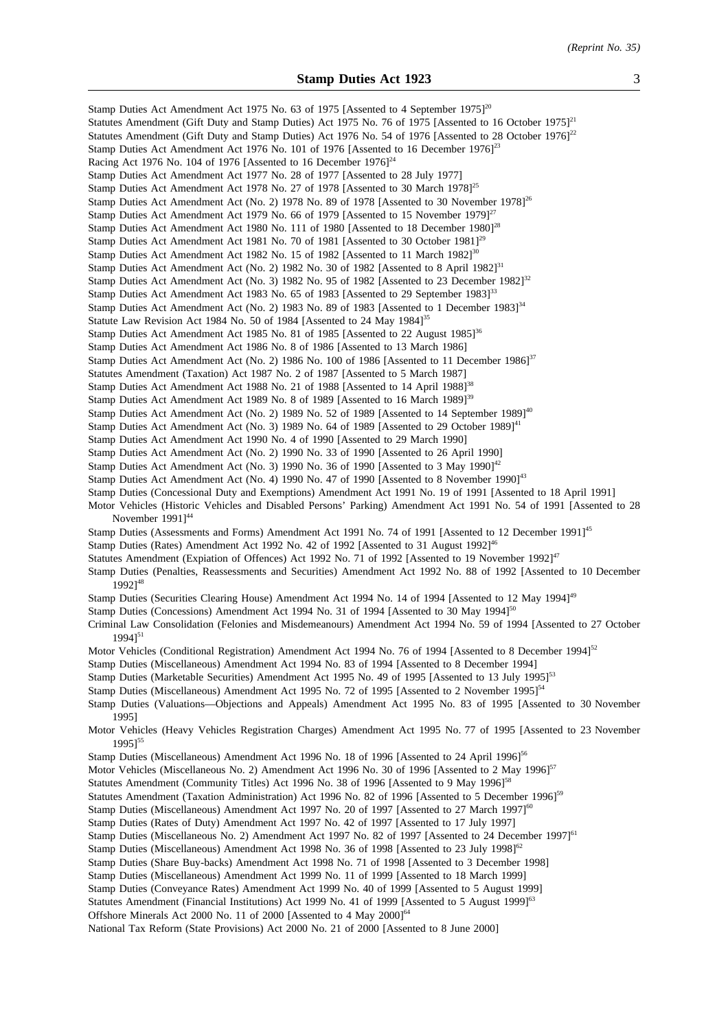Stamp Duties Act Amendment Act 1975 No. 63 of 1975 [Assented to 4 September 1975][20]

Statutes Amendment (Gift Duty and Stamp Duties) Act 1975 No. 76 of 1975 [Assented to 16 October 1975][21]

Statutes Amendment (Gift Duty and Stamp Duties) Act 1976 No. 54 of 1976 [Assented to 28 October 1976][22]

Stamp Duties Act Amendment Act 1976 No. 101 of 1976 [Assented to 16 December 1976][23]

Racing Act 1976 No. 104 of 1976 [Assented to 16 December 1976][24]

Stamp Duties Act Amendment Act 1977 No. 28 of 1977 [Assented to 28 July 1977]

Stamp Duties Act Amendment Act 1978 No. 27 of 1978 [Assented to 30 March 1978][25]

Stamp Duties Act Amendment Act (No. 2) 1978 No. 89 of 1978 [Assented to 30 November 1978][26]

Stamp Duties Act Amendment Act 1979 No. 66 of 1979 [Assented to 15 November 1979][27]

Stamp Duties Act Amendment Act 1980 No. 111 of 1980 [Assented to 18 December 1980][28]

Stamp Duties Act Amendment Act 1981 No. 70 of 1981 [Assented to 30 October 1981][29]

Stamp Duties Act Amendment Act 1982 No. 15 of 1982 [Assented to 11 March 1982][30]

Stamp Duties Act Amendment Act (No. 2) 1982 No. 30 of 1982 [Assented to 8 April 1982][31]

Stamp Duties Act Amendment Act (No. 3) 1982 No. 95 of 1982 [Assented to 23 December 1982][32]

Stamp Duties Act Amendment Act 1983 No. 65 of 1983 [Assented to 29 September 1983][33]

Stamp Duties Act Amendment Act (No. 2) 1983 No. 89 of 1983 [Assented to 1 December 1983][34]

Statute Law Revision Act 1984 No. 50 of 1984 [Assented to 24 May 1984][35]

Stamp Duties Act Amendment Act 1985 No. 81 of 1985 [Assented to 22 August 1985][36]

Stamp Duties Act Amendment Act 1986 No. 8 of 1986 [Assented to 13 March 1986]

Stamp Duties Act Amendment Act (No. 2) 1986 No. 100 of 1986 [Assented to 11 December 1986][37]

Statutes Amendment (Taxation) Act 1987 No. 2 of 1987 [Assented to 5 March 1987]

Stamp Duties Act Amendment Act 1988 No. 21 of 1988 [Assented to 14 April 1988][38]

Stamp Duties Act Amendment Act 1989 No. 8 of 1989 [Assented to 16 March 1989][39]

Stamp Duties Act Amendment Act (No. 2) 1989 No. 52 of 1989 [Assented to 14 September 1989][40]

Stamp Duties Act Amendment Act (No. 3) 1989 No. 64 of 1989 [Assented to 29 October 1989][41]

Stamp Duties Act Amendment Act 1990 No. 4 of 1990 [Assented to 29 March 1990]

Stamp Duties Act Amendment Act (No. 2) 1990 No. 33 of 1990 [Assented to 26 April 1990]

Stamp Duties Act Amendment Act (No. 3) 1990 No. 36 of 1990 [Assented to 3 May 1990][42]

Stamp Duties Act Amendment Act (No. 4) 1990 No. 47 of 1990 [Assented to 8 November 1990][43]

Stamp Duties (Concessional Duty and Exemptions) Amendment Act 1991 No. 19 of 1991 [Assented to 18 April 1991]

Motor Vehicles (Historic Vehicles and Disabled Persons' Parking) Amendment Act 1991 No. 54 of 1991 [Assented to 28 November 1991][44]

Stamp Duties (Assessments and Forms) Amendment Act 1991 No. 74 of 1991 [Assented to 12 December 1991][45]

Stamp Duties (Rates) Amendment Act 1992 No. 42 of 1992 [Assented to 31 August 1992][46]

Statutes Amendment (Expiation of Offences) Act 1992 No. 71 of 1992 [Assented to 19 November 1992][47]

Stamp Duties (Penalties, Reassessments and Securities) Amendment Act 1992 No. 88 of 1992 [Assented to 10 December 1992][48]

Stamp Duties (Securities Clearing House) Amendment Act 1994 No. 14 of 1994 [Assented to 12 May 1994][49]

Stamp Duties (Concessions) Amendment Act 1994 No. 31 of 1994 [Assented to 30 May 1994][50]

Criminal Law Consolidation (Felonies and Misdemeanours) Amendment Act 1994 No. 59 of 1994 [Assented to 27 October 1994][51]

Motor Vehicles (Conditional Registration) Amendment Act 1994 No. 76 of 1994 [Assented to 8 December 1994][52]

Stamp Duties (Miscellaneous) Amendment Act 1994 No. 83 of 1994 [Assented to 8 December 1994]

Stamp Duties (Marketable Securities) Amendment Act 1995 No. 49 of 1995 [Assented to 13 July 1995][53]

Stamp Duties (Miscellaneous) Amendment Act 1995 No. 72 of 1995 [Assented to 2 November 1995][54]

Stamp Duties (Valuations—Objections and Appeals) Amendment Act 1995 No. 83 of 1995 [Assented to 30 November 1995]

Motor Vehicles (Heavy Vehicles Registration Charges) Amendment Act 1995 No. 77 of 1995 [Assented to 23 November 1995][55]

Stamp Duties (Miscellaneous) Amendment Act 1996 No. 18 of 1996 [Assented to 24 April 1996][56]

Motor Vehicles (Miscellaneous No. 2) Amendment Act 1996 No. 30 of 1996 [Assented to 2 May 1996][57]

Statutes Amendment (Community Titles) Act 1996 No. 38 of 1996 [Assented to 9 May 1996][58]

Statutes Amendment (Taxation Administration) Act 1996 No. 82 of 1996 [Assented to 5 December 1996][59]

Stamp Duties (Miscellaneous) Amendment Act 1997 No. 20 of 1997 [Assented to 27 March 1997][60]

Stamp Duties (Rates of Duty) Amendment Act 1997 No. 42 of 1997 [Assented to 17 July 1997]

Stamp Duties (Miscellaneous No. 2) Amendment Act 1997 No. 82 of 1997 [Assented to 24 December 1997][61]

Stamp Duties (Miscellaneous) Amendment Act 1998 No. 36 of 1998 [Assented to 23 July 1998][62]

Stamp Duties (Share Buy-backs) Amendment Act 1998 No. 71 of 1998 [Assented to 3 December 1998]

Stamp Duties (Miscellaneous) Amendment Act 1999 No. 11 of 1999 [Assented to 18 March 1999]

Stamp Duties (Conveyance Rates) Amendment Act 1999 No. 40 of 1999 [Assented to 5 August 1999]

Statutes Amendment (Financial Institutions) Act 1999 No. 41 of 1999 [Assented to 5 August 1999][63]

Offshore Minerals Act 2000 No. 11 of 2000 [Assented to 4 May 2000][64]

National Tax Reform (State Provisions) Act 2000 No. 21 of 2000 [Assented to 8 June 2000]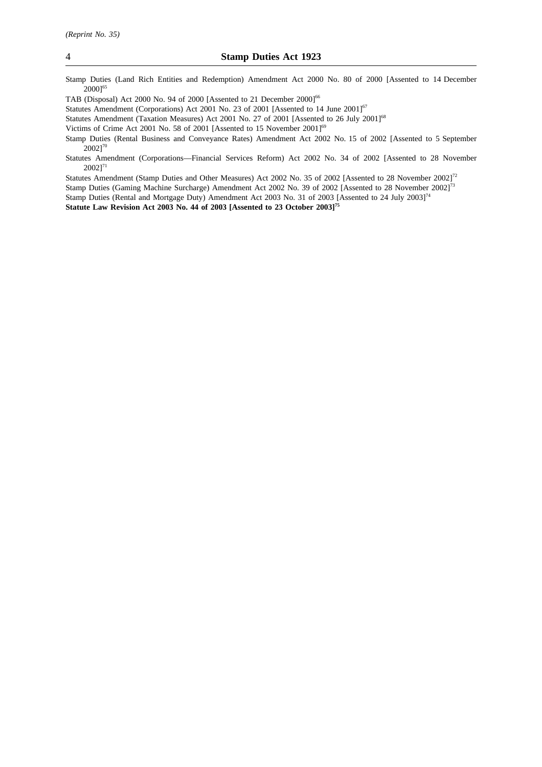Stamp Duties (Land Rich Entities and Redemption) Amendment Act 2000 No. 80 of 2000 [Assented to 14 December 2000][65]

TAB (Disposal) Act 2000 No. 94 of 2000 [Assented to 21 December 2000][66]

Statutes Amendment (Corporations) Act 2001 No. 23 of 2001 [Assented to 14 June 2001][67]

Statutes Amendment (Taxation Measures) Act 2001 No. 27 of 2001 [Assented to 26 July 2001][68]

Victims of Crime Act 2001 No. 58 of 2001 [Assented to 15 November 2001][69]

Stamp Duties (Rental Business and Conveyance Rates) Amendment Act 2002 No. 15 of 2002 [Assented to 5 September 2002][70]

Statutes Amendment (Corporations—Financial Services Reform) Act 2002 No. 34 of 2002 [Assented to 28 November 2002][71]

Statutes Amendment (Stamp Duties and Other Measures) Act 2002 No. 35 of 2002 [Assented to 28 November 2002][72]

Stamp Duties (Gaming Machine Surcharge) Amendment Act 2002 No. 39 of 2002 [Assented to 28 November 2002][73]

Stamp Duties (Rental and Mortgage Duty) Amendment Act 2003 No. 31 of 2003 [Assented to 24 July 2003][74]

**Statute Law Revision Act 2003 No. 44 of 2003 [Assented to 23 October 2003][75]**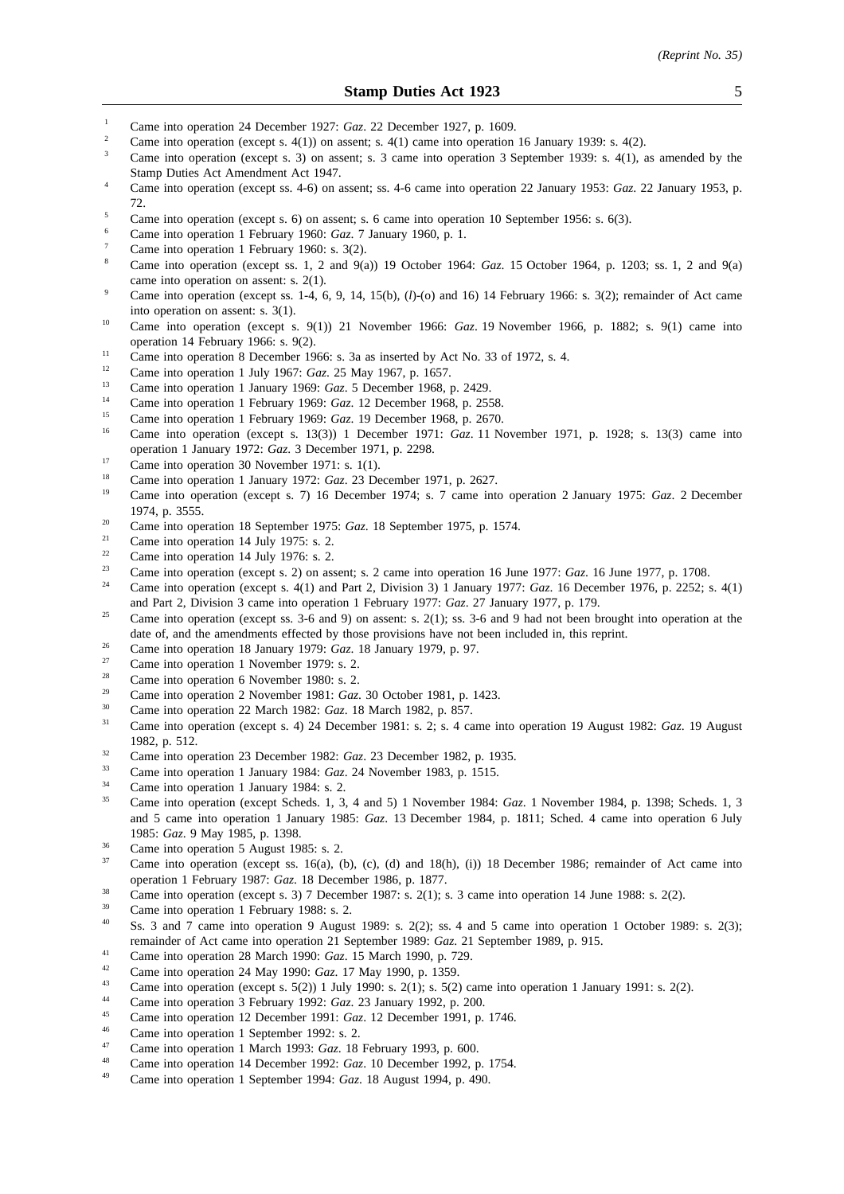1. Came into operation 24 December 1927: *Gaz*. 22 December 1927, p. 1609.
2. Came into operation (except s. 4(1)) on assent; s. 4(1) came into operation 16 January 1939: s. 4(2).
3. Came into operation (except s. 3) on assent; s. 3 came into operation 3 September 1939: s. 4(1), as amended by the Stamp Duties Act Amendment Act 1947.
4. Came into operation (except ss. 4-6) on assent; ss. 4-6 came into operation 22 January 1953: *Gaz*. 22 January 1953, p. 72.
5. Came into operation (except s. 6) on assent; s. 6 came into operation 10 September 1956: s. 6(3).
6. Came into operation 1 February 1960: *Gaz*. 7 January 1960, p. 1.
7. Came into operation 1 February 1960: s. 3(2).
8. Came into operation (except ss. 1, 2 and 9(a)) 19 October 1964: *Gaz*. 15 October 1964, p. 1203; ss. 1, 2 and 9(a) came into operation on assent: s. 2(1).
9. Came into operation (except ss. 1-4, 6, 9, 14, 15(b), (*l*)-(o) and 16) 14 February 1966: s. 3(2); remainder of Act came into operation on assent: s. 3(1).
10. Came into operation (except s. 9(1)) 21 November 1966: *Gaz*. 19 November 1966, p. 1882; s. 9(1) came into operation 14 February 1966: s. 9(2).
11. Came into operation 8 December 1966: s. 3a as inserted by Act No. 33 of 1972, s. 4.
12. Came into operation 1 July 1967: *Gaz*. 25 May 1967, p. 1657.
13. Came into operation 1 January 1969: *Gaz*. 5 December 1968, p. 2429.
14. Came into operation 1 February 1969: *Gaz*. 12 December 1968, p. 2558.
15. Came into operation 1 February 1969: *Gaz*. 19 December 1968, p. 2670.
16. Came into operation (except s. 13(3)) 1 December 1971: *Gaz*. 11 November 1971, p. 1928; s. 13(3) came into operation 1 January 1972: *Gaz*. 3 December 1971, p. 2298.
17. Came into operation 30 November 1971: s. 1(1).
18. Came into operation 1 January 1972: *Gaz*. 23 December 1971, p. 2627.
19. Came into operation (except s. 7) 16 December 1974; s. 7 came into operation 2 January 1975: *Gaz*. 2 December 1974, p. 3555.
20. Came into operation 18 September 1975: *Gaz*. 18 September 1975, p. 1574.
21. Came into operation 14 July 1975: s. 2.
22. Came into operation 14 July 1976: s. 2.
23. Came into operation (except s. 2) on assent; s. 2 came into operation 16 June 1977: *Gaz*. 16 June 1977, p. 1708.
24. Came into operation (except s. 4(1) and Part 2, Division 3) 1 January 1977: *Gaz*. 16 December 1976, p. 2252; s. 4(1) and Part 2, Division 3 came into operation 1 February 1977: *Gaz*. 27 January 1977, p. 179.
25. Came into operation (except ss. 3-6 and 9) on assent: s. 2(1); ss. 3-6 and 9 had not been brought into operation at the date of, and the amendments effected by those provisions have not been included in, this reprint.
26. Came into operation 18 January 1979: *Gaz*. 18 January 1979, p. 97.
27. Came into operation 1 November 1979: s. 2.
28. Came into operation 6 November 1980: s. 2.
29. Came into operation 2 November 1981: *Gaz*. 30 October 1981, p. 1423.
30. Came into operation 22 March 1982: *Gaz*. 18 March 1982, p. 857.
31. Came into operation (except s. 4) 24 December 1981: s. 2; s. 4 came into operation 19 August 1982: *Gaz*. 19 August 1982, p. 512.
32. Came into operation 23 December 1982: *Gaz*. 23 December 1982, p. 1935.
33. Came into operation 1 January 1984: *Gaz*. 24 November 1983, p. 1515.
34. Came into operation 1 January 1984: s. 2.
35. Came into operation (except Scheds. 1, 3, 4 and 5) 1 November 1984: *Gaz*. 1 November 1984, p. 1398; Scheds. 1, 3 and 5 came into operation 1 January 1985: *Gaz*. 13 December 1984, p. 1811; Sched. 4 came into operation 6 July 1985: *Gaz*. 9 May 1985, p. 1398.
36. Came into operation 5 August 1985: s. 2.
37. Came into operation (except ss. 16(a), (b), (c), (d) and 18(h), (i)) 18 December 1986; remainder of Act came into operation 1 February 1987: *Gaz*. 18 December 1986, p. 1877.
38. Came into operation (except s. 3) 7 December 1987: s. 2(1); s. 3 came into operation 14 June 1988: s. 2(2).
39. Came into operation 1 February 1988: s. 2.
40. Ss. 3 and 7 came into operation 9 August 1989: s. 2(2); ss. 4 and 5 came into operation 1 October 1989: s. 2(3); remainder of Act came into operation 21 September 1989: *Gaz*. 21 September 1989, p. 915.
41. Came into operation 28 March 1990: *Gaz*. 15 March 1990, p. 729.
42. Came into operation 24 May 1990: *Gaz*. 17 May 1990, p. 1359.
43. Came into operation (except s. 5(2)) 1 July 1990: s. 2(1); s. 5(2) came into operation 1 January 1991: s. 2(2).
44. Came into operation 3 February 1992: *Gaz*. 23 January 1992, p. 200.
45. Came into operation 12 December 1991: *Gaz*. 12 December 1991, p. 1746.
46. Came into operation 1 September 1992: s. 2.
47. Came into operation 1 March 1993: *Gaz*. 18 February 1993, p. 600.
48. Came into operation 14 December 1992: *Gaz*. 10 December 1992, p. 1754.
49. Came into operation 1 September 1994: *Gaz*. 18 August 1994, p. 490.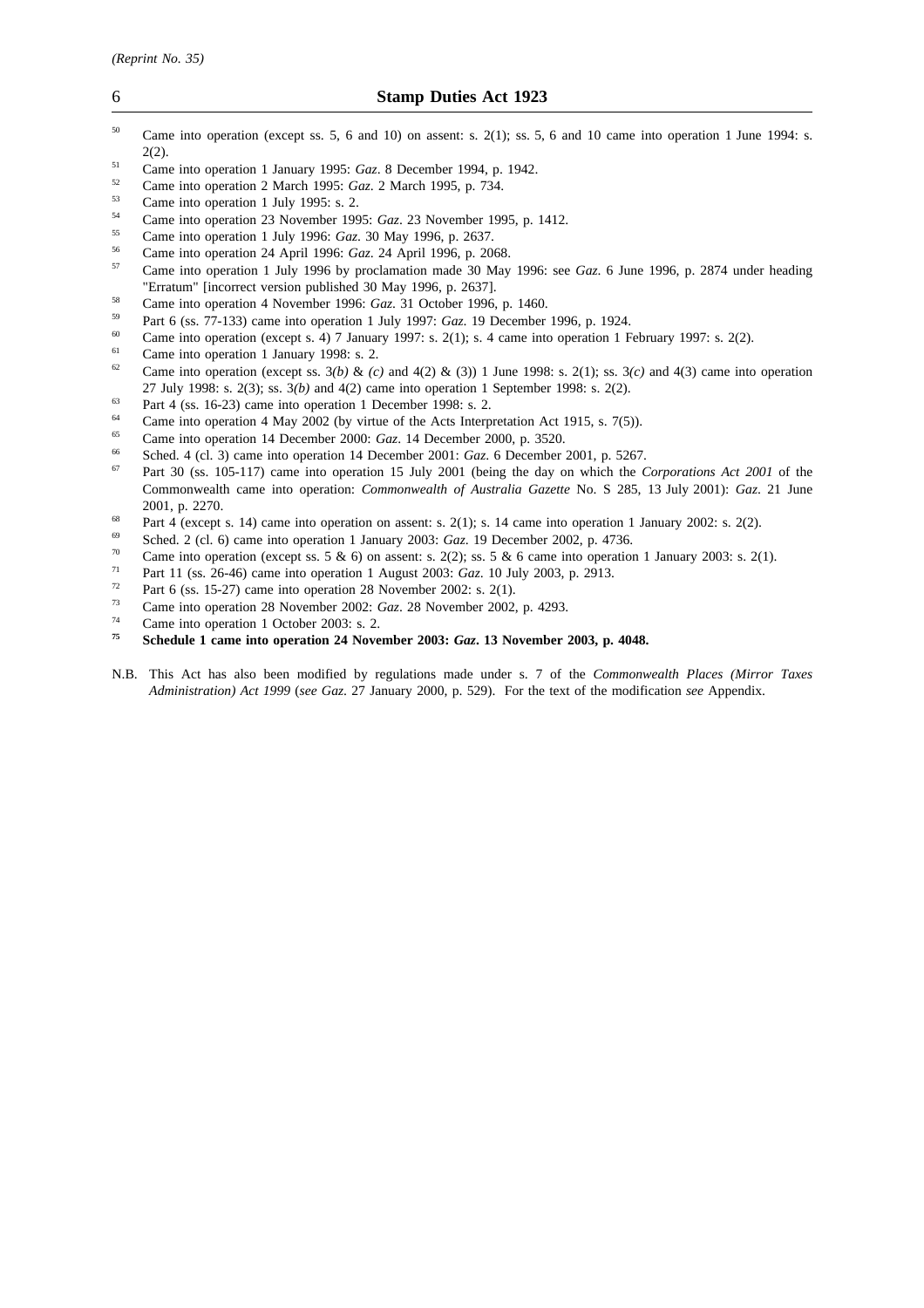[50] Came into operation (except ss. 5, 6 and 10) on assent: s. 2(1); ss. 5, 6 and 10 came into operation 1 June 1994: s. 2(2).

[51] Came into operation 1 January 1995: *Gaz*. 8 December 1994, p. 1942.

[52] Came into operation 2 March 1995: *Gaz*. 2 March 1995, p. 734.

[53] Came into operation 1 July 1995: s. 2.

[54] Came into operation 23 November 1995: *Gaz*. 23 November 1995, p. 1412.

[55] Came into operation 1 July 1996: *Gaz*. 30 May 1996, p. 2637.

[56] Came into operation 24 April 1996: *Gaz*. 24 April 1996, p. 2068.

[57] Came into operation 1 July 1996 by proclamation made 30 May 1996: see *Gaz*. 6 June 1996, p. 2874 under heading "Erratum" [incorrect version published 30 May 1996, p. 2637].

[58] Came into operation 4 November 1996: *Gaz*. 31 October 1996, p. 1460.

[59] Part 6 (ss. 77-133) came into operation 1 July 1997: *Gaz*. 19 December 1996, p. 1924.

[60] Came into operation (except s. 4) 7 January 1997: s. 2(1); s. 4 came into operation 1 February 1997: s. 2(2).

[61] Came into operation 1 January 1998: s. 2.

[62] Came into operation (except ss. 3*(b)* & *(c)* and 4(2) & (3)) 1 June 1998: s. 2(1); ss. 3*(c)* and 4(3) came into operation 27 July 1998: s. 2(3); ss. 3*(b)* and 4(2) came into operation 1 September 1998: s. 2(2).

[63] Part 4 (ss. 16-23) came into operation 1 December 1998: s. 2.

[64] Came into operation 4 May 2002 (by virtue of the Acts Interpretation Act 1915, s. 7(5)).

[65] Came into operation 14 December 2000: *Gaz*. 14 December 2000, p. 3520.

[66] Sched. 4 (cl. 3) came into operation 14 December 2001: *Gaz*. 6 December 2001, p. 5267.

[67] Part 30 (ss. 105-117) came into operation 15 July 2001 (being the day on which the *Corporations Act 2001* of the Commonwealth came into operation: *Commonwealth of Australia Gazette* No. S 285, 13 July 2001): *Gaz*. 21 June 2001, p. 2270.

[68] Part 4 (except s. 14) came into operation on assent: s. 2(1); s. 14 came into operation 1 January 2002: s. 2(2).

[69] Sched. 2 (cl. 6) came into operation 1 January 2003: *Gaz*. 19 December 2002, p. 4736.

[70] Came into operation (except ss. 5 & 6) on assent: s. 2(2); ss. 5 & 6 came into operation 1 January 2003: s. 2(1).

[71] Part 11 (ss. 26-46) came into operation 1 August 2003: *Gaz*. 10 July 2003, p. 2913.

[72] Part 6 (ss. 15-27) came into operation 28 November 2002: s. 2(1).

[73] Came into operation 28 November 2002: *Gaz*. 28 November 2002, p. 4293.

[74] Came into operation 1 October 2003: s. 2.

**[75] Schedule 1 came into operation 24 November 2003: *Gaz*. 13 November 2003, p. 4048.**

N.B. This Act has also been modified by regulations made under s. 7 of the *Commonwealth Places (Mirror Taxes Administration) Act 1999* (*see Gaz*. 27 January 2000, p. 529). For the text of the modification *see* Appendix.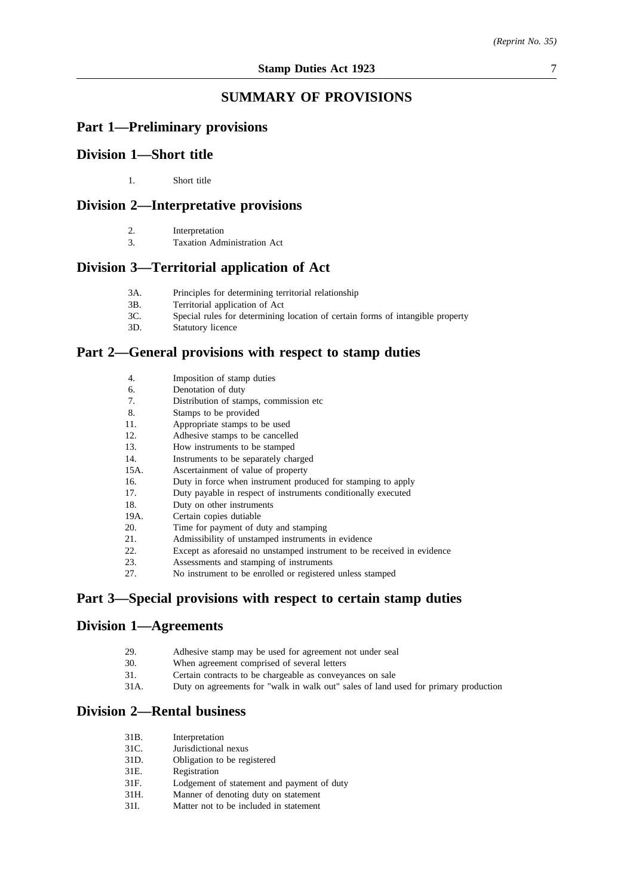# SUMMARY OF PROVISIONS

## Part 1—Preliminary provisions

## Division 1—Short title

1. Short title

## Division 2—Interpretative provisions

2. Interpretation
3. Taxation Administration Act

## Division 3—Territorial application of Act

3A. Principles for determining territorial relationship
3B. Territorial application of Act
3C. Special rules for determining location of certain forms of intangible property
3D. Statutory licence

## Part 2—General provisions with respect to stamp duties

4. Imposition of stamp duties
6. Denotation of duty
7. Distribution of stamps, commission etc
8. Stamps to be provided
11. Appropriate stamps to be used
12. Adhesive stamps to be cancelled
13. How instruments to be stamped
14. Instruments to be separately charged
15A. Ascertainment of value of property
16. Duty in force when instrument produced for stamping to apply
17. Duty payable in respect of instruments conditionally executed
18. Duty on other instruments
19A. Certain copies dutiable
20. Time for payment of duty and stamping
21. Admissibility of unstamped instruments in evidence
22. Except as aforesaid no unstamped instrument to be received in evidence
23. Assessments and stamping of instruments
27. No instrument to be enrolled or registered unless stamped

## Part 3—Special provisions with respect to certain stamp duties

## Division 1—Agreements

29. Adhesive stamp may be used for agreement not under seal
30. When agreement comprised of several letters
31. Certain contracts to be chargeable as conveyances on sale
31A. Duty on agreements for "walk in walk out" sales of land used for primary production

## Division 2—Rental business

31B. Interpretation
31C. Jurisdictional nexus
31D. Obligation to be registered
31E. Registration
31F. Lodgement of statement and payment of duty
31H. Manner of denoting duty on statement
31I. Matter not to be included in statement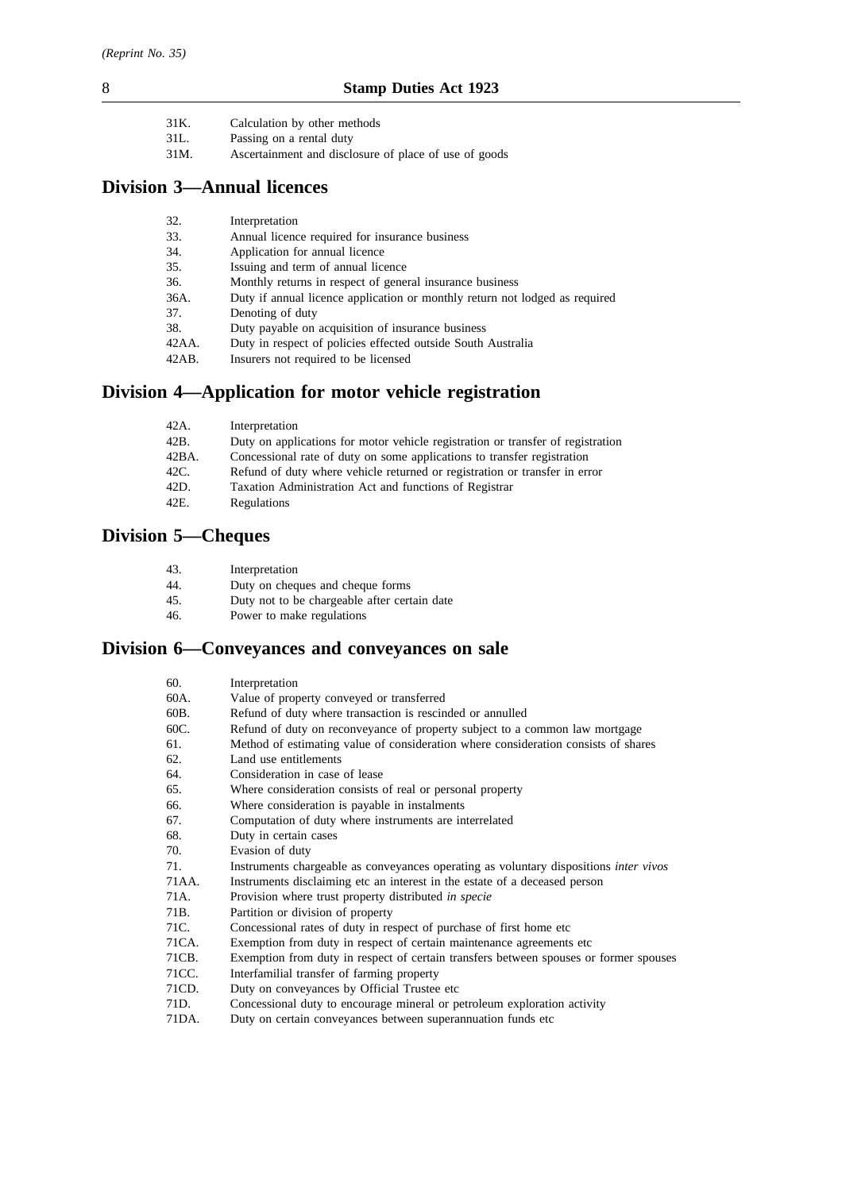| | |
|---|---|
| 31K. | Calculation by other methods |
| 31L. | Passing on a rental duty |
| 31M. | Ascertainment and disclosure of place of use of goods |

## Division 3—Annual licences

| | |
|---|---|
| 32. | Interpretation |
| 33. | Annual licence required for insurance business |
| 34. | Application for annual licence |
| 35. | Issuing and term of annual licence |
| 36. | Monthly returns in respect of general insurance business |
| 36A. | Duty if annual licence application or monthly return not lodged as required |
| 37. | Denoting of duty |
| 38. | Duty payable on acquisition of insurance business |
| 42AA. | Duty in respect of policies effected outside South Australia |
| 42AB. | Insurers not required to be licensed |

## Division 4—Application for motor vehicle registration

| | |
|---|---|
| 42A. | Interpretation |
| 42B. | Duty on applications for motor vehicle registration or transfer of registration |
| 42BA. | Concessional rate of duty on some applications to transfer registration |
| 42C. | Refund of duty where vehicle returned or registration or transfer in error |
| 42D. | Taxation Administration Act and functions of Registrar |
| 42E. | Regulations |

## Division 5—Cheques

| | |
|---|---|
| 43. | Interpretation |
| 44. | Duty on cheques and cheque forms |
| 45. | Duty not to be chargeable after certain date |
| 46. | Power to make regulations |

## Division 6—Conveyances and conveyances on sale

| | |
|---|---|
| 60. | Interpretation |
| 60A. | Value of property conveyed or transferred |
| 60B. | Refund of duty where transaction is rescinded or annulled |
| 60C. | Refund of duty on reconveyance of property subject to a common law mortgage |
| 61. | Method of estimating value of consideration where consideration consists of shares |
| 62. | Land use entitlements |
| 64. | Consideration in case of lease |
| 65. | Where consideration consists of real or personal property |
| 66. | Where consideration is payable in instalments |
| 67. | Computation of duty where instruments are interrelated |
| 68. | Duty in certain cases |
| 70. | Evasion of duty |
| 71. | Instruments chargeable as conveyances operating as voluntary dispositions *inter vivos* |
| 71AA. | Instruments disclaiming etc an interest in the estate of a deceased person |
| 71A. | Provision where trust property distributed *in specie* |
| 71B. | Partition or division of property |
| 71C. | Concessional rates of duty in respect of purchase of first home etc |
| 71CA. | Exemption from duty in respect of certain maintenance agreements etc |
| 71CB. | Exemption from duty in respect of certain transfers between spouses or former spouses |
| 71CC. | Interfamilial transfer of farming property |
| 71CD. | Duty on conveyances by Official Trustee etc |
| 71D. | Concessional duty to encourage mineral or petroleum exploration activity |
| 71DA. | Duty on certain conveyances between superannuation funds etc |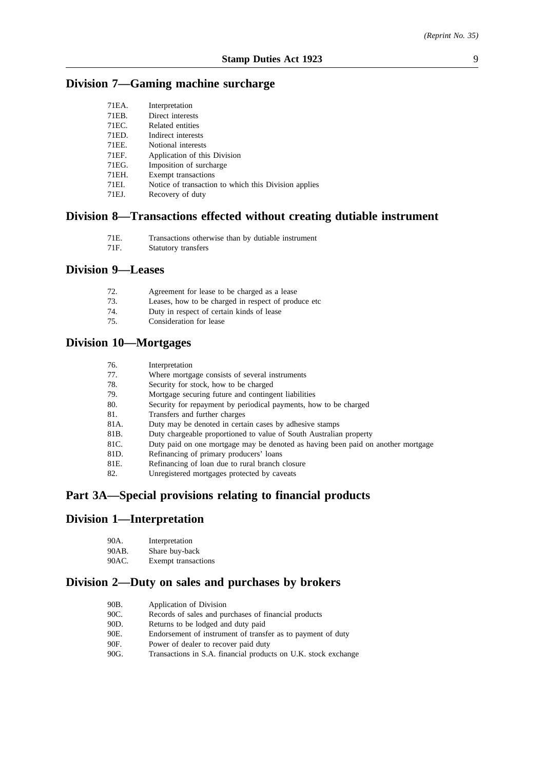## Division 7—Gaming machine surcharge

71EA. Interpretation
71EB. Direct interests
71EC. Related entities
71ED. Indirect interests
71EE. Notional interests
71EF. Application of this Division
71EG. Imposition of surcharge
71EH. Exempt transactions
71EI. Notice of transaction to which this Division applies
71EJ. Recovery of duty

## Division 8—Transactions effected without creating dutiable instrument

71E. Transactions otherwise than by dutiable instrument
71F. Statutory transfers

## Division 9—Leases

72. Agreement for lease to be charged as a lease
73. Leases, how to be charged in respect of produce etc
74. Duty in respect of certain kinds of lease
75. Consideration for lease

## Division 10—Mortgages

76. Interpretation
77. Where mortgage consists of several instruments
78. Security for stock, how to be charged
79. Mortgage securing future and contingent liabilities
80. Security for repayment by periodical payments, how to be charged
81. Transfers and further charges
81A. Duty may be denoted in certain cases by adhesive stamps
81B. Duty chargeable proportioned to value of South Australian property
81C. Duty paid on one mortgage may be denoted as having been paid on another mortgage
81D. Refinancing of primary producers' loans
81E. Refinancing of loan due to rural branch closure
82. Unregistered mortgages protected by caveats

# Part 3A—Special provisions relating to financial products

## Division 1—Interpretation

90A. Interpretation
90AB. Share buy-back
90AC. Exempt transactions

## Division 2—Duty on sales and purchases by brokers

90B. Application of Division
90C. Records of sales and purchases of financial products
90D. Returns to be lodged and duty paid
90E. Endorsement of instrument of transfer as to payment of duty
90F. Power of dealer to recover paid duty
90G. Transactions in S.A. financial products on U.K. stock exchange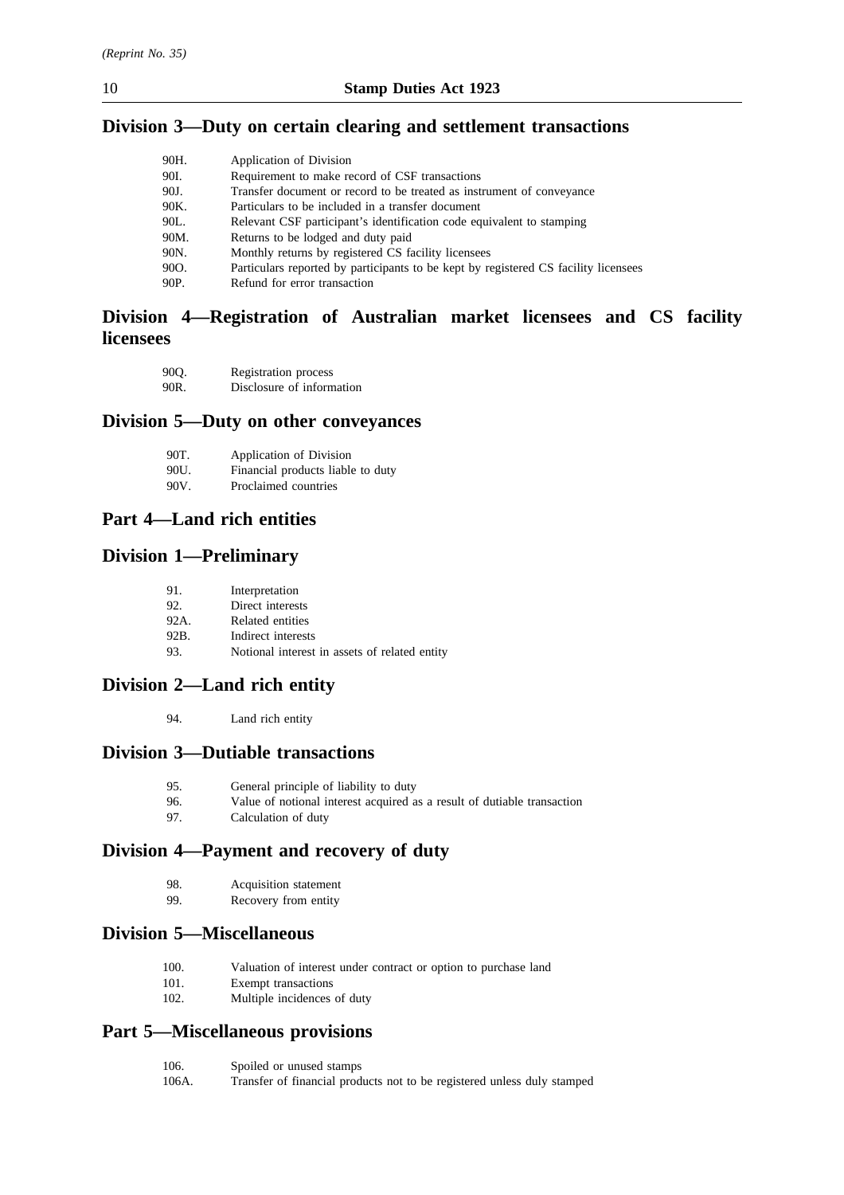## Division 3—Duty on certain clearing and settlement transactions

| | |
|---|---|
| 90H. | Application of Division |
| 90I. | Requirement to make record of CSF transactions |
| 90J. | Transfer document or record to be treated as instrument of conveyance |
| 90K. | Particulars to be included in a transfer document |
| 90L. | Relevant CSF participant's identification code equivalent to stamping |
| 90M. | Returns to be lodged and duty paid |
| 90N. | Monthly returns by registered CS facility licensees |
| 90O. | Particulars reported by participants to be kept by registered CS facility licensees |
| 90P. | Refund for error transaction |

## Division 4—Registration of Australian market licensees and CS facility licensees

| | |
|---|---|
| 90Q. | Registration process |
| 90R. | Disclosure of information |

## Division 5—Duty on other conveyances

| | |
|---|---|
| 90T. | Application of Division |
| 90U. | Financial products liable to duty |
| 90V. | Proclaimed countries |

## Part 4—Land rich entities

## Division 1—Preliminary

| | |
|---|---|
| 91. | Interpretation |
| 92. | Direct interests |
| 92A. | Related entities |
| 92B. | Indirect interests |
| 93. | Notional interest in assets of related entity |

## Division 2—Land rich entity

| | |
|---|---|
| 94. | Land rich entity |

## Division 3—Dutiable transactions

| | |
|---|---|
| 95. | General principle of liability to duty |
| 96. | Value of notional interest acquired as a result of dutiable transaction |
| 97. | Calculation of duty |

## Division 4—Payment and recovery of duty

| | |
|---|---|
| 98. | Acquisition statement |
| 99. | Recovery from entity |

## Division 5—Miscellaneous

| | |
|---|---|
| 100. | Valuation of interest under contract or option to purchase land |
| 101. | Exempt transactions |
| 102. | Multiple incidences of duty |

## Part 5—Miscellaneous provisions

| | |
|---|---|
| 106. | Spoiled or unused stamps |
| 106A. | Transfer of financial products not to be registered unless duly stamped |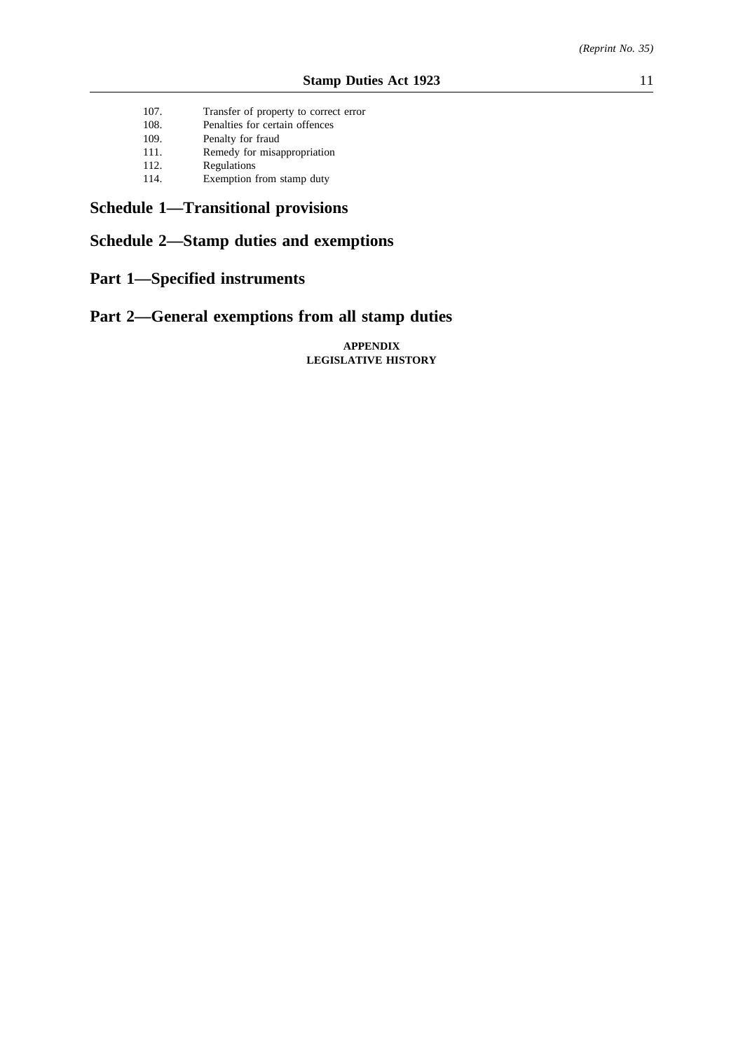107. Transfer of property to correct error
108. Penalties for certain offences
109. Penalty for fraud
111. Remedy for misappropriation
112. Regulations
114. Exemption from stamp duty

## Schedule 1—Transitional provisions

## Schedule 2—Stamp duties and exemptions

## Part 1—Specified instruments

## Part 2—General exemptions from all stamp duties

**APPENDIX**
**LEGISLATIVE HISTORY**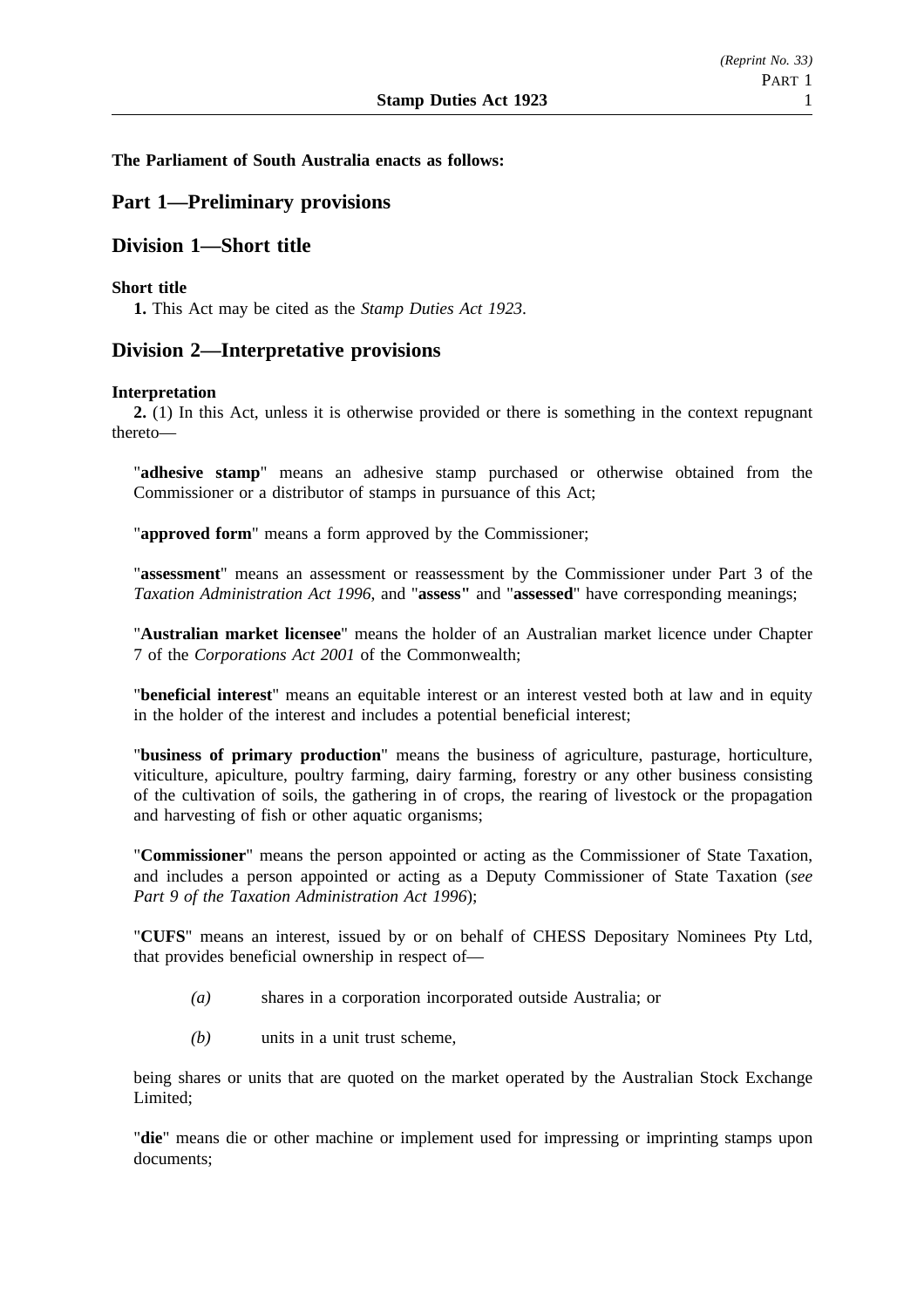**The Parliament of South Australia enacts as follows:**

# Part 1—Preliminary provisions

## Division 1—Short title

**Short title**

**1.** This Act may be cited as the *Stamp Duties Act 1923*.

## Division 2—Interpretative provisions

**Interpretation**

**2.** (1) In this Act, unless it is otherwise provided or there is something in the context repugnant thereto—

"**adhesive stamp**" means an adhesive stamp purchased or otherwise obtained from the Commissioner or a distributor of stamps in pursuance of this Act;

"**approved form**" means a form approved by the Commissioner;

"**assessment**" means an assessment or reassessment by the Commissioner under Part 3 of the *Taxation Administration Act 1996*, and "**assess"** and "**assessed**" have corresponding meanings;

"**Australian market licensee**" means the holder of an Australian market licence under Chapter 7 of the *Corporations Act 2001* of the Commonwealth;

"**beneficial interest**" means an equitable interest or an interest vested both at law and in equity in the holder of the interest and includes a potential beneficial interest;

"**business of primary production**" means the business of agriculture, pasturage, horticulture, viticulture, apiculture, poultry farming, dairy farming, forestry or any other business consisting of the cultivation of soils, the gathering in of crops, the rearing of livestock or the propagation and harvesting of fish or other aquatic organisms;

"**Commissioner**" means the person appointed or acting as the Commissioner of State Taxation, and includes a person appointed or acting as a Deputy Commissioner of State Taxation (*see Part 9 of the Taxation Administration Act 1996*);

"**CUFS**" means an interest, issued by or on behalf of CHESS Depositary Nominees Pty Ltd, that provides beneficial ownership in respect of—

*(a)* shares in a corporation incorporated outside Australia; or

*(b)* units in a unit trust scheme,

being shares or units that are quoted on the market operated by the Australian Stock Exchange Limited;

"**die**" means die or other machine or implement used for impressing or imprinting stamps upon documents;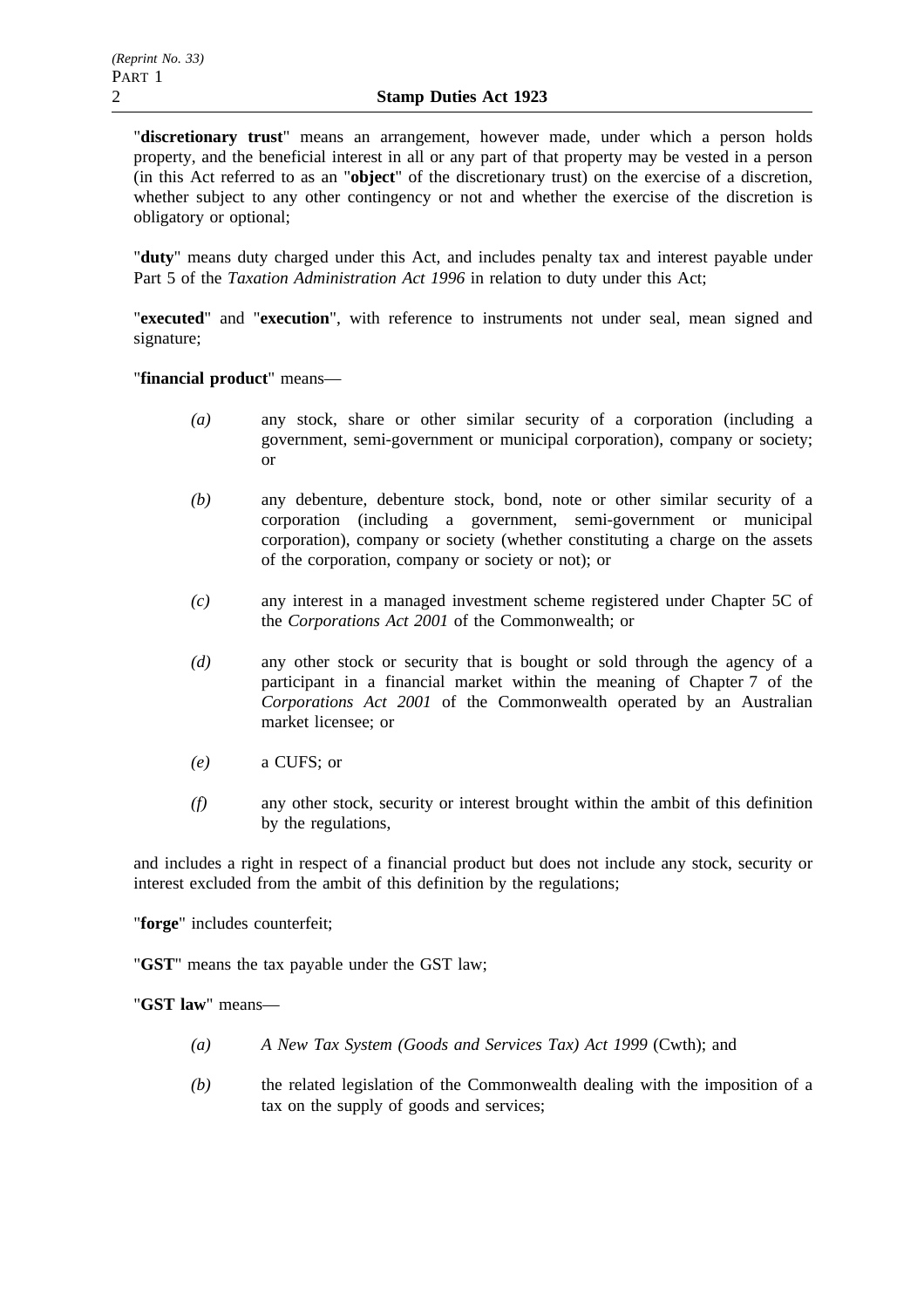"**discretionary trust**" means an arrangement, however made, under which a person holds property, and the beneficial interest in all or any part of that property may be vested in a person (in this Act referred to as an "**object**" of the discretionary trust) on the exercise of a discretion, whether subject to any other contingency or not and whether the exercise of the discretion is obligatory or optional;

"**duty**" means duty charged under this Act, and includes penalty tax and interest payable under Part 5 of the *Taxation Administration Act 1996* in relation to duty under this Act;

"**executed**" and "**execution**", with reference to instruments not under seal, mean signed and signature;

"**financial product**" means—

*(a)* any stock, share or other similar security of a corporation (including a government, semi-government or municipal corporation), company or society; or

*(b)* any debenture, debenture stock, bond, note or other similar security of a corporation (including a government, semi-government or municipal corporation), company or society (whether constituting a charge on the assets of the corporation, company or society or not); or

*(c)* any interest in a managed investment scheme registered under Chapter 5C of the *Corporations Act 2001* of the Commonwealth; or

*(d)* any other stock or security that is bought or sold through the agency of a participant in a financial market within the meaning of Chapter 7 of the *Corporations Act 2001* of the Commonwealth operated by an Australian market licensee; or

*(e)* a CUFS; or

*(f)* any other stock, security or interest brought within the ambit of this definition by the regulations,

and includes a right in respect of a financial product but does not include any stock, security or interest excluded from the ambit of this definition by the regulations;

"**forge**" includes counterfeit;

"**GST**" means the tax payable under the GST law;

"**GST law**" means—

*(a)* *A New Tax System (Goods and Services Tax) Act 1999* (Cwth); and

*(b)* the related legislation of the Commonwealth dealing with the imposition of a tax on the supply of goods and services;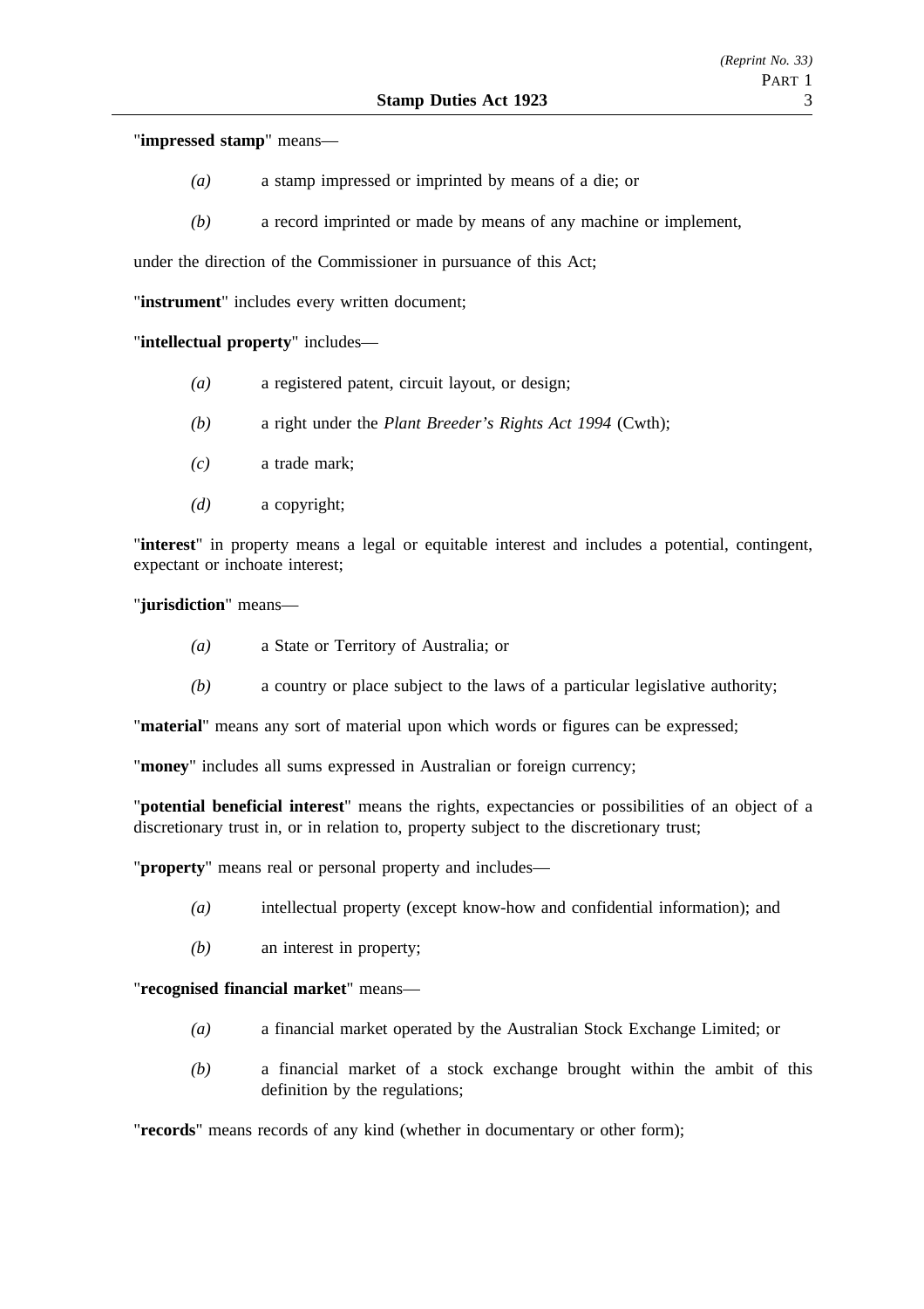"**impressed stamp**" means—

- *(a)* a stamp impressed or imprinted by means of a die; or
- *(b)* a record imprinted or made by means of any machine or implement,

under the direction of the Commissioner in pursuance of this Act;

"**instrument**" includes every written document;

"**intellectual property**" includes—

- *(a)* a registered patent, circuit layout, or design;
- *(b)* a right under the *Plant Breeder's Rights Act 1994* (Cwth);
- *(c)* a trade mark;
- *(d)* a copyright;

"**interest**" in property means a legal or equitable interest and includes a potential, contingent, expectant or inchoate interest;

"**jurisdiction**" means—

- *(a)* a State or Territory of Australia; or
- *(b)* a country or place subject to the laws of a particular legislative authority;

"**material**" means any sort of material upon which words or figures can be expressed;

"**money**" includes all sums expressed in Australian or foreign currency;

"**potential beneficial interest**" means the rights, expectancies or possibilities of an object of a discretionary trust in, or in relation to, property subject to the discretionary trust;

"**property**" means real or personal property and includes—

- *(a)* intellectual property (except know-how and confidential information); and
- *(b)* an interest in property;

"**recognised financial market**" means—

- *(a)* a financial market operated by the Australian Stock Exchange Limited; or
- *(b)* a financial market of a stock exchange brought within the ambit of this definition by the regulations;

"**records**" means records of any kind (whether in documentary or other form);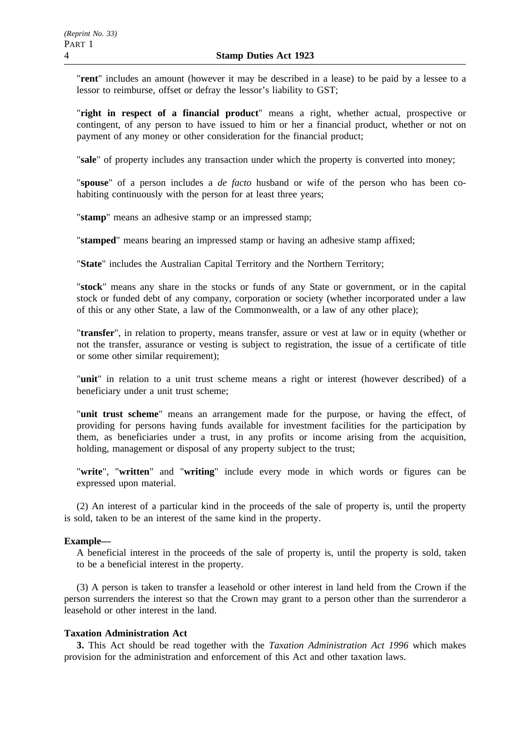"**rent**" includes an amount (however it may be described in a lease) to be paid by a lessee to a lessor to reimburse, offset or defray the lessor's liability to GST;

"**right in respect of a financial product**" means a right, whether actual, prospective or contingent, of any person to have issued to him or her a financial product, whether or not on payment of any money or other consideration for the financial product;

"**sale**" of property includes any transaction under which the property is converted into money;

"**spouse**" of a person includes a *de facto* husband or wife of the person who has been co-habiting continuously with the person for at least three years;

"**stamp**" means an adhesive stamp or an impressed stamp;

"**stamped**" means bearing an impressed stamp or having an adhesive stamp affixed;

"**State**" includes the Australian Capital Territory and the Northern Territory;

"**stock**" means any share in the stocks or funds of any State or government, or in the capital stock or funded debt of any company, corporation or society (whether incorporated under a law of this or any other State, a law of the Commonwealth, or a law of any other place);

"**transfer**", in relation to property, means transfer, assure or vest at law or in equity (whether or not the transfer, assurance or vesting is subject to registration, the issue of a certificate of title or some other similar requirement);

"**unit**" in relation to a unit trust scheme means a right or interest (however described) of a beneficiary under a unit trust scheme;

"**unit trust scheme**" means an arrangement made for the purpose, or having the effect, of providing for persons having funds available for investment facilities for the participation by them, as beneficiaries under a trust, in any profits or income arising from the acquisition, holding, management or disposal of any property subject to the trust;

"**write**", "**written**" and "**writing**" include every mode in which words or figures can be expressed upon material.

(2) An interest of a particular kind in the proceeds of the sale of property is, until the property is sold, taken to be an interest of the same kind in the property.

**Example—**

A beneficial interest in the proceeds of the sale of property is, until the property is sold, taken to be a beneficial interest in the property.

(3) A person is taken to transfer a leasehold or other interest in land held from the Crown if the person surrenders the interest so that the Crown may grant to a person other than the surrenderor a leasehold or other interest in the land.

**Taxation Administration Act**

**3.** This Act should be read together with the *Taxation Administration Act 1996* which makes provision for the administration and enforcement of this Act and other taxation laws.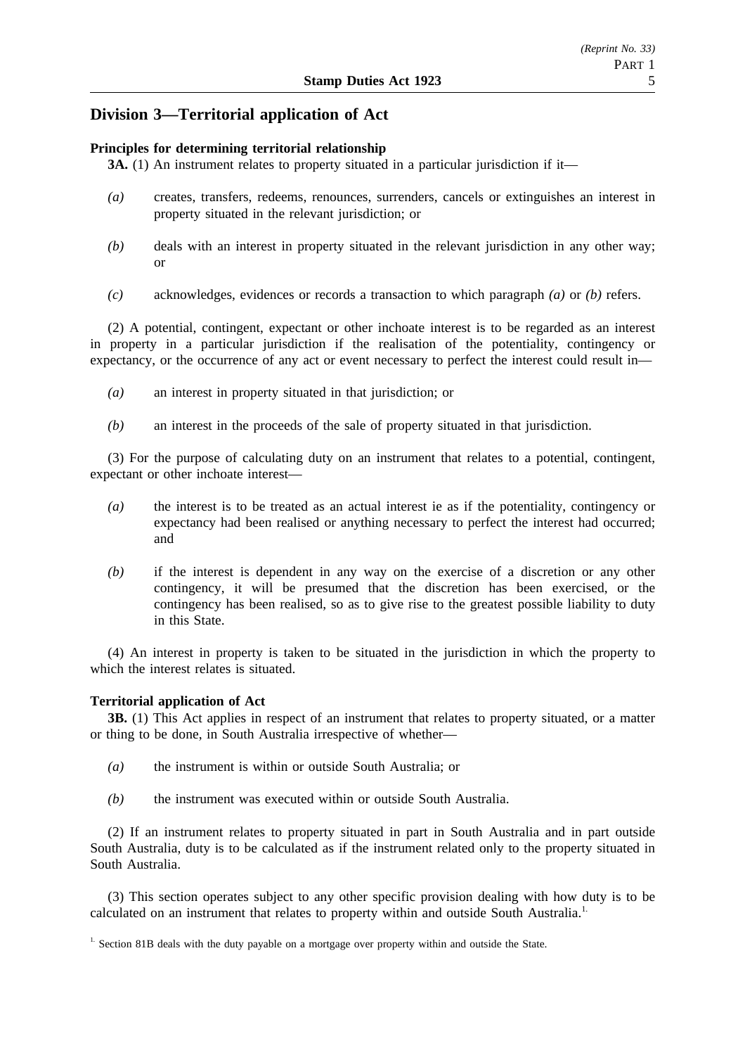## Division 3—Territorial application of Act

**Principles for determining territorial relationship**

**3A.** (1) An instrument relates to property situated in a particular jurisdiction if it—

*(a)* creates, transfers, redeems, renounces, surrenders, cancels or extinguishes an interest in property situated in the relevant jurisdiction; or

*(b)* deals with an interest in property situated in the relevant jurisdiction in any other way; or

*(c)* acknowledges, evidences or records a transaction to which paragraph *(a)* or *(b)* refers.

(2) A potential, contingent, expectant or other inchoate interest is to be regarded as an interest in property in a particular jurisdiction if the realisation of the potentiality, contingency or expectancy, or the occurrence of any act or event necessary to perfect the interest could result in—

*(a)* an interest in property situated in that jurisdiction; or

*(b)* an interest in the proceeds of the sale of property situated in that jurisdiction.

(3) For the purpose of calculating duty on an instrument that relates to a potential, contingent, expectant or other inchoate interest—

*(a)* the interest is to be treated as an actual interest ie as if the potentiality, contingency or expectancy had been realised or anything necessary to perfect the interest had occurred; and

*(b)* if the interest is dependent in any way on the exercise of a discretion or any other contingency, it will be presumed that the discretion has been exercised, or the contingency has been realised, so as to give rise to the greatest possible liability to duty in this State.

(4) An interest in property is taken to be situated in the jurisdiction in which the property to which the interest relates is situated.

**Territorial application of Act**

**3B.** (1) This Act applies in respect of an instrument that relates to property situated, or a matter or thing to be done, in South Australia irrespective of whether—

*(a)* the instrument is within or outside South Australia; or

*(b)* the instrument was executed within or outside South Australia.

(2) If an instrument relates to property situated in part in South Australia and in part outside South Australia, duty is to be calculated as if the instrument related only to the property situated in South Australia.

(3) This section operates subject to any other specific provision dealing with how duty is to be calculated on an instrument that relates to property within and outside South Australia.[1.]

[1.] Section 81B deals with the duty payable on a mortgage over property within and outside the State.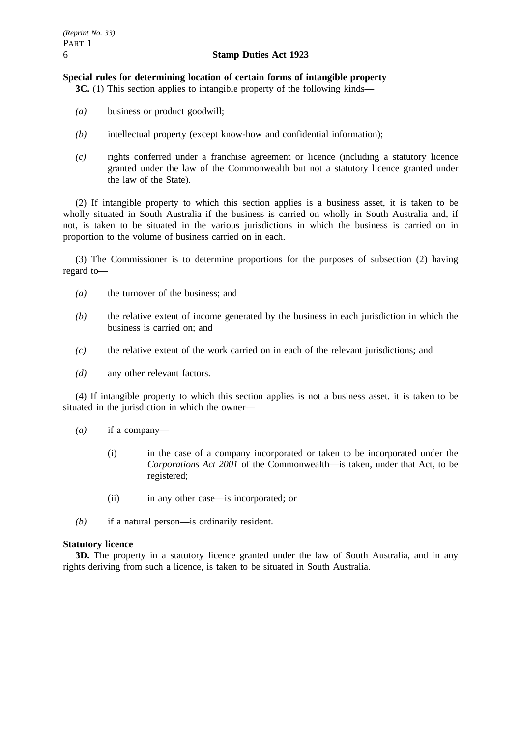**Special rules for determining location of certain forms of intangible property**

**3C.** (1) This section applies to intangible property of the following kinds—

*(a)* business or product goodwill;

*(b)* intellectual property (except know-how and confidential information);

*(c)* rights conferred under a franchise agreement or licence (including a statutory licence granted under the law of the Commonwealth but not a statutory licence granted under the law of the State).

(2) If intangible property to which this section applies is a business asset, it is taken to be wholly situated in South Australia if the business is carried on wholly in South Australia and, if not, is taken to be situated in the various jurisdictions in which the business is carried on in proportion to the volume of business carried on in each.

(3) The Commissioner is to determine proportions for the purposes of subsection (2) having regard to—

*(a)* the turnover of the business; and

*(b)* the relative extent of income generated by the business in each jurisdiction in which the business is carried on; and

*(c)* the relative extent of the work carried on in each of the relevant jurisdictions; and

*(d)* any other relevant factors.

(4) If intangible property to which this section applies is not a business asset, it is taken to be situated in the jurisdiction in which the owner—

*(a)* if a company—

(i) in the case of a company incorporated or taken to be incorporated under the *Corporations Act 2001* of the Commonwealth—is taken, under that Act, to be registered;

(ii) in any other case—is incorporated; or

*(b)* if a natural person—is ordinarily resident.

**Statutory licence**

**3D.** The property in a statutory licence granted under the law of South Australia, and in any rights deriving from such a licence, is taken to be situated in South Australia.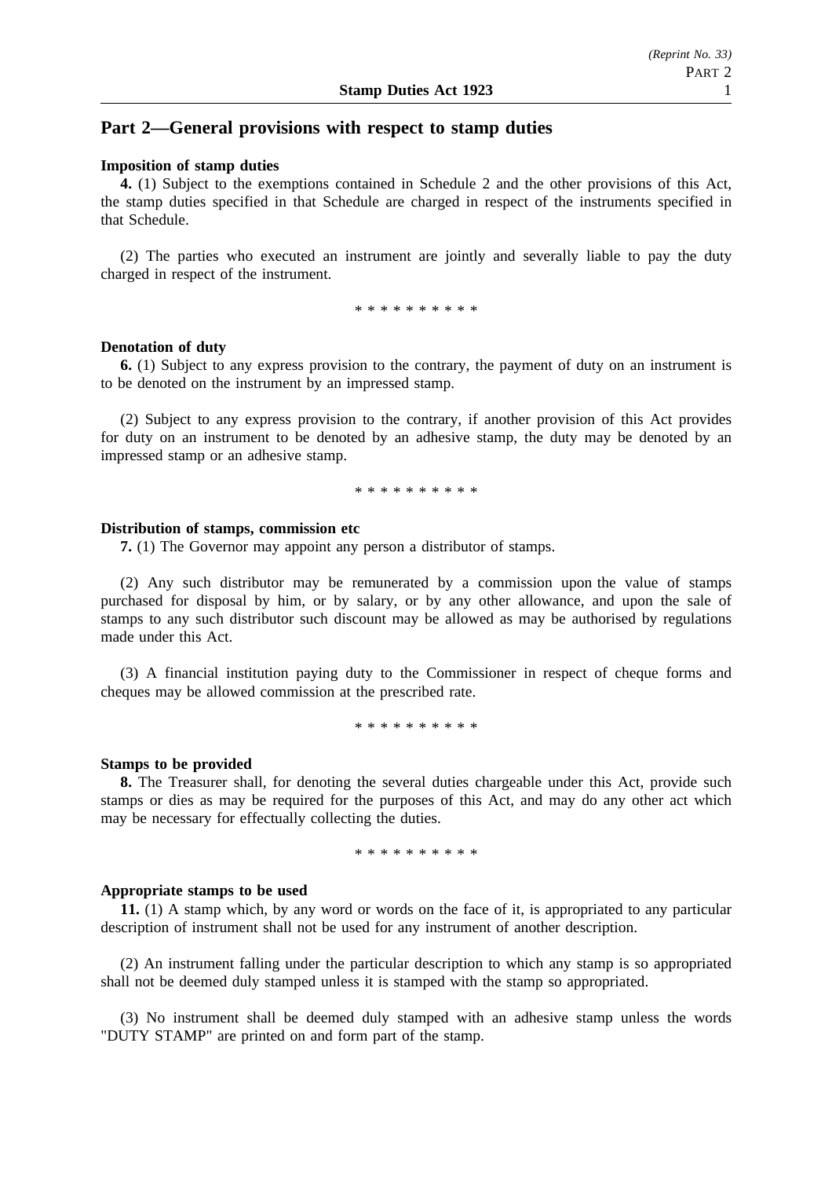## Part 2—General provisions with respect to stamp duties

**Imposition of stamp duties**

**4.** (1) Subject to the exemptions contained in Schedule 2 and the other provisions of this Act, the stamp duties specified in that Schedule are charged in respect of the instruments specified in that Schedule.

(2) The parties who executed an instrument are jointly and severally liable to pay the duty charged in respect of the instrument.

\* \* \* \* \* \* \* \* \* \*

**Denotation of duty**

**6.** (1) Subject to any express provision to the contrary, the payment of duty on an instrument is to be denoted on the instrument by an impressed stamp.

(2) Subject to any express provision to the contrary, if another provision of this Act provides for duty on an instrument to be denoted by an adhesive stamp, the duty may be denoted by an impressed stamp or an adhesive stamp.

\* \* \* \* \* \* \* \* \* \*

**Distribution of stamps, commission etc**

**7.** (1) The Governor may appoint any person a distributor of stamps.

(2) Any such distributor may be remunerated by a commission upon the value of stamps purchased for disposal by him, or by salary, or by any other allowance, and upon the sale of stamps to any such distributor such discount may be allowed as may be authorised by regulations made under this Act.

(3) A financial institution paying duty to the Commissioner in respect of cheque forms and cheques may be allowed commission at the prescribed rate.

\* \* \* \* \* \* \* \* \* \*

**Stamps to be provided**

**8.** The Treasurer shall, for denoting the several duties chargeable under this Act, provide such stamps or dies as may be required for the purposes of this Act, and may do any other act which may be necessary for effectually collecting the duties.

\* \* \* \* \* \* \* \* \* \*

**Appropriate stamps to be used**

**11.** (1) A stamp which, by any word or words on the face of it, is appropriated to any particular description of instrument shall not be used for any instrument of another description.

(2) An instrument falling under the particular description to which any stamp is so appropriated shall not be deemed duly stamped unless it is stamped with the stamp so appropriated.

(3) No instrument shall be deemed duly stamped with an adhesive stamp unless the words "DUTY STAMP" are printed on and form part of the stamp.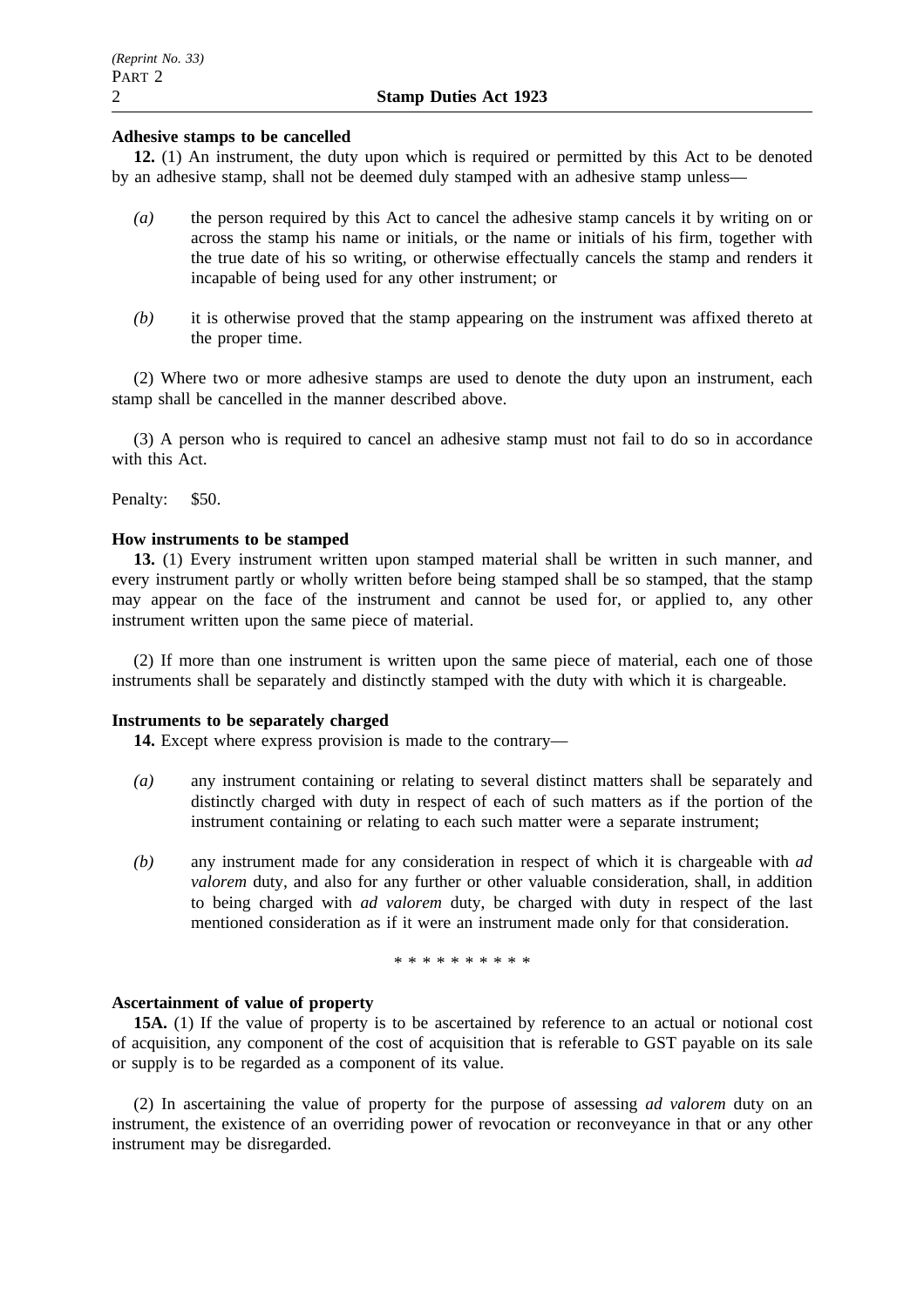**Adhesive stamps to be cancelled**

**12.** (1) An instrument, the duty upon which is required or permitted by this Act to be denoted by an adhesive stamp, shall not be deemed duly stamped with an adhesive stamp unless—

*(a)* the person required by this Act to cancel the adhesive stamp cancels it by writing on or across the stamp his name or initials, or the name or initials of his firm, together with the true date of his so writing, or otherwise effectually cancels the stamp and renders it incapable of being used for any other instrument; or

*(b)* it is otherwise proved that the stamp appearing on the instrument was affixed thereto at the proper time.

(2) Where two or more adhesive stamps are used to denote the duty upon an instrument, each stamp shall be cancelled in the manner described above.

(3) A person who is required to cancel an adhesive stamp must not fail to do so in accordance with this Act.

Penalty: $50.

**How instruments to be stamped**

**13.** (1) Every instrument written upon stamped material shall be written in such manner, and every instrument partly or wholly written before being stamped shall be so stamped, that the stamp may appear on the face of the instrument and cannot be used for, or applied to, any other instrument written upon the same piece of material.

(2) If more than one instrument is written upon the same piece of material, each one of those instruments shall be separately and distinctly stamped with the duty with which it is chargeable.

**Instruments to be separately charged**

**14.** Except where express provision is made to the contrary—

*(a)* any instrument containing or relating to several distinct matters shall be separately and distinctly charged with duty in respect of each of such matters as if the portion of the instrument containing or relating to each such matter were a separate instrument;

*(b)* any instrument made for any consideration in respect of which it is chargeable with *ad valorem* duty, and also for any further or other valuable consideration, shall, in addition to being charged with *ad valorem* duty, be charged with duty in respect of the last mentioned consideration as if it were an instrument made only for that consideration.

* * * * * * * * * *

**Ascertainment of value of property**

**15A.** (1) If the value of property is to be ascertained by reference to an actual or notional cost of acquisition, any component of the cost of acquisition that is referable to GST payable on its sale or supply is to be regarded as a component of its value.

(2) In ascertaining the value of property for the purpose of assessing *ad valorem* duty on an instrument, the existence of an overriding power of revocation or reconveyance in that or any other instrument may be disregarded.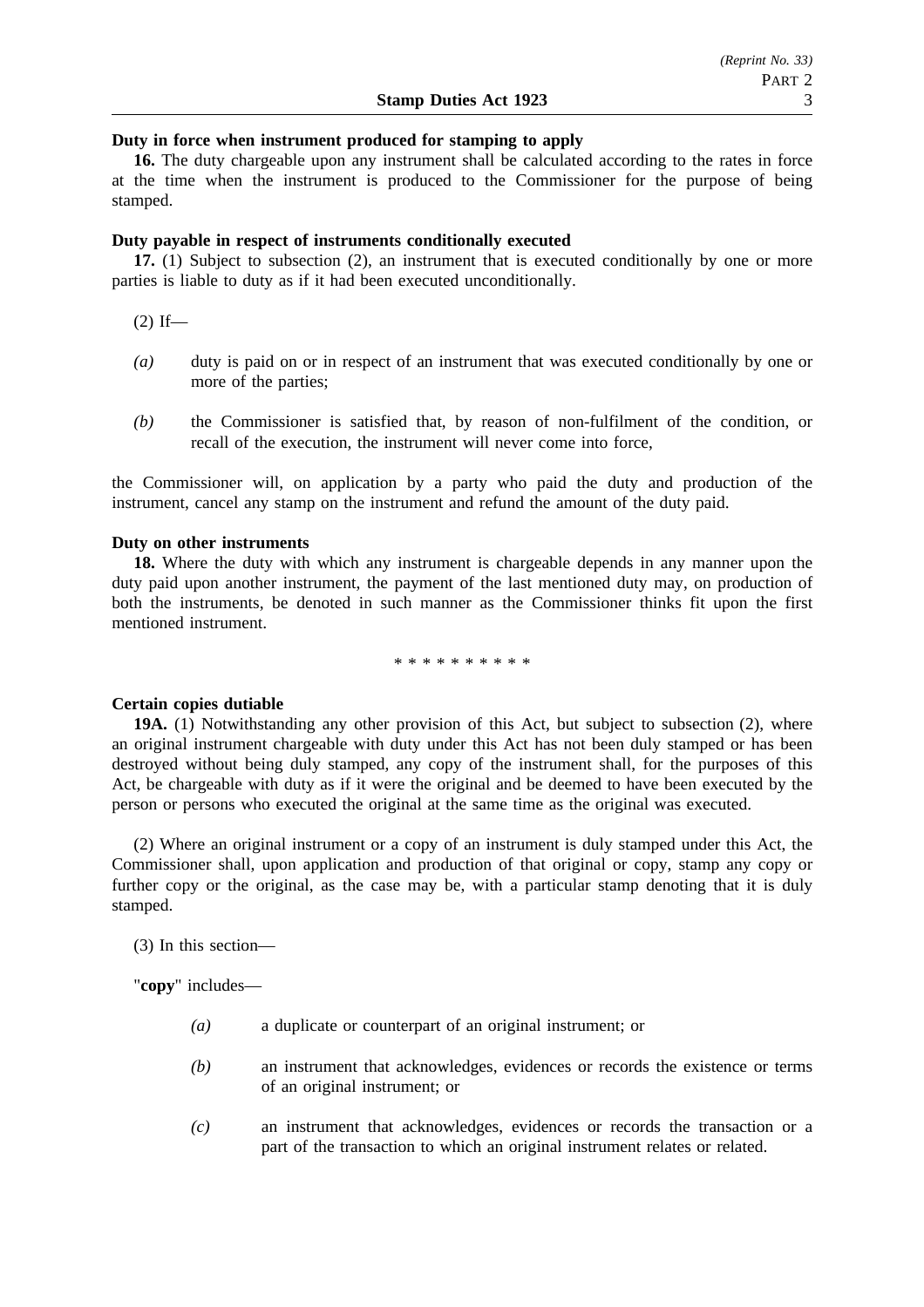**Duty in force when instrument produced for stamping to apply**

**16.** The duty chargeable upon any instrument shall be calculated according to the rates in force at the time when the instrument is produced to the Commissioner for the purpose of being stamped.

**Duty payable in respect of instruments conditionally executed**

**17.** (1) Subject to subsection (2), an instrument that is executed conditionally by one or more parties is liable to duty as if it had been executed unconditionally.

(2) If—

*(a)* duty is paid on or in respect of an instrument that was executed conditionally by one or more of the parties;

*(b)* the Commissioner is satisfied that, by reason of non-fulfilment of the condition, or recall of the execution, the instrument will never come into force,

the Commissioner will, on application by a party who paid the duty and production of the instrument, cancel any stamp on the instrument and refund the amount of the duty paid.

**Duty on other instruments**

**18.** Where the duty with which any instrument is chargeable depends in any manner upon the duty paid upon another instrument, the payment of the last mentioned duty may, on production of both the instruments, be denoted in such manner as the Commissioner thinks fit upon the first mentioned instrument.

* * * * * * * * * *

**Certain copies dutiable**

**19A.** (1) Notwithstanding any other provision of this Act, but subject to subsection (2), where an original instrument chargeable with duty under this Act has not been duly stamped or has been destroyed without being duly stamped, any copy of the instrument shall, for the purposes of this Act, be chargeable with duty as if it were the original and be deemed to have been executed by the person or persons who executed the original at the same time as the original was executed.

(2) Where an original instrument or a copy of an instrument is duly stamped under this Act, the Commissioner shall, upon application and production of that original or copy, stamp any copy or further copy or the original, as the case may be, with a particular stamp denoting that it is duly stamped.

(3) In this section—

"**copy**" includes—

*(a)* a duplicate or counterpart of an original instrument; or

*(b)* an instrument that acknowledges, evidences or records the existence or terms of an original instrument; or

*(c)* an instrument that acknowledges, evidences or records the transaction or a part of the transaction to which an original instrument relates or related.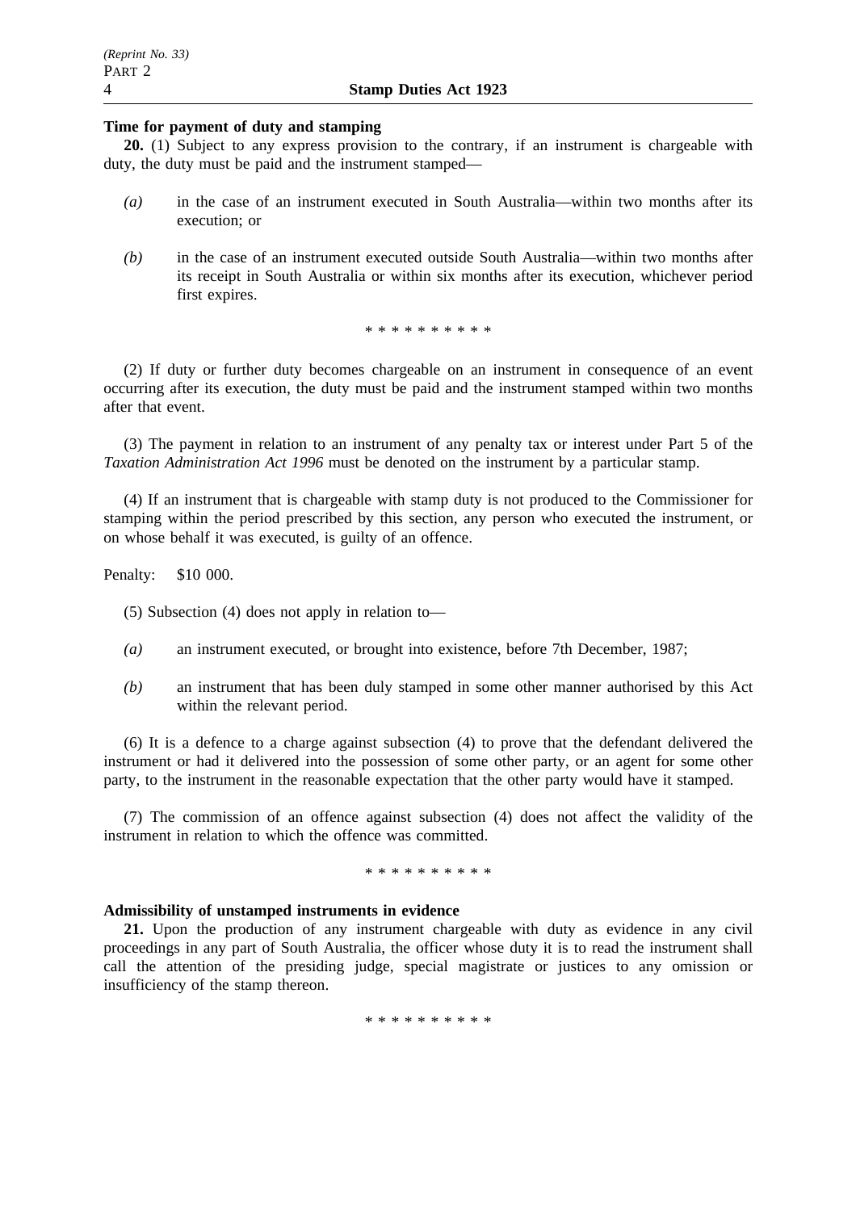**Time for payment of duty and stamping**

**20.** (1) Subject to any express provision to the contrary, if an instrument is chargeable with duty, the duty must be paid and the instrument stamped—

*(a)* in the case of an instrument executed in South Australia—within two months after its execution; or

*(b)* in the case of an instrument executed outside South Australia—within two months after its receipt in South Australia or within six months after its execution, whichever period first expires.

\* \* \* \* \* \* \* \* \* \*

(2) If duty or further duty becomes chargeable on an instrument in consequence of an event occurring after its execution, the duty must be paid and the instrument stamped within two months after that event.

(3) The payment in relation to an instrument of any penalty tax or interest under Part 5 of the *Taxation Administration Act 1996* must be denoted on the instrument by a particular stamp.

(4) If an instrument that is chargeable with stamp duty is not produced to the Commissioner for stamping within the period prescribed by this section, any person who executed the instrument, or on whose behalf it was executed, is guilty of an offence.

Penalty: $10 000.

(5) Subsection (4) does not apply in relation to—

*(a)* an instrument executed, or brought into existence, before 7th December, 1987;

*(b)* an instrument that has been duly stamped in some other manner authorised by this Act within the relevant period.

(6) It is a defence to a charge against subsection (4) to prove that the defendant delivered the instrument or had it delivered into the possession of some other party, or an agent for some other party, to the instrument in the reasonable expectation that the other party would have it stamped.

(7) The commission of an offence against subsection (4) does not affect the validity of the instrument in relation to which the offence was committed.

\* \* \* \* \* \* \* \* \* \*

**Admissibility of unstamped instruments in evidence**

**21.** Upon the production of any instrument chargeable with duty as evidence in any civil proceedings in any part of South Australia, the officer whose duty it is to read the instrument shall call the attention of the presiding judge, special magistrate or justices to any omission or insufficiency of the stamp thereon.

\* \* \* \* \* \* \* \* \* \*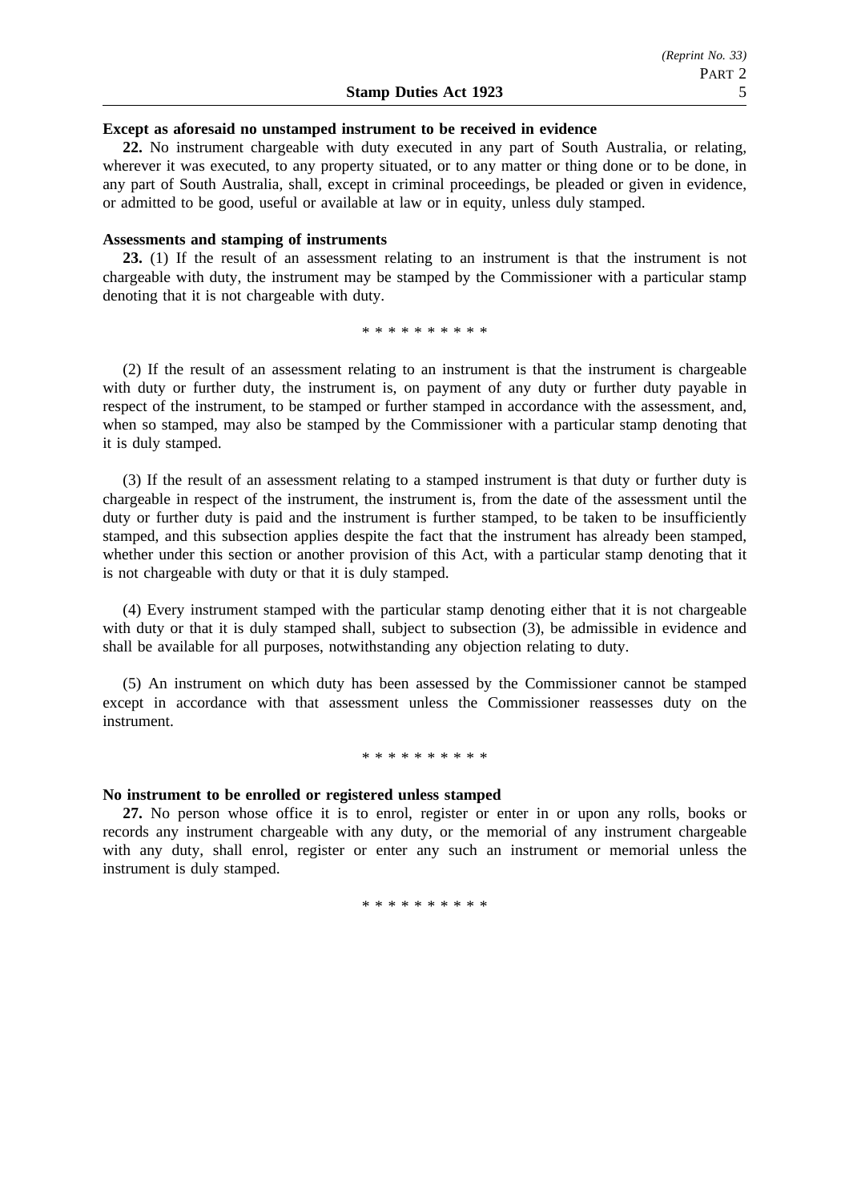**Except as aforesaid no unstamped instrument to be received in evidence**

**22.** No instrument chargeable with duty executed in any part of South Australia, or relating, wherever it was executed, to any property situated, or to any matter or thing done or to be done, in any part of South Australia, shall, except in criminal proceedings, be pleaded or given in evidence, or admitted to be good, useful or available at law or in equity, unless duly stamped.

**Assessments and stamping of instruments**

**23.** (1) If the result of an assessment relating to an instrument is that the instrument is not chargeable with duty, the instrument may be stamped by the Commissioner with a particular stamp denoting that it is not chargeable with duty.

\* \* \* \* \* \* \* \* \* \*

(2) If the result of an assessment relating to an instrument is that the instrument is chargeable with duty or further duty, the instrument is, on payment of any duty or further duty payable in respect of the instrument, to be stamped or further stamped in accordance with the assessment, and, when so stamped, may also be stamped by the Commissioner with a particular stamp denoting that it is duly stamped.

(3) If the result of an assessment relating to a stamped instrument is that duty or further duty is chargeable in respect of the instrument, the instrument is, from the date of the assessment until the duty or further duty is paid and the instrument is further stamped, to be taken to be insufficiently stamped, and this subsection applies despite the fact that the instrument has already been stamped, whether under this section or another provision of this Act, with a particular stamp denoting that it is not chargeable with duty or that it is duly stamped.

(4) Every instrument stamped with the particular stamp denoting either that it is not chargeable with duty or that it is duly stamped shall, subject to subsection (3), be admissible in evidence and shall be available for all purposes, notwithstanding any objection relating to duty.

(5) An instrument on which duty has been assessed by the Commissioner cannot be stamped except in accordance with that assessment unless the Commissioner reassesses duty on the instrument.

\* \* \* \* \* \* \* \* \* \*

**No instrument to be enrolled or registered unless stamped**

**27.** No person whose office it is to enrol, register or enter in or upon any rolls, books or records any instrument chargeable with any duty, or the memorial of any instrument chargeable with any duty, shall enrol, register or enter any such an instrument or memorial unless the instrument is duly stamped.

\* \* \* \* \* \* \* \* \* \*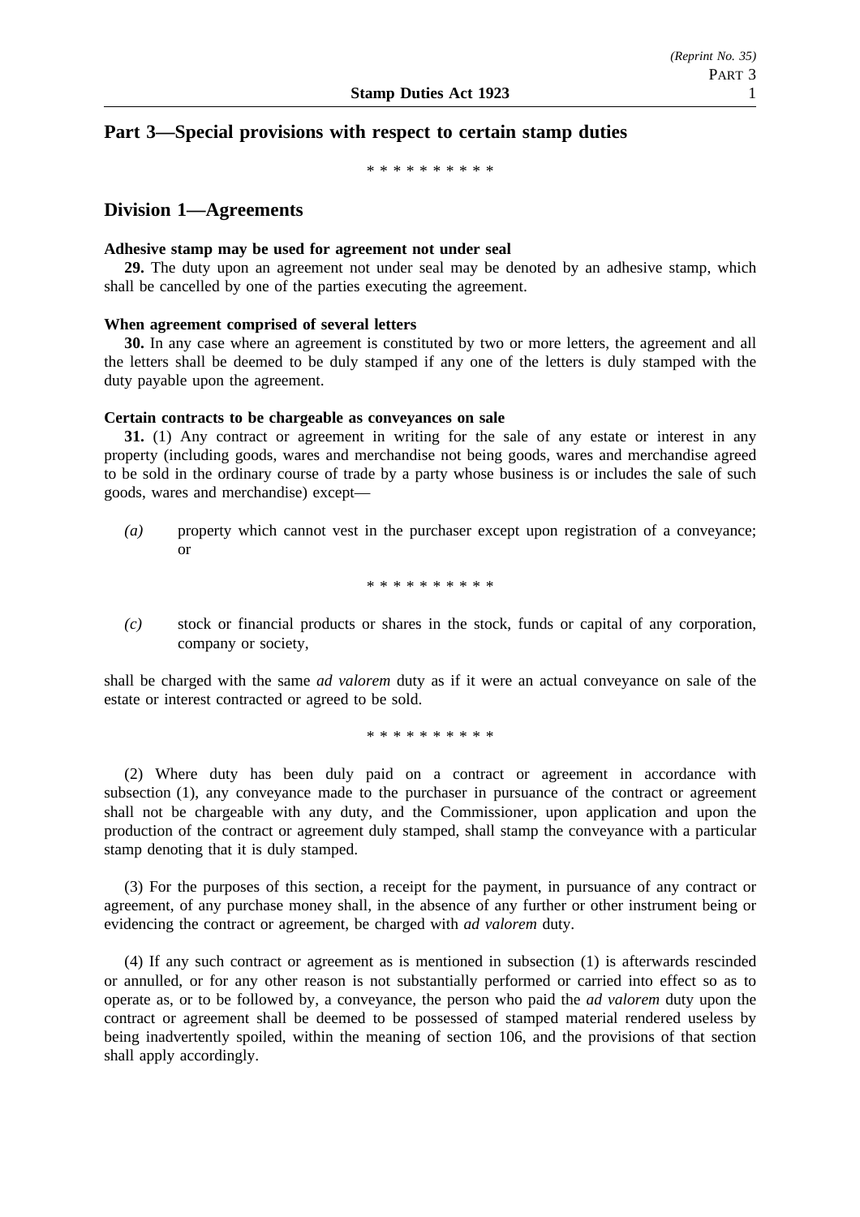## Part 3—Special provisions with respect to certain stamp duties

\* \* \* \* \* \* \* \* \* \*

## Division 1—Agreements

**Adhesive stamp may be used for agreement not under seal**

**29.** The duty upon an agreement not under seal may be denoted by an adhesive stamp, which shall be cancelled by one of the parties executing the agreement.

**When agreement comprised of several letters**

**30.** In any case where an agreement is constituted by two or more letters, the agreement and all the letters shall be deemed to be duly stamped if any one of the letters is duly stamped with the duty payable upon the agreement.

**Certain contracts to be chargeable as conveyances on sale**

**31.** (1) Any contract or agreement in writing for the sale of any estate or interest in any property (including goods, wares and merchandise not being goods, wares and merchandise agreed to be sold in the ordinary course of trade by a party whose business is or includes the sale of such goods, wares and merchandise) except—

*(a)* property which cannot vest in the purchaser except upon registration of a conveyance; or

\* \* \* \* \* \* \* \* \* \*

*(c)* stock or financial products or shares in the stock, funds or capital of any corporation, company or society,

shall be charged with the same *ad valorem* duty as if it were an actual conveyance on sale of the estate or interest contracted or agreed to be sold.

\* \* \* \* \* \* \* \* \* \*

(2) Where duty has been duly paid on a contract or agreement in accordance with subsection (1), any conveyance made to the purchaser in pursuance of the contract or agreement shall not be chargeable with any duty, and the Commissioner, upon application and upon the production of the contract or agreement duly stamped, shall stamp the conveyance with a particular stamp denoting that it is duly stamped.

(3) For the purposes of this section, a receipt for the payment, in pursuance of any contract or agreement, of any purchase money shall, in the absence of any further or other instrument being or evidencing the contract or agreement, be charged with *ad valorem* duty.

(4) If any such contract or agreement as is mentioned in subsection (1) is afterwards rescinded or annulled, or for any other reason is not substantially performed or carried into effect so as to operate as, or to be followed by, a conveyance, the person who paid the *ad valorem* duty upon the contract or agreement shall be deemed to be possessed of stamped material rendered useless by being inadvertently spoiled, within the meaning of section 106, and the provisions of that section shall apply accordingly.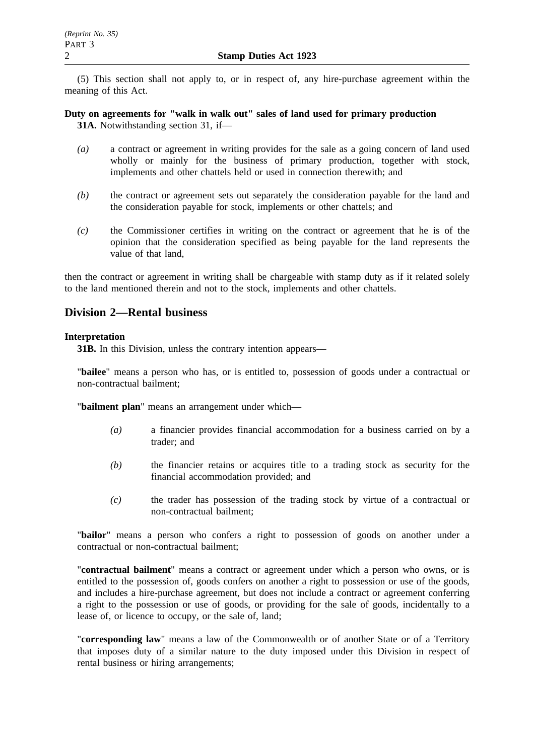(5) This section shall not apply to, or in respect of, any hire-purchase agreement within the meaning of this Act.

**Duty on agreements for "walk in walk out" sales of land used for primary production**

**31A.** Notwithstanding section 31, if—

*(a)* a contract or agreement in writing provides for the sale as a going concern of land used wholly or mainly for the business of primary production, together with stock, implements and other chattels held or used in connection therewith; and

*(b)* the contract or agreement sets out separately the consideration payable for the land and the consideration payable for stock, implements or other chattels; and

*(c)* the Commissioner certifies in writing on the contract or agreement that he is of the opinion that the consideration specified as being payable for the land represents the value of that land,

then the contract or agreement in writing shall be chargeable with stamp duty as if it related solely to the land mentioned therein and not to the stock, implements and other chattels.

## Division 2—Rental business

**Interpretation**

**31B.** In this Division, unless the contrary intention appears—

"**bailee**" means a person who has, or is entitled to, possession of goods under a contractual or non-contractual bailment;

"**bailment plan**" means an arrangement under which—

*(a)* a financier provides financial accommodation for a business carried on by a trader; and

*(b)* the financier retains or acquires title to a trading stock as security for the financial accommodation provided; and

*(c)* the trader has possession of the trading stock by virtue of a contractual or non-contractual bailment;

"**bailor**" means a person who confers a right to possession of goods on another under a contractual or non-contractual bailment;

"**contractual bailment**" means a contract or agreement under which a person who owns, or is entitled to the possession of, goods confers on another a right to possession or use of the goods, and includes a hire-purchase agreement, but does not include a contract or agreement conferring a right to the possession or use of goods, or providing for the sale of goods, incidentally to a lease of, or licence to occupy, or the sale of, land;

"**corresponding law**" means a law of the Commonwealth or of another State or of a Territory that imposes duty of a similar nature to the duty imposed under this Division in respect of rental business or hiring arrangements;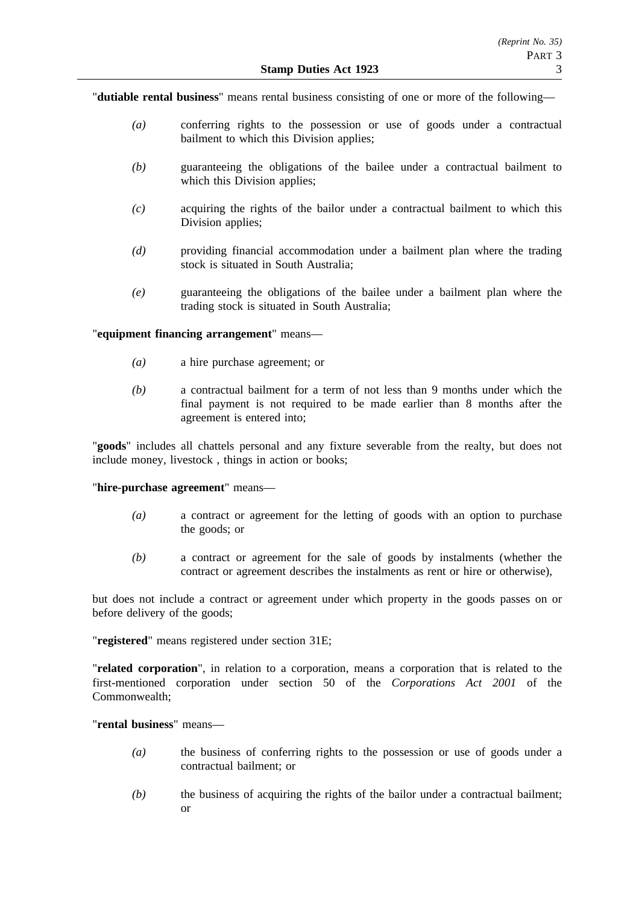"**dutiable rental business**" means rental business consisting of one or more of the following—

*(a)* conferring rights to the possession or use of goods under a contractual bailment to which this Division applies;

*(b)* guaranteeing the obligations of the bailee under a contractual bailment to which this Division applies;

*(c)* acquiring the rights of the bailor under a contractual bailment to which this Division applies;

*(d)* providing financial accommodation under a bailment plan where the trading stock is situated in South Australia;

*(e)* guaranteeing the obligations of the bailee under a bailment plan where the trading stock is situated in South Australia;

"**equipment financing arrangement**" means—

*(a)* a hire purchase agreement; or

*(b)* a contractual bailment for a term of not less than 9 months under which the final payment is not required to be made earlier than 8 months after the agreement is entered into;

"**goods**" includes all chattels personal and any fixture severable from the realty, but does not include money, livestock , things in action or books;

"**hire-purchase agreement**" means—

*(a)* a contract or agreement for the letting of goods with an option to purchase the goods; or

*(b)* a contract or agreement for the sale of goods by instalments (whether the contract or agreement describes the instalments as rent or hire or otherwise),

but does not include a contract or agreement under which property in the goods passes on or before delivery of the goods;

"**registered**" means registered under section 31E;

"**related corporation**", in relation to a corporation, means a corporation that is related to the first-mentioned corporation under section 50 of the *Corporations Act 2001* of the Commonwealth;

"**rental business**" means—

*(a)* the business of conferring rights to the possession or use of goods under a contractual bailment; or

*(b)* the business of acquiring the rights of the bailor under a contractual bailment; or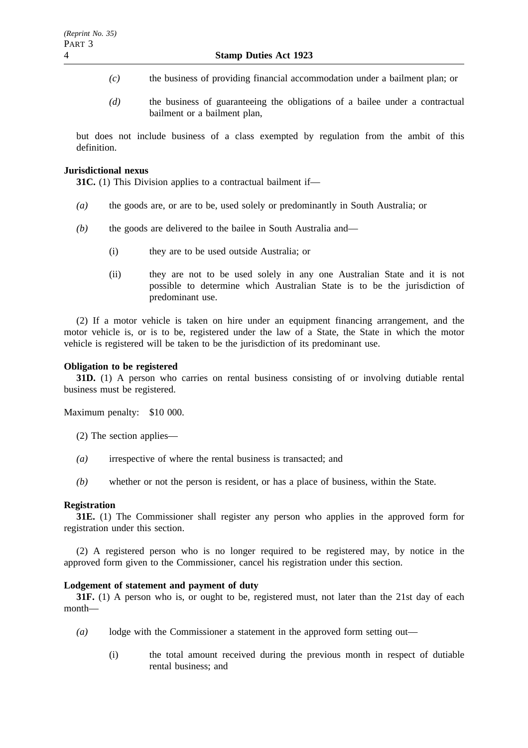*(c)* the business of providing financial accommodation under a bailment plan; or

*(d)* the business of guaranteeing the obligations of a bailee under a contractual bailment or a bailment plan,

but does not include business of a class exempted by regulation from the ambit of this definition.

**Jurisdictional nexus**

**31C.** (1) This Division applies to a contractual bailment if—

*(a)* the goods are, or are to be, used solely or predominantly in South Australia; or

*(b)* the goods are delivered to the bailee in South Australia and—

(i) they are to be used outside Australia; or

(ii) they are not to be used solely in any one Australian State and it is not possible to determine which Australian State is to be the jurisdiction of predominant use.

(2) If a motor vehicle is taken on hire under an equipment financing arrangement, and the motor vehicle is, or is to be, registered under the law of a State, the State in which the motor vehicle is registered will be taken to be the jurisdiction of its predominant use.

**Obligation to be registered**

**31D.** (1) A person who carries on rental business consisting of or involving dutiable rental business must be registered.

Maximum penalty: $10 000.

(2) The section applies—

*(a)* irrespective of where the rental business is transacted; and

*(b)* whether or not the person is resident, or has a place of business, within the State.

**Registration**

**31E.** (1) The Commissioner shall register any person who applies in the approved form for registration under this section.

(2) A registered person who is no longer required to be registered may, by notice in the approved form given to the Commissioner, cancel his registration under this section.

**Lodgement of statement and payment of duty**

**31F.** (1) A person who is, or ought to be, registered must, not later than the 21st day of each month—

*(a)* lodge with the Commissioner a statement in the approved form setting out—

(i) the total amount received during the previous month in respect of dutiable rental business; and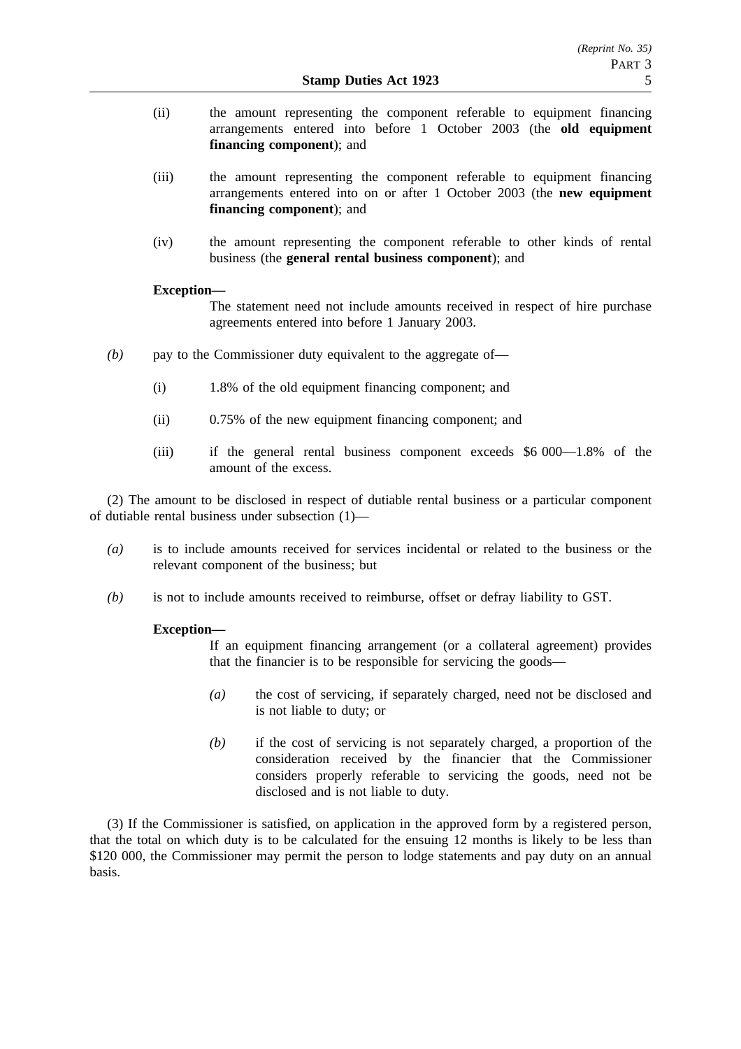(ii) the amount representing the component referable to equipment financing arrangements entered into before 1 October 2003 (the **old equipment financing component**); and

(iii) the amount representing the component referable to equipment financing arrangements entered into on or after 1 October 2003 (the **new equipment financing component**); and

(iv) the amount representing the component referable to other kinds of rental business (the **general rental business component**); and

**Exception—**

The statement need not include amounts received in respect of hire purchase agreements entered into before 1 January 2003.

*(b)* pay to the Commissioner duty equivalent to the aggregate of—

(i) 1.8% of the old equipment financing component; and

(ii) 0.75% of the new equipment financing component; and

(iii) if the general rental business component exceeds \$6 000—1.8% of the amount of the excess.

(2) The amount to be disclosed in respect of dutiable rental business or a particular component of dutiable rental business under subsection (1)—

*(a)* is to include amounts received for services incidental or related to the business or the relevant component of the business; but

*(b)* is not to include amounts received to reimburse, offset or defray liability to GST.

**Exception—**

If an equipment financing arrangement (or a collateral agreement) provides that the financier is to be responsible for servicing the goods—

*(a)* the cost of servicing, if separately charged, need not be disclosed and is not liable to duty; or

*(b)* if the cost of servicing is not separately charged, a proportion of the consideration received by the financier that the Commissioner considers properly referable to servicing the goods, need not be disclosed and is not liable to duty.

(3) If the Commissioner is satisfied, on application in the approved form by a registered person, that the total on which duty is to be calculated for the ensuing 12 months is likely to be less than \$120 000, the Commissioner may permit the person to lodge statements and pay duty on an annual basis.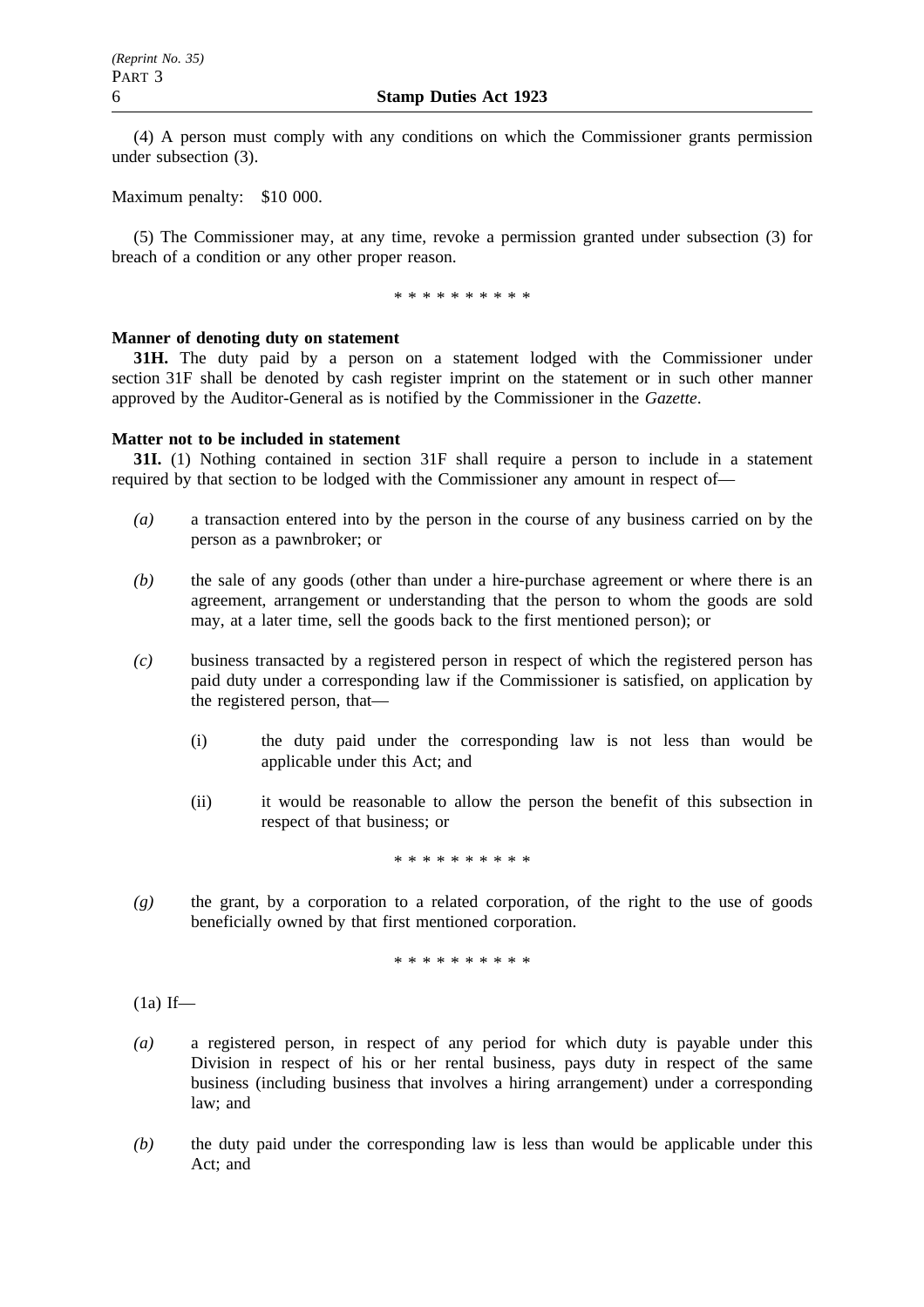(4) A person must comply with any conditions on which the Commissioner grants permission under subsection (3).

Maximum penalty: $10 000.

(5) The Commissioner may, at any time, revoke a permission granted under subsection (3) for breach of a condition or any other proper reason.

\* \* \* \* \* \* \* \* \* \*

**Manner of denoting duty on statement**

**31H.** The duty paid by a person on a statement lodged with the Commissioner under section 31F shall be denoted by cash register imprint on the statement or in such other manner approved by the Auditor-General as is notified by the Commissioner in the *Gazette*.

**Matter not to be included in statement**

**31I.** (1) Nothing contained in section 31F shall require a person to include in a statement required by that section to be lodged with the Commissioner any amount in respect of—

*(a)* a transaction entered into by the person in the course of any business carried on by the person as a pawnbroker; or

*(b)* the sale of any goods (other than under a hire-purchase agreement or where there is an agreement, arrangement or understanding that the person to whom the goods are sold may, at a later time, sell the goods back to the first mentioned person); or

*(c)* business transacted by a registered person in respect of which the registered person has paid duty under a corresponding law if the Commissioner is satisfied, on application by the registered person, that—

(i) the duty paid under the corresponding law is not less than would be applicable under this Act; and

(ii) it would be reasonable to allow the person the benefit of this subsection in respect of that business; or

\* \* \* \* \* \* \* \* \* \*

*(g)* the grant, by a corporation to a related corporation, of the right to the use of goods beneficially owned by that first mentioned corporation.

\* \* \* \* \* \* \* \* \* \*

(1a) If—

*(a)* a registered person, in respect of any period for which duty is payable under this Division in respect of his or her rental business, pays duty in respect of the same business (including business that involves a hiring arrangement) under a corresponding law; and

*(b)* the duty paid under the corresponding law is less than would be applicable under this Act; and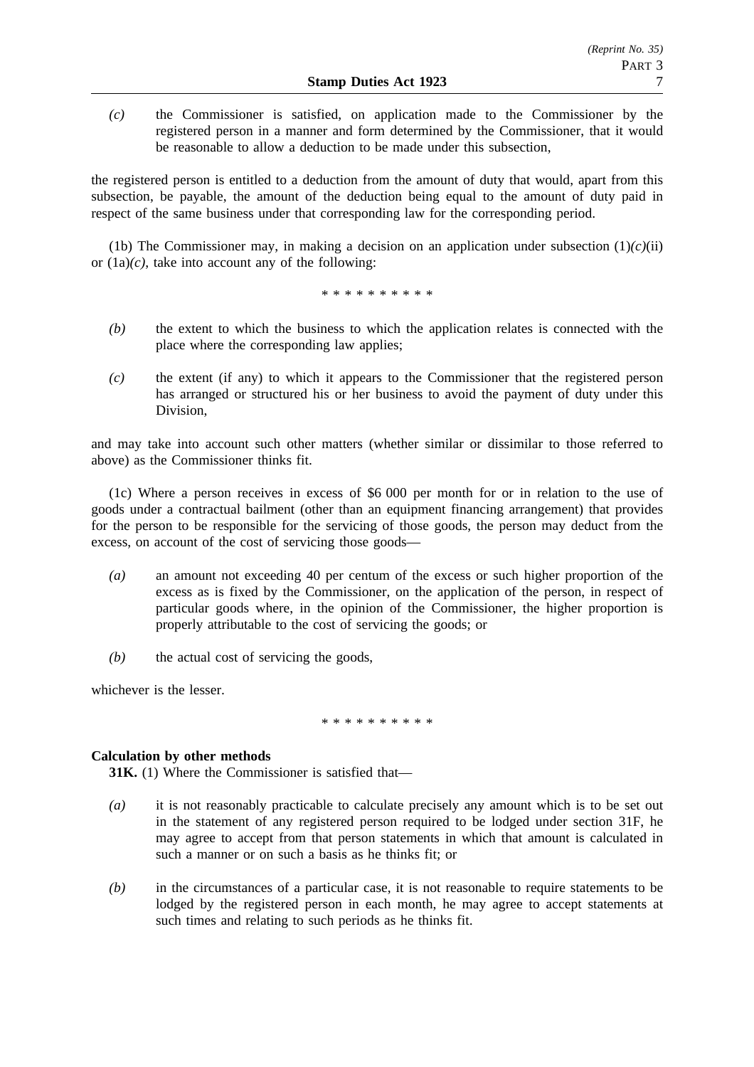*(c)* the Commissioner is satisfied, on application made to the Commissioner by the registered person in a manner and form determined by the Commissioner, that it would be reasonable to allow a deduction to be made under this subsection,

the registered person is entitled to a deduction from the amount of duty that would, apart from this subsection, be payable, the amount of the deduction being equal to the amount of duty paid in respect of the same business under that corresponding law for the corresponding period.

(1b) The Commissioner may, in making a decision on an application under subsection (1)*(c)*(ii) or (1a)*(c)*, take into account any of the following:

\* \* \* \* \* \* \* \* \* \*

*(b)* the extent to which the business to which the application relates is connected with the place where the corresponding law applies;

*(c)* the extent (if any) to which it appears to the Commissioner that the registered person has arranged or structured his or her business to avoid the payment of duty under this Division,

and may take into account such other matters (whether similar or dissimilar to those referred to above) as the Commissioner thinks fit.

(1c) Where a person receives in excess of $6 000 per month for or in relation to the use of goods under a contractual bailment (other than an equipment financing arrangement) that provides for the person to be responsible for the servicing of those goods, the person may deduct from the excess, on account of the cost of servicing those goods—

*(a)* an amount not exceeding 40 per centum of the excess or such higher proportion of the excess as is fixed by the Commissioner, on the application of the person, in respect of particular goods where, in the opinion of the Commissioner, the higher proportion is properly attributable to the cost of servicing the goods; or

*(b)* the actual cost of servicing the goods,

whichever is the lesser.

\* \* \* \* \* \* \* \* \* \*

**Calculation by other methods**

**31K.** (1) Where the Commissioner is satisfied that—

*(a)* it is not reasonably practicable to calculate precisely any amount which is to be set out in the statement of any registered person required to be lodged under section 31F, he may agree to accept from that person statements in which that amount is calculated in such a manner or on such a basis as he thinks fit; or

*(b)* in the circumstances of a particular case, it is not reasonable to require statements to be lodged by the registered person in each month, he may agree to accept statements at such times and relating to such periods as he thinks fit.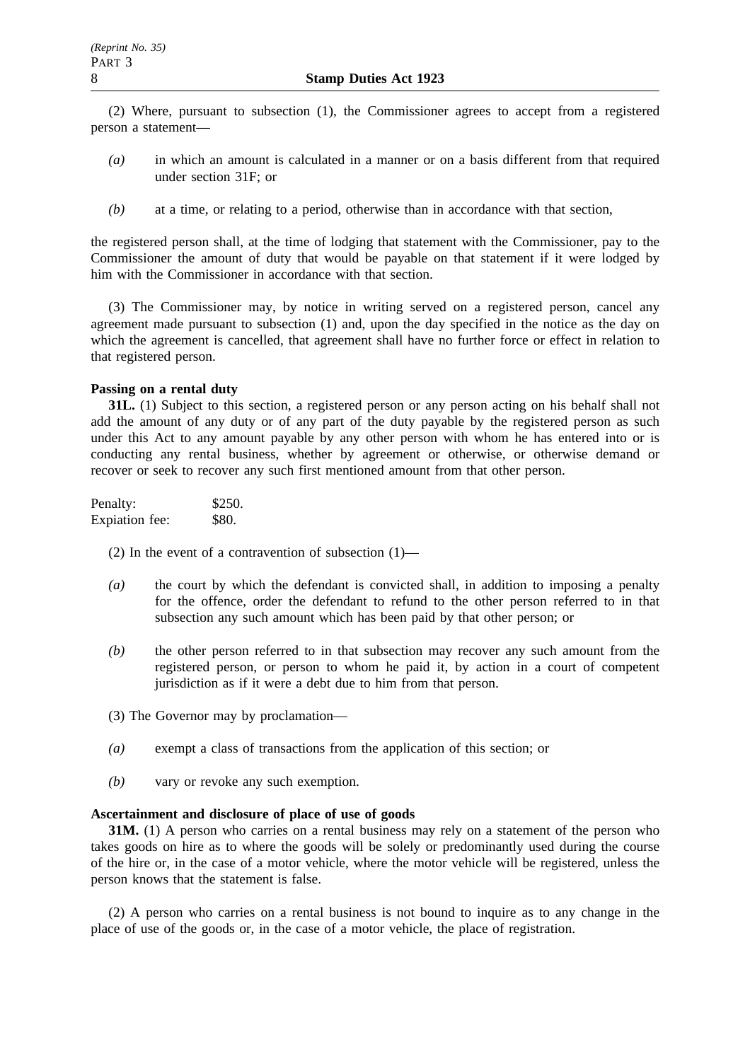(2) Where, pursuant to subsection (1), the Commissioner agrees to accept from a registered person a statement—

*(a)* in which an amount is calculated in a manner or on a basis different from that required under section 31F; or

*(b)* at a time, or relating to a period, otherwise than in accordance with that section,

the registered person shall, at the time of lodging that statement with the Commissioner, pay to the Commissioner the amount of duty that would be payable on that statement if it were lodged by him with the Commissioner in accordance with that section.

(3) The Commissioner may, by notice in writing served on a registered person, cancel any agreement made pursuant to subsection (1) and, upon the day specified in the notice as the day on which the agreement is cancelled, that agreement shall have no further force or effect in relation to that registered person.

**Passing on a rental duty**

**31L.** (1) Subject to this section, a registered person or any person acting on his behalf shall not add the amount of any duty or of any part of the duty payable by the registered person as such under this Act to any amount payable by any other person with whom he has entered into or is conducting any rental business, whether by agreement or otherwise, or otherwise demand or recover or seek to recover any such first mentioned amount from that other person.

Penalty: $250.
Expiation fee: $80.

(2) In the event of a contravention of subsection (1)—

*(a)* the court by which the defendant is convicted shall, in addition to imposing a penalty for the offence, order the defendant to refund to the other person referred to in that subsection any such amount which has been paid by that other person; or

*(b)* the other person referred to in that subsection may recover any such amount from the registered person, or person to whom he paid it, by action in a court of competent jurisdiction as if it were a debt due to him from that person.

(3) The Governor may by proclamation—

*(a)* exempt a class of transactions from the application of this section; or

*(b)* vary or revoke any such exemption.

**Ascertainment and disclosure of place of use of goods**

**31M.** (1) A person who carries on a rental business may rely on a statement of the person who takes goods on hire as to where the goods will be solely or predominantly used during the course of the hire or, in the case of a motor vehicle, where the motor vehicle will be registered, unless the person knows that the statement is false.

(2) A person who carries on a rental business is not bound to inquire as to any change in the place of use of the goods or, in the case of a motor vehicle, the place of registration.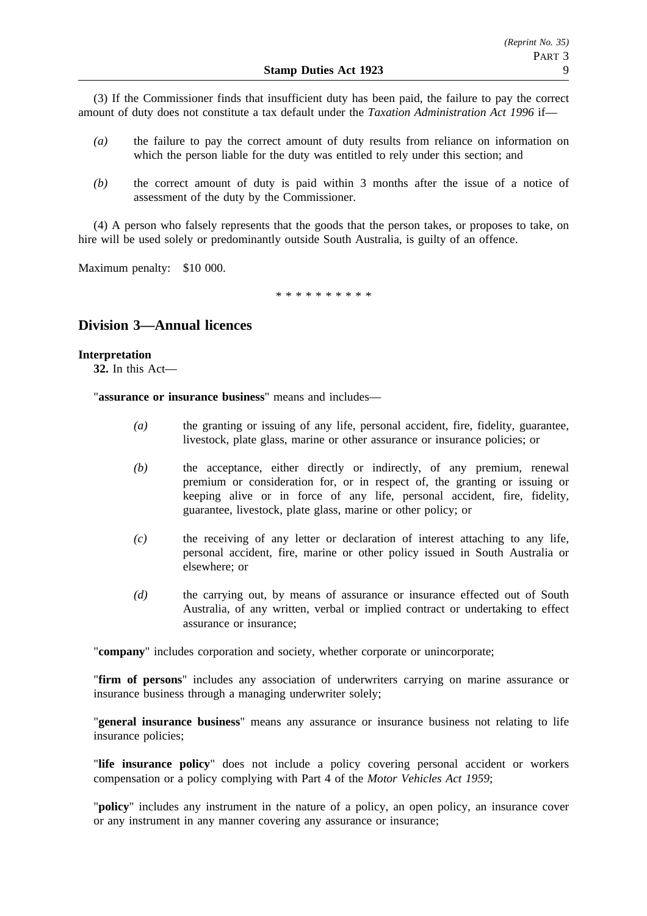(3) If the Commissioner finds that insufficient duty has been paid, the failure to pay the correct amount of duty does not constitute a tax default under the *Taxation Administration Act 1996* if—

*(a)* the failure to pay the correct amount of duty results from reliance on information on which the person liable for the duty was entitled to rely under this section; and

*(b)* the correct amount of duty is paid within 3 months after the issue of a notice of assessment of the duty by the Commissioner.

(4) A person who falsely represents that the goods that the person takes, or proposes to take, on hire will be used solely or predominantly outside South Australia, is guilty of an offence.

Maximum penalty: $10 000.

* * * * * * * * * *

## Division 3—Annual licences

**Interpretation**

**32.** In this Act—

"**assurance or insurance business**" means and includes—

*(a)* the granting or issuing of any life, personal accident, fire, fidelity, guarantee, livestock, plate glass, marine or other assurance or insurance policies; or

*(b)* the acceptance, either directly or indirectly, of any premium, renewal premium or consideration for, or in respect of, the granting or issuing or keeping alive or in force of any life, personal accident, fire, fidelity, guarantee, livestock, plate glass, marine or other policy; or

*(c)* the receiving of any letter or declaration of interest attaching to any life, personal accident, fire, marine or other policy issued in South Australia or elsewhere; or

*(d)* the carrying out, by means of assurance or insurance effected out of South Australia, of any written, verbal or implied contract or undertaking to effect assurance or insurance;

"**company**" includes corporation and society, whether corporate or unincorporate;

"**firm of persons**" includes any association of underwriters carrying on marine assurance or insurance business through a managing underwriter solely;

"**general insurance business**" means any assurance or insurance business not relating to life insurance policies;

"**life insurance policy**" does not include a policy covering personal accident or workers compensation or a policy complying with Part 4 of the *Motor Vehicles Act 1959*;

"**policy**" includes any instrument in the nature of a policy, an open policy, an insurance cover or any instrument in any manner covering any assurance or insurance;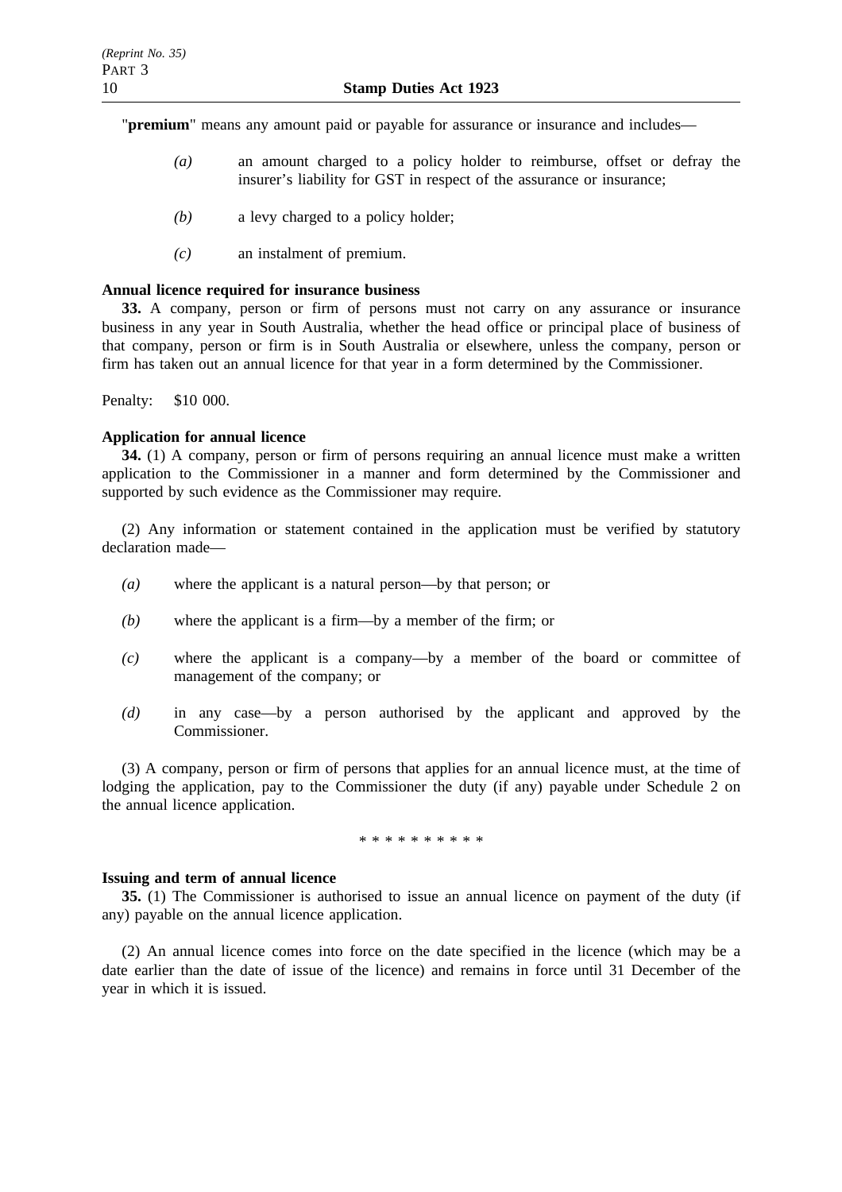"**premium**" means any amount paid or payable for assurance or insurance and includes—

*(a)* an amount charged to a policy holder to reimburse, offset or defray the insurer's liability for GST in respect of the assurance or insurance;

*(b)* a levy charged to a policy holder;

*(c)* an instalment of premium.

**Annual licence required for insurance business**

**33.** A company, person or firm of persons must not carry on any assurance or insurance business in any year in South Australia, whether the head office or principal place of business of that company, person or firm is in South Australia or elsewhere, unless the company, person or firm has taken out an annual licence for that year in a form determined by the Commissioner.

Penalty: $10 000.

**Application for annual licence**

**34.** (1) A company, person or firm of persons requiring an annual licence must make a written application to the Commissioner in a manner and form determined by the Commissioner and supported by such evidence as the Commissioner may require.

(2) Any information or statement contained in the application must be verified by statutory declaration made—

*(a)* where the applicant is a natural person—by that person; or

*(b)* where the applicant is a firm—by a member of the firm; or

*(c)* where the applicant is a company—by a member of the board or committee of management of the company; or

*(d)* in any case—by a person authorised by the applicant and approved by the Commissioner.

(3) A company, person or firm of persons that applies for an annual licence must, at the time of lodging the application, pay to the Commissioner the duty (if any) payable under Schedule 2 on the annual licence application.

* * * * * * * * * *

**Issuing and term of annual licence**

**35.** (1) The Commissioner is authorised to issue an annual licence on payment of the duty (if any) payable on the annual licence application.

(2) An annual licence comes into force on the date specified in the licence (which may be a date earlier than the date of issue of the licence) and remains in force until 31 December of the year in which it is issued.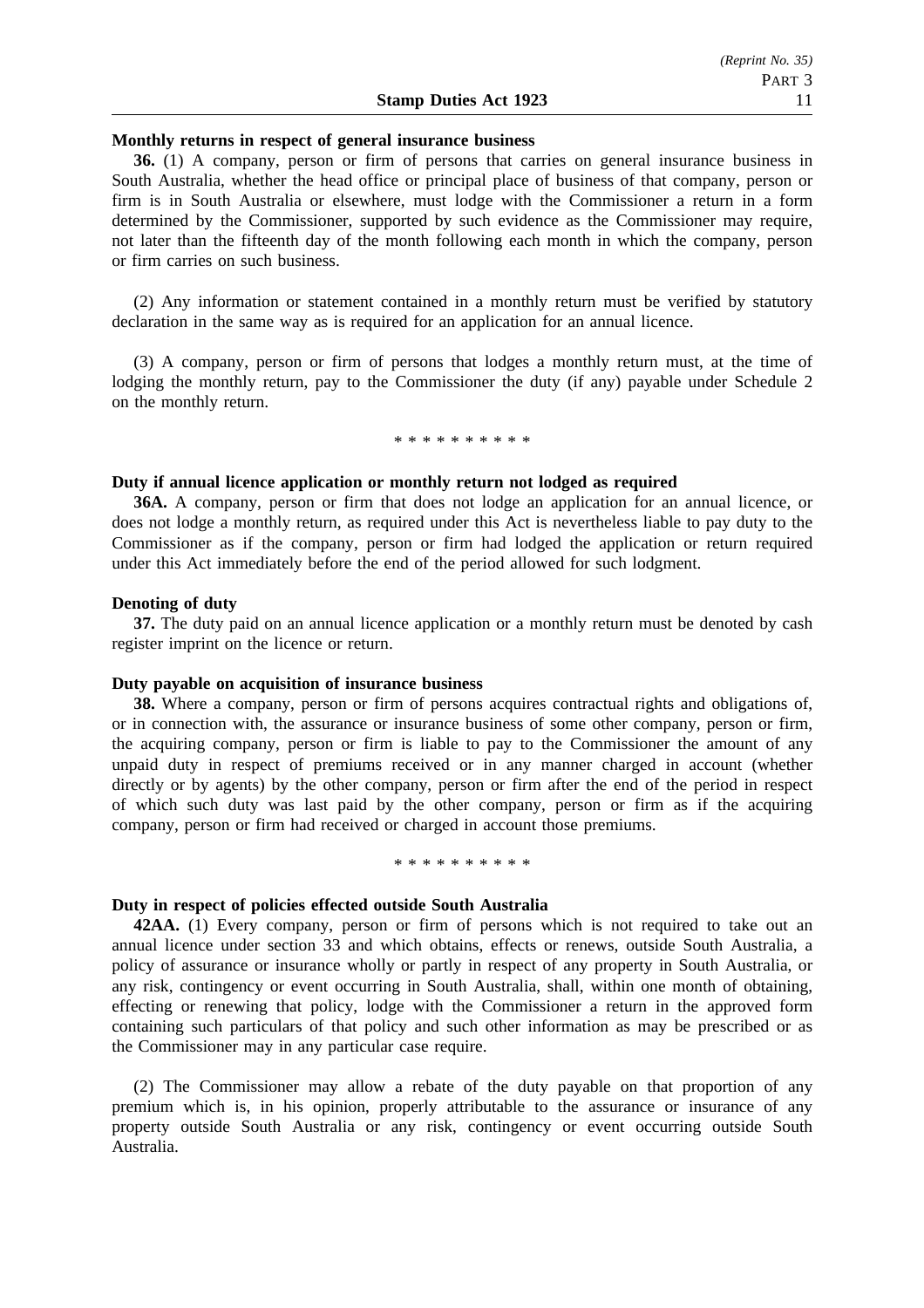**Monthly returns in respect of general insurance business**

**36.** (1) A company, person or firm of persons that carries on general insurance business in South Australia, whether the head office or principal place of business of that company, person or firm is in South Australia or elsewhere, must lodge with the Commissioner a return in a form determined by the Commissioner, supported by such evidence as the Commissioner may require, not later than the fifteenth day of the month following each month in which the company, person or firm carries on such business.

(2) Any information or statement contained in a monthly return must be verified by statutory declaration in the same way as is required for an application for an annual licence.

(3) A company, person or firm of persons that lodges a monthly return must, at the time of lodging the monthly return, pay to the Commissioner the duty (if any) payable under Schedule 2 on the monthly return.

* * * * * * * * * *

**Duty if annual licence application or monthly return not lodged as required**

**36A.** A company, person or firm that does not lodge an application for an annual licence, or does not lodge a monthly return, as required under this Act is nevertheless liable to pay duty to the Commissioner as if the company, person or firm had lodged the application or return required under this Act immediately before the end of the period allowed for such lodgment.

**Denoting of duty**

**37.** The duty paid on an annual licence application or a monthly return must be denoted by cash register imprint on the licence or return.

**Duty payable on acquisition of insurance business**

**38.** Where a company, person or firm of persons acquires contractual rights and obligations of, or in connection with, the assurance or insurance business of some other company, person or firm, the acquiring company, person or firm is liable to pay to the Commissioner the amount of any unpaid duty in respect of premiums received or in any manner charged in account (whether directly or by agents) by the other company, person or firm after the end of the period in respect of which such duty was last paid by the other company, person or firm as if the acquiring company, person or firm had received or charged in account those premiums.

* * * * * * * * * *

**Duty in respect of policies effected outside South Australia**

**42AA.** (1) Every company, person or firm of persons which is not required to take out an annual licence under section 33 and which obtains, effects or renews, outside South Australia, a policy of assurance or insurance wholly or partly in respect of any property in South Australia, or any risk, contingency or event occurring in South Australia, shall, within one month of obtaining, effecting or renewing that policy, lodge with the Commissioner a return in the approved form containing such particulars of that policy and such other information as may be prescribed or as the Commissioner may in any particular case require.

(2) The Commissioner may allow a rebate of the duty payable on that proportion of any premium which is, in his opinion, properly attributable to the assurance or insurance of any property outside South Australia or any risk, contingency or event occurring outside South Australia.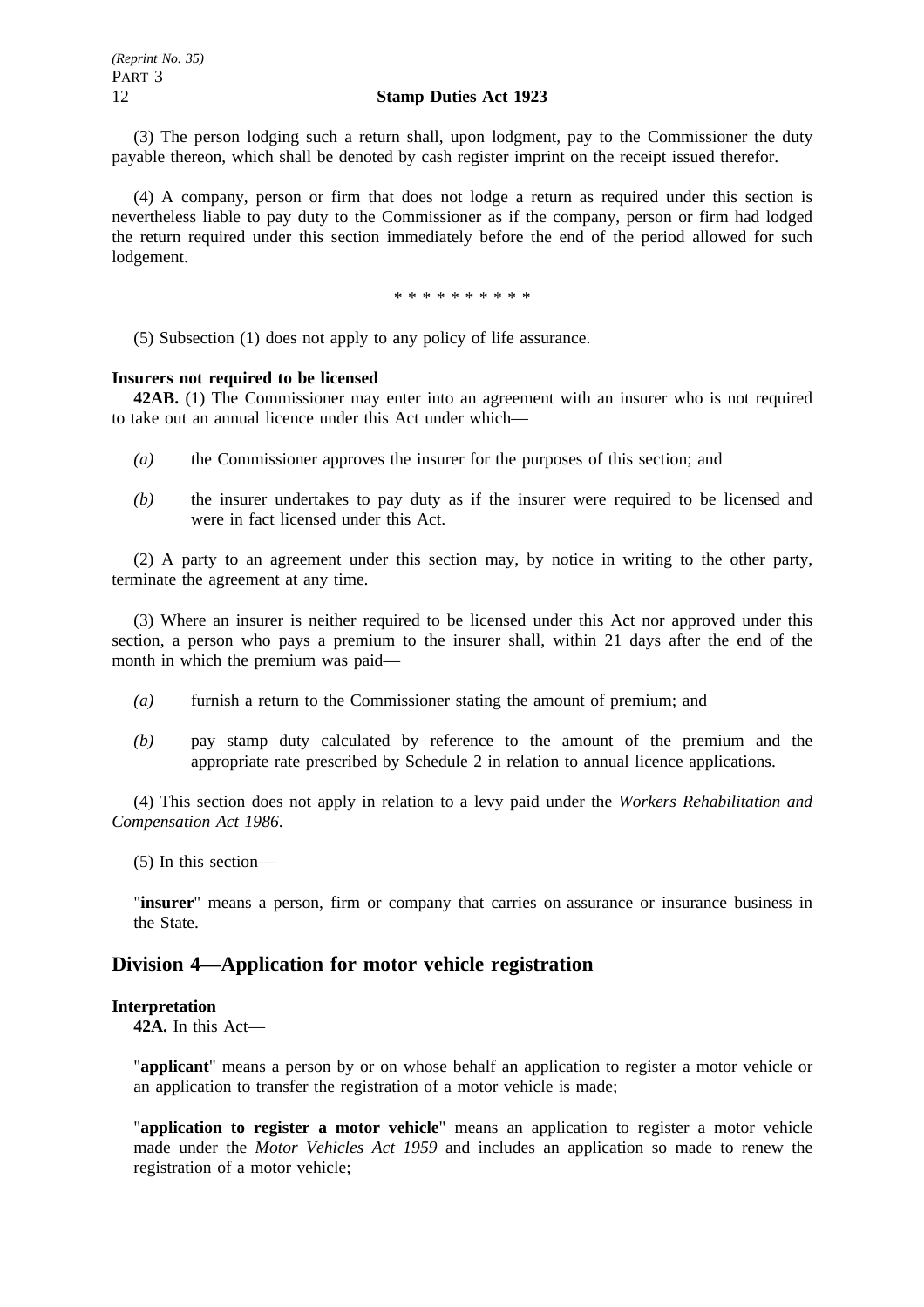(3) The person lodging such a return shall, upon lodgment, pay to the Commissioner the duty payable thereon, which shall be denoted by cash register imprint on the receipt issued therefor.

(4) A company, person or firm that does not lodge a return as required under this section is nevertheless liable to pay duty to the Commissioner as if the company, person or firm had lodged the return required under this section immediately before the end of the period allowed for such lodgement.

\* \* \* \* \* \* \* \* \* \*

(5) Subsection (1) does not apply to any policy of life assurance.

**Insurers not required to be licensed**

**42AB.** (1) The Commissioner may enter into an agreement with an insurer who is not required to take out an annual licence under this Act under which—

*(a)* the Commissioner approves the insurer for the purposes of this section; and

*(b)* the insurer undertakes to pay duty as if the insurer were required to be licensed and were in fact licensed under this Act.

(2) A party to an agreement under this section may, by notice in writing to the other party, terminate the agreement at any time.

(3) Where an insurer is neither required to be licensed under this Act nor approved under this section, a person who pays a premium to the insurer shall, within 21 days after the end of the month in which the premium was paid—

*(a)* furnish a return to the Commissioner stating the amount of premium; and

*(b)* pay stamp duty calculated by reference to the amount of the premium and the appropriate rate prescribed by Schedule 2 in relation to annual licence applications.

(4) This section does not apply in relation to a levy paid under the *Workers Rehabilitation and Compensation Act 1986*.

(5) In this section—

"**insurer**" means a person, firm or company that carries on assurance or insurance business in the State.

## Division 4—Application for motor vehicle registration

**Interpretation**

**42A.** In this Act—

"**applicant**" means a person by or on whose behalf an application to register a motor vehicle or an application to transfer the registration of a motor vehicle is made;

"**application to register a motor vehicle**" means an application to register a motor vehicle made under the *Motor Vehicles Act 1959* and includes an application so made to renew the registration of a motor vehicle;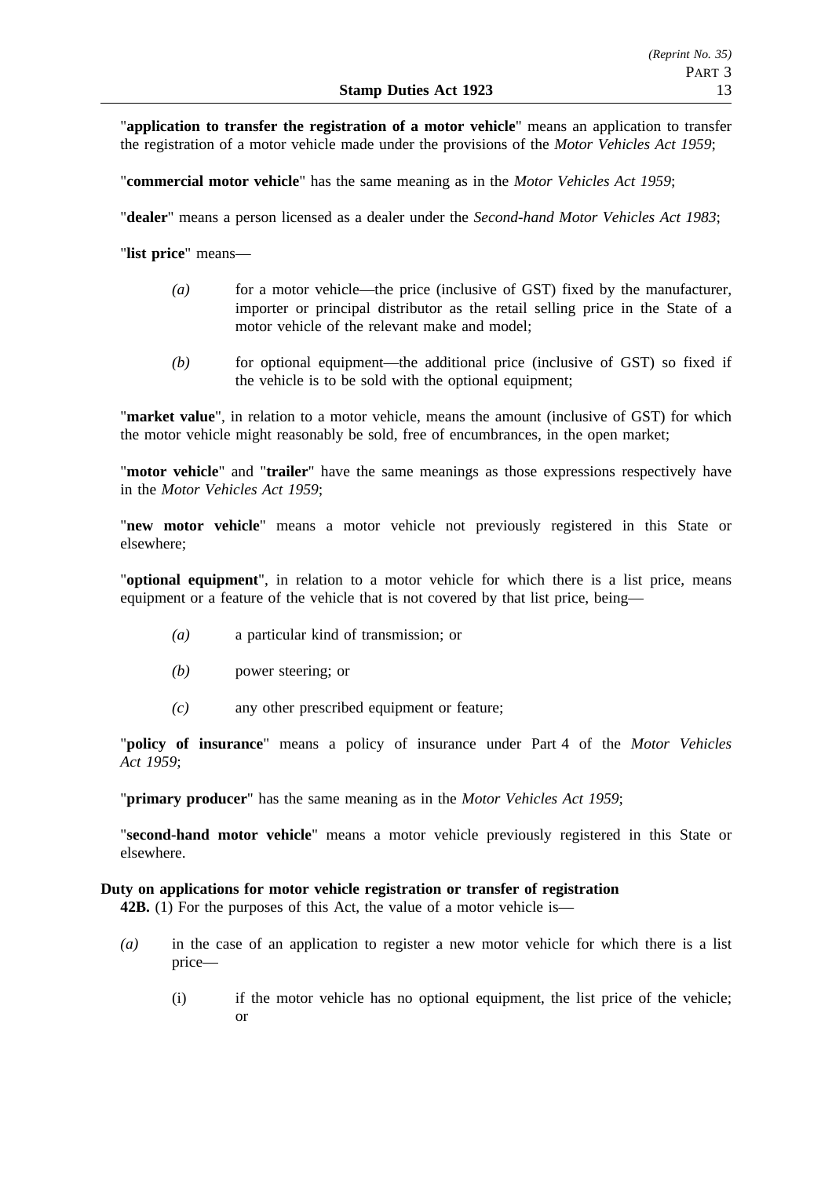"**application to transfer the registration of a motor vehicle**" means an application to transfer the registration of a motor vehicle made under the provisions of the *Motor Vehicles Act 1959*;

"**commercial motor vehicle**" has the same meaning as in the *Motor Vehicles Act 1959*;

"**dealer**" means a person licensed as a dealer under the *Second-hand Motor Vehicles Act 1983*;

"**list price**" means—

*(a)* for a motor vehicle—the price (inclusive of GST) fixed by the manufacturer, importer or principal distributor as the retail selling price in the State of a motor vehicle of the relevant make and model;

*(b)* for optional equipment—the additional price (inclusive of GST) so fixed if the vehicle is to be sold with the optional equipment;

"**market value**", in relation to a motor vehicle, means the amount (inclusive of GST) for which the motor vehicle might reasonably be sold, free of encumbrances, in the open market;

"**motor vehicle**" and "**trailer**" have the same meanings as those expressions respectively have in the *Motor Vehicles Act 1959*;

"**new motor vehicle**" means a motor vehicle not previously registered in this State or elsewhere;

"**optional equipment**", in relation to a motor vehicle for which there is a list price, means equipment or a feature of the vehicle that is not covered by that list price, being—

*(a)* a particular kind of transmission; or

*(b)* power steering; or

*(c)* any other prescribed equipment or feature;

"**policy of insurance**" means a policy of insurance under Part 4 of the *Motor Vehicles Act 1959*;

"**primary producer**" has the same meaning as in the *Motor Vehicles Act 1959*;

"**second-hand motor vehicle**" means a motor vehicle previously registered in this State or elsewhere.

**Duty on applications for motor vehicle registration or transfer of registration**

**42B.** (1) For the purposes of this Act, the value of a motor vehicle is—

*(a)* in the case of an application to register a new motor vehicle for which there is a list price—

(i) if the motor vehicle has no optional equipment, the list price of the vehicle; or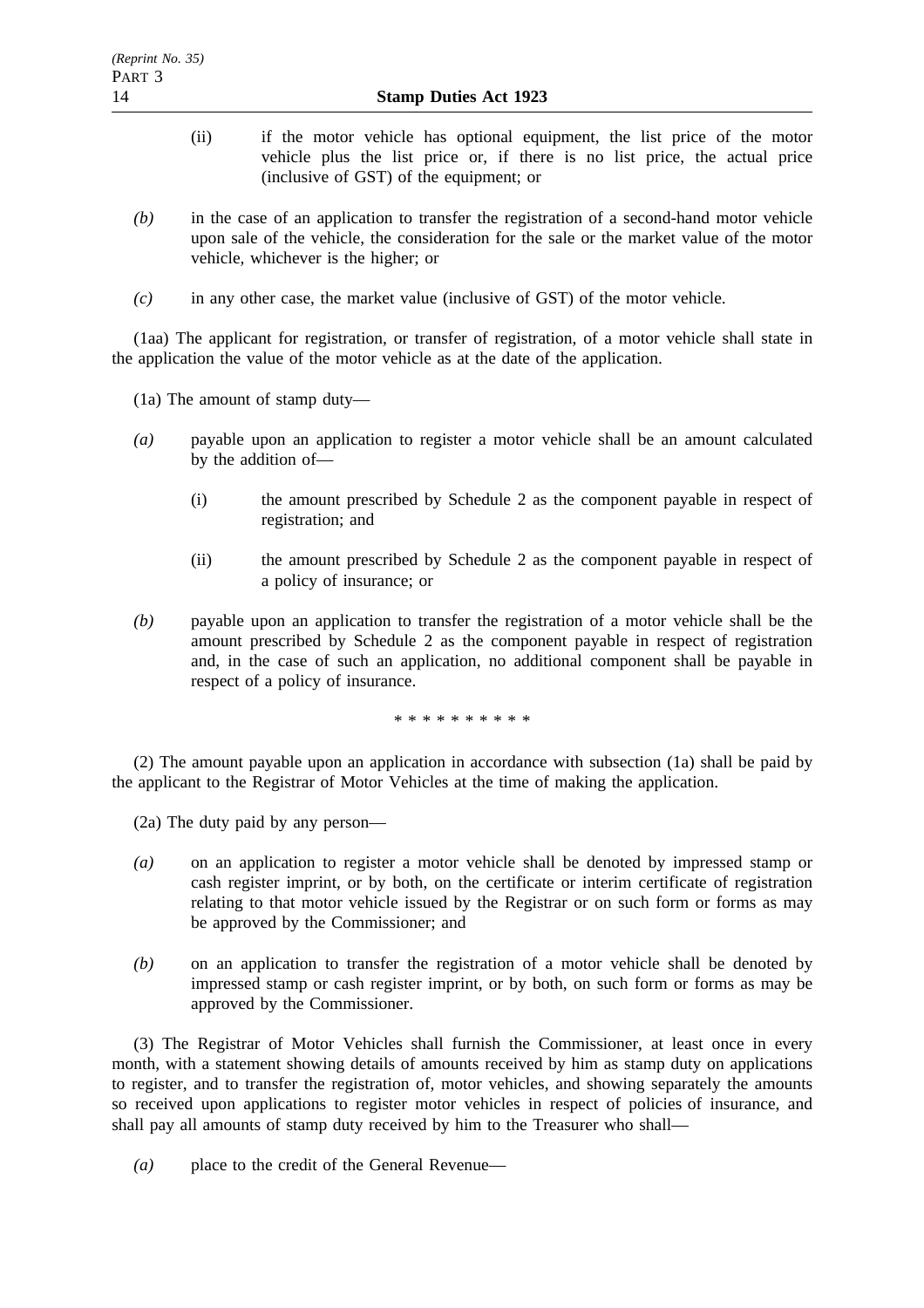(ii) if the motor vehicle has optional equipment, the list price of the motor vehicle plus the list price or, if there is no list price, the actual price (inclusive of GST) of the equipment; or

*(b)* in the case of an application to transfer the registration of a second-hand motor vehicle upon sale of the vehicle, the consideration for the sale or the market value of the motor vehicle, whichever is the higher; or

*(c)* in any other case, the market value (inclusive of GST) of the motor vehicle.

(1aa) The applicant for registration, or transfer of registration, of a motor vehicle shall state in the application the value of the motor vehicle as at the date of the application.

(1a) The amount of stamp duty—

*(a)* payable upon an application to register a motor vehicle shall be an amount calculated by the addition of—

(i) the amount prescribed by Schedule 2 as the component payable in respect of registration; and

(ii) the amount prescribed by Schedule 2 as the component payable in respect of a policy of insurance; or

*(b)* payable upon an application to transfer the registration of a motor vehicle shall be the amount prescribed by Schedule 2 as the component payable in respect of registration and, in the case of such an application, no additional component shall be payable in respect of a policy of insurance.

\* \* \* \* \* \* \* \* \* \*

(2) The amount payable upon an application in accordance with subsection (1a) shall be paid by the applicant to the Registrar of Motor Vehicles at the time of making the application.

(2a) The duty paid by any person—

*(a)* on an application to register a motor vehicle shall be denoted by impressed stamp or cash register imprint, or by both, on the certificate or interim certificate of registration relating to that motor vehicle issued by the Registrar or on such form or forms as may be approved by the Commissioner; and

*(b)* on an application to transfer the registration of a motor vehicle shall be denoted by impressed stamp or cash register imprint, or by both, on such form or forms as may be approved by the Commissioner.

(3) The Registrar of Motor Vehicles shall furnish the Commissioner, at least once in every month, with a statement showing details of amounts received by him as stamp duty on applications to register, and to transfer the registration of, motor vehicles, and showing separately the amounts so received upon applications to register motor vehicles in respect of policies of insurance, and shall pay all amounts of stamp duty received by him to the Treasurer who shall—

*(a)* place to the credit of the General Revenue—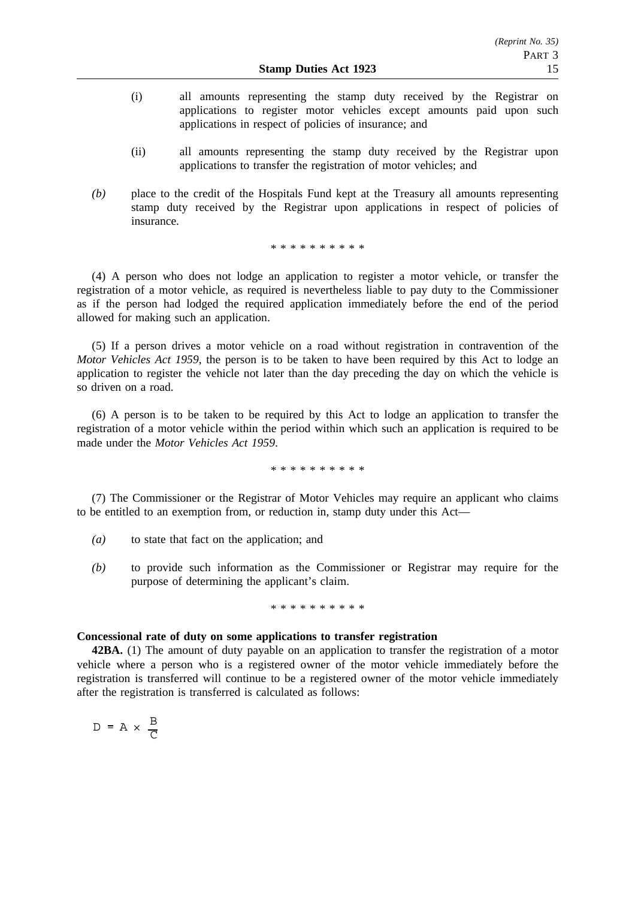(i) all amounts representing the stamp duty received by the Registrar on applications to register motor vehicles except amounts paid upon such applications in respect of policies of insurance; and

(ii) all amounts representing the stamp duty received by the Registrar upon applications to transfer the registration of motor vehicles; and

*(b)* place to the credit of the Hospitals Fund kept at the Treasury all amounts representing stamp duty received by the Registrar upon applications in respect of policies of insurance.

\* \* \* \* \* \* \* \* \* \*

(4) A person who does not lodge an application to register a motor vehicle, or transfer the registration of a motor vehicle, as required is nevertheless liable to pay duty to the Commissioner as if the person had lodged the required application immediately before the end of the period allowed for making such an application.

(5) If a person drives a motor vehicle on a road without registration in contravention of the *Motor Vehicles Act 1959*, the person is to be taken to have been required by this Act to lodge an application to register the vehicle not later than the day preceding the day on which the vehicle is so driven on a road.

(6) A person is to be taken to be required by this Act to lodge an application to transfer the registration of a motor vehicle within the period within which such an application is required to be made under the *Motor Vehicles Act 1959*.

\* \* \* \* \* \* \* \* \* \*

(7) The Commissioner or the Registrar of Motor Vehicles may require an applicant who claims to be entitled to an exemption from, or reduction in, stamp duty under this Act—

*(a)* to state that fact on the application; and

*(b)* to provide such information as the Commissioner or Registrar may require for the purpose of determining the applicant's claim.

\* \* \* \* \* \* \* \* \* \*

**Concessional rate of duty on some applications to transfer registration**

**42BA.** (1) The amount of duty payable on an application to transfer the registration of a motor vehicle where a person who is a registered owner of the motor vehicle immediately before the registration is transferred will continue to be a registered owner of the motor vehicle immediately after the registration is transferred is calculated as follows:

$$D = A \times \frac{B}{C}$$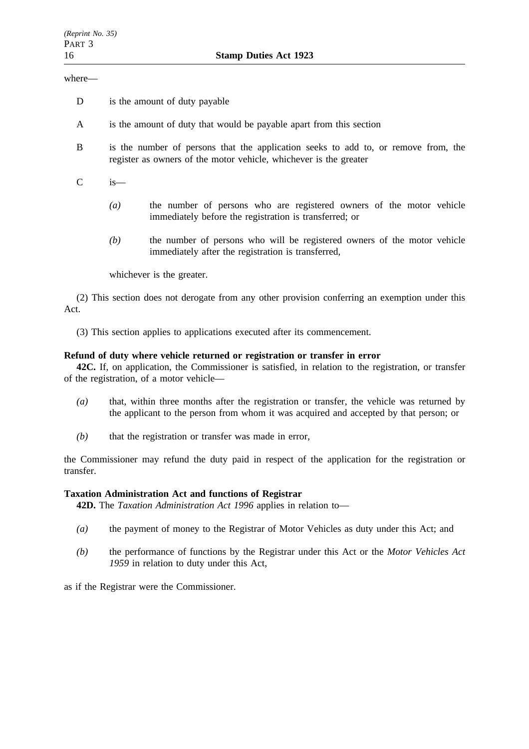where—

D is the amount of duty payable

A is the amount of duty that would be payable apart from this section

B is the number of persons that the application seeks to add to, or remove from, the register as owners of the motor vehicle, whichever is the greater

C is—

*(a)* the number of persons who are registered owners of the motor vehicle immediately before the registration is transferred; or

*(b)* the number of persons who will be registered owners of the motor vehicle immediately after the registration is transferred,

whichever is the greater.

(2) This section does not derogate from any other provision conferring an exemption under this Act.

(3) This section applies to applications executed after its commencement.

**Refund of duty where vehicle returned or registration or transfer in error**

**42C.** If, on application, the Commissioner is satisfied, in relation to the registration, or transfer of the registration, of a motor vehicle—

*(a)* that, within three months after the registration or transfer, the vehicle was returned by the applicant to the person from whom it was acquired and accepted by that person; or

*(b)* that the registration or transfer was made in error,

the Commissioner may refund the duty paid in respect of the application for the registration or transfer.

**Taxation Administration Act and functions of Registrar**

**42D.** The *Taxation Administration Act 1996* applies in relation to—

*(a)* the payment of money to the Registrar of Motor Vehicles as duty under this Act; and

*(b)* the performance of functions by the Registrar under this Act or the *Motor Vehicles Act 1959* in relation to duty under this Act,

as if the Registrar were the Commissioner.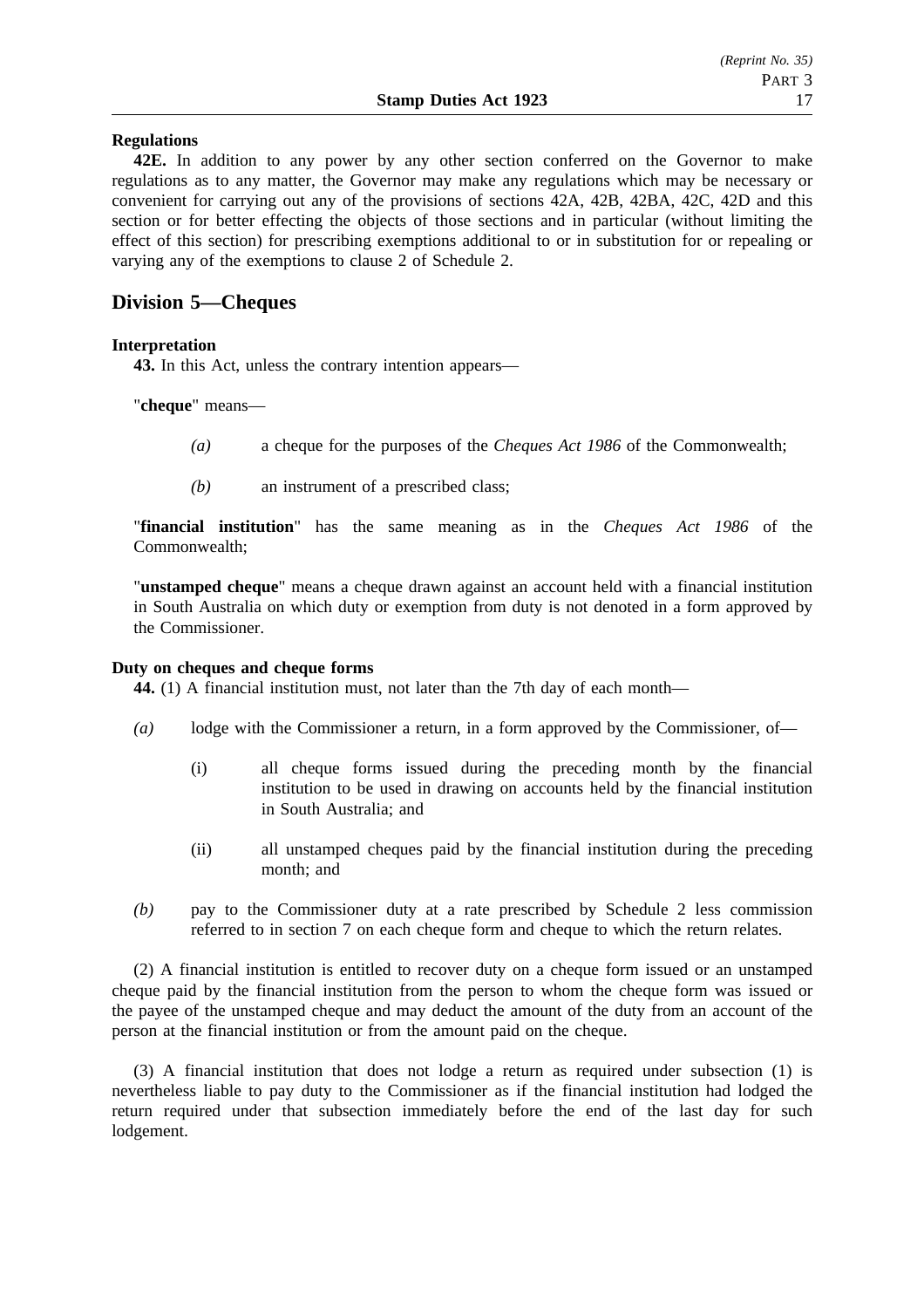**Regulations**

**42E.** In addition to any power by any other section conferred on the Governor to make regulations as to any matter, the Governor may make any regulations which may be necessary or convenient for carrying out any of the provisions of sections 42A, 42B, 42BA, 42C, 42D and this section or for better effecting the objects of those sections and in particular (without limiting the effect of this section) for prescribing exemptions additional to or in substitution for or repealing or varying any of the exemptions to clause 2 of Schedule 2.

## Division 5—Cheques

**Interpretation**

**43.** In this Act, unless the contrary intention appears—

"**cheque**" means—

*(a)* a cheque for the purposes of the *Cheques Act 1986* of the Commonwealth;

*(b)* an instrument of a prescribed class;

"**financial institution**" has the same meaning as in the *Cheques Act 1986* of the Commonwealth;

"**unstamped cheque**" means a cheque drawn against an account held with a financial institution in South Australia on which duty or exemption from duty is not denoted in a form approved by the Commissioner.

**Duty on cheques and cheque forms**

**44.** (1) A financial institution must, not later than the 7th day of each month—

*(a)* lodge with the Commissioner a return, in a form approved by the Commissioner, of—

(i) all cheque forms issued during the preceding month by the financial institution to be used in drawing on accounts held by the financial institution in South Australia; and

(ii) all unstamped cheques paid by the financial institution during the preceding month; and

*(b)* pay to the Commissioner duty at a rate prescribed by Schedule 2 less commission referred to in section 7 on each cheque form and cheque to which the return relates.

(2) A financial institution is entitled to recover duty on a cheque form issued or an unstamped cheque paid by the financial institution from the person to whom the cheque form was issued or the payee of the unstamped cheque and may deduct the amount of the duty from an account of the person at the financial institution or from the amount paid on the cheque.

(3) A financial institution that does not lodge a return as required under subsection (1) is nevertheless liable to pay duty to the Commissioner as if the financial institution had lodged the return required under that subsection immediately before the end of the last day for such lodgement.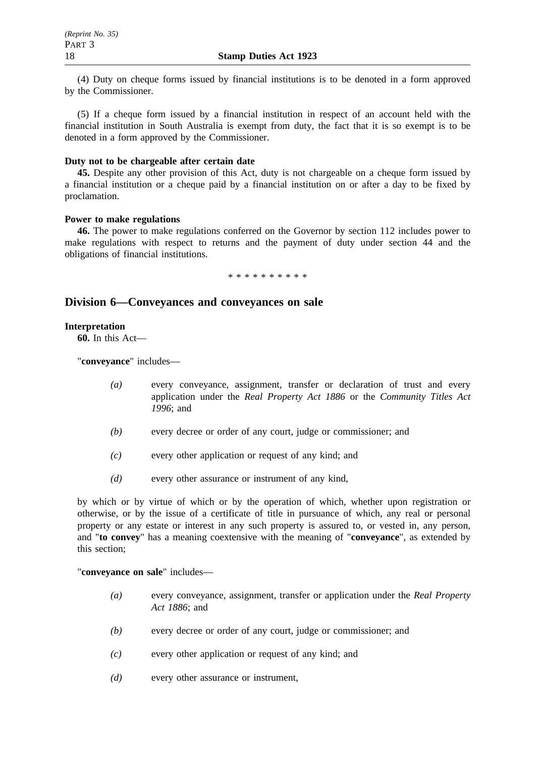(4) Duty on cheque forms issued by financial institutions is to be denoted in a form approved by the Commissioner.

(5) If a cheque form issued by a financial institution in respect of an account held with the financial institution in South Australia is exempt from duty, the fact that it is so exempt is to be denoted in a form approved by the Commissioner.

**Duty not to be chargeable after certain date**

**45.** Despite any other provision of this Act, duty is not chargeable on a cheque form issued by a financial institution or a cheque paid by a financial institution on or after a day to be fixed by proclamation.

**Power to make regulations**

**46.** The power to make regulations conferred on the Governor by section 112 includes power to make regulations with respect to returns and the payment of duty under section 44 and the obligations of financial institutions.

\* \* \* \* \* \* \* \* \* \*

## Division 6—Conveyances and conveyances on sale

**Interpretation**

**60.** In this Act—

"**conveyance**" includes—

*(a)* every conveyance, assignment, transfer or declaration of trust and every application under the *Real Property Act 1886* or the *Community Titles Act 1996*; and

*(b)* every decree or order of any court, judge or commissioner; and

*(c)* every other application or request of any kind; and

*(d)* every other assurance or instrument of any kind,

by which or by virtue of which or by the operation of which, whether upon registration or otherwise, or by the issue of a certificate of title in pursuance of which, any real or personal property or any estate or interest in any such property is assured to, or vested in, any person, and "**to convey**" has a meaning coextensive with the meaning of "**conveyance**", as extended by this section;

"**conveyance on sale**" includes—

*(a)* every conveyance, assignment, transfer or application under the *Real Property Act 1886*; and

*(b)* every decree or order of any court, judge or commissioner; and

*(c)* every other application or request of any kind; and

*(d)* every other assurance or instrument,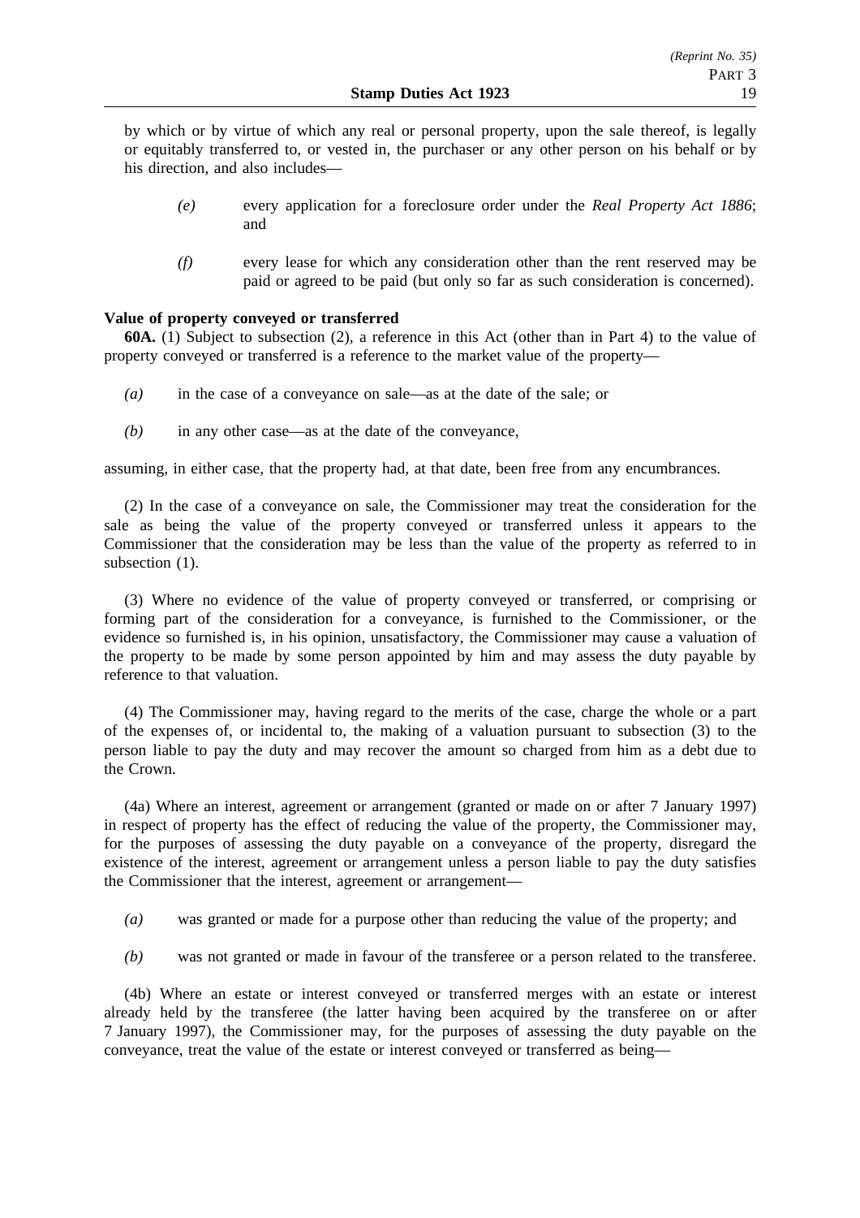by which or by virtue of which any real or personal property, upon the sale thereof, is legally or equitably transferred to, or vested in, the purchaser or any other person on his behalf or by his direction, and also includes—

*(e)* every application for a foreclosure order under the *Real Property Act 1886*; and

*(f)* every lease for which any consideration other than the rent reserved may be paid or agreed to be paid (but only so far as such consideration is concerned).

**Value of property conveyed or transferred**

**60A.** (1) Subject to subsection (2), a reference in this Act (other than in Part 4) to the value of property conveyed or transferred is a reference to the market value of the property—

*(a)* in the case of a conveyance on sale—as at the date of the sale; or

*(b)* in any other case—as at the date of the conveyance,

assuming, in either case, that the property had, at that date, been free from any encumbrances.

(2) In the case of a conveyance on sale, the Commissioner may treat the consideration for the sale as being the value of the property conveyed or transferred unless it appears to the Commissioner that the consideration may be less than the value of the property as referred to in subsection (1).

(3) Where no evidence of the value of property conveyed or transferred, or comprising or forming part of the consideration for a conveyance, is furnished to the Commissioner, or the evidence so furnished is, in his opinion, unsatisfactory, the Commissioner may cause a valuation of the property to be made by some person appointed by him and may assess the duty payable by reference to that valuation.

(4) The Commissioner may, having regard to the merits of the case, charge the whole or a part of the expenses of, or incidental to, the making of a valuation pursuant to subsection (3) to the person liable to pay the duty and may recover the amount so charged from him as a debt due to the Crown.

(4a) Where an interest, agreement or arrangement (granted or made on or after 7 January 1997) in respect of property has the effect of reducing the value of the property, the Commissioner may, for the purposes of assessing the duty payable on a conveyance of the property, disregard the existence of the interest, agreement or arrangement unless a person liable to pay the duty satisfies the Commissioner that the interest, agreement or arrangement—

*(a)* was granted or made for a purpose other than reducing the value of the property; and

*(b)* was not granted or made in favour of the transferee or a person related to the transferee.

(4b) Where an estate or interest conveyed or transferred merges with an estate or interest already held by the transferee (the latter having been acquired by the transferee on or after 7 January 1997), the Commissioner may, for the purposes of assessing the duty payable on the conveyance, treat the value of the estate or interest conveyed or transferred as being—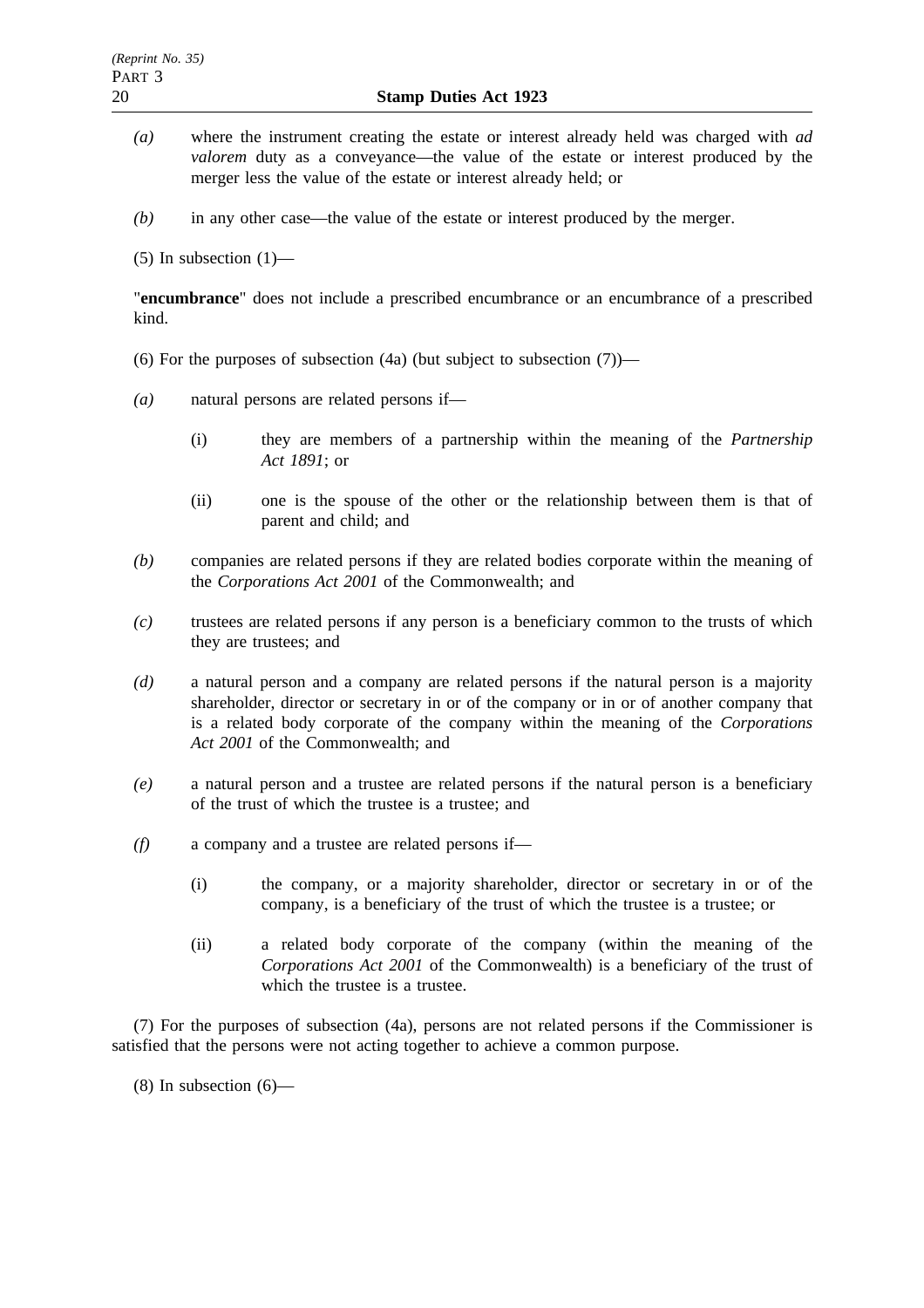*(a)* where the instrument creating the estate or interest already held was charged with *ad valorem* duty as a conveyance—the value of the estate or interest produced by the merger less the value of the estate or interest already held; or

*(b)* in any other case—the value of the estate or interest produced by the merger.

(5) In subsection (1)—

"**encumbrance**" does not include a prescribed encumbrance or an encumbrance of a prescribed kind.

(6) For the purposes of subsection (4a) (but subject to subsection (7))—

*(a)* natural persons are related persons if—

- (i) they are members of a partnership within the meaning of the *Partnership Act 1891*; or

- (ii) one is the spouse of the other or the relationship between them is that of parent and child; and

*(b)* companies are related persons if they are related bodies corporate within the meaning of the *Corporations Act 2001* of the Commonwealth; and

*(c)* trustees are related persons if any person is a beneficiary common to the trusts of which they are trustees; and

*(d)* a natural person and a company are related persons if the natural person is a majority shareholder, director or secretary in or of the company or in or of another company that is a related body corporate of the company within the meaning of the *Corporations Act 2001* of the Commonwealth; and

*(e)* a natural person and a trustee are related persons if the natural person is a beneficiary of the trust of which the trustee is a trustee; and

*(f)* a company and a trustee are related persons if—

- (i) the company, or a majority shareholder, director or secretary in or of the company, is a beneficiary of the trust of which the trustee is a trustee; or

- (ii) a related body corporate of the company (within the meaning of the *Corporations Act 2001* of the Commonwealth) is a beneficiary of the trust of which the trustee is a trustee.

(7) For the purposes of subsection (4a), persons are not related persons if the Commissioner is satisfied that the persons were not acting together to achieve a common purpose.

(8) In subsection (6)—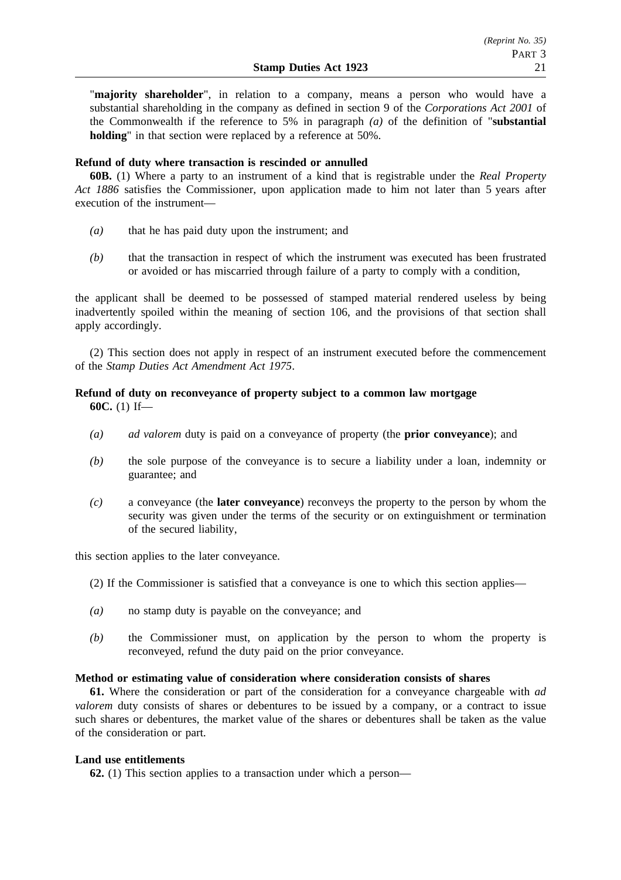"**majority shareholder**", in relation to a company, means a person who would have a substantial shareholding in the company as defined in section 9 of the *Corporations Act 2001* of the Commonwealth if the reference to 5% in paragraph *(a)* of the definition of "**substantial holding**" in that section were replaced by a reference at 50%.

**Refund of duty where transaction is rescinded or annulled**

**60B.** (1) Where a party to an instrument of a kind that is registrable under the *Real Property Act 1886* satisfies the Commissioner, upon application made to him not later than 5 years after execution of the instrument—

*(a)* that he has paid duty upon the instrument; and

*(b)* that the transaction in respect of which the instrument was executed has been frustrated or avoided or has miscarried through failure of a party to comply with a condition,

the applicant shall be deemed to be possessed of stamped material rendered useless by being inadvertently spoiled within the meaning of section 106, and the provisions of that section shall apply accordingly.

(2) This section does not apply in respect of an instrument executed before the commencement of the *Stamp Duties Act Amendment Act 1975*.

**Refund of duty on reconveyance of property subject to a common law mortgage**

**60C.** (1) If—

*(a)* *ad valorem* duty is paid on a conveyance of property (the **prior conveyance**); and

*(b)* the sole purpose of the conveyance is to secure a liability under a loan, indemnity or guarantee; and

*(c)* a conveyance (the **later conveyance**) reconveys the property to the person by whom the security was given under the terms of the security or on extinguishment or termination of the secured liability,

this section applies to the later conveyance.

(2) If the Commissioner is satisfied that a conveyance is one to which this section applies—

*(a)* no stamp duty is payable on the conveyance; and

*(b)* the Commissioner must, on application by the person to whom the property is reconveyed, refund the duty paid on the prior conveyance.

**Method or estimating value of consideration where consideration consists of shares**

**61.** Where the consideration or part of the consideration for a conveyance chargeable with *ad valorem* duty consists of shares or debentures to be issued by a company, or a contract to issue such shares or debentures, the market value of the shares or debentures shall be taken as the value of the consideration or part.

**Land use entitlements**

**62.** (1) This section applies to a transaction under which a person—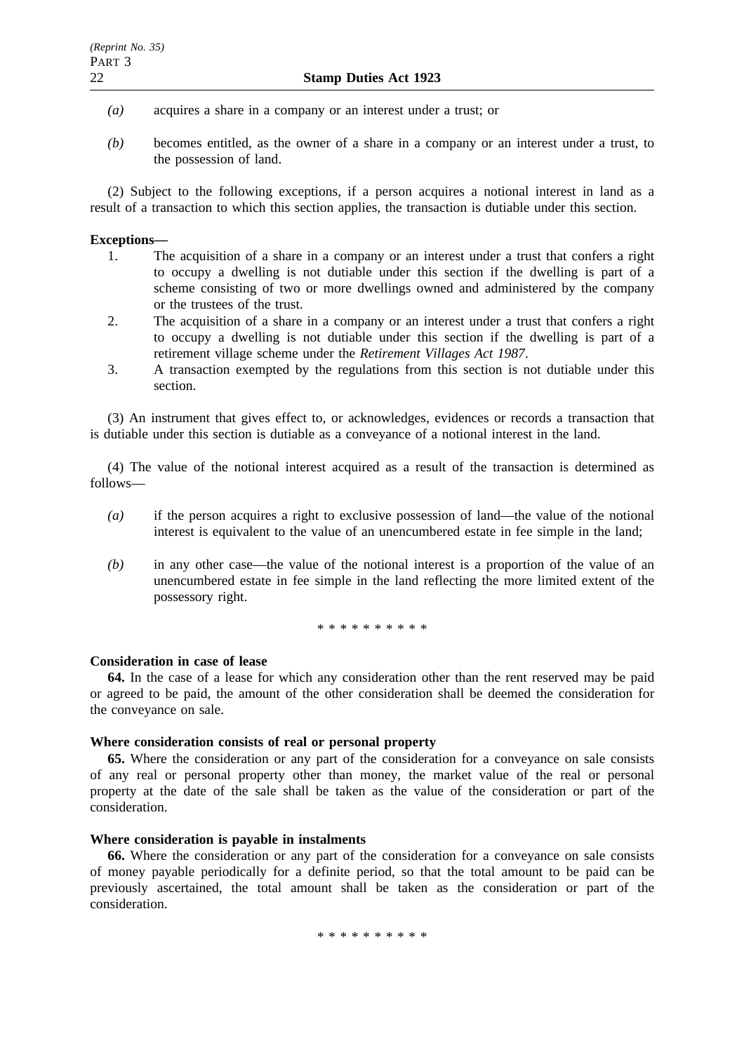*(a)* acquires a share in a company or an interest under a trust; or

*(b)* becomes entitled, as the owner of a share in a company or an interest under a trust, to the possession of land.

(2) Subject to the following exceptions, if a person acquires a notional interest in land as a result of a transaction to which this section applies, the transaction is dutiable under this section.

**Exceptions—**

1. The acquisition of a share in a company or an interest under a trust that confers a right to occupy a dwelling is not dutiable under this section if the dwelling is part of a scheme consisting of two or more dwellings owned and administered by the company or the trustees of the trust.
2. The acquisition of a share in a company or an interest under a trust that confers a right to occupy a dwelling is not dutiable under this section if the dwelling is part of a retirement village scheme under the *Retirement Villages Act 1987*.
3. A transaction exempted by the regulations from this section is not dutiable under this section.

(3) An instrument that gives effect to, or acknowledges, evidences or records a transaction that is dutiable under this section is dutiable as a conveyance of a notional interest in the land.

(4) The value of the notional interest acquired as a result of the transaction is determined as follows—

*(a)* if the person acquires a right to exclusive possession of land—the value of the notional interest is equivalent to the value of an unencumbered estate in fee simple in the land;

*(b)* in any other case—the value of the notional interest is a proportion of the value of an unencumbered estate in fee simple in the land reflecting the more limited extent of the possessory right.

\* \* \* \* \* \* \* \* \* \*

**Consideration in case of lease**

**64.** In the case of a lease for which any consideration other than the rent reserved may be paid or agreed to be paid, the amount of the other consideration shall be deemed the consideration for the conveyance on sale.

**Where consideration consists of real or personal property**

**65.** Where the consideration or any part of the consideration for a conveyance on sale consists of any real or personal property other than money, the market value of the real or personal property at the date of the sale shall be taken as the value of the consideration or part of the consideration.

**Where consideration is payable in instalments**

**66.** Where the consideration or any part of the consideration for a conveyance on sale consists of money payable periodically for a definite period, so that the total amount to be paid can be previously ascertained, the total amount shall be taken as the consideration or part of the consideration.

\* \* \* \* \* \* \* \* \* \*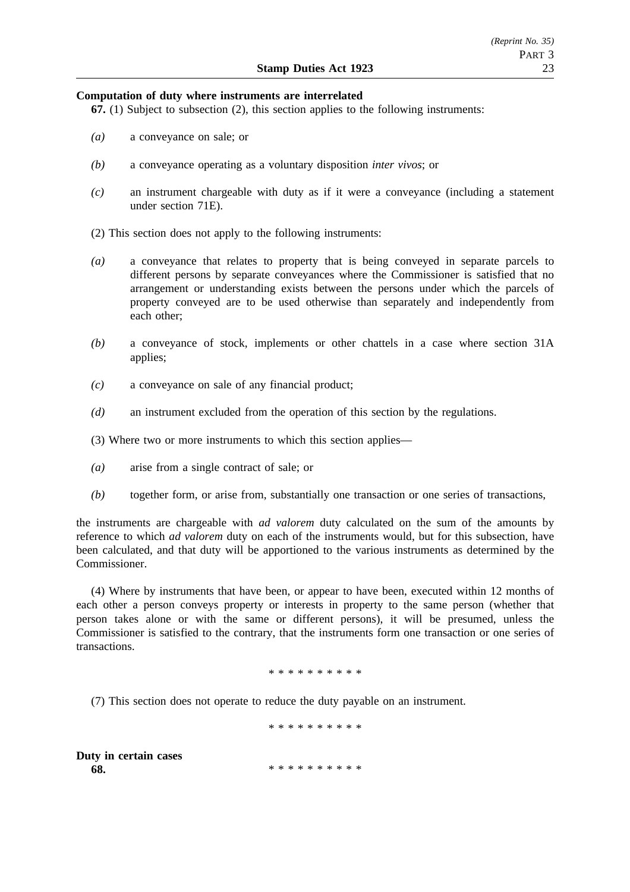**Computation of duty where instruments are interrelated**

**67.** (1) Subject to subsection (2), this section applies to the following instruments:

*(a)* a conveyance on sale; or

*(b)* a conveyance operating as a voluntary disposition *inter vivos*; or

*(c)* an instrument chargeable with duty as if it were a conveyance (including a statement under section 71E).

(2) This section does not apply to the following instruments:

*(a)* a conveyance that relates to property that is being conveyed in separate parcels to different persons by separate conveyances where the Commissioner is satisfied that no arrangement or understanding exists between the persons under which the parcels of property conveyed are to be used otherwise than separately and independently from each other;

*(b)* a conveyance of stock, implements or other chattels in a case where section 31A applies;

*(c)* a conveyance on sale of any financial product;

*(d)* an instrument excluded from the operation of this section by the regulations.

(3) Where two or more instruments to which this section applies—

*(a)* arise from a single contract of sale; or

*(b)* together form, or arise from, substantially one transaction or one series of transactions,

the instruments are chargeable with *ad valorem* duty calculated on the sum of the amounts by reference to which *ad valorem* duty on each of the instruments would, but for this subsection, have been calculated, and that duty will be apportioned to the various instruments as determined by the Commissioner.

(4) Where by instruments that have been, or appear to have been, executed within 12 months of each other a person conveys property or interests in property to the same person (whether that person takes alone or with the same or different persons), it will be presumed, unless the Commissioner is satisfied to the contrary, that the instruments form one transaction or one series of transactions.

* * * * * * * * * *

(7) This section does not operate to reduce the duty payable on an instrument.

* * * * * * * * * *

**Duty in certain cases**

**68.** * * * * * * * * * *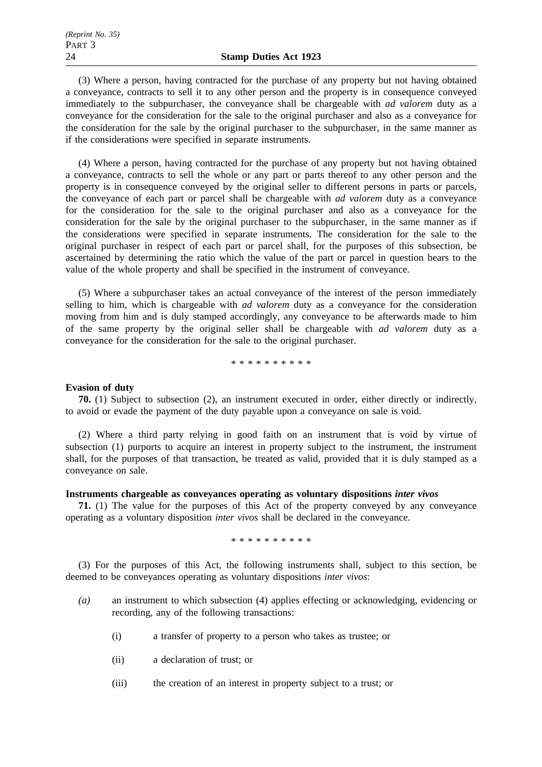(3) Where a person, having contracted for the purchase of any property but not having obtained a conveyance, contracts to sell it to any other person and the property is in consequence conveyed immediately to the subpurchaser, the conveyance shall be chargeable with *ad valorem* duty as a conveyance for the consideration for the sale to the original purchaser and also as a conveyance for the consideration for the sale by the original purchaser to the subpurchaser, in the same manner as if the considerations were specified in separate instruments.

(4) Where a person, having contracted for the purchase of any property but not having obtained a conveyance, contracts to sell the whole or any part or parts thereof to any other person and the property is in consequence conveyed by the original seller to different persons in parts or parcels, the conveyance of each part or parcel shall be chargeable with *ad valorem* duty as a conveyance for the consideration for the sale to the original purchaser and also as a conveyance for the consideration for the sale by the original purchaser to the subpurchaser, in the same manner as if the considerations were specified in separate instruments. The consideration for the sale to the original purchaser in respect of each part or parcel shall, for the purposes of this subsection, be ascertained by determining the ratio which the value of the part or parcel in question bears to the value of the whole property and shall be specified in the instrument of conveyance.

(5) Where a subpurchaser takes an actual conveyance of the interest of the person immediately selling to him, which is chargeable with *ad valorem* duty as a conveyance for the consideration moving from him and is duly stamped accordingly, any conveyance to be afterwards made to him of the same property by the original seller shall be chargeable with *ad valorem* duty as a conveyance for the consideration for the sale to the original purchaser.

\* \* \* \* \* \* \* \* \* \*

**Evasion of duty**

**70.** (1) Subject to subsection (2), an instrument executed in order, either directly or indirectly, to avoid or evade the payment of the duty payable upon a conveyance on sale is void.

(2) Where a third party relying in good faith on an instrument that is void by virtue of subsection (1) purports to acquire an interest in property subject to the instrument, the instrument shall, for the purposes of that transaction, be treated as valid, provided that it is duly stamped as a conveyance on sale.

**Instruments chargeable as conveyances operating as voluntary dispositions *inter vivos***

**71.** (1) The value for the purposes of this Act of the property conveyed by any conveyance operating as a voluntary disposition *inter vivos* shall be declared in the conveyance.

\* \* \* \* \* \* \* \* \* \*

(3) For the purposes of this Act, the following instruments shall, subject to this section, be deemed to be conveyances operating as voluntary dispositions *inter vivos*:

*(a)* an instrument to which subsection (4) applies effecting or acknowledging, evidencing or recording, any of the following transactions:

(i) a transfer of property to a person who takes as trustee; or

(ii) a declaration of trust; or

(iii) the creation of an interest in property subject to a trust; or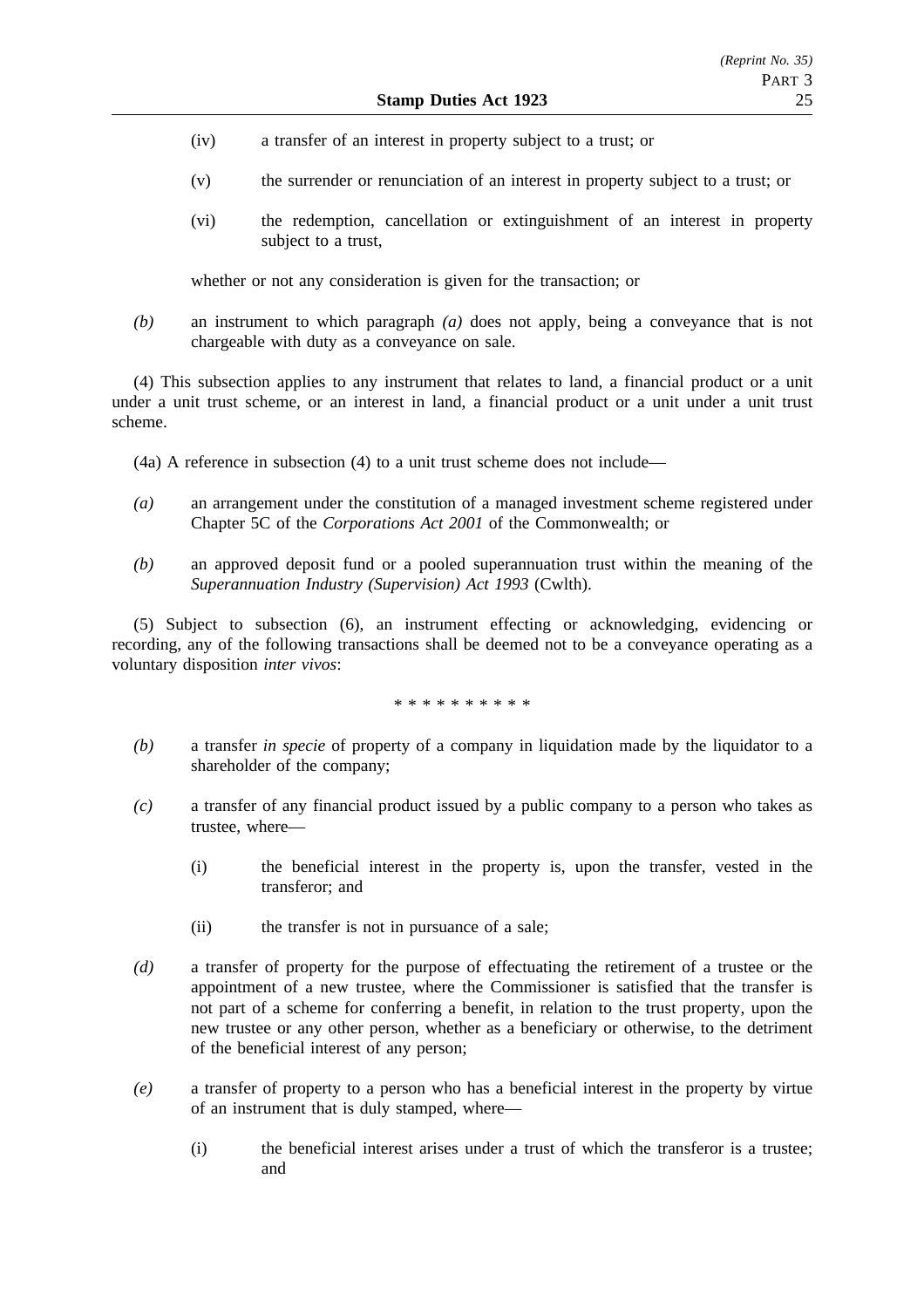(iv) a transfer of an interest in property subject to a trust; or

(v) the surrender or renunciation of an interest in property subject to a trust; or

(vi) the redemption, cancellation or extinguishment of an interest in property subject to a trust,

whether or not any consideration is given for the transaction; or

*(b)* an instrument to which paragraph *(a)* does not apply, being a conveyance that is not chargeable with duty as a conveyance on sale.

(4) This subsection applies to any instrument that relates to land, a financial product or a unit under a unit trust scheme, or an interest in land, a financial product or a unit under a unit trust scheme.

(4a) A reference in subsection (4) to a unit trust scheme does not include—

*(a)* an arrangement under the constitution of a managed investment scheme registered under Chapter 5C of the *Corporations Act 2001* of the Commonwealth; or

*(b)* an approved deposit fund or a pooled superannuation trust within the meaning of the *Superannuation Industry (Supervision) Act 1993* (Cwlth).

(5) Subject to subsection (6), an instrument effecting or acknowledging, evidencing or recording, any of the following transactions shall be deemed not to be a conveyance operating as a voluntary disposition *inter vivos*:

\* \* \* \* \* \* \* \* \* \*

*(b)* a transfer *in specie* of property of a company in liquidation made by the liquidator to a shareholder of the company;

*(c)* a transfer of any financial product issued by a public company to a person who takes as trustee, where—

(i) the beneficial interest in the property is, upon the transfer, vested in the transferor; and

(ii) the transfer is not in pursuance of a sale;

*(d)* a transfer of property for the purpose of effectuating the retirement of a trustee or the appointment of a new trustee, where the Commissioner is satisfied that the transfer is not part of a scheme for conferring a benefit, in relation to the trust property, upon the new trustee or any other person, whether as a beneficiary or otherwise, to the detriment of the beneficial interest of any person;

*(e)* a transfer of property to a person who has a beneficial interest in the property by virtue of an instrument that is duly stamped, where—

(i) the beneficial interest arises under a trust of which the transferor is a trustee; and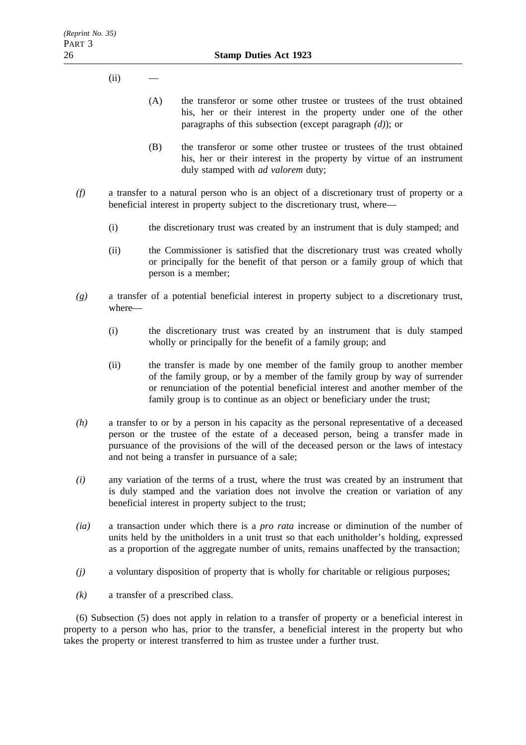(ii) —

(A) the transferor or some other trustee or trustees of the trust obtained his, her or their interest in the property under one of the other paragraphs of this subsection (except paragraph *(d)*); or

(B) the transferor or some other trustee or trustees of the trust obtained his, her or their interest in the property by virtue of an instrument duly stamped with *ad valorem* duty;

*(f)* a transfer to a natural person who is an object of a discretionary trust of property or a beneficial interest in property subject to the discretionary trust, where—

(i) the discretionary trust was created by an instrument that is duly stamped; and

(ii) the Commissioner is satisfied that the discretionary trust was created wholly or principally for the benefit of that person or a family group of which that person is a member;

*(g)* a transfer of a potential beneficial interest in property subject to a discretionary trust, where—

(i) the discretionary trust was created by an instrument that is duly stamped wholly or principally for the benefit of a family group; and

(ii) the transfer is made by one member of the family group to another member of the family group, or by a member of the family group by way of surrender or renunciation of the potential beneficial interest and another member of the family group is to continue as an object or beneficiary under the trust;

*(h)* a transfer to or by a person in his capacity as the personal representative of a deceased person or the trustee of the estate of a deceased person, being a transfer made in pursuance of the provisions of the will of the deceased person or the laws of intestacy and not being a transfer in pursuance of a sale;

*(i)* any variation of the terms of a trust, where the trust was created by an instrument that is duly stamped and the variation does not involve the creation or variation of any beneficial interest in property subject to the trust;

*(ia)* a transaction under which there is a *pro rata* increase or diminution of the number of units held by the unitholders in a unit trust so that each unitholder's holding, expressed as a proportion of the aggregate number of units, remains unaffected by the transaction;

*(j)* a voluntary disposition of property that is wholly for charitable or religious purposes;

*(k)* a transfer of a prescribed class.

(6) Subsection (5) does not apply in relation to a transfer of property or a beneficial interest in property to a person who has, prior to the transfer, a beneficial interest in the property but who takes the property or interest transferred to him as trustee under a further trust.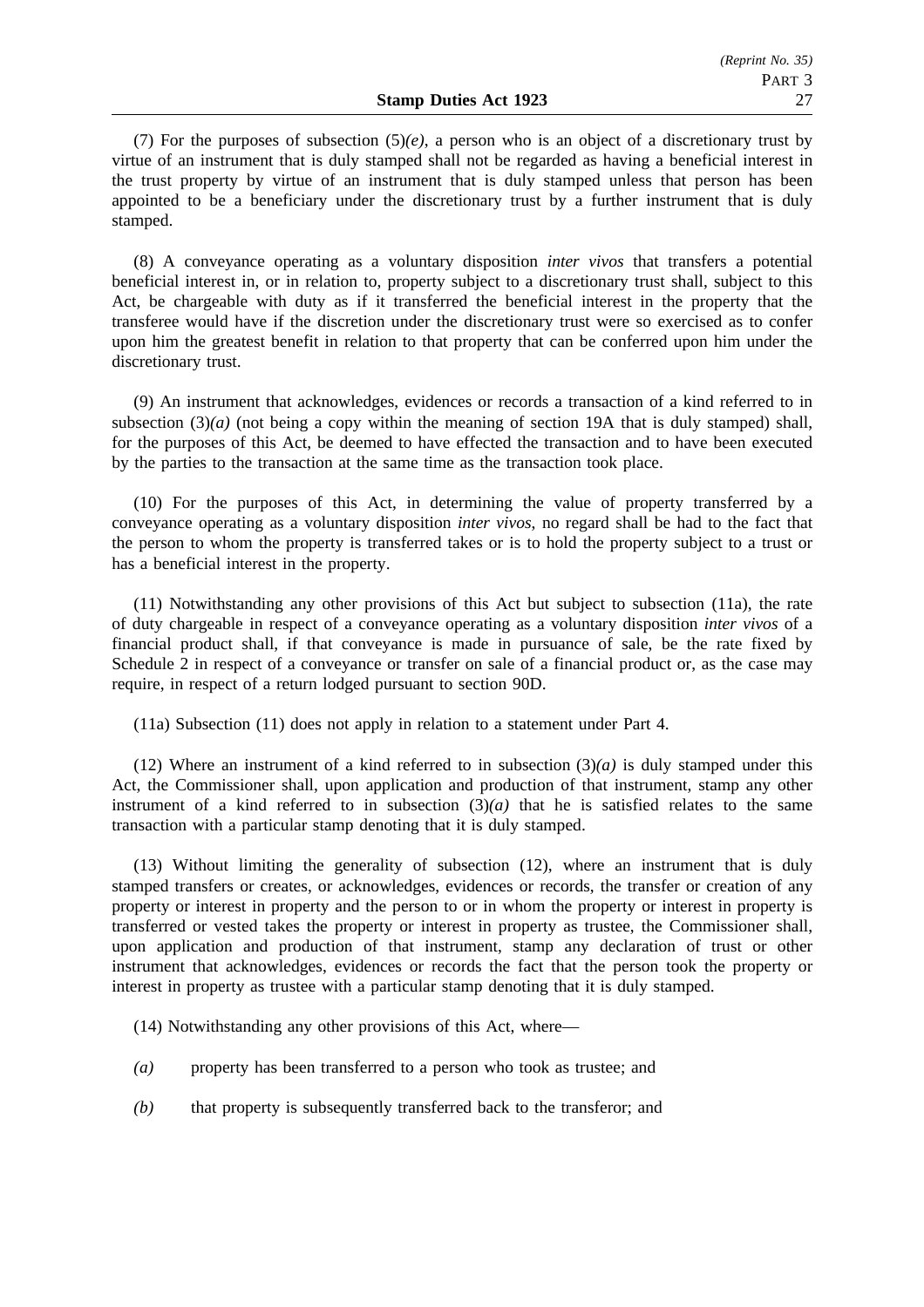(7) For the purposes of subsection (5)*(e)*, a person who is an object of a discretionary trust by virtue of an instrument that is duly stamped shall not be regarded as having a beneficial interest in the trust property by virtue of an instrument that is duly stamped unless that person has been appointed to be a beneficiary under the discretionary trust by a further instrument that is duly stamped.

(8) A conveyance operating as a voluntary disposition *inter vivos* that transfers a potential beneficial interest in, or in relation to, property subject to a discretionary trust shall, subject to this Act, be chargeable with duty as if it transferred the beneficial interest in the property that the transferee would have if the discretion under the discretionary trust were so exercised as to confer upon him the greatest benefit in relation to that property that can be conferred upon him under the discretionary trust.

(9) An instrument that acknowledges, evidences or records a transaction of a kind referred to in subsection (3)*(a)* (not being a copy within the meaning of section 19A that is duly stamped) shall, for the purposes of this Act, be deemed to have effected the transaction and to have been executed by the parties to the transaction at the same time as the transaction took place.

(10) For the purposes of this Act, in determining the value of property transferred by a conveyance operating as a voluntary disposition *inter vivos*, no regard shall be had to the fact that the person to whom the property is transferred takes or is to hold the property subject to a trust or has a beneficial interest in the property.

(11) Notwithstanding any other provisions of this Act but subject to subsection (11a), the rate of duty chargeable in respect of a conveyance operating as a voluntary disposition *inter vivos* of a financial product shall, if that conveyance is made in pursuance of sale, be the rate fixed by Schedule 2 in respect of a conveyance or transfer on sale of a financial product or, as the case may require, in respect of a return lodged pursuant to section 90D.

(11a) Subsection (11) does not apply in relation to a statement under Part 4.

(12) Where an instrument of a kind referred to in subsection (3)*(a)* is duly stamped under this Act, the Commissioner shall, upon application and production of that instrument, stamp any other instrument of a kind referred to in subsection (3)*(a)* that he is satisfied relates to the same transaction with a particular stamp denoting that it is duly stamped.

(13) Without limiting the generality of subsection (12), where an instrument that is duly stamped transfers or creates, or acknowledges, evidences or records, the transfer or creation of any property or interest in property and the person to or in whom the property or interest in property is transferred or vested takes the property or interest in property as trustee, the Commissioner shall, upon application and production of that instrument, stamp any declaration of trust or other instrument that acknowledges, evidences or records the fact that the person took the property or interest in property as trustee with a particular stamp denoting that it is duly stamped.

(14) Notwithstanding any other provisions of this Act, where—

*(a)* property has been transferred to a person who took as trustee; and

*(b)* that property is subsequently transferred back to the transferor; and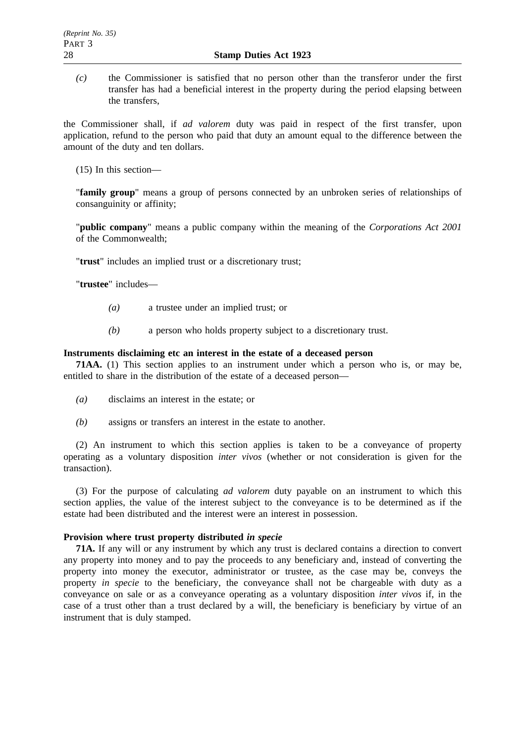*(c)* the Commissioner is satisfied that no person other than the transferor under the first transfer has had a beneficial interest in the property during the period elapsing between the transfers,

the Commissioner shall, if *ad valorem* duty was paid in respect of the first transfer, upon application, refund to the person who paid that duty an amount equal to the difference between the amount of the duty and ten dollars.

(15) In this section—

"**family group**" means a group of persons connected by an unbroken series of relationships of consanguinity or affinity;

"**public company**" means a public company within the meaning of the *Corporations Act 2001* of the Commonwealth;

"**trust**" includes an implied trust or a discretionary trust;

"**trustee**" includes—

*(a)* a trustee under an implied trust; or

*(b)* a person who holds property subject to a discretionary trust.

**Instruments disclaiming etc an interest in the estate of a deceased person**

**71AA.** (1) This section applies to an instrument under which a person who is, or may be, entitled to share in the distribution of the estate of a deceased person—

*(a)* disclaims an interest in the estate; or

*(b)* assigns or transfers an interest in the estate to another.

(2) An instrument to which this section applies is taken to be a conveyance of property operating as a voluntary disposition *inter vivos* (whether or not consideration is given for the transaction).

(3) For the purpose of calculating *ad valorem* duty payable on an instrument to which this section applies, the value of the interest subject to the conveyance is to be determined as if the estate had been distributed and the interest were an interest in possession.

**Provision where trust property distributed *in specie***

**71A.** If any will or any instrument by which any trust is declared contains a direction to convert any property into money and to pay the proceeds to any beneficiary and, instead of converting the property into money the executor, administrator or trustee, as the case may be, conveys the property *in specie* to the beneficiary, the conveyance shall not be chargeable with duty as a conveyance on sale or as a conveyance operating as a voluntary disposition *inter vivos* if, in the case of a trust other than a trust declared by a will, the beneficiary is beneficiary by virtue of an instrument that is duly stamped.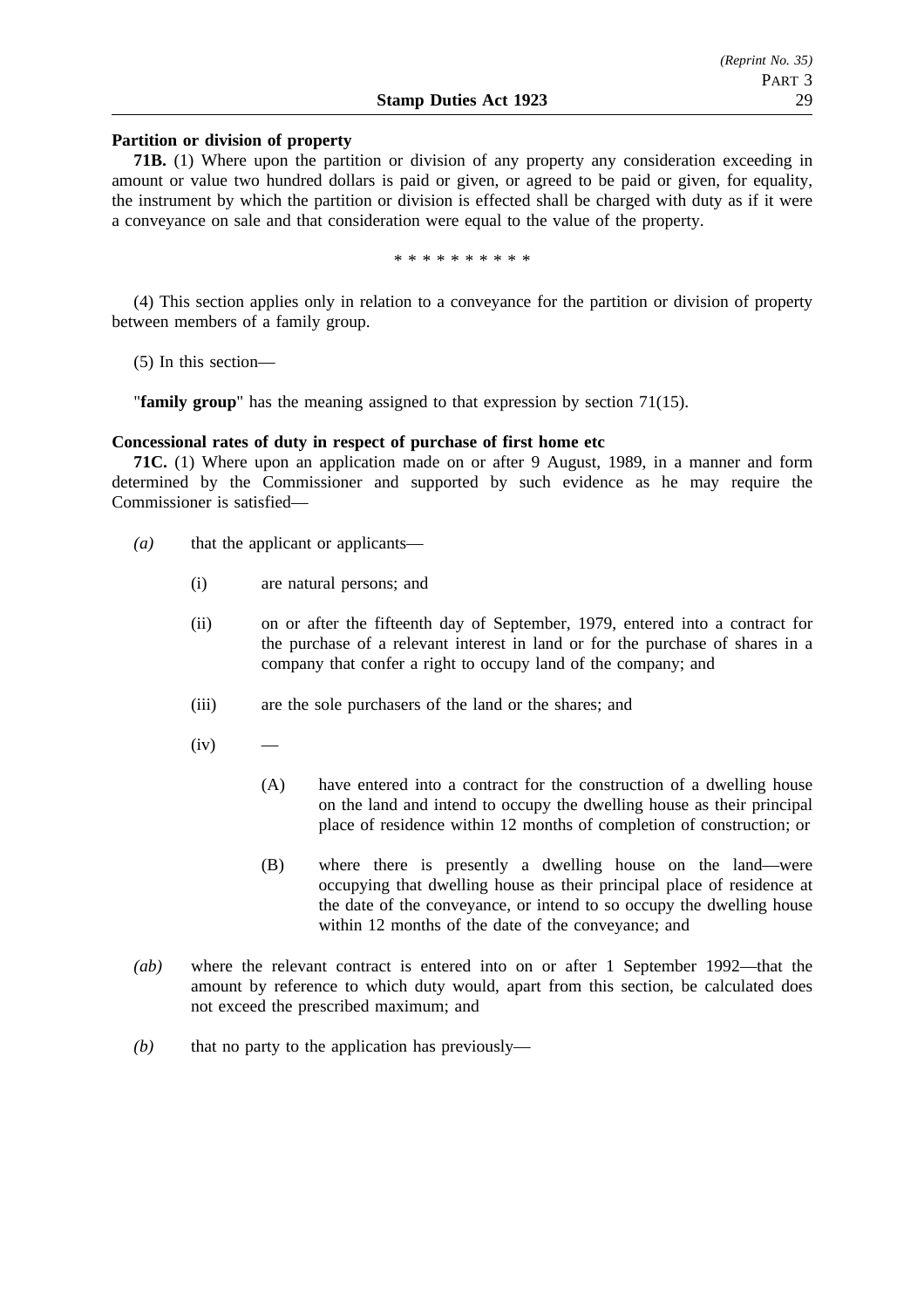**Partition or division of property**

**71B.** (1) Where upon the partition or division of any property any consideration exceeding in amount or value two hundred dollars is paid or given, or agreed to be paid or given, for equality, the instrument by which the partition or division is effected shall be charged with duty as if it were a conveyance on sale and that consideration were equal to the value of the property.

\* \* \* \* \* \* \* \* \* \*

(4) This section applies only in relation to a conveyance for the partition or division of property between members of a family group.

(5) In this section—

"**family group**" has the meaning assigned to that expression by section 71(15).

**Concessional rates of duty in respect of purchase of first home etc**

**71C.** (1) Where upon an application made on or after 9 August, 1989, in a manner and form determined by the Commissioner and supported by such evidence as he may require the Commissioner is satisfied—

*(a)* that the applicant or applicants—

(i) are natural persons; and

(ii) on or after the fifteenth day of September, 1979, entered into a contract for the purchase of a relevant interest in land or for the purchase of shares in a company that confer a right to occupy land of the company; and

(iii) are the sole purchasers of the land or the shares; and

(iv) —

(A) have entered into a contract for the construction of a dwelling house on the land and intend to occupy the dwelling house as their principal place of residence within 12 months of completion of construction; or

(B) where there is presently a dwelling house on the land—were occupying that dwelling house as their principal place of residence at the date of the conveyance, or intend to so occupy the dwelling house within 12 months of the date of the conveyance; and

*(ab)* where the relevant contract is entered into on or after 1 September 1992—that the amount by reference to which duty would, apart from this section, be calculated does not exceed the prescribed maximum; and

*(b)* that no party to the application has previously—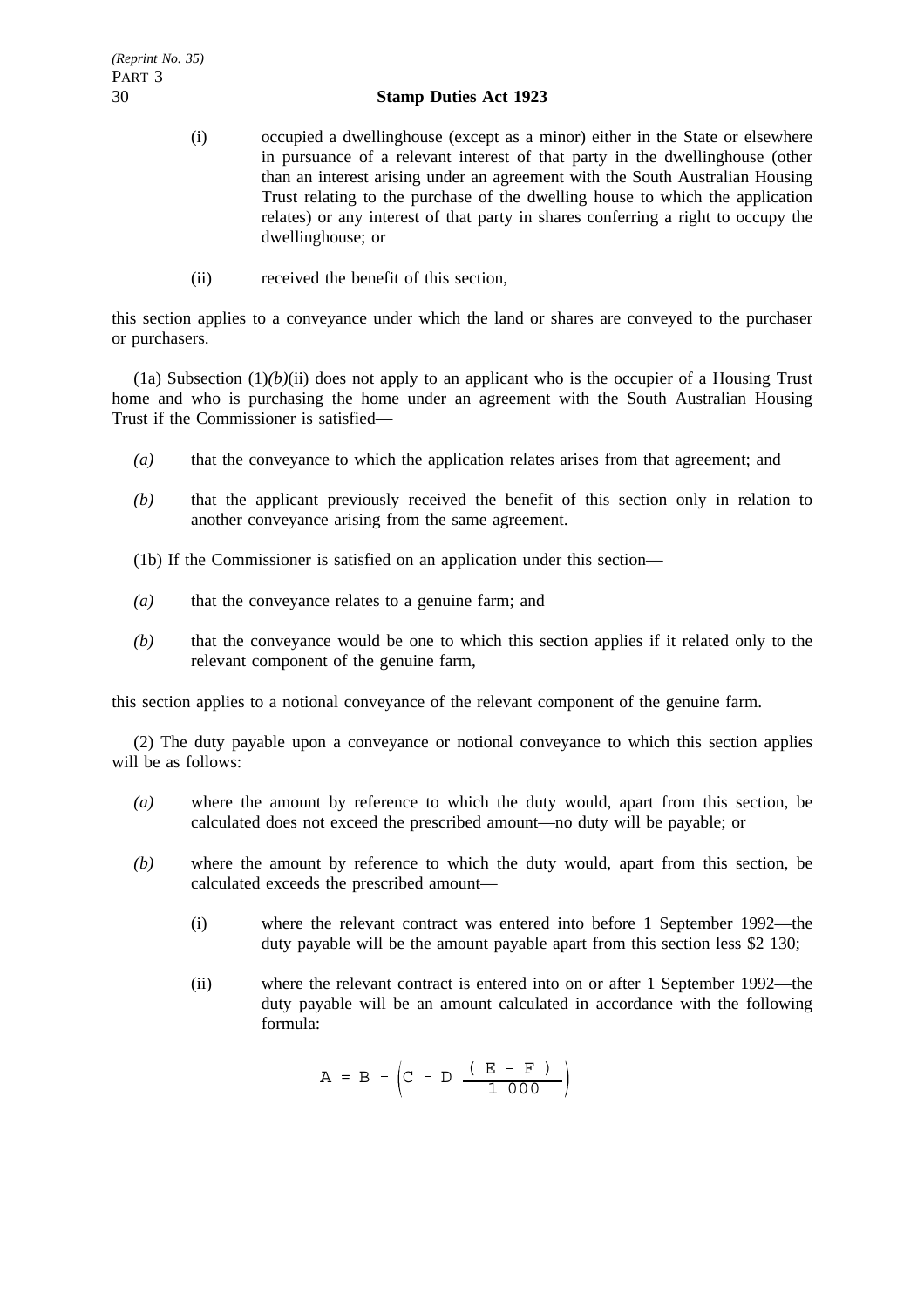(i) occupied a dwellinghouse (except as a minor) either in the State or elsewhere in pursuance of a relevant interest of that party in the dwellinghouse (other than an interest arising under an agreement with the South Australian Housing Trust relating to the purchase of the dwelling house to which the application relates) or any interest of that party in shares conferring a right to occupy the dwellinghouse; or

(ii) received the benefit of this section,

this section applies to a conveyance under which the land or shares are conveyed to the purchaser or purchasers.

(1a) Subsection (1)*(b)*(ii) does not apply to an applicant who is the occupier of a Housing Trust home and who is purchasing the home under an agreement with the South Australian Housing Trust if the Commissioner is satisfied—

*(a)* that the conveyance to which the application relates arises from that agreement; and

*(b)* that the applicant previously received the benefit of this section only in relation to another conveyance arising from the same agreement.

(1b) If the Commissioner is satisfied on an application under this section—

*(a)* that the conveyance relates to a genuine farm; and

*(b)* that the conveyance would be one to which this section applies if it related only to the relevant component of the genuine farm,

this section applies to a notional conveyance of the relevant component of the genuine farm.

(2) The duty payable upon a conveyance or notional conveyance to which this section applies will be as follows:

*(a)* where the amount by reference to which the duty would, apart from this section, be calculated does not exceed the prescribed amount—no duty will be payable; or

*(b)* where the amount by reference to which the duty would, apart from this section, be calculated exceeds the prescribed amount—

(i) where the relevant contract was entered into before 1 September 1992—the duty payable will be the amount payable apart from this section less $2 130;

(ii) where the relevant contract is entered into on or after 1 September 1992—the duty payable will be an amount calculated in accordance with the following formula:

$$A = B - \left(C - D\ \frac{(E - F)}{1\ 000}\right)$$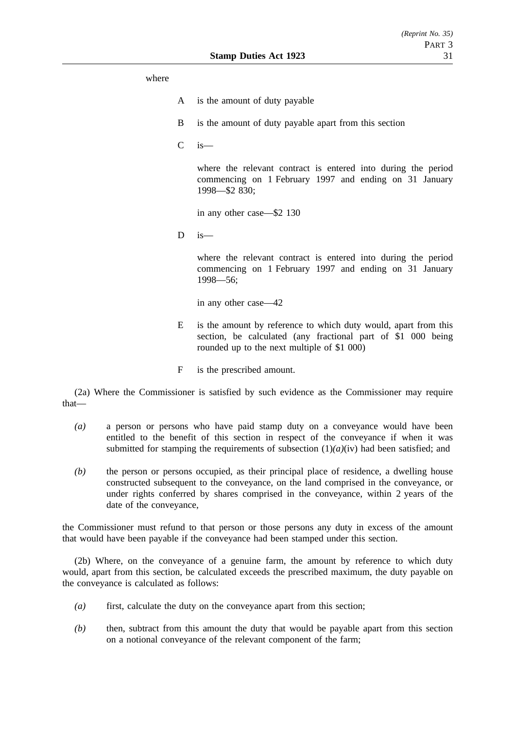where

A is the amount of duty payable

B is the amount of duty payable apart from this section

C is—

where the relevant contract is entered into during the period commencing on 1 February 1997 and ending on 31 January 1998—$2 830;

in any other case—$2 130

D is—

where the relevant contract is entered into during the period commencing on 1 February 1997 and ending on 31 January 1998—56;

in any other case—42

E is the amount by reference to which duty would, apart from this section, be calculated (any fractional part of $1 000 being rounded up to the next multiple of $1 000)

F is the prescribed amount.

(2a) Where the Commissioner is satisfied by such evidence as the Commissioner may require that—

*(a)* a person or persons who have paid stamp duty on a conveyance would have been entitled to the benefit of this section in respect of the conveyance if when it was submitted for stamping the requirements of subsection (1)*(a)*(iv) had been satisfied; and

*(b)* the person or persons occupied, as their principal place of residence, a dwelling house constructed subsequent to the conveyance, on the land comprised in the conveyance, or under rights conferred by shares comprised in the conveyance, within 2 years of the date of the conveyance,

the Commissioner must refund to that person or those persons any duty in excess of the amount that would have been payable if the conveyance had been stamped under this section.

(2b) Where, on the conveyance of a genuine farm, the amount by reference to which duty would, apart from this section, be calculated exceeds the prescribed maximum, the duty payable on the conveyance is calculated as follows:

*(a)* first, calculate the duty on the conveyance apart from this section;

*(b)* then, subtract from this amount the duty that would be payable apart from this section on a notional conveyance of the relevant component of the farm;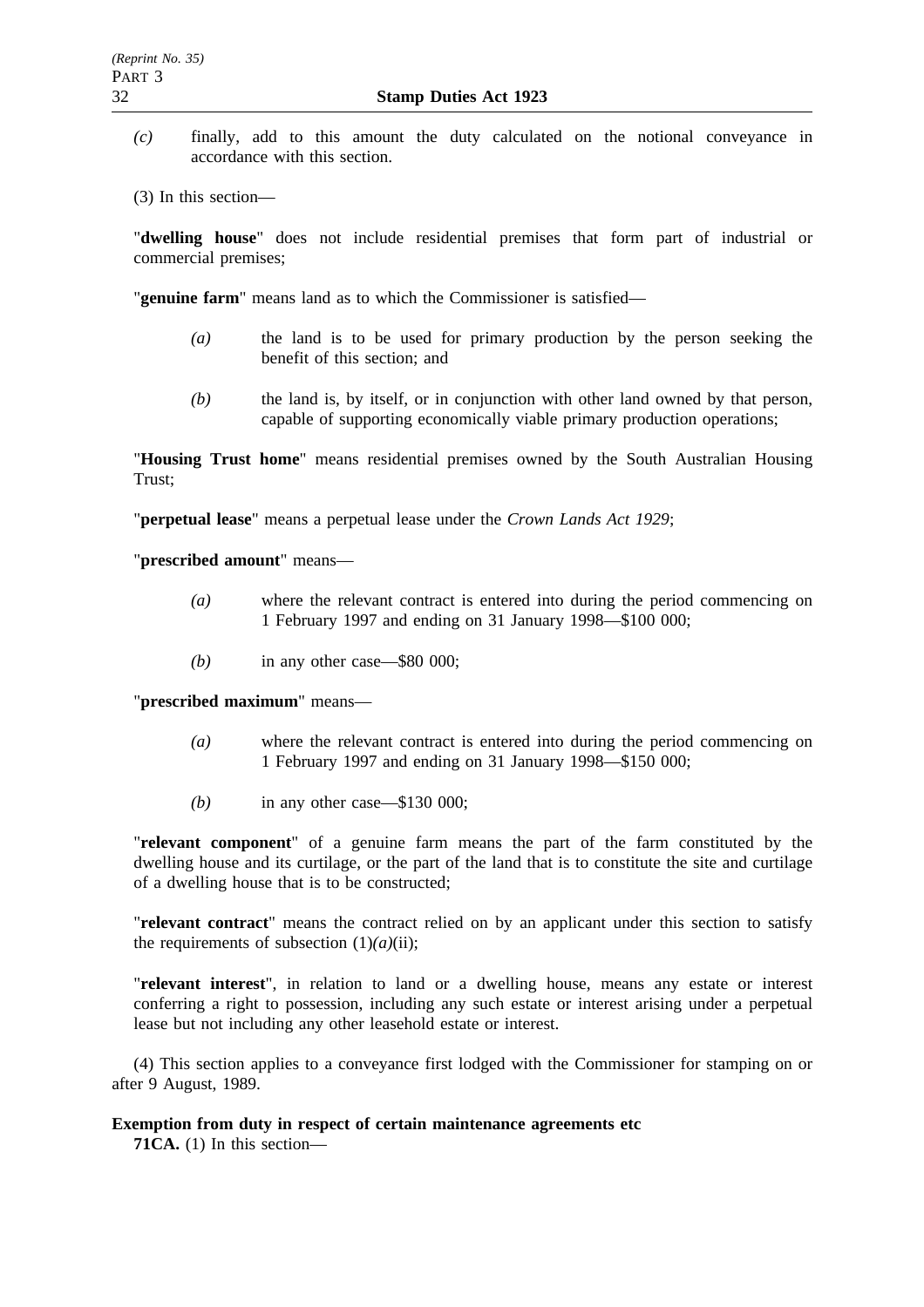*(c)* finally, add to this amount the duty calculated on the notional conveyance in accordance with this section.

(3) In this section—

"**dwelling house**" does not include residential premises that form part of industrial or commercial premises;

"**genuine farm**" means land as to which the Commissioner is satisfied—

*(a)* the land is to be used for primary production by the person seeking the benefit of this section; and

*(b)* the land is, by itself, or in conjunction with other land owned by that person, capable of supporting economically viable primary production operations;

"**Housing Trust home**" means residential premises owned by the South Australian Housing Trust;

"**perpetual lease**" means a perpetual lease under the *Crown Lands Act 1929*;

"**prescribed amount**" means—

*(a)* where the relevant contract is entered into during the period commencing on 1 February 1997 and ending on 31 January 1998—$100 000;

*(b)* in any other case—$80 000;

"**prescribed maximum**" means—

*(a)* where the relevant contract is entered into during the period commencing on 1 February 1997 and ending on 31 January 1998—$150 000;

*(b)* in any other case—$130 000;

"**relevant component**" of a genuine farm means the part of the farm constituted by the dwelling house and its curtilage, or the part of the land that is to constitute the site and curtilage of a dwelling house that is to be constructed;

"**relevant contract**" means the contract relied on by an applicant under this section to satisfy the requirements of subsection (1)*(a)*(ii);

"**relevant interest**", in relation to land or a dwelling house, means any estate or interest conferring a right to possession, including any such estate or interest arising under a perpetual lease but not including any other leasehold estate or interest.

(4) This section applies to a conveyance first lodged with the Commissioner for stamping on or after 9 August, 1989.

**Exemption from duty in respect of certain maintenance agreements etc**

**71CA.** (1) In this section—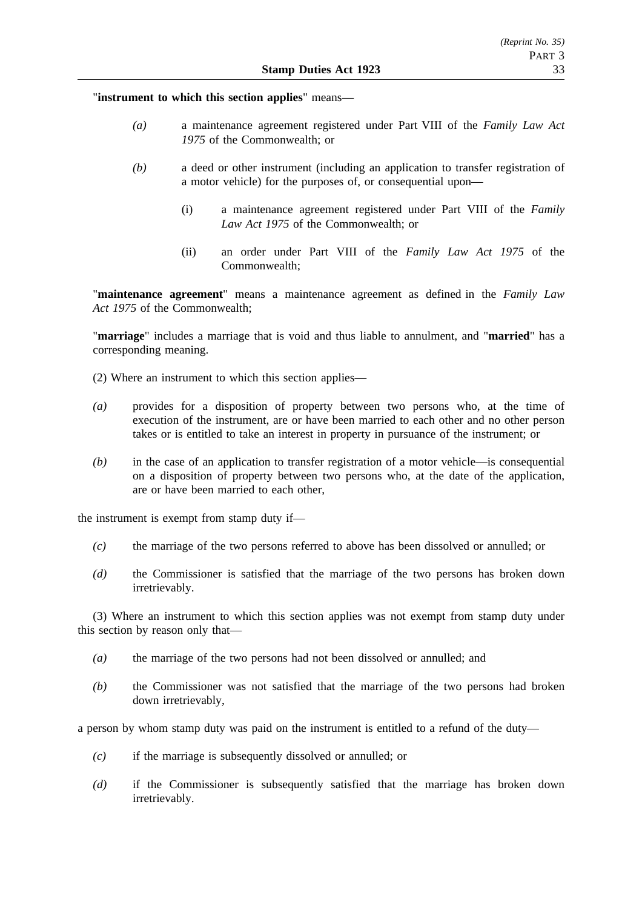"**instrument to which this section applies**" means—

*(a)* a maintenance agreement registered under Part VIII of the *Family Law Act 1975* of the Commonwealth; or

*(b)* a deed or other instrument (including an application to transfer registration of a motor vehicle) for the purposes of, or consequential upon—

(i) a maintenance agreement registered under Part VIII of the *Family Law Act 1975* of the Commonwealth; or

(ii) an order under Part VIII of the *Family Law Act 1975* of the Commonwealth;

"**maintenance agreement**" means a maintenance agreement as defined in the *Family Law Act 1975* of the Commonwealth;

"**marriage**" includes a marriage that is void and thus liable to annulment, and "**married**" has a corresponding meaning.

(2) Where an instrument to which this section applies—

*(a)* provides for a disposition of property between two persons who, at the time of execution of the instrument, are or have been married to each other and no other person takes or is entitled to take an interest in property in pursuance of the instrument; or

*(b)* in the case of an application to transfer registration of a motor vehicle—is consequential on a disposition of property between two persons who, at the date of the application, are or have been married to each other,

the instrument is exempt from stamp duty if—

*(c)* the marriage of the two persons referred to above has been dissolved or annulled; or

*(d)* the Commissioner is satisfied that the marriage of the two persons has broken down irretrievably.

(3) Where an instrument to which this section applies was not exempt from stamp duty under this section by reason only that—

*(a)* the marriage of the two persons had not been dissolved or annulled; and

*(b)* the Commissioner was not satisfied that the marriage of the two persons had broken down irretrievably,

a person by whom stamp duty was paid on the instrument is entitled to a refund of the duty—

*(c)* if the marriage is subsequently dissolved or annulled; or

*(d)* if the Commissioner is subsequently satisfied that the marriage has broken down irretrievably.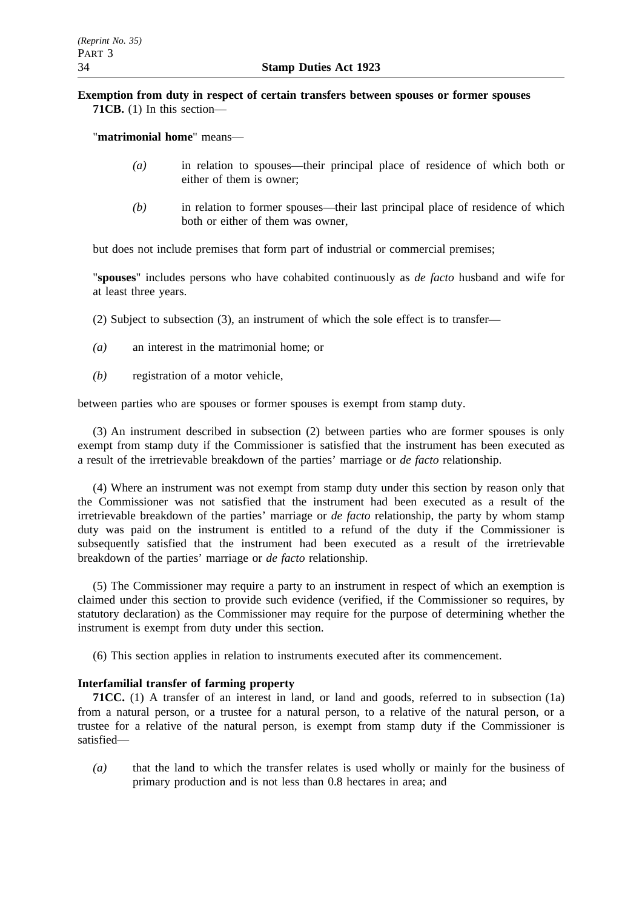**Exemption from duty in respect of certain transfers between spouses or former spouses**

**71CB.** (1) In this section—

"**matrimonial home**" means—

*(a)* in relation to spouses—their principal place of residence of which both or either of them is owner;

*(b)* in relation to former spouses—their last principal place of residence of which both or either of them was owner,

but does not include premises that form part of industrial or commercial premises;

"**spouses**" includes persons who have cohabited continuously as *de facto* husband and wife for at least three years.

(2) Subject to subsection (3), an instrument of which the sole effect is to transfer—

*(a)* an interest in the matrimonial home; or

*(b)* registration of a motor vehicle,

between parties who are spouses or former spouses is exempt from stamp duty.

(3) An instrument described in subsection (2) between parties who are former spouses is only exempt from stamp duty if the Commissioner is satisfied that the instrument has been executed as a result of the irretrievable breakdown of the parties' marriage or *de facto* relationship.

(4) Where an instrument was not exempt from stamp duty under this section by reason only that the Commissioner was not satisfied that the instrument had been executed as a result of the irretrievable breakdown of the parties' marriage or *de facto* relationship, the party by whom stamp duty was paid on the instrument is entitled to a refund of the duty if the Commissioner is subsequently satisfied that the instrument had been executed as a result of the irretrievable breakdown of the parties' marriage or *de facto* relationship.

(5) The Commissioner may require a party to an instrument in respect of which an exemption is claimed under this section to provide such evidence (verified, if the Commissioner so requires, by statutory declaration) as the Commissioner may require for the purpose of determining whether the instrument is exempt from duty under this section.

(6) This section applies in relation to instruments executed after its commencement.

**Interfamilial transfer of farming property**

**71CC.** (1) A transfer of an interest in land, or land and goods, referred to in subsection (1a) from a natural person, or a trustee for a natural person, to a relative of the natural person, or a trustee for a relative of the natural person, is exempt from stamp duty if the Commissioner is satisfied—

*(a)* that the land to which the transfer relates is used wholly or mainly for the business of primary production and is not less than 0.8 hectares in area; and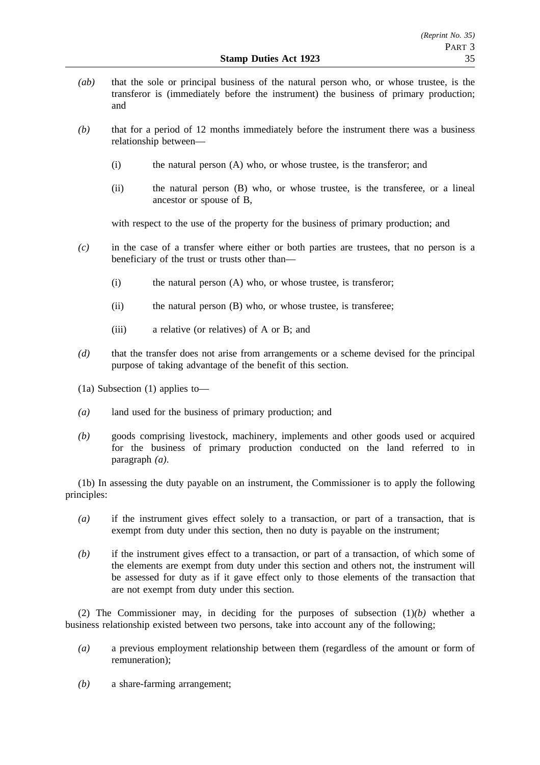*(ab)* that the sole or principal business of the natural person who, or whose trustee, is the transferor is (immediately before the instrument) the business of primary production; and

*(b)* that for a period of 12 months immediately before the instrument there was a business relationship between—

(i) the natural person (A) who, or whose trustee, is the transferor; and

(ii) the natural person (B) who, or whose trustee, is the transferee, or a lineal ancestor or spouse of B,

with respect to the use of the property for the business of primary production; and

*(c)* in the case of a transfer where either or both parties are trustees, that no person is a beneficiary of the trust or trusts other than—

(i) the natural person (A) who, or whose trustee, is transferor;

(ii) the natural person (B) who, or whose trustee, is transferee;

(iii) a relative (or relatives) of A or B; and

*(d)* that the transfer does not arise from arrangements or a scheme devised for the principal purpose of taking advantage of the benefit of this section.

(1a) Subsection (1) applies to—

*(a)* land used for the business of primary production; and

*(b)* goods comprising livestock, machinery, implements and other goods used or acquired for the business of primary production conducted on the land referred to in paragraph *(a)*.

(1b) In assessing the duty payable on an instrument, the Commissioner is to apply the following principles:

*(a)* if the instrument gives effect solely to a transaction, or part of a transaction, that is exempt from duty under this section, then no duty is payable on the instrument;

*(b)* if the instrument gives effect to a transaction, or part of a transaction, of which some of the elements are exempt from duty under this section and others not, the instrument will be assessed for duty as if it gave effect only to those elements of the transaction that are not exempt from duty under this section.

(2) The Commissioner may, in deciding for the purposes of subsection (1)*(b)* whether a business relationship existed between two persons, take into account any of the following;

*(a)* a previous employment relationship between them (regardless of the amount or form of remuneration);

*(b)* a share-farming arrangement;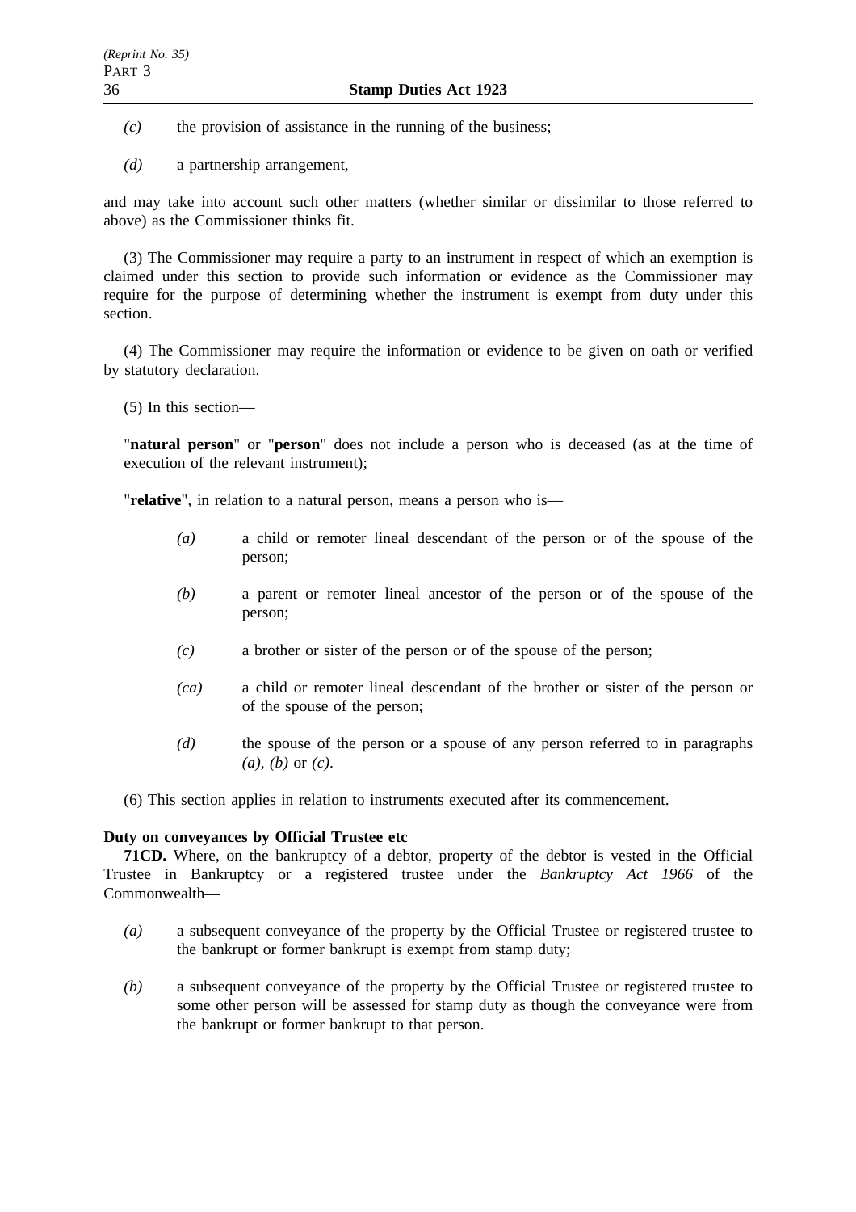*(c)* the provision of assistance in the running of the business;

*(d)* a partnership arrangement,

and may take into account such other matters (whether similar or dissimilar to those referred to above) as the Commissioner thinks fit.

(3) The Commissioner may require a party to an instrument in respect of which an exemption is claimed under this section to provide such information or evidence as the Commissioner may require for the purpose of determining whether the instrument is exempt from duty under this section.

(4) The Commissioner may require the information or evidence to be given on oath or verified by statutory declaration.

(5) In this section—

"**natural person**" or "**person**" does not include a person who is deceased (as at the time of execution of the relevant instrument);

"**relative**", in relation to a natural person, means a person who is—

*(a)* a child or remoter lineal descendant of the person or of the spouse of the person;

*(b)* a parent or remoter lineal ancestor of the person or of the spouse of the person;

*(c)* a brother or sister of the person or of the spouse of the person;

*(ca)* a child or remoter lineal descendant of the brother or sister of the person or of the spouse of the person;

*(d)* the spouse of the person or a spouse of any person referred to in paragraphs *(a)*, *(b)* or *(c)*.

(6) This section applies in relation to instruments executed after its commencement.

**Duty on conveyances by Official Trustee etc**

**71CD.** Where, on the bankruptcy of a debtor, property of the debtor is vested in the Official Trustee in Bankruptcy or a registered trustee under the *Bankruptcy Act 1966* of the Commonwealth—

*(a)* a subsequent conveyance of the property by the Official Trustee or registered trustee to the bankrupt or former bankrupt is exempt from stamp duty;

*(b)* a subsequent conveyance of the property by the Official Trustee or registered trustee to some other person will be assessed for stamp duty as though the conveyance were from the bankrupt or former bankrupt to that person.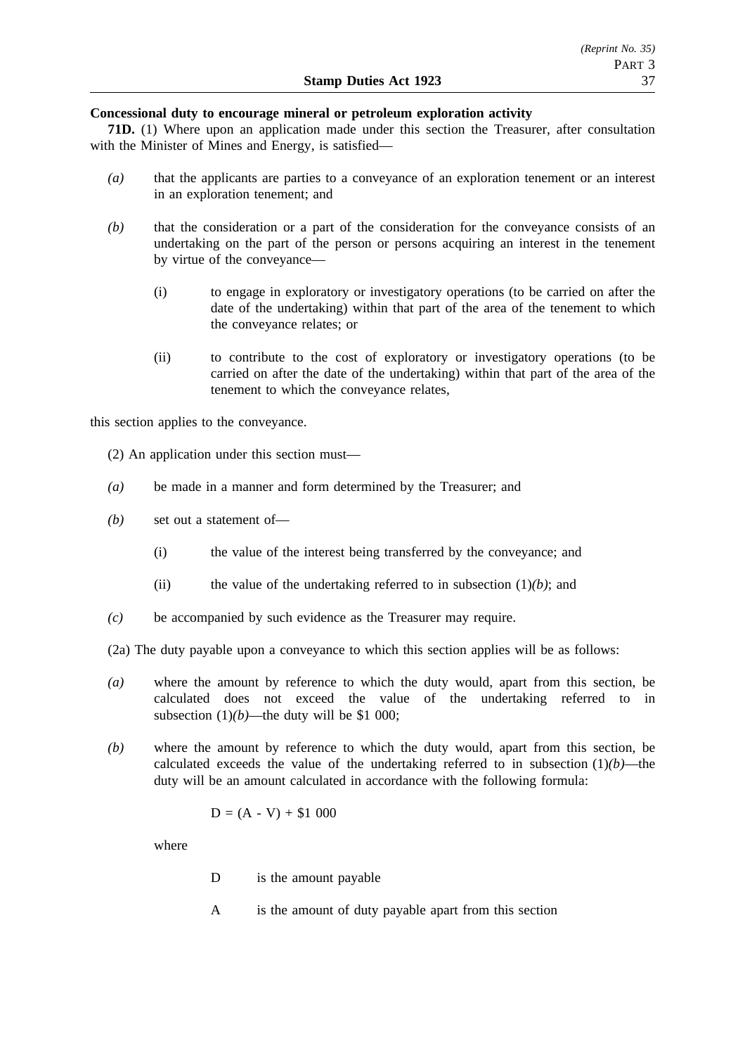**Concessional duty to encourage mineral or petroleum exploration activity**

**71D.** (1) Where upon an application made under this section the Treasurer, after consultation with the Minister of Mines and Energy, is satisfied—

*(a)* that the applicants are parties to a conveyance of an exploration tenement or an interest in an exploration tenement; and

*(b)* that the consideration or a part of the consideration for the conveyance consists of an undertaking on the part of the person or persons acquiring an interest in the tenement by virtue of the conveyance—

(i) to engage in exploratory or investigatory operations (to be carried on after the date of the undertaking) within that part of the area of the tenement to which the conveyance relates; or

(ii) to contribute to the cost of exploratory or investigatory operations (to be carried on after the date of the undertaking) within that part of the area of the tenement to which the conveyance relates,

this section applies to the conveyance.

(2) An application under this section must—

*(a)* be made in a manner and form determined by the Treasurer; and

*(b)* set out a statement of—

(i) the value of the interest being transferred by the conveyance; and

(ii) the value of the undertaking referred to in subsection (1)*(b)*; and

*(c)* be accompanied by such evidence as the Treasurer may require.

(2a) The duty payable upon a conveyance to which this section applies will be as follows:

*(a)* where the amount by reference to which the duty would, apart from this section, be calculated does not exceed the value of the undertaking referred to in subsection (1)*(b)*—the duty will be $1 000;

*(b)* where the amount by reference to which the duty would, apart from this section, be calculated exceeds the value of the undertaking referred to in subsection (1)*(b)*—the duty will be an amount calculated in accordance with the following formula:

$$D = (A - V) + \$1\ 000$$

where

D is the amount payable

A is the amount of duty payable apart from this section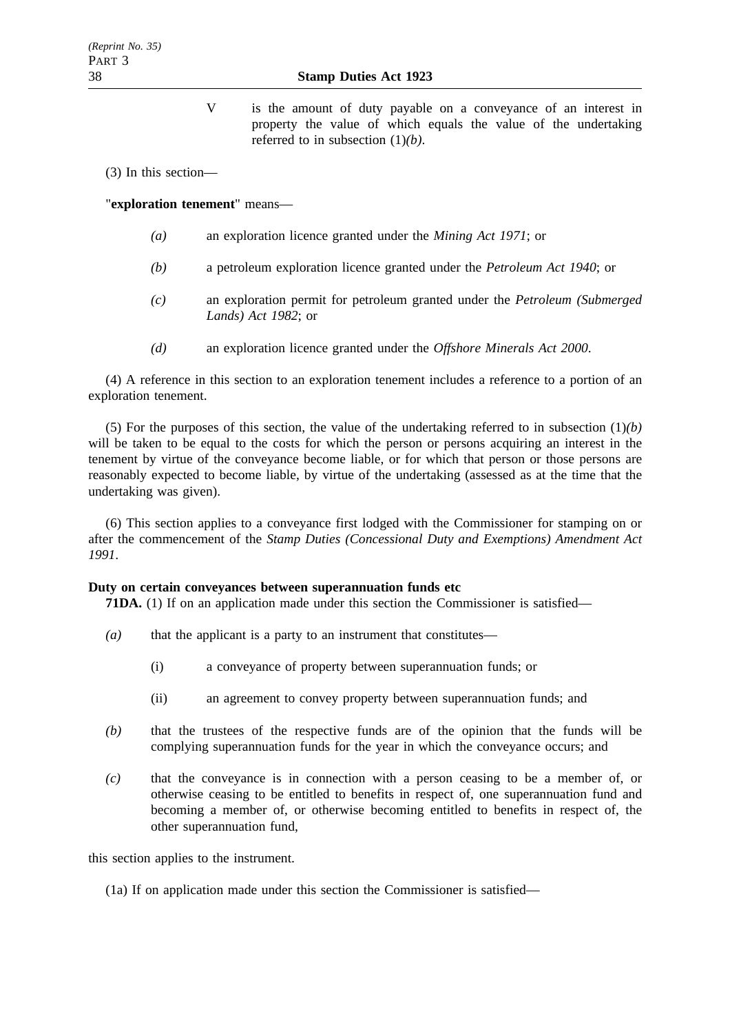V is the amount of duty payable on a conveyance of an interest in property the value of which equals the value of the undertaking referred to in subsection (1)*(b)*.

(3) In this section—

"**exploration tenement**" means—

*(a)* an exploration licence granted under the *Mining Act 1971*; or

*(b)* a petroleum exploration licence granted under the *Petroleum Act 1940*; or

*(c)* an exploration permit for petroleum granted under the *Petroleum (Submerged Lands) Act 1982*; or

*(d)* an exploration licence granted under the *Offshore Minerals Act 2000*.

(4) A reference in this section to an exploration tenement includes a reference to a portion of an exploration tenement.

(5) For the purposes of this section, the value of the undertaking referred to in subsection (1)*(b)* will be taken to be equal to the costs for which the person or persons acquiring an interest in the tenement by virtue of the conveyance become liable, or for which that person or those persons are reasonably expected to become liable, by virtue of the undertaking (assessed as at the time that the undertaking was given).

(6) This section applies to a conveyance first lodged with the Commissioner for stamping on or after the commencement of the *Stamp Duties (Concessional Duty and Exemptions) Amendment Act 1991*.

**Duty on certain conveyances between superannuation funds etc**

**71DA.** (1) If on an application made under this section the Commissioner is satisfied—

*(a)* that the applicant is a party to an instrument that constitutes—

(i) a conveyance of property between superannuation funds; or

(ii) an agreement to convey property between superannuation funds; and

*(b)* that the trustees of the respective funds are of the opinion that the funds will be complying superannuation funds for the year in which the conveyance occurs; and

*(c)* that the conveyance is in connection with a person ceasing to be a member of, or otherwise ceasing to be entitled to benefits in respect of, one superannuation fund and becoming a member of, or otherwise becoming entitled to benefits in respect of, the other superannuation fund,

this section applies to the instrument.

(1a) If on application made under this section the Commissioner is satisfied—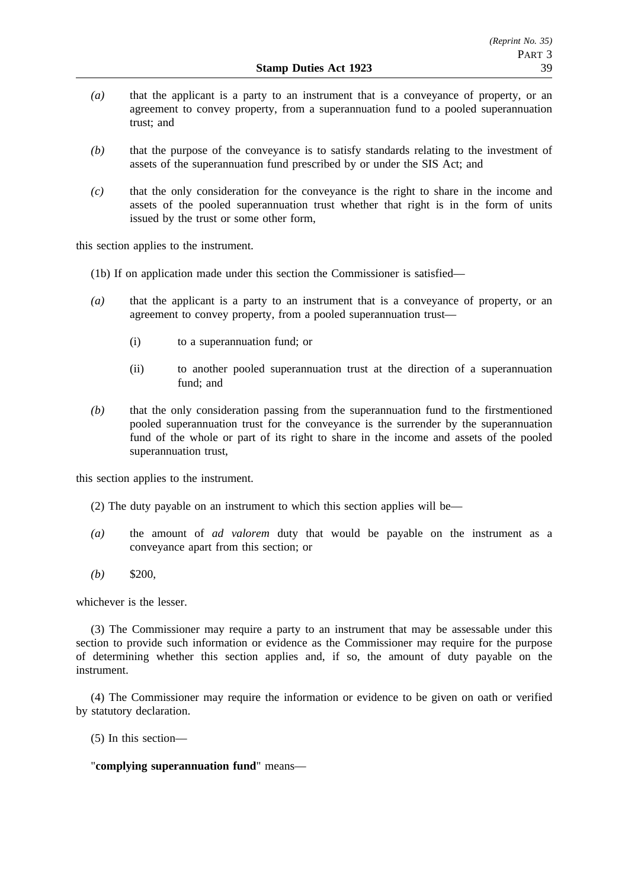*(a)* that the applicant is a party to an instrument that is a conveyance of property, or an agreement to convey property, from a superannuation fund to a pooled superannuation trust; and

*(b)* that the purpose of the conveyance is to satisfy standards relating to the investment of assets of the superannuation fund prescribed by or under the SIS Act; and

*(c)* that the only consideration for the conveyance is the right to share in the income and assets of the pooled superannuation trust whether that right is in the form of units issued by the trust or some other form,

this section applies to the instrument.

(1b) If on application made under this section the Commissioner is satisfied—

*(a)* that the applicant is a party to an instrument that is a conveyance of property, or an agreement to convey property, from a pooled superannuation trust—

(i) to a superannuation fund; or

(ii) to another pooled superannuation trust at the direction of a superannuation fund; and

*(b)* that the only consideration passing from the superannuation fund to the firstmentioned pooled superannuation trust for the conveyance is the surrender by the superannuation fund of the whole or part of its right to share in the income and assets of the pooled superannuation trust,

this section applies to the instrument.

(2) The duty payable on an instrument to which this section applies will be—

*(a)* the amount of *ad valorem* duty that would be payable on the instrument as a conveyance apart from this section; or

*(b)* $200,

whichever is the lesser.

(3) The Commissioner may require a party to an instrument that may be assessable under this section to provide such information or evidence as the Commissioner may require for the purpose of determining whether this section applies and, if so, the amount of duty payable on the instrument.

(4) The Commissioner may require the information or evidence to be given on oath or verified by statutory declaration.

(5) In this section—

"**complying superannuation fund**" means—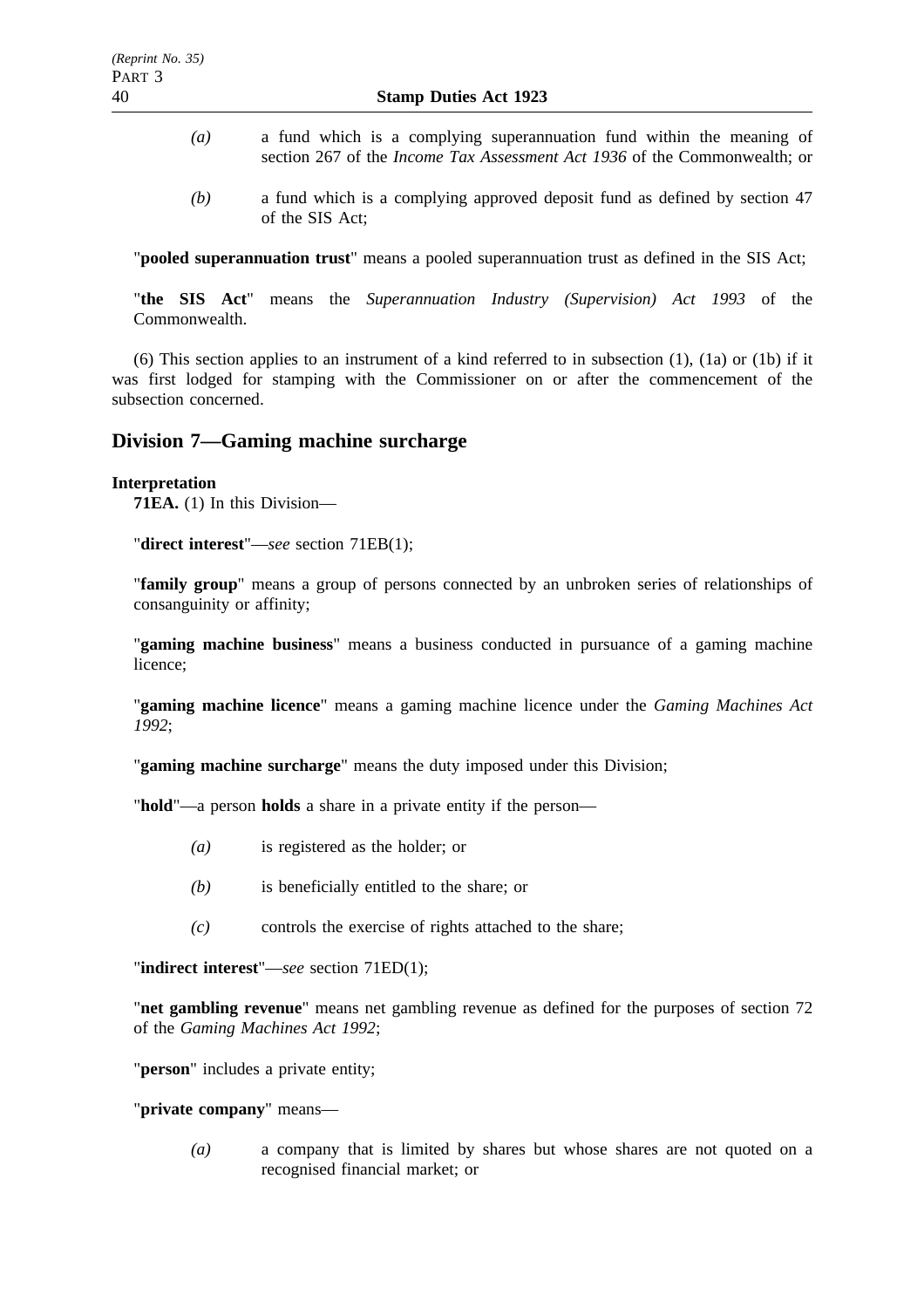*(a)* a fund which is a complying superannuation fund within the meaning of section 267 of the *Income Tax Assessment Act 1936* of the Commonwealth; or

*(b)* a fund which is a complying approved deposit fund as defined by section 47 of the SIS Act;

"**pooled superannuation trust**" means a pooled superannuation trust as defined in the SIS Act;

"**the SIS Act**" means the *Superannuation Industry (Supervision) Act 1993* of the Commonwealth.

(6) This section applies to an instrument of a kind referred to in subsection (1), (1a) or (1b) if it was first lodged for stamping with the Commissioner on or after the commencement of the subsection concerned.

## Division 7—Gaming machine surcharge

**Interpretation**

**71EA.** (1) In this Division—

"**direct interest**"—*see* section 71EB(1);

"**family group**" means a group of persons connected by an unbroken series of relationships of consanguinity or affinity;

"**gaming machine business**" means a business conducted in pursuance of a gaming machine licence;

"**gaming machine licence**" means a gaming machine licence under the *Gaming Machines Act 1992*;

"**gaming machine surcharge**" means the duty imposed under this Division;

"**hold**"—a person **holds** a share in a private entity if the person—

*(a)* is registered as the holder; or

*(b)* is beneficially entitled to the share; or

*(c)* controls the exercise of rights attached to the share;

"**indirect interest**"—*see* section 71ED(1);

"**net gambling revenue**" means net gambling revenue as defined for the purposes of section 72 of the *Gaming Machines Act 1992*;

"**person**" includes a private entity;

"**private company**" means—

*(a)* a company that is limited by shares but whose shares are not quoted on a recognised financial market; or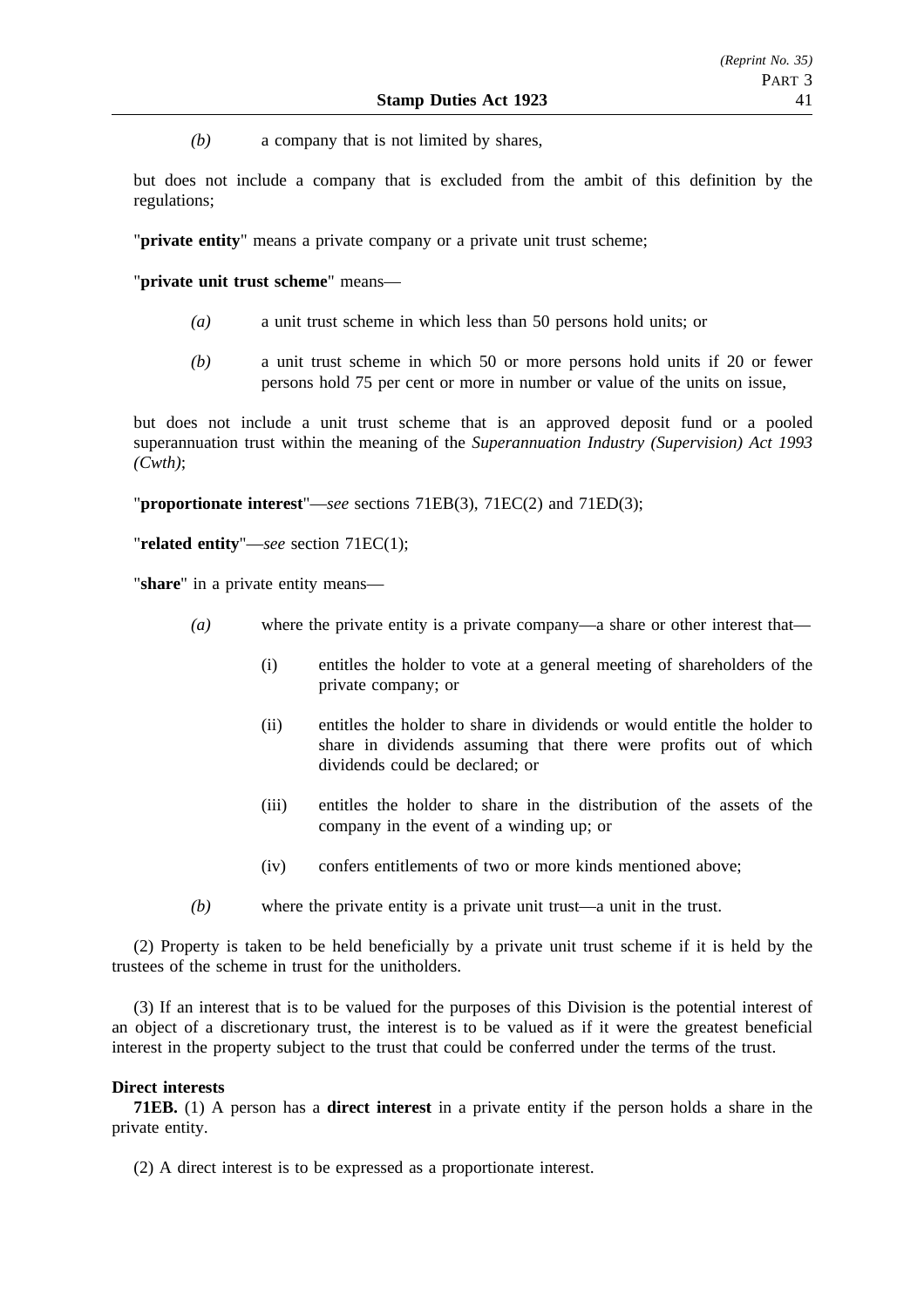*(b)* a company that is not limited by shares,

but does not include a company that is excluded from the ambit of this definition by the regulations;

"**private entity**" means a private company or a private unit trust scheme;

"**private unit trust scheme**" means—

*(a)* a unit trust scheme in which less than 50 persons hold units; or

*(b)* a unit trust scheme in which 50 or more persons hold units if 20 or fewer persons hold 75 per cent or more in number or value of the units on issue,

but does not include a unit trust scheme that is an approved deposit fund or a pooled superannuation trust within the meaning of the *Superannuation Industry (Supervision) Act 1993 (Cwth)*;

"**proportionate interest**"—*see* sections 71EB(3), 71EC(2) and 71ED(3);

"**related entity**"—*see* section 71EC(1);

"**share**" in a private entity means—

*(a)* where the private entity is a private company—a share or other interest that—

(i) entitles the holder to vote at a general meeting of shareholders of the private company; or

(ii) entitles the holder to share in dividends or would entitle the holder to share in dividends assuming that there were profits out of which dividends could be declared; or

(iii) entitles the holder to share in the distribution of the assets of the company in the event of a winding up; or

(iv) confers entitlements of two or more kinds mentioned above;

*(b)* where the private entity is a private unit trust—a unit in the trust.

(2) Property is taken to be held beneficially by a private unit trust scheme if it is held by the trustees of the scheme in trust for the unitholders.

(3) If an interest that is to be valued for the purposes of this Division is the potential interest of an object of a discretionary trust, the interest is to be valued as if it were the greatest beneficial interest in the property subject to the trust that could be conferred under the terms of the trust.

**Direct interests**

**71EB.** (1) A person has a **direct interest** in a private entity if the person holds a share in the private entity.

(2) A direct interest is to be expressed as a proportionate interest.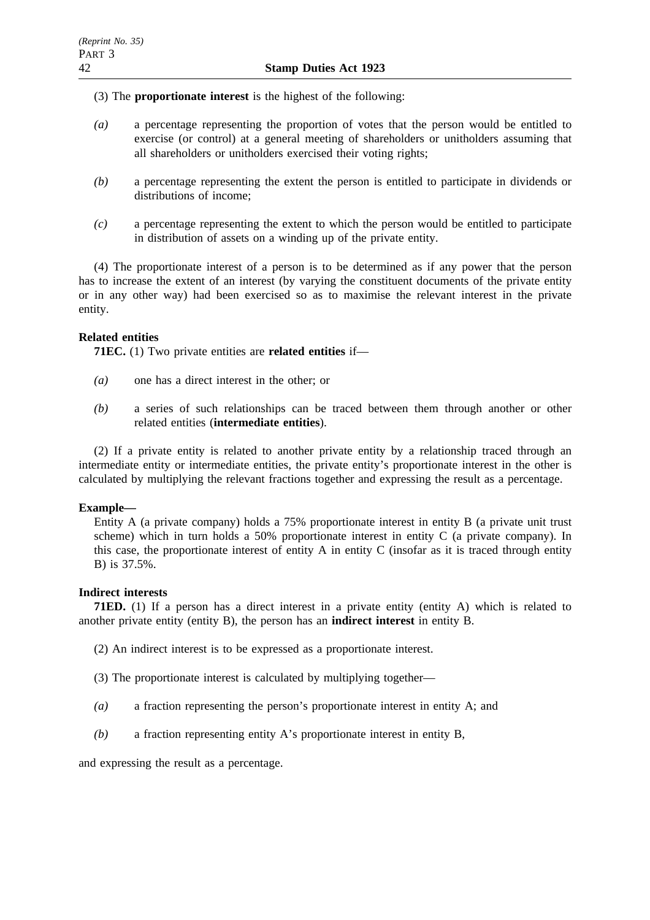(3) The **proportionate interest** is the highest of the following:

*(a)* a percentage representing the proportion of votes that the person would be entitled to exercise (or control) at a general meeting of shareholders or unitholders assuming that all shareholders or unitholders exercised their voting rights;

*(b)* a percentage representing the extent the person is entitled to participate in dividends or distributions of income;

*(c)* a percentage representing the extent to which the person would be entitled to participate in distribution of assets on a winding up of the private entity.

(4) The proportionate interest of a person is to be determined as if any power that the person has to increase the extent of an interest (by varying the constituent documents of the private entity or in any other way) had been exercised so as to maximise the relevant interest in the private entity.

**Related entities**

**71EC.** (1) Two private entities are **related entities** if—

*(a)* one has a direct interest in the other; or

*(b)* a series of such relationships can be traced between them through another or other related entities (**intermediate entities**).

(2) If a private entity is related to another private entity by a relationship traced through an intermediate entity or intermediate entities, the private entity's proportionate interest in the other is calculated by multiplying the relevant fractions together and expressing the result as a percentage.

**Example—**

Entity A (a private company) holds a 75% proportionate interest in entity B (a private unit trust scheme) which in turn holds a 50% proportionate interest in entity C (a private company). In this case, the proportionate interest of entity A in entity C (insofar as it is traced through entity B) is 37.5%.

**Indirect interests**

**71ED.** (1) If a person has a direct interest in a private entity (entity A) which is related to another private entity (entity B), the person has an **indirect interest** in entity B.

(2) An indirect interest is to be expressed as a proportionate interest.

(3) The proportionate interest is calculated by multiplying together—

*(a)* a fraction representing the person's proportionate interest in entity A; and

*(b)* a fraction representing entity A's proportionate interest in entity B,

and expressing the result as a percentage.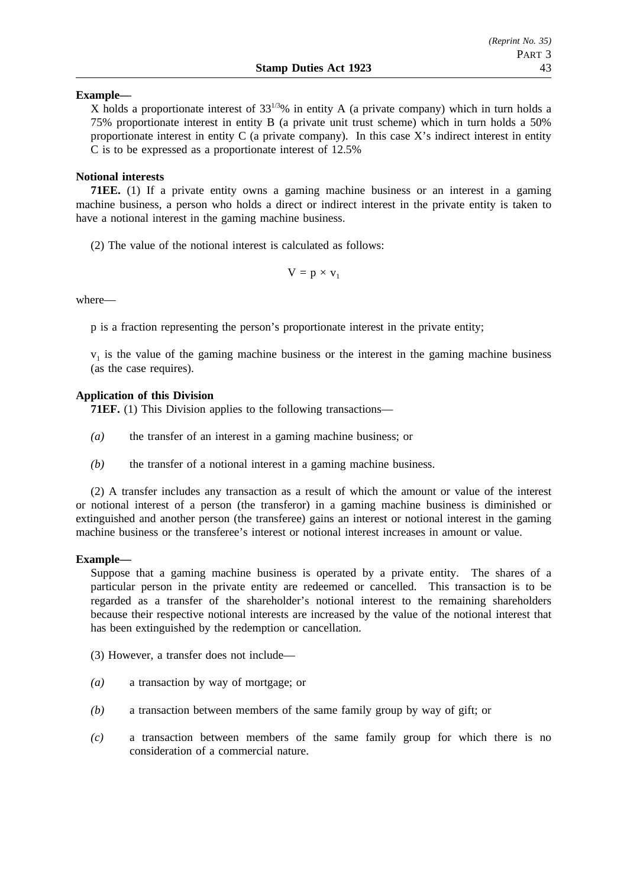**Example—**

X holds a proportionate interest of $33^{1/3}$% in entity A (a private company) which in turn holds a 75% proportionate interest in entity B (a private unit trust scheme) which in turn holds a 50% proportionate interest in entity C (a private company). In this case X's indirect interest in entity C is to be expressed as a proportionate interest of 12.5%

**Notional interests**

**71EE.** (1) If a private entity owns a gaming machine business or an interest in a gaming machine business, a person who holds a direct or indirect interest in the private entity is taken to have a notional interest in the gaming machine business.

(2) The value of the notional interest is calculated as follows:

$$V = p \times v_1$$

where—

p is a fraction representing the person's proportionate interest in the private entity;

$v_1$ is the value of the gaming machine business or the interest in the gaming machine business (as the case requires).

**Application of this Division**

**71EF.** (1) This Division applies to the following transactions—

*(a)* the transfer of an interest in a gaming machine business; or

*(b)* the transfer of a notional interest in a gaming machine business.

(2) A transfer includes any transaction as a result of which the amount or value of the interest or notional interest of a person (the transferor) in a gaming machine business is diminished or extinguished and another person (the transferee) gains an interest or notional interest in the gaming machine business or the transferee's interest or notional interest increases in amount or value.

**Example—**

Suppose that a gaming machine business is operated by a private entity. The shares of a particular person in the private entity are redeemed or cancelled. This transaction is to be regarded as a transfer of the shareholder's notional interest to the remaining shareholders because their respective notional interests are increased by the value of the notional interest that has been extinguished by the redemption or cancellation.

(3) However, a transfer does not include—

*(a)* a transaction by way of mortgage; or

*(b)* a transaction between members of the same family group by way of gift; or

*(c)* a transaction between members of the same family group for which there is no consideration of a commercial nature.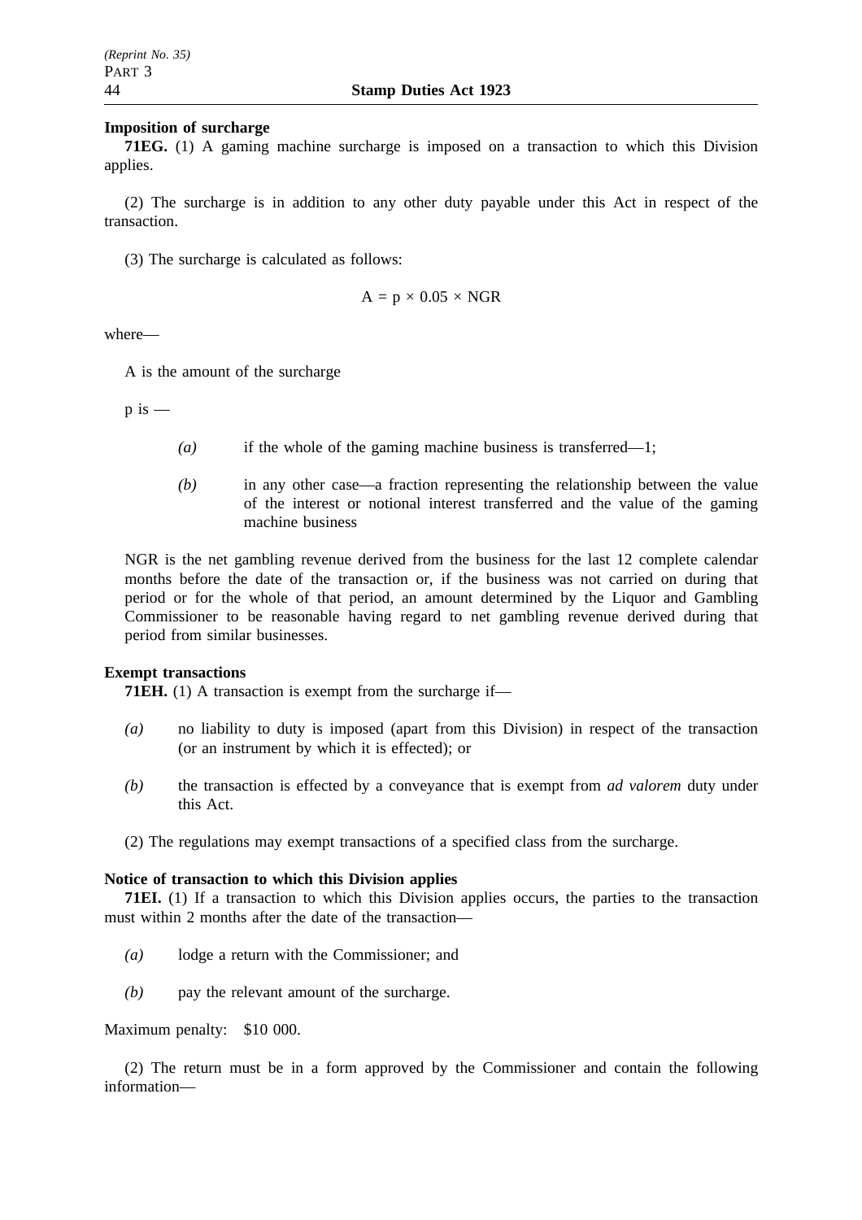**Imposition of surcharge**

**71EG.** (1) A gaming machine surcharge is imposed on a transaction to which this Division applies.

(2) The surcharge is in addition to any other duty payable under this Act in respect of the transaction.

(3) The surcharge is calculated as follows:

$$A = p \times 0.05 \times NGR$$

where—

A is the amount of the surcharge

p is —

- *(a)* if the whole of the gaming machine business is transferred—1;
- *(b)* in any other case—a fraction representing the relationship between the value of the interest or notional interest transferred and the value of the gaming machine business

NGR is the net gambling revenue derived from the business for the last 12 complete calendar months before the date of the transaction or, if the business was not carried on during that period or for the whole of that period, an amount determined by the Liquor and Gambling Commissioner to be reasonable having regard to net gambling revenue derived during that period from similar businesses.

**Exempt transactions**

**71EH.** (1) A transaction is exempt from the surcharge if—

- *(a)* no liability to duty is imposed (apart from this Division) in respect of the transaction (or an instrument by which it is effected); or
- *(b)* the transaction is effected by a conveyance that is exempt from *ad valorem* duty under this Act.

(2) The regulations may exempt transactions of a specified class from the surcharge.

**Notice of transaction to which this Division applies**

**71EI.** (1) If a transaction to which this Division applies occurs, the parties to the transaction must within 2 months after the date of the transaction—

- *(a)* lodge a return with the Commissioner; and
- *(b)* pay the relevant amount of the surcharge.

Maximum penalty: $10 000.

(2) The return must be in a form approved by the Commissioner and contain the following information—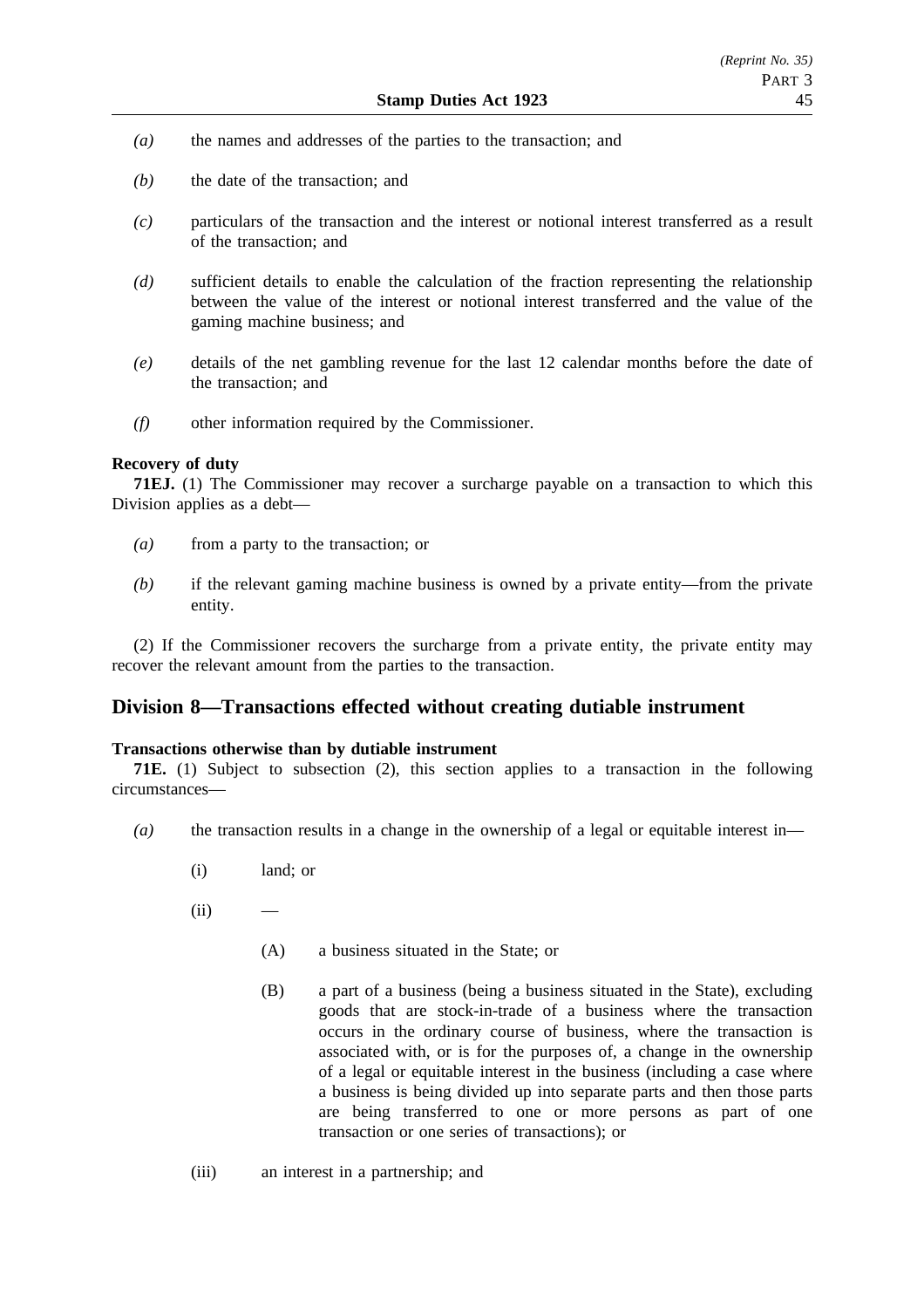*(a)* the names and addresses of the parties to the transaction; and

*(b)* the date of the transaction; and

*(c)* particulars of the transaction and the interest or notional interest transferred as a result of the transaction; and

*(d)* sufficient details to enable the calculation of the fraction representing the relationship between the value of the interest or notional interest transferred and the value of the gaming machine business; and

*(e)* details of the net gambling revenue for the last 12 calendar months before the date of the transaction; and

*(f)* other information required by the Commissioner.

**Recovery of duty**

**71EJ.** (1) The Commissioner may recover a surcharge payable on a transaction to which this Division applies as a debt—

*(a)* from a party to the transaction; or

*(b)* if the relevant gaming machine business is owned by a private entity—from the private entity.

(2) If the Commissioner recovers the surcharge from a private entity, the private entity may recover the relevant amount from the parties to the transaction.

## Division 8—Transactions effected without creating dutiable instrument

**Transactions otherwise than by dutiable instrument**

**71E.** (1) Subject to subsection (2), this section applies to a transaction in the following circumstances—

*(a)* the transaction results in a change in the ownership of a legal or equitable interest in—

(i) land; or

(ii) —

(A) a business situated in the State; or

(B) a part of a business (being a business situated in the State), excluding goods that are stock-in-trade of a business where the transaction occurs in the ordinary course of business, where the transaction is associated with, or is for the purposes of, a change in the ownership of a legal or equitable interest in the business (including a case where a business is being divided up into separate parts and then those parts are being transferred to one or more persons as part of one transaction or one series of transactions); or

(iii) an interest in a partnership; and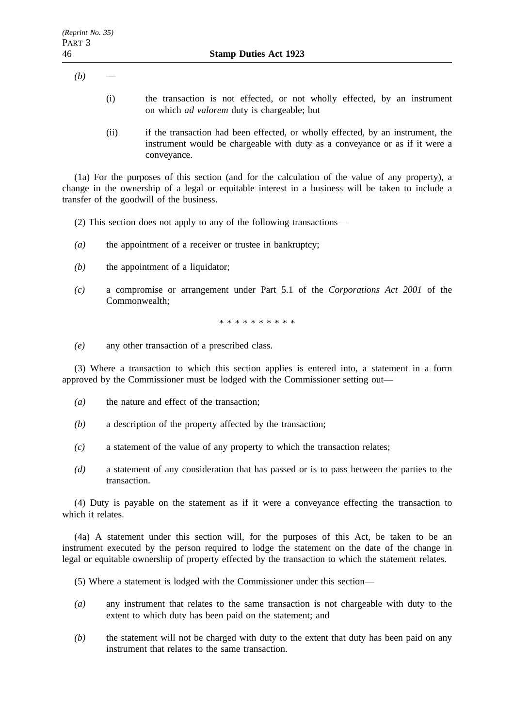*(b)* —

(i) the transaction is not effected, or not wholly effected, by an instrument on which *ad valorem* duty is chargeable; but

(ii) if the transaction had been effected, or wholly effected, by an instrument, the instrument would be chargeable with duty as a conveyance or as if it were a conveyance.

(1a) For the purposes of this section (and for the calculation of the value of any property), a change in the ownership of a legal or equitable interest in a business will be taken to include a transfer of the goodwill of the business.

(2) This section does not apply to any of the following transactions—

*(a)* the appointment of a receiver or trustee in bankruptcy;

*(b)* the appointment of a liquidator;

*(c)* a compromise or arrangement under Part 5.1 of the *Corporations Act 2001* of the Commonwealth;

* * * * * * * * * *

*(e)* any other transaction of a prescribed class.

(3) Where a transaction to which this section applies is entered into, a statement in a form approved by the Commissioner must be lodged with the Commissioner setting out—

*(a)* the nature and effect of the transaction;

*(b)* a description of the property affected by the transaction;

*(c)* a statement of the value of any property to which the transaction relates;

*(d)* a statement of any consideration that has passed or is to pass between the parties to the transaction.

(4) Duty is payable on the statement as if it were a conveyance effecting the transaction to which it relates.

(4a) A statement under this section will, for the purposes of this Act, be taken to be an instrument executed by the person required to lodge the statement on the date of the change in legal or equitable ownership of property effected by the transaction to which the statement relates.

(5) Where a statement is lodged with the Commissioner under this section—

*(a)* any instrument that relates to the same transaction is not chargeable with duty to the extent to which duty has been paid on the statement; and

*(b)* the statement will not be charged with duty to the extent that duty has been paid on any instrument that relates to the same transaction.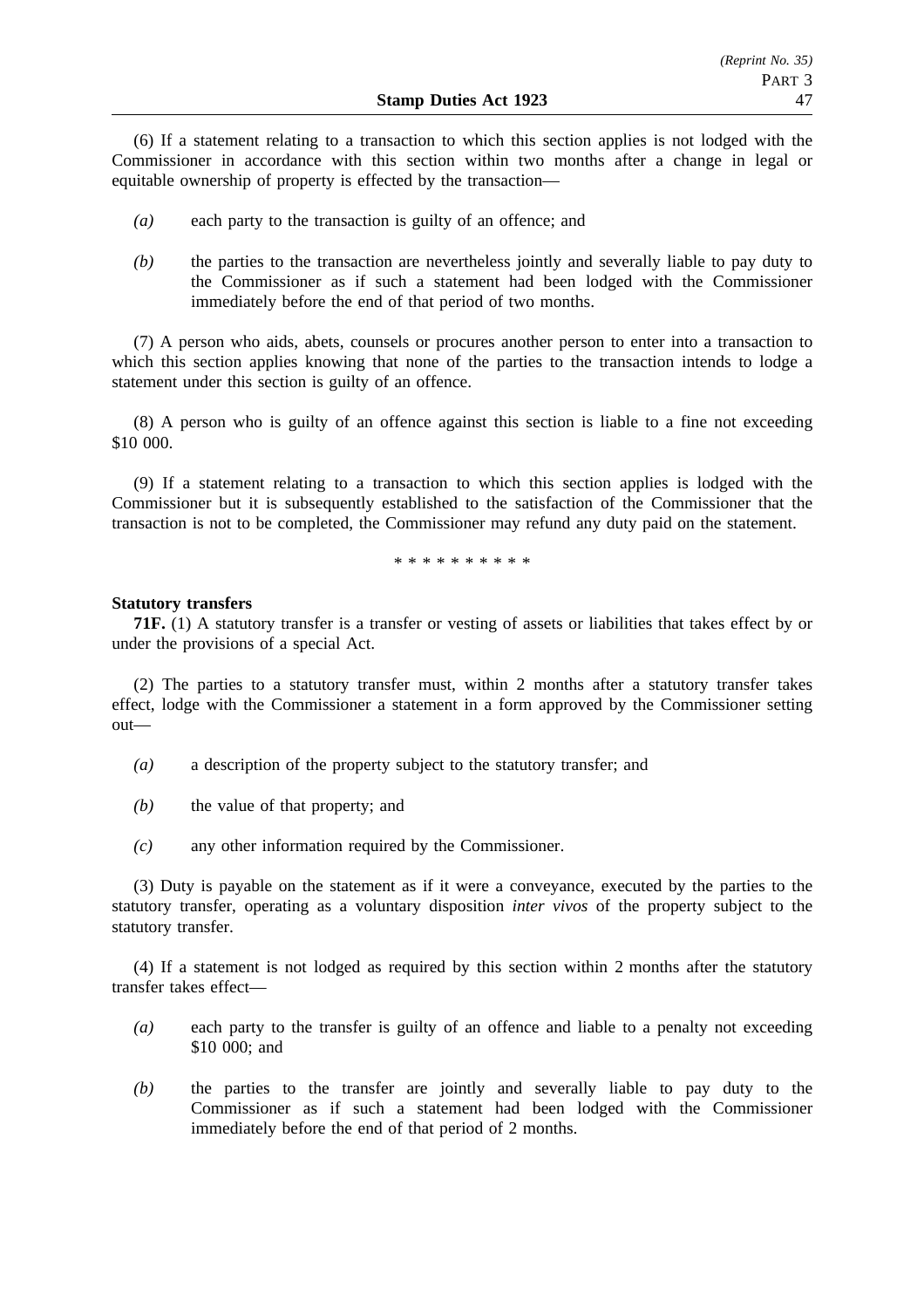(6) If a statement relating to a transaction to which this section applies is not lodged with the Commissioner in accordance with this section within two months after a change in legal or equitable ownership of property is effected by the transaction—

*(a)* each party to the transaction is guilty of an offence; and

*(b)* the parties to the transaction are nevertheless jointly and severally liable to pay duty to the Commissioner as if such a statement had been lodged with the Commissioner immediately before the end of that period of two months.

(7) A person who aids, abets, counsels or procures another person to enter into a transaction to which this section applies knowing that none of the parties to the transaction intends to lodge a statement under this section is guilty of an offence.

(8) A person who is guilty of an offence against this section is liable to a fine not exceeding $10 000.

(9) If a statement relating to a transaction to which this section applies is lodged with the Commissioner but it is subsequently established to the satisfaction of the Commissioner that the transaction is not to be completed, the Commissioner may refund any duty paid on the statement.

\* \* \* \* \* \* \* \* \* \*

**Statutory transfers**

**71F.** (1) A statutory transfer is a transfer or vesting of assets or liabilities that takes effect by or under the provisions of a special Act.

(2) The parties to a statutory transfer must, within 2 months after a statutory transfer takes effect, lodge with the Commissioner a statement in a form approved by the Commissioner setting out—

*(a)* a description of the property subject to the statutory transfer; and

*(b)* the value of that property; and

*(c)* any other information required by the Commissioner.

(3) Duty is payable on the statement as if it were a conveyance, executed by the parties to the statutory transfer, operating as a voluntary disposition *inter vivos* of the property subject to the statutory transfer.

(4) If a statement is not lodged as required by this section within 2 months after the statutory transfer takes effect—

*(a)* each party to the transfer is guilty of an offence and liable to a penalty not exceeding $10 000; and

*(b)* the parties to the transfer are jointly and severally liable to pay duty to the Commissioner as if such a statement had been lodged with the Commissioner immediately before the end of that period of 2 months.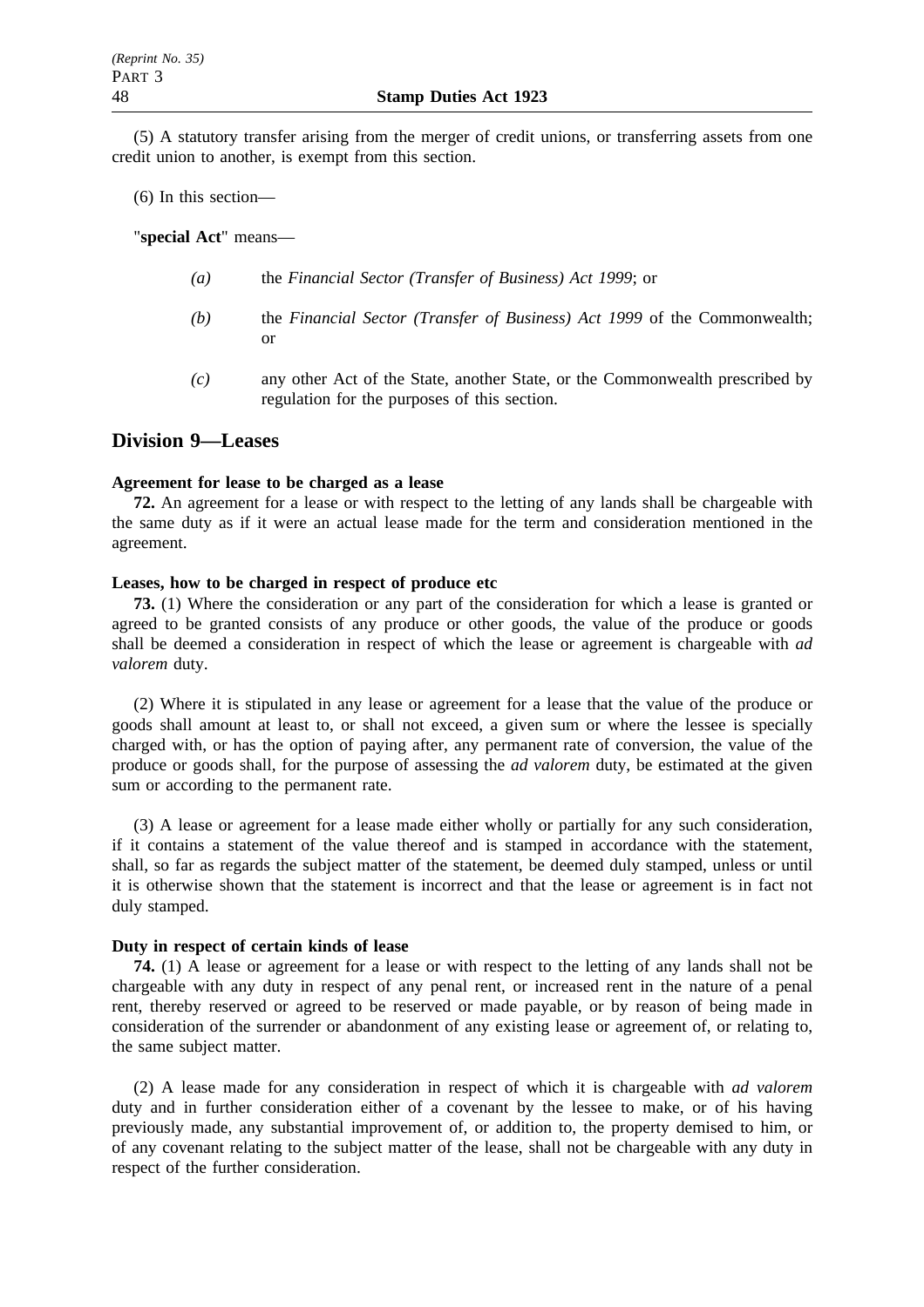(5) A statutory transfer arising from the merger of credit unions, or transferring assets from one credit union to another, is exempt from this section.

(6) In this section—

"**special Act**" means—

*(a)* the *Financial Sector (Transfer of Business) Act 1999*; or

*(b)* the *Financial Sector (Transfer of Business) Act 1999* of the Commonwealth; or

*(c)* any other Act of the State, another State, or the Commonwealth prescribed by regulation for the purposes of this section.

## Division 9—Leases

**Agreement for lease to be charged as a lease**

**72.** An agreement for a lease or with respect to the letting of any lands shall be chargeable with the same duty as if it were an actual lease made for the term and consideration mentioned in the agreement.

**Leases, how to be charged in respect of produce etc**

**73.** (1) Where the consideration or any part of the consideration for which a lease is granted or agreed to be granted consists of any produce or other goods, the value of the produce or goods shall be deemed a consideration in respect of which the lease or agreement is chargeable with *ad valorem* duty.

(2) Where it is stipulated in any lease or agreement for a lease that the value of the produce or goods shall amount at least to, or shall not exceed, a given sum or where the lessee is specially charged with, or has the option of paying after, any permanent rate of conversion, the value of the produce or goods shall, for the purpose of assessing the *ad valorem* duty, be estimated at the given sum or according to the permanent rate.

(3) A lease or agreement for a lease made either wholly or partially for any such consideration, if it contains a statement of the value thereof and is stamped in accordance with the statement, shall, so far as regards the subject matter of the statement, be deemed duly stamped, unless or until it is otherwise shown that the statement is incorrect and that the lease or agreement is in fact not duly stamped.

**Duty in respect of certain kinds of lease**

**74.** (1) A lease or agreement for a lease or with respect to the letting of any lands shall not be chargeable with any duty in respect of any penal rent, or increased rent in the nature of a penal rent, thereby reserved or agreed to be reserved or made payable, or by reason of being made in consideration of the surrender or abandonment of any existing lease or agreement of, or relating to, the same subject matter.

(2) A lease made for any consideration in respect of which it is chargeable with *ad valorem* duty and in further consideration either of a covenant by the lessee to make, or of his having previously made, any substantial improvement of, or addition to, the property demised to him, or of any covenant relating to the subject matter of the lease, shall not be chargeable with any duty in respect of the further consideration.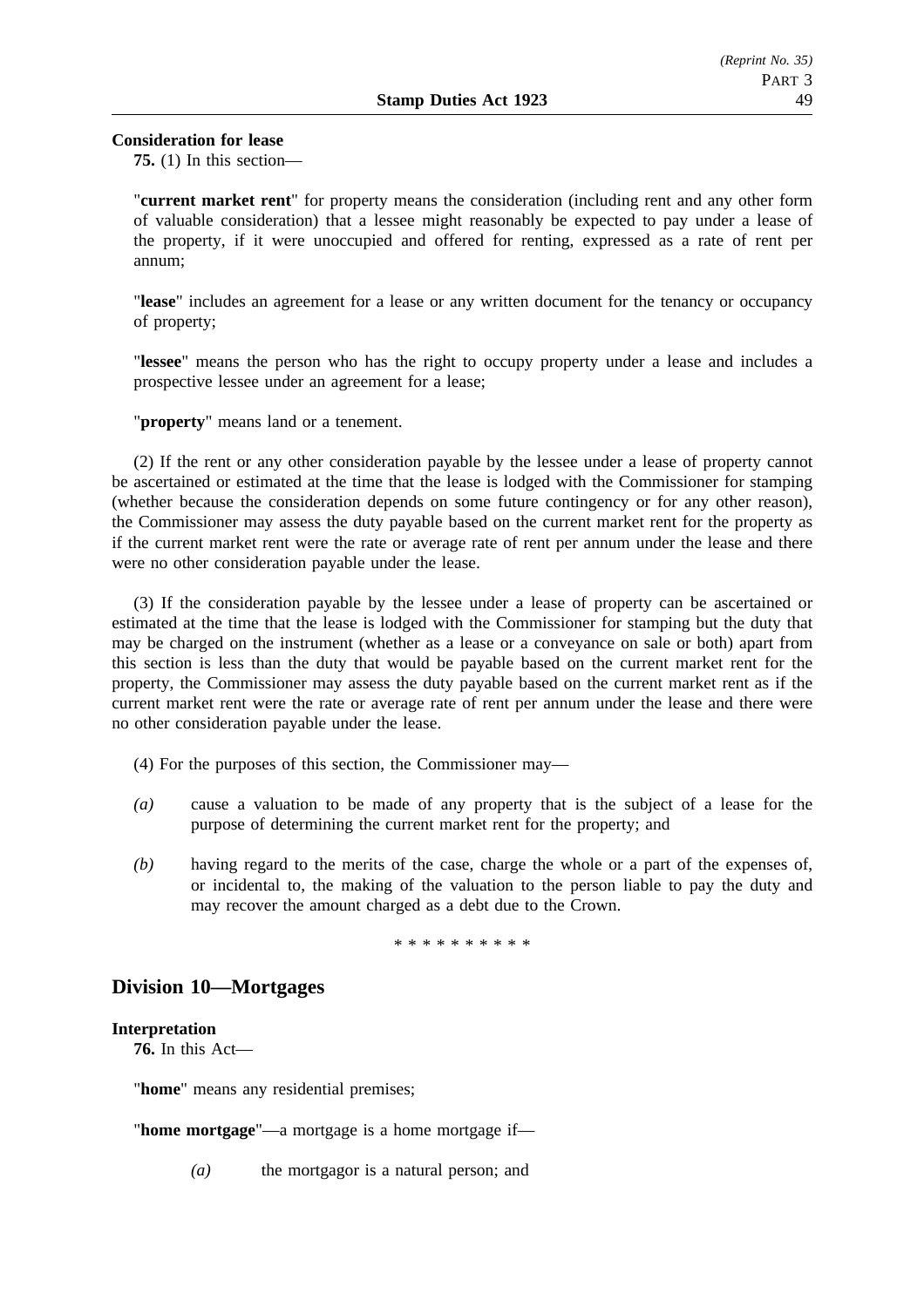**Consideration for lease**

**75.** (1) In this section—

"**current market rent**" for property means the consideration (including rent and any other form of valuable consideration) that a lessee might reasonably be expected to pay under a lease of the property, if it were unoccupied and offered for renting, expressed as a rate of rent per annum;

"**lease**" includes an agreement for a lease or any written document for the tenancy or occupancy of property;

"**lessee**" means the person who has the right to occupy property under a lease and includes a prospective lessee under an agreement for a lease;

"**property**" means land or a tenement.

(2) If the rent or any other consideration payable by the lessee under a lease of property cannot be ascertained or estimated at the time that the lease is lodged with the Commissioner for stamping (whether because the consideration depends on some future contingency or for any other reason), the Commissioner may assess the duty payable based on the current market rent for the property as if the current market rent were the rate or average rate of rent per annum under the lease and there were no other consideration payable under the lease.

(3) If the consideration payable by the lessee under a lease of property can be ascertained or estimated at the time that the lease is lodged with the Commissioner for stamping but the duty that may be charged on the instrument (whether as a lease or a conveyance on sale or both) apart from this section is less than the duty that would be payable based on the current market rent for the property, the Commissioner may assess the duty payable based on the current market rent as if the current market rent were the rate or average rate of rent per annum under the lease and there were no other consideration payable under the lease.

(4) For the purposes of this section, the Commissioner may—

*(a)* cause a valuation to be made of any property that is the subject of a lease for the purpose of determining the current market rent for the property; and

*(b)* having regard to the merits of the case, charge the whole or a part of the expenses of, or incidental to, the making of the valuation to the person liable to pay the duty and may recover the amount charged as a debt due to the Crown.

\* \* \* \* \* \* \* \* \* \*

## Division 10—Mortgages

**Interpretation**

**76.** In this Act—

"**home**" means any residential premises;

"**home mortgage**"—a mortgage is a home mortgage if—

*(a)* the mortgagor is a natural person; and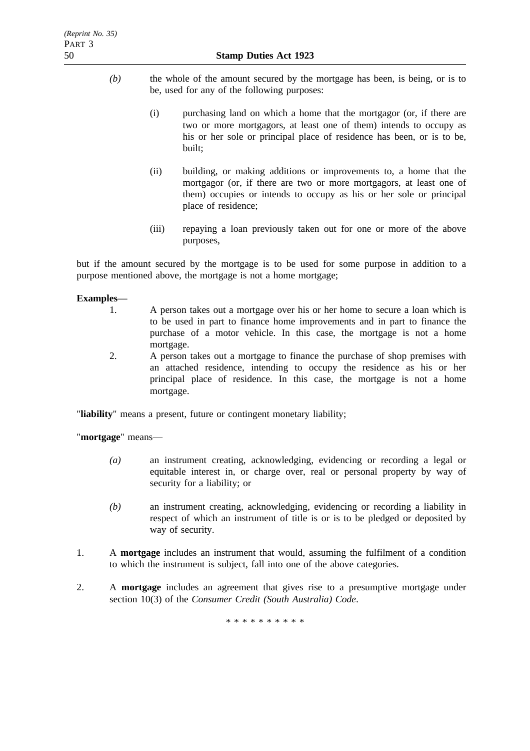*(b)* the whole of the amount secured by the mortgage has been, is being, or is to be, used for any of the following purposes:

(i) purchasing land on which a home that the mortgagor (or, if there are two or more mortgagors, at least one of them) intends to occupy as his or her sole or principal place of residence has been, or is to be, built;

(ii) building, or making additions or improvements to, a home that the mortgagor (or, if there are two or more mortgagors, at least one of them) occupies or intends to occupy as his or her sole or principal place of residence;

(iii) repaying a loan previously taken out for one or more of the above purposes,

but if the amount secured by the mortgage is to be used for some purpose in addition to a purpose mentioned above, the mortgage is not a home mortgage;

**Examples—**

1. A person takes out a mortgage over his or her home to secure a loan which is to be used in part to finance home improvements and in part to finance the purchase of a motor vehicle. In this case, the mortgage is not a home mortgage.
2. A person takes out a mortgage to finance the purchase of shop premises with an attached residence, intending to occupy the residence as his or her principal place of residence. In this case, the mortgage is not a home mortgage.

"**liability**" means a present, future or contingent monetary liability;

"**mortgage**" means—

*(a)* an instrument creating, acknowledging, evidencing or recording a legal or equitable interest in, or charge over, real or personal property by way of security for a liability; or

*(b)* an instrument creating, acknowledging, evidencing or recording a liability in respect of which an instrument of title is or is to be pledged or deposited by way of security.

1. A **mortgage** includes an instrument that would, assuming the fulfilment of a condition to which the instrument is subject, fall into one of the above categories.

2. A **mortgage** includes an agreement that gives rise to a presumptive mortgage under section 10(3) of the *Consumer Credit (South Australia) Code*.

* * * * * * * * * *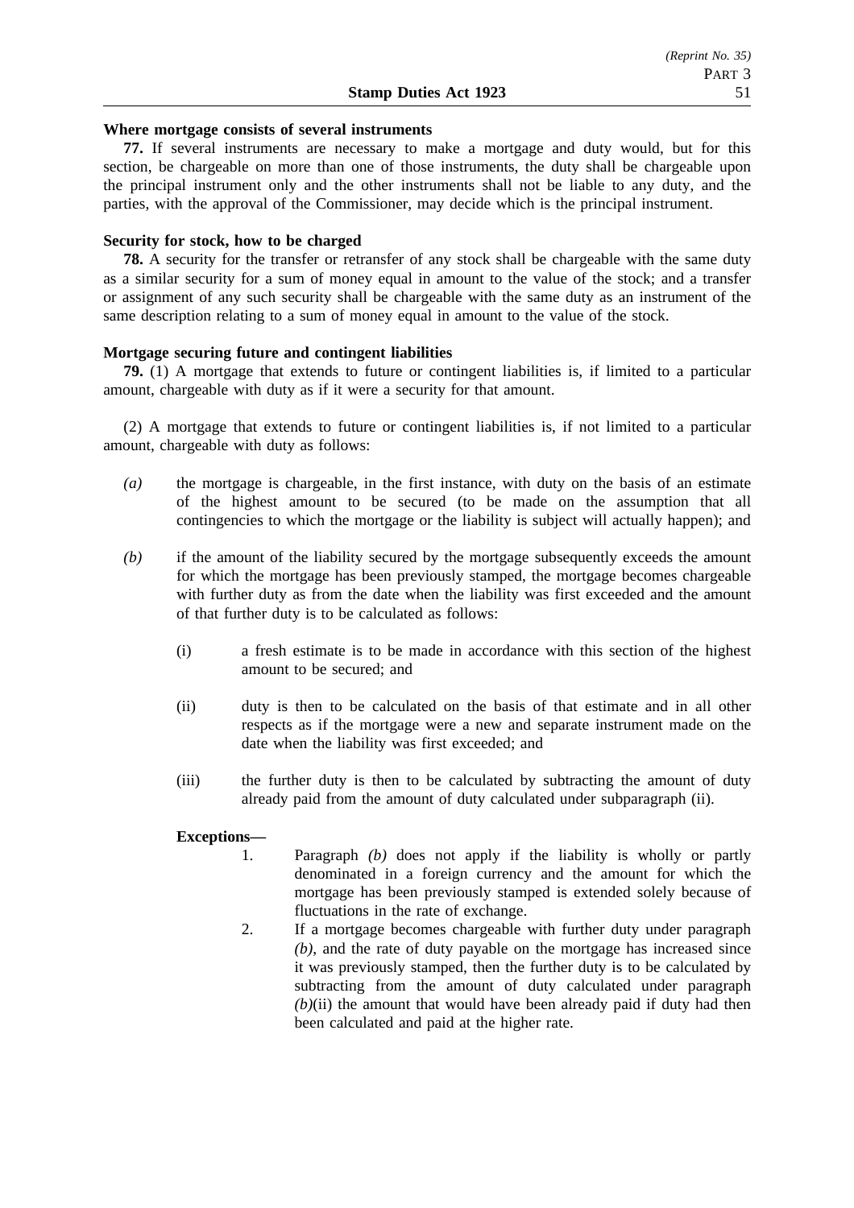**Where mortgage consists of several instruments**

**77.** If several instruments are necessary to make a mortgage and duty would, but for this section, be chargeable on more than one of those instruments, the duty shall be chargeable upon the principal instrument only and the other instruments shall not be liable to any duty, and the parties, with the approval of the Commissioner, may decide which is the principal instrument.

**Security for stock, how to be charged**

**78.** A security for the transfer or retransfer of any stock shall be chargeable with the same duty as a similar security for a sum of money equal in amount to the value of the stock; and a transfer or assignment of any such security shall be chargeable with the same duty as an instrument of the same description relating to a sum of money equal in amount to the value of the stock.

**Mortgage securing future and contingent liabilities**

**79.** (1) A mortgage that extends to future or contingent liabilities is, if limited to a particular amount, chargeable with duty as if it were a security for that amount.

(2) A mortgage that extends to future or contingent liabilities is, if not limited to a particular amount, chargeable with duty as follows:

*(a)* the mortgage is chargeable, in the first instance, with duty on the basis of an estimate of the highest amount to be secured (to be made on the assumption that all contingencies to which the mortgage or the liability is subject will actually happen); and

*(b)* if the amount of the liability secured by the mortgage subsequently exceeds the amount for which the mortgage has been previously stamped, the mortgage becomes chargeable with further duty as from the date when the liability was first exceeded and the amount of that further duty is to be calculated as follows:

(i) a fresh estimate is to be made in accordance with this section of the highest amount to be secured; and

(ii) duty is then to be calculated on the basis of that estimate and in all other respects as if the mortgage were a new and separate instrument made on the date when the liability was first exceeded; and

(iii) the further duty is then to be calculated by subtracting the amount of duty already paid from the amount of duty calculated under subparagraph (ii).

**Exceptions—**

1. Paragraph *(b)* does not apply if the liability is wholly or partly denominated in a foreign currency and the amount for which the mortgage has been previously stamped is extended solely because of fluctuations in the rate of exchange.
2. If a mortgage becomes chargeable with further duty under paragraph *(b)*, and the rate of duty payable on the mortgage has increased since it was previously stamped, then the further duty is to be calculated by subtracting from the amount of duty calculated under paragraph *(b)*(ii) the amount that would have been already paid if duty had then been calculated and paid at the higher rate.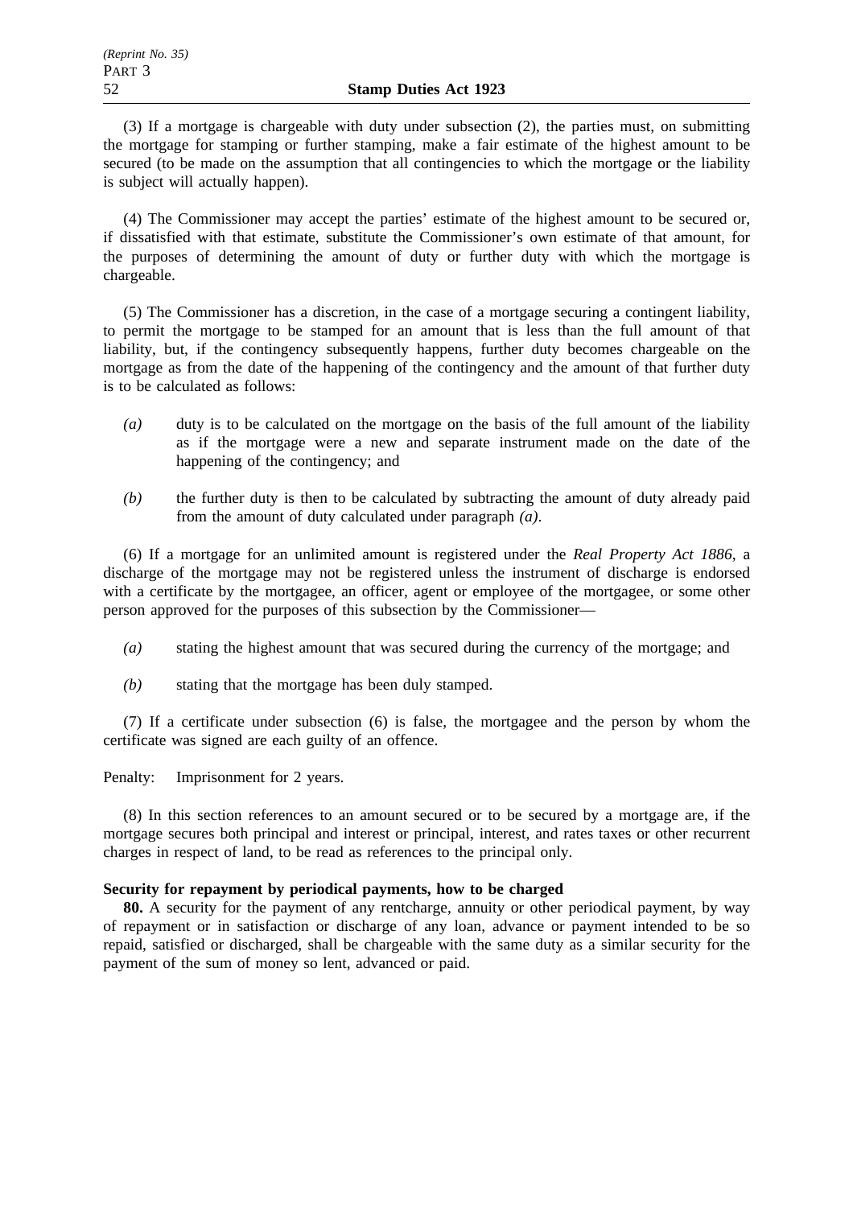(3) If a mortgage is chargeable with duty under subsection (2), the parties must, on submitting the mortgage for stamping or further stamping, make a fair estimate of the highest amount to be secured (to be made on the assumption that all contingencies to which the mortgage or the liability is subject will actually happen).

(4) The Commissioner may accept the parties' estimate of the highest amount to be secured or, if dissatisfied with that estimate, substitute the Commissioner's own estimate of that amount, for the purposes of determining the amount of duty or further duty with which the mortgage is chargeable.

(5) The Commissioner has a discretion, in the case of a mortgage securing a contingent liability, to permit the mortgage to be stamped for an amount that is less than the full amount of that liability, but, if the contingency subsequently happens, further duty becomes chargeable on the mortgage as from the date of the happening of the contingency and the amount of that further duty is to be calculated as follows:

*(a)* duty is to be calculated on the mortgage on the basis of the full amount of the liability as if the mortgage were a new and separate instrument made on the date of the happening of the contingency; and

*(b)* the further duty is then to be calculated by subtracting the amount of duty already paid from the amount of duty calculated under paragraph *(a)*.

(6) If a mortgage for an unlimited amount is registered under the *Real Property Act 1886*, a discharge of the mortgage may not be registered unless the instrument of discharge is endorsed with a certificate by the mortgagee, an officer, agent or employee of the mortgagee, or some other person approved for the purposes of this subsection by the Commissioner—

*(a)* stating the highest amount that was secured during the currency of the mortgage; and

*(b)* stating that the mortgage has been duly stamped.

(7) If a certificate under subsection (6) is false, the mortgagee and the person by whom the certificate was signed are each guilty of an offence.

Penalty: Imprisonment for 2 years.

(8) In this section references to an amount secured or to be secured by a mortgage are, if the mortgage secures both principal and interest or principal, interest, and rates taxes or other recurrent charges in respect of land, to be read as references to the principal only.

**Security for repayment by periodical payments, how to be charged**

**80.** A security for the payment of any rentcharge, annuity or other periodical payment, by way of repayment or in satisfaction or discharge of any loan, advance or payment intended to be so repaid, satisfied or discharged, shall be chargeable with the same duty as a similar security for the payment of the sum of money so lent, advanced or paid.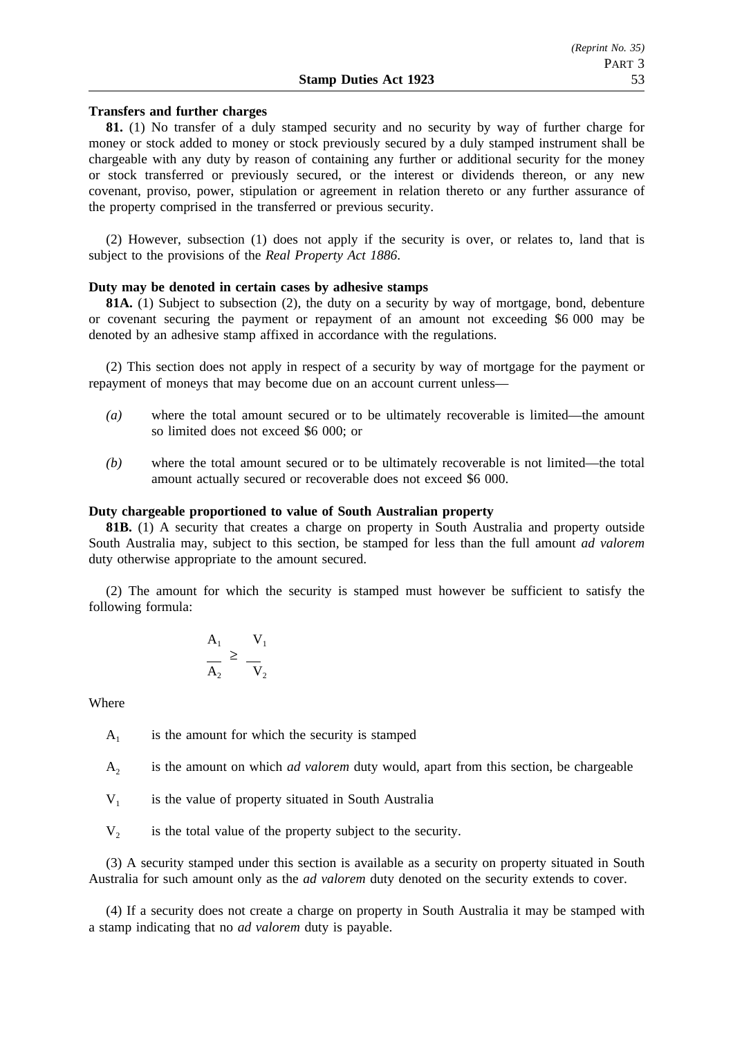**Transfers and further charges**

**81.** (1) No transfer of a duly stamped security and no security by way of further charge for money or stock added to money or stock previously secured by a duly stamped instrument shall be chargeable with any duty by reason of containing any further or additional security for the money or stock transferred or previously secured, or the interest or dividends thereon, or any new covenant, proviso, power, stipulation or agreement in relation thereto or any further assurance of the property comprised in the transferred or previous security.

(2) However, subsection (1) does not apply if the security is over, or relates to, land that is subject to the provisions of the *Real Property Act 1886*.

**Duty may be denoted in certain cases by adhesive stamps**

**81A.** (1) Subject to subsection (2), the duty on a security by way of mortgage, bond, debenture or covenant securing the payment or repayment of an amount not exceeding $6 000 may be denoted by an adhesive stamp affixed in accordance with the regulations.

(2) This section does not apply in respect of a security by way of mortgage for the payment or repayment of moneys that may become due on an account current unless—

*(a)* where the total amount secured or to be ultimately recoverable is limited—the amount so limited does not exceed $6 000; or

*(b)* where the total amount secured or to be ultimately recoverable is not limited—the total amount actually secured or recoverable does not exceed $6 000.

**Duty chargeable proportioned to value of South Australian property**

**81B.** (1) A security that creates a charge on property in South Australia and property outside South Australia may, subject to this section, be stamped for less than the full amount *ad valorem* duty otherwise appropriate to the amount secured.

(2) The amount for which the security is stamped must however be sufficient to satisfy the following formula:

$$\frac{A_1}{A_2} \geq \frac{V_1}{V_2}$$

Where

$A_1$ is the amount for which the security is stamped

$A_2$ is the amount on which *ad valorem* duty would, apart from this section, be chargeable

$V_1$ is the value of property situated in South Australia

$V_2$ is the total value of the property subject to the security.

(3) A security stamped under this section is available as a security on property situated in South Australia for such amount only as the *ad valorem* duty denoted on the security extends to cover.

(4) If a security does not create a charge on property in South Australia it may be stamped with a stamp indicating that no *ad valorem* duty is payable.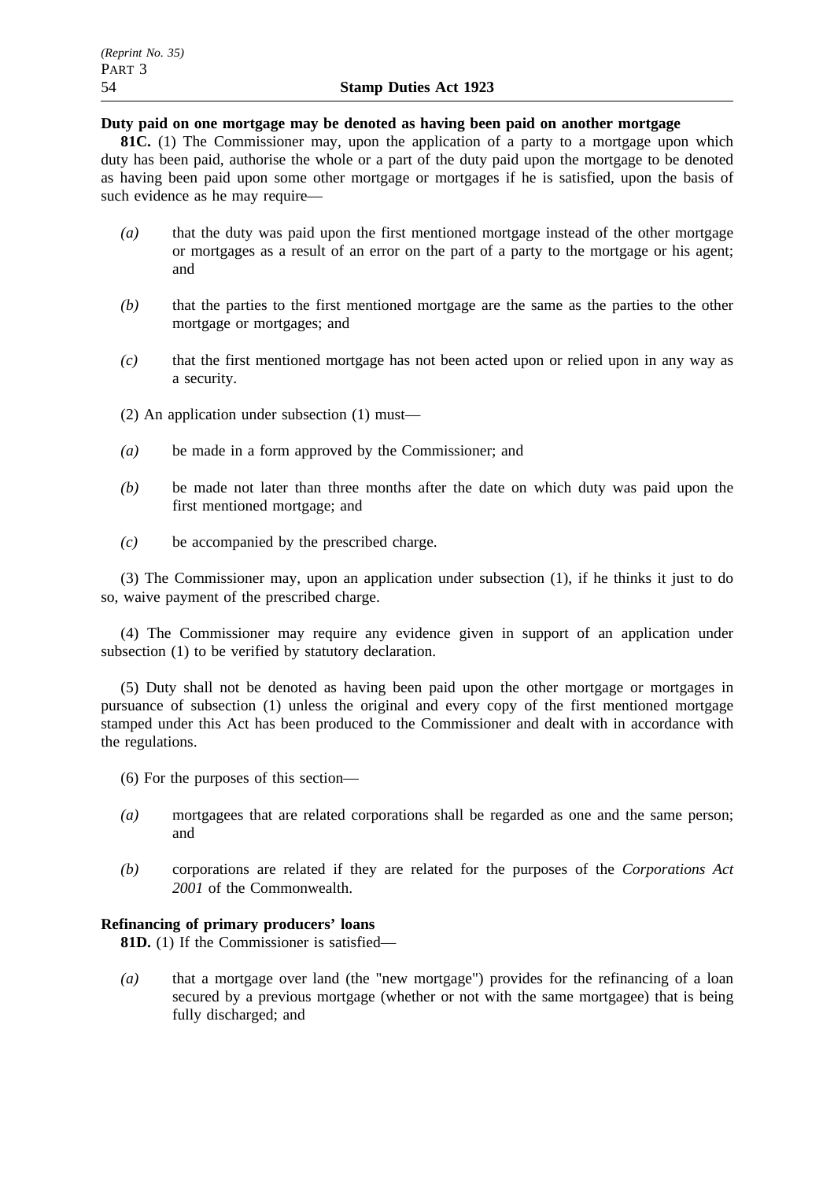**Duty paid on one mortgage may be denoted as having been paid on another mortgage**

**81C.** (1) The Commissioner may, upon the application of a party to a mortgage upon which duty has been paid, authorise the whole or a part of the duty paid upon the mortgage to be denoted as having been paid upon some other mortgage or mortgages if he is satisfied, upon the basis of such evidence as he may require—

*(a)* that the duty was paid upon the first mentioned mortgage instead of the other mortgage or mortgages as a result of an error on the part of a party to the mortgage or his agent; and

*(b)* that the parties to the first mentioned mortgage are the same as the parties to the other mortgage or mortgages; and

*(c)* that the first mentioned mortgage has not been acted upon or relied upon in any way as a security.

(2) An application under subsection (1) must—

*(a)* be made in a form approved by the Commissioner; and

*(b)* be made not later than three months after the date on which duty was paid upon the first mentioned mortgage; and

*(c)* be accompanied by the prescribed charge.

(3) The Commissioner may, upon an application under subsection (1), if he thinks it just to do so, waive payment of the prescribed charge.

(4) The Commissioner may require any evidence given in support of an application under subsection (1) to be verified by statutory declaration.

(5) Duty shall not be denoted as having been paid upon the other mortgage or mortgages in pursuance of subsection (1) unless the original and every copy of the first mentioned mortgage stamped under this Act has been produced to the Commissioner and dealt with in accordance with the regulations.

(6) For the purposes of this section—

*(a)* mortgagees that are related corporations shall be regarded as one and the same person; and

*(b)* corporations are related if they are related for the purposes of the *Corporations Act 2001* of the Commonwealth.

**Refinancing of primary producers' loans**

**81D.** (1) If the Commissioner is satisfied—

*(a)* that a mortgage over land (the "new mortgage") provides for the refinancing of a loan secured by a previous mortgage (whether or not with the same mortgagee) that is being fully discharged; and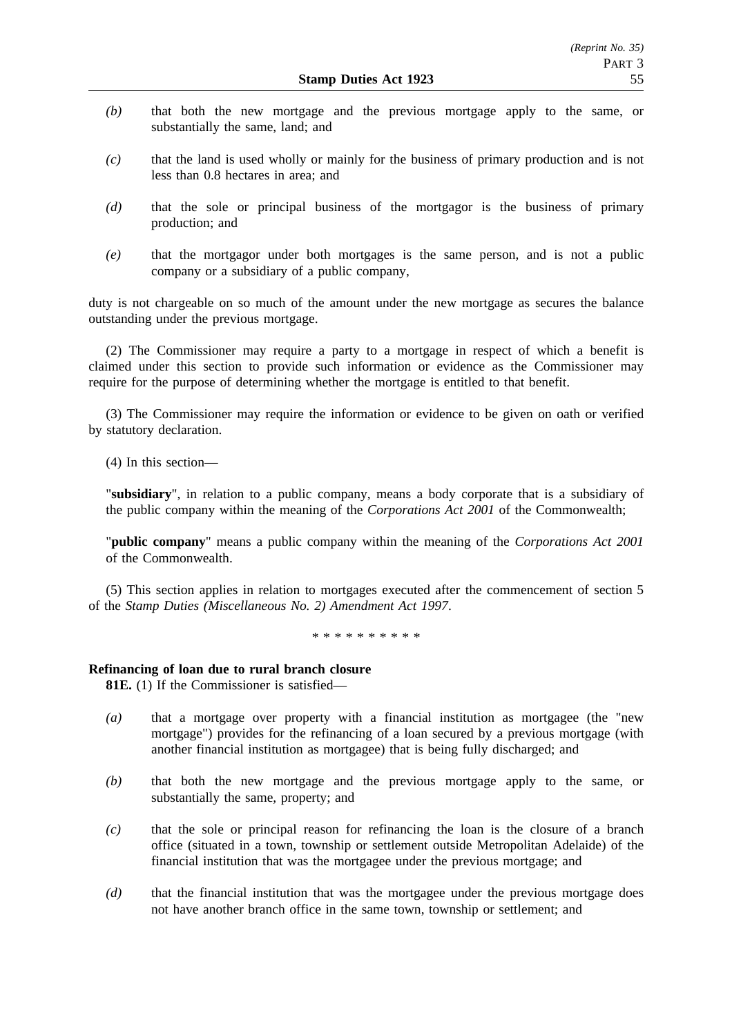*(b)* that both the new mortgage and the previous mortgage apply to the same, or substantially the same, land; and

*(c)* that the land is used wholly or mainly for the business of primary production and is not less than 0.8 hectares in area; and

*(d)* that the sole or principal business of the mortgagor is the business of primary production; and

*(e)* that the mortgagor under both mortgages is the same person, and is not a public company or a subsidiary of a public company,

duty is not chargeable on so much of the amount under the new mortgage as secures the balance outstanding under the previous mortgage.

(2) The Commissioner may require a party to a mortgage in respect of which a benefit is claimed under this section to provide such information or evidence as the Commissioner may require for the purpose of determining whether the mortgage is entitled to that benefit.

(3) The Commissioner may require the information or evidence to be given on oath or verified by statutory declaration.

(4) In this section—

"**subsidiary**", in relation to a public company, means a body corporate that is a subsidiary of the public company within the meaning of the *Corporations Act 2001* of the Commonwealth;

"**public company**" means a public company within the meaning of the *Corporations Act 2001* of the Commonwealth.

(5) This section applies in relation to mortgages executed after the commencement of section 5 of the *Stamp Duties (Miscellaneous No. 2) Amendment Act 1997*.

\* \* \* \* \* \* \* \* \* \*

**Refinancing of loan due to rural branch closure**

**81E.** (1) If the Commissioner is satisfied—

*(a)* that a mortgage over property with a financial institution as mortgagee (the "new mortgage") provides for the refinancing of a loan secured by a previous mortgage (with another financial institution as mortgagee) that is being fully discharged; and

*(b)* that both the new mortgage and the previous mortgage apply to the same, or substantially the same, property; and

*(c)* that the sole or principal reason for refinancing the loan is the closure of a branch office (situated in a town, township or settlement outside Metropolitan Adelaide) of the financial institution that was the mortgagee under the previous mortgage; and

*(d)* that the financial institution that was the mortgagee under the previous mortgage does not have another branch office in the same town, township or settlement; and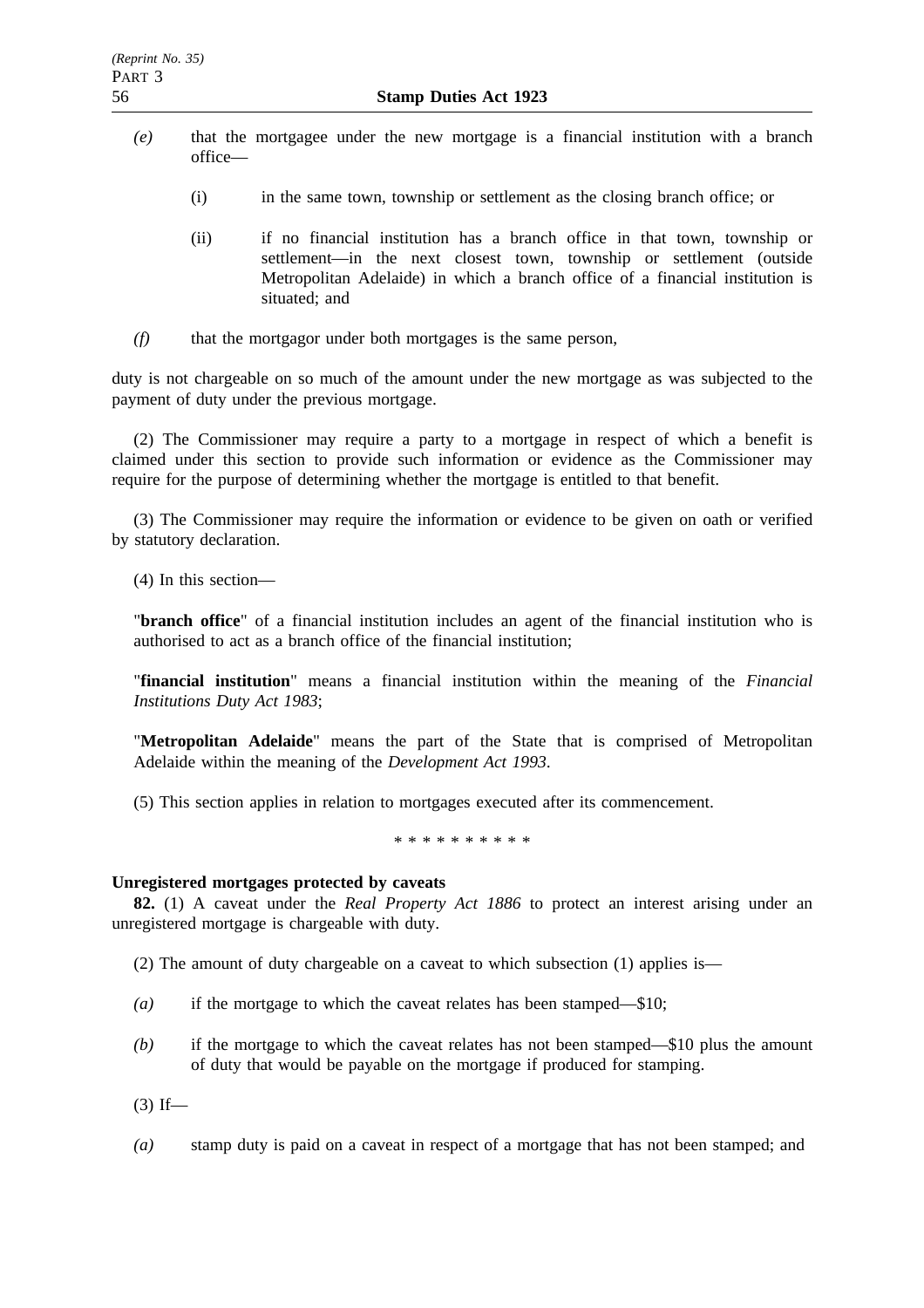*(e)* that the mortgagee under the new mortgage is a financial institution with a branch office—

(i) in the same town, township or settlement as the closing branch office; or

(ii) if no financial institution has a branch office in that town, township or settlement—in the next closest town, township or settlement (outside Metropolitan Adelaide) in which a branch office of a financial institution is situated; and

*(f)* that the mortgagor under both mortgages is the same person,

duty is not chargeable on so much of the amount under the new mortgage as was subjected to the payment of duty under the previous mortgage.

(2) The Commissioner may require a party to a mortgage in respect of which a benefit is claimed under this section to provide such information or evidence as the Commissioner may require for the purpose of determining whether the mortgage is entitled to that benefit.

(3) The Commissioner may require the information or evidence to be given on oath or verified by statutory declaration.

(4) In this section—

"**branch office**" of a financial institution includes an agent of the financial institution who is authorised to act as a branch office of the financial institution;

"**financial institution**" means a financial institution within the meaning of the *Financial Institutions Duty Act 1983*;

"**Metropolitan Adelaide**" means the part of the State that is comprised of Metropolitan Adelaide within the meaning of the *Development Act 1993*.

(5) This section applies in relation to mortgages executed after its commencement.

\* \* \* \* \* \* \* \* \* \*

**Unregistered mortgages protected by caveats**

**82.** (1) A caveat under the *Real Property Act 1886* to protect an interest arising under an unregistered mortgage is chargeable with duty.

(2) The amount of duty chargeable on a caveat to which subsection (1) applies is—

*(a)* if the mortgage to which the caveat relates has been stamped—$10;

*(b)* if the mortgage to which the caveat relates has not been stamped—$10 plus the amount of duty that would be payable on the mortgage if produced for stamping.

(3) If—

*(a)* stamp duty is paid on a caveat in respect of a mortgage that has not been stamped; and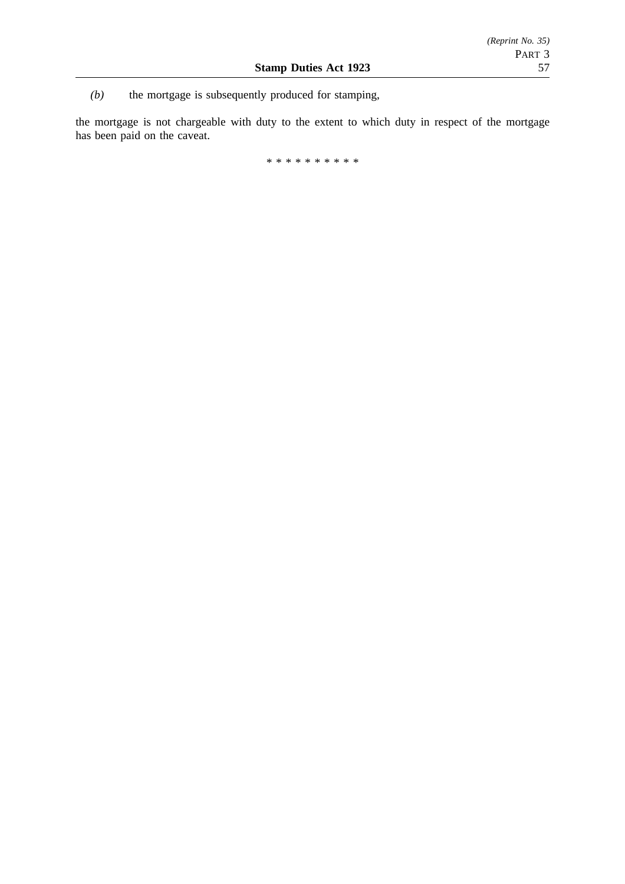*(b)* the mortgage is subsequently produced for stamping,

the mortgage is not chargeable with duty to the extent to which duty in respect of the mortgage has been paid on the caveat.

* * * * * * * * * *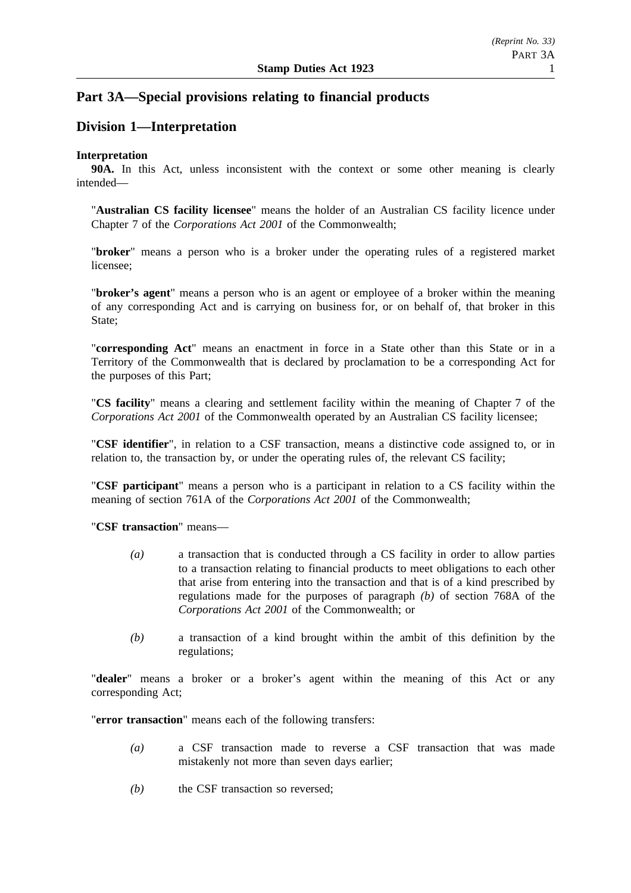## Part 3A—Special provisions relating to financial products

## Division 1—Interpretation

**Interpretation**

**90A.** In this Act, unless inconsistent with the context or some other meaning is clearly intended—

"**Australian CS facility licensee**" means the holder of an Australian CS facility licence under Chapter 7 of the *Corporations Act 2001* of the Commonwealth;

"**broker**" means a person who is a broker under the operating rules of a registered market licensee;

"**broker's agent**" means a person who is an agent or employee of a broker within the meaning of any corresponding Act and is carrying on business for, or on behalf of, that broker in this State;

"**corresponding Act**" means an enactment in force in a State other than this State or in a Territory of the Commonwealth that is declared by proclamation to be a corresponding Act for the purposes of this Part;

"**CS facility**" means a clearing and settlement facility within the meaning of Chapter 7 of the *Corporations Act 2001* of the Commonwealth operated by an Australian CS facility licensee;

"**CSF identifier**", in relation to a CSF transaction, means a distinctive code assigned to, or in relation to, the transaction by, or under the operating rules of, the relevant CS facility;

"**CSF participant**" means a person who is a participant in relation to a CS facility within the meaning of section 761A of the *Corporations Act 2001* of the Commonwealth;

"**CSF transaction**" means—

*(a)* a transaction that is conducted through a CS facility in order to allow parties to a transaction relating to financial products to meet obligations to each other that arise from entering into the transaction and that is of a kind prescribed by regulations made for the purposes of paragraph *(b)* of section 768A of the *Corporations Act 2001* of the Commonwealth; or

*(b)* a transaction of a kind brought within the ambit of this definition by the regulations;

"**dealer**" means a broker or a broker's agent within the meaning of this Act or any corresponding Act;

"**error transaction**" means each of the following transfers:

*(a)* a CSF transaction made to reverse a CSF transaction that was made mistakenly not more than seven days earlier;

*(b)* the CSF transaction so reversed;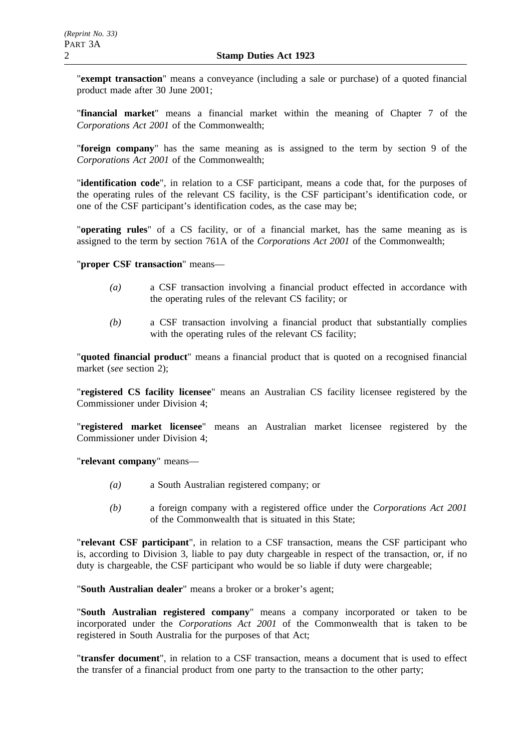"**exempt transaction**" means a conveyance (including a sale or purchase) of a quoted financial product made after 30 June 2001;

"**financial market**" means a financial market within the meaning of Chapter 7 of the *Corporations Act 2001* of the Commonwealth;

"**foreign company**" has the same meaning as is assigned to the term by section 9 of the *Corporations Act 2001* of the Commonwealth;

"**identification code**", in relation to a CSF participant, means a code that, for the purposes of the operating rules of the relevant CS facility, is the CSF participant's identification code, or one of the CSF participant's identification codes, as the case may be;

"**operating rules**" of a CS facility, or of a financial market, has the same meaning as is assigned to the term by section 761A of the *Corporations Act 2001* of the Commonwealth;

"**proper CSF transaction**" means—

*(a)* a CSF transaction involving a financial product effected in accordance with the operating rules of the relevant CS facility; or

*(b)* a CSF transaction involving a financial product that substantially complies with the operating rules of the relevant CS facility;

"**quoted financial product**" means a financial product that is quoted on a recognised financial market (*see* section 2);

"**registered CS facility licensee**" means an Australian CS facility licensee registered by the Commissioner under Division 4;

"**registered market licensee**" means an Australian market licensee registered by the Commissioner under Division 4;

"**relevant company**" means—

*(a)* a South Australian registered company; or

*(b)* a foreign company with a registered office under the *Corporations Act 2001* of the Commonwealth that is situated in this State;

"**relevant CSF participant**", in relation to a CSF transaction, means the CSF participant who is, according to Division 3, liable to pay duty chargeable in respect of the transaction, or, if no duty is chargeable, the CSF participant who would be so liable if duty were chargeable;

"**South Australian dealer**" means a broker or a broker's agent;

"**South Australian registered company**" means a company incorporated or taken to be incorporated under the *Corporations Act 2001* of the Commonwealth that is taken to be registered in South Australia for the purposes of that Act;

"**transfer document**", in relation to a CSF transaction, means a document that is used to effect the transfer of a financial product from one party to the transaction to the other party;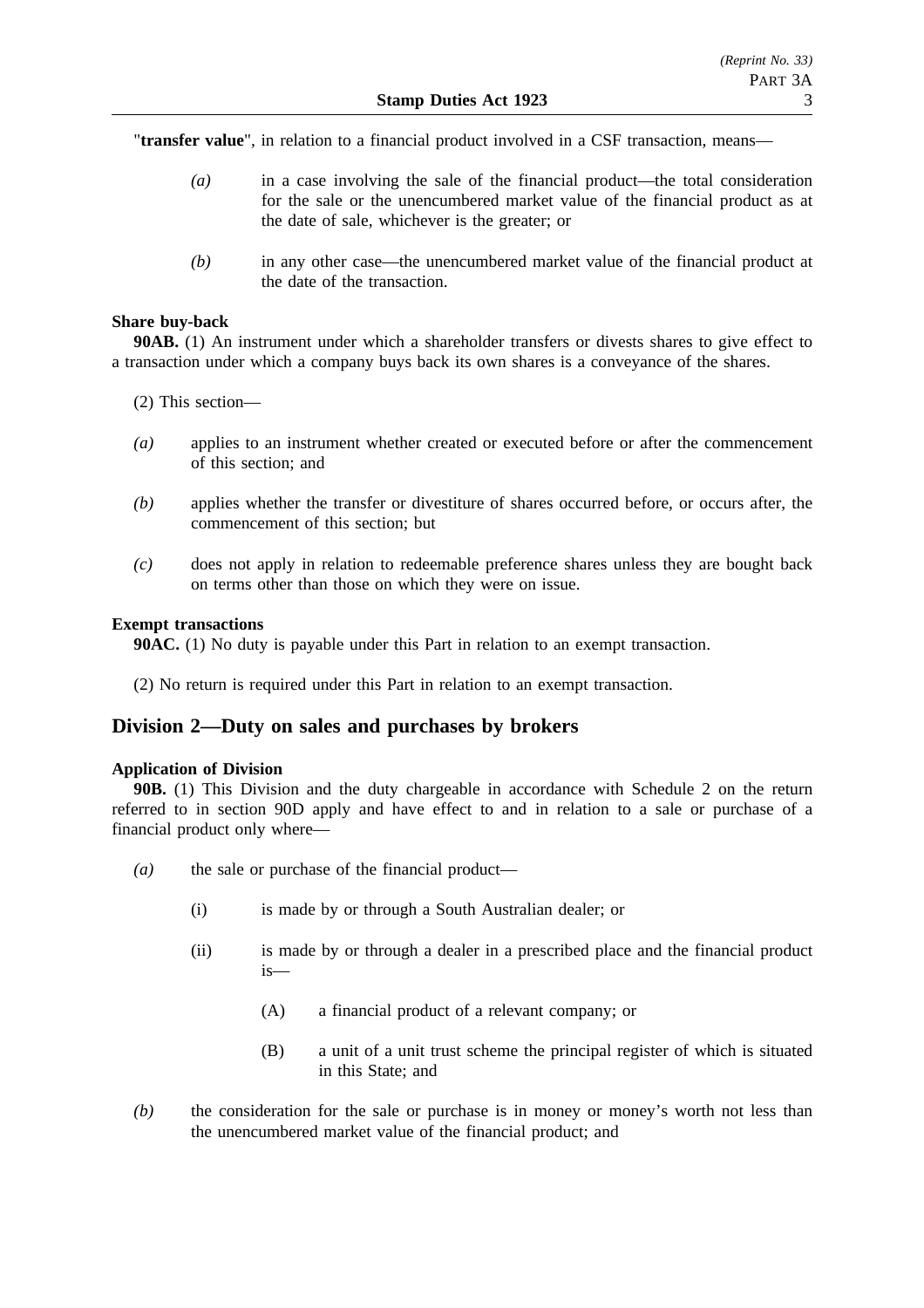"**transfer value**", in relation to a financial product involved in a CSF transaction, means—

*(a)* in a case involving the sale of the financial product—the total consideration for the sale or the unencumbered market value of the financial product as at the date of sale, whichever is the greater; or

*(b)* in any other case—the unencumbered market value of the financial product at the date of the transaction.

**Share buy-back**

**90AB.** (1) An instrument under which a shareholder transfers or divests shares to give effect to a transaction under which a company buys back its own shares is a conveyance of the shares.

(2) This section—

*(a)* applies to an instrument whether created or executed before or after the commencement of this section; and

*(b)* applies whether the transfer or divestiture of shares occurred before, or occurs after, the commencement of this section; but

*(c)* does not apply in relation to redeemable preference shares unless they are bought back on terms other than those on which they were on issue.

**Exempt transactions**

**90AC.** (1) No duty is payable under this Part in relation to an exempt transaction.

(2) No return is required under this Part in relation to an exempt transaction.

## Division 2—Duty on sales and purchases by brokers

**Application of Division**

**90B.** (1) This Division and the duty chargeable in accordance with Schedule 2 on the return referred to in section 90D apply and have effect to and in relation to a sale or purchase of a financial product only where—

*(a)* the sale or purchase of the financial product—

(i) is made by or through a South Australian dealer; or

(ii) is made by or through a dealer in a prescribed place and the financial product is—

(A) a financial product of a relevant company; or

(B) a unit of a unit trust scheme the principal register of which is situated in this State; and

*(b)* the consideration for the sale or purchase is in money or money's worth not less than the unencumbered market value of the financial product; and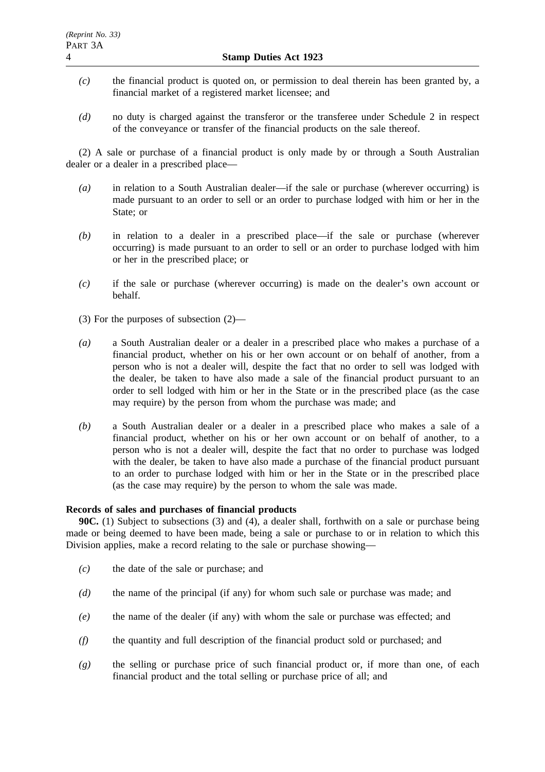*(c)* the financial product is quoted on, or permission to deal therein has been granted by, a financial market of a registered market licensee; and

*(d)* no duty is charged against the transferor or the transferee under Schedule 2 in respect of the conveyance or transfer of the financial products on the sale thereof.

(2) A sale or purchase of a financial product is only made by or through a South Australian dealer or a dealer in a prescribed place—

*(a)* in relation to a South Australian dealer—if the sale or purchase (wherever occurring) is made pursuant to an order to sell or an order to purchase lodged with him or her in the State; or

*(b)* in relation to a dealer in a prescribed place—if the sale or purchase (wherever occurring) is made pursuant to an order to sell or an order to purchase lodged with him or her in the prescribed place; or

*(c)* if the sale or purchase (wherever occurring) is made on the dealer's own account or behalf.

(3) For the purposes of subsection (2)—

*(a)* a South Australian dealer or a dealer in a prescribed place who makes a purchase of a financial product, whether on his or her own account or on behalf of another, from a person who is not a dealer will, despite the fact that no order to sell was lodged with the dealer, be taken to have also made a sale of the financial product pursuant to an order to sell lodged with him or her in the State or in the prescribed place (as the case may require) by the person from whom the purchase was made; and

*(b)* a South Australian dealer or a dealer in a prescribed place who makes a sale of a financial product, whether on his or her own account or on behalf of another, to a person who is not a dealer will, despite the fact that no order to purchase was lodged with the dealer, be taken to have also made a purchase of the financial product pursuant to an order to purchase lodged with him or her in the State or in the prescribed place (as the case may require) by the person to whom the sale was made.

**Records of sales and purchases of financial products**

**90C.** (1) Subject to subsections (3) and (4), a dealer shall, forthwith on a sale or purchase being made or being deemed to have been made, being a sale or purchase to or in relation to which this Division applies, make a record relating to the sale or purchase showing—

*(c)* the date of the sale or purchase; and

*(d)* the name of the principal (if any) for whom such sale or purchase was made; and

*(e)* the name of the dealer (if any) with whom the sale or purchase was effected; and

*(f)* the quantity and full description of the financial product sold or purchased; and

*(g)* the selling or purchase price of such financial product or, if more than one, of each financial product and the total selling or purchase price of all; and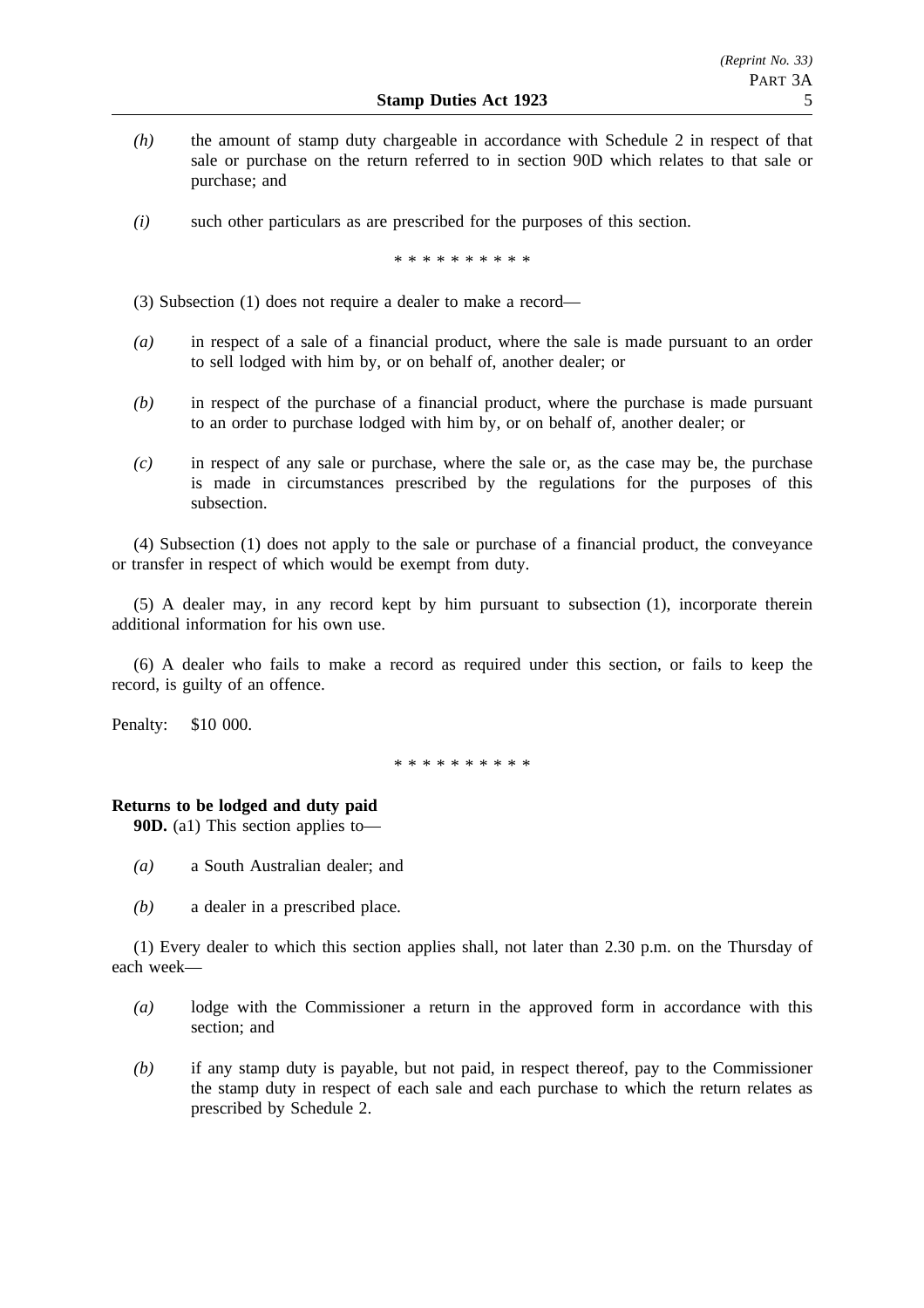*(h)* the amount of stamp duty chargeable in accordance with Schedule 2 in respect of that sale or purchase on the return referred to in section 90D which relates to that sale or purchase; and

*(i)* such other particulars as are prescribed for the purposes of this section.

\* \* \* \* \* \* \* \* \* \*

(3) Subsection (1) does not require a dealer to make a record—

*(a)* in respect of a sale of a financial product, where the sale is made pursuant to an order to sell lodged with him by, or on behalf of, another dealer; or

*(b)* in respect of the purchase of a financial product, where the purchase is made pursuant to an order to purchase lodged with him by, or on behalf of, another dealer; or

*(c)* in respect of any sale or purchase, where the sale or, as the case may be, the purchase is made in circumstances prescribed by the regulations for the purposes of this subsection.

(4) Subsection (1) does not apply to the sale or purchase of a financial product, the conveyance or transfer in respect of which would be exempt from duty.

(5) A dealer may, in any record kept by him pursuant to subsection (1), incorporate therein additional information for his own use.

(6) A dealer who fails to make a record as required under this section, or fails to keep the record, is guilty of an offence.

Penalty: $10 000.

\* \* \* \* \* \* \* \* \* \*

**Returns to be lodged and duty paid**

**90D.** (a1) This section applies to—

*(a)* a South Australian dealer; and

*(b)* a dealer in a prescribed place.

(1) Every dealer to which this section applies shall, not later than 2.30 p.m. on the Thursday of each week—

*(a)* lodge with the Commissioner a return in the approved form in accordance with this section; and

*(b)* if any stamp duty is payable, but not paid, in respect thereof, pay to the Commissioner the stamp duty in respect of each sale and each purchase to which the return relates as prescribed by Schedule 2.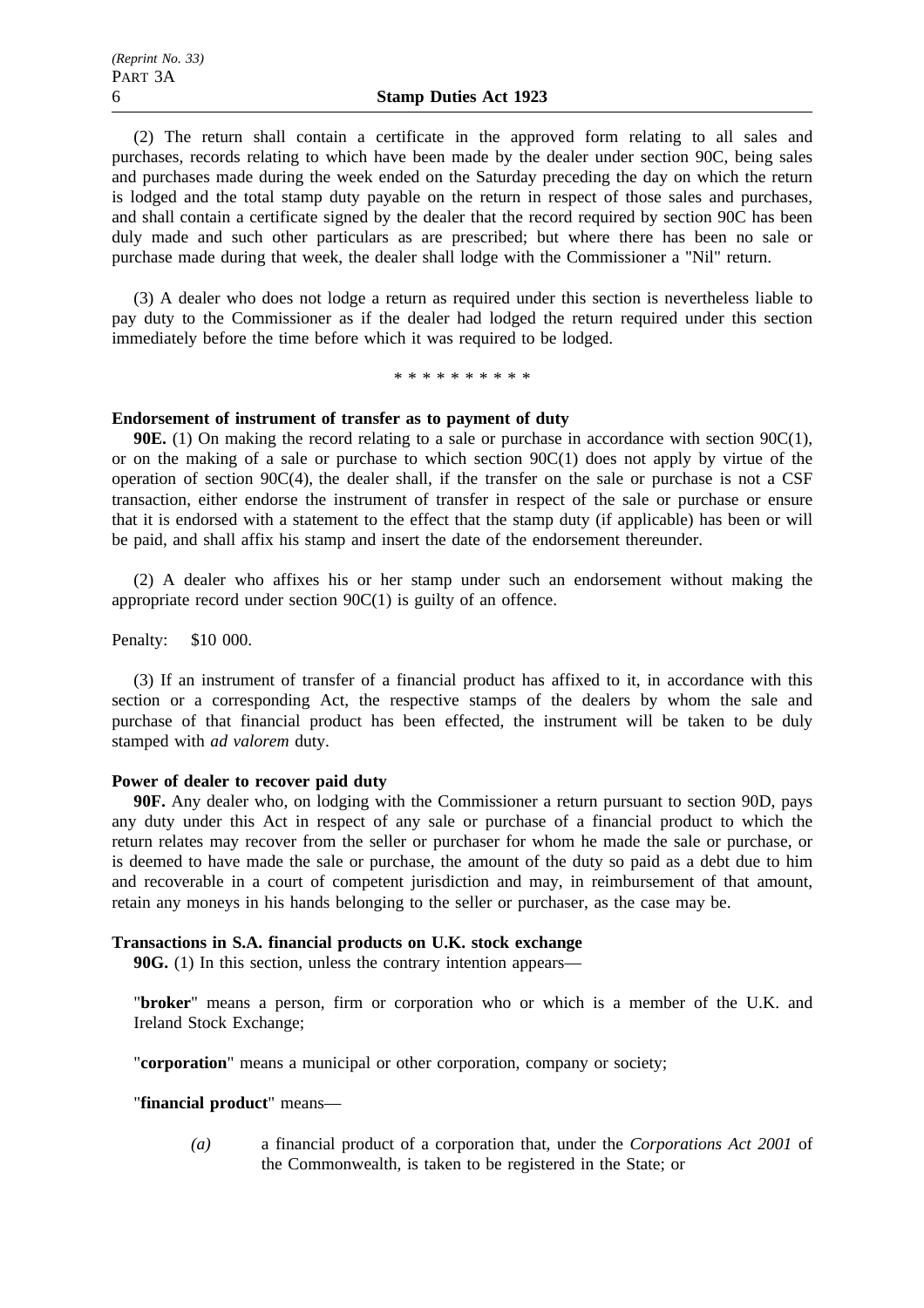(2) The return shall contain a certificate in the approved form relating to all sales and purchases, records relating to which have been made by the dealer under section 90C, being sales and purchases made during the week ended on the Saturday preceding the day on which the return is lodged and the total stamp duty payable on the return in respect of those sales and purchases, and shall contain a certificate signed by the dealer that the record required by section 90C has been duly made and such other particulars as are prescribed; but where there has been no sale or purchase made during that week, the dealer shall lodge with the Commissioner a "Nil" return.

(3) A dealer who does not lodge a return as required under this section is nevertheless liable to pay duty to the Commissioner as if the dealer had lodged the return required under this section immediately before the time before which it was required to be lodged.

\* \* \* \* \* \* \* \* \* \*

**Endorsement of instrument of transfer as to payment of duty**

**90E.** (1) On making the record relating to a sale or purchase in accordance with section 90C(1), or on the making of a sale or purchase to which section 90C(1) does not apply by virtue of the operation of section 90C(4), the dealer shall, if the transfer on the sale or purchase is not a CSF transaction, either endorse the instrument of transfer in respect of the sale or purchase or ensure that it is endorsed with a statement to the effect that the stamp duty (if applicable) has been or will be paid, and shall affix his stamp and insert the date of the endorsement thereunder.

(2) A dealer who affixes his or her stamp under such an endorsement without making the appropriate record under section 90C(1) is guilty of an offence.

Penalty: $10 000.

(3) If an instrument of transfer of a financial product has affixed to it, in accordance with this section or a corresponding Act, the respective stamps of the dealers by whom the sale and purchase of that financial product has been effected, the instrument will be taken to be duly stamped with *ad valorem* duty.

**Power of dealer to recover paid duty**

**90F.** Any dealer who, on lodging with the Commissioner a return pursuant to section 90D, pays any duty under this Act in respect of any sale or purchase of a financial product to which the return relates may recover from the seller or purchaser for whom he made the sale or purchase, or is deemed to have made the sale or purchase, the amount of the duty so paid as a debt due to him and recoverable in a court of competent jurisdiction and may, in reimbursement of that amount, retain any moneys in his hands belonging to the seller or purchaser, as the case may be.

**Transactions in S.A. financial products on U.K. stock exchange**

**90G.** (1) In this section, unless the contrary intention appears—

"**broker**" means a person, firm or corporation who or which is a member of the U.K. and Ireland Stock Exchange;

"**corporation**" means a municipal or other corporation, company or society;

"**financial product**" means—

*(a)* a financial product of a corporation that, under the *Corporations Act 2001* of the Commonwealth, is taken to be registered in the State; or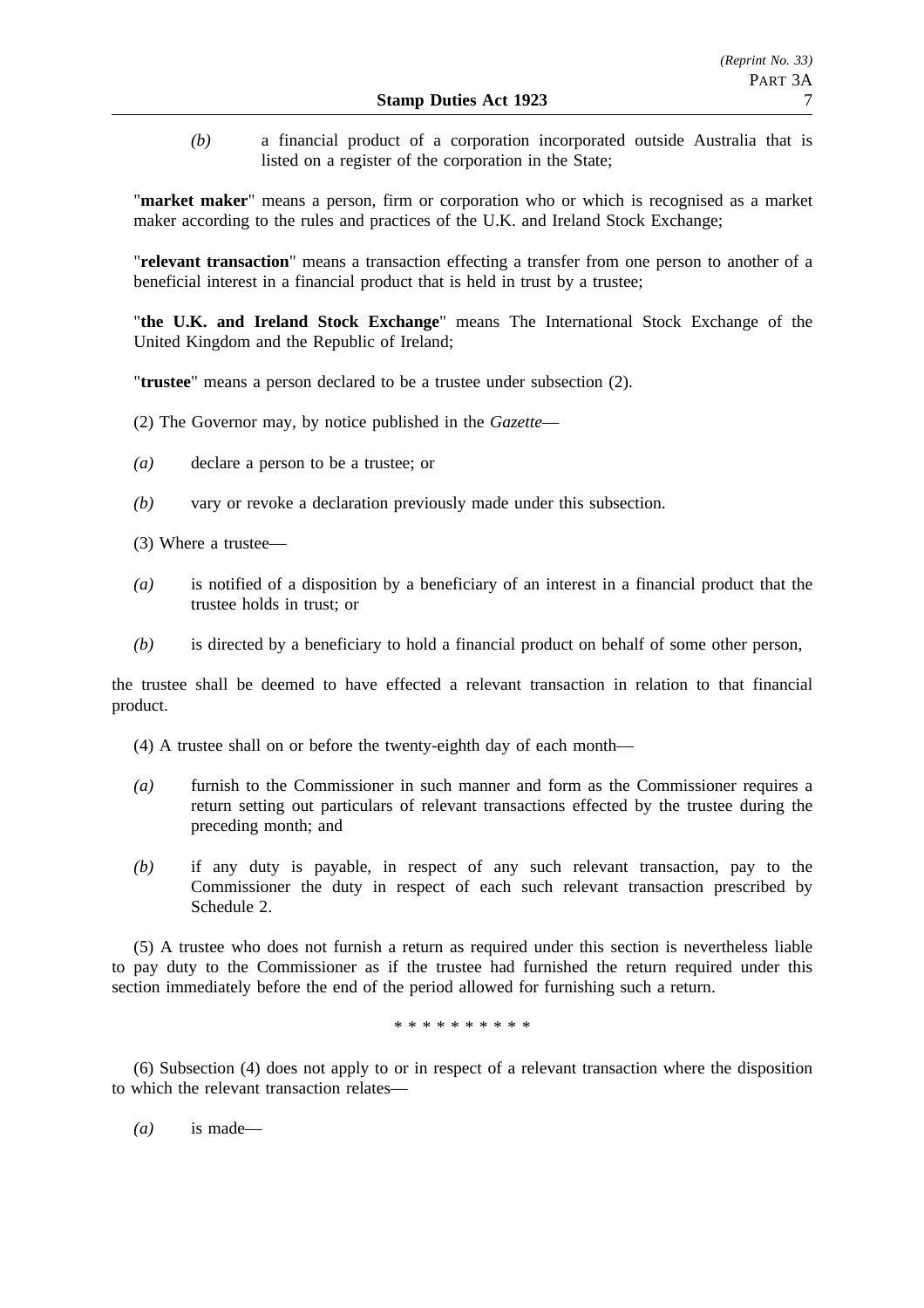*(b)* a financial product of a corporation incorporated outside Australia that is listed on a register of the corporation in the State;

"**market maker**" means a person, firm or corporation who or which is recognised as a market maker according to the rules and practices of the U.K. and Ireland Stock Exchange;

"**relevant transaction**" means a transaction effecting a transfer from one person to another of a beneficial interest in a financial product that is held in trust by a trustee;

"**the U.K. and Ireland Stock Exchange**" means The International Stock Exchange of the United Kingdom and the Republic of Ireland;

"**trustee**" means a person declared to be a trustee under subsection (2).

(2) The Governor may, by notice published in the *Gazette*—

*(a)* declare a person to be a trustee; or

*(b)* vary or revoke a declaration previously made under this subsection.

(3) Where a trustee—

*(a)* is notified of a disposition by a beneficiary of an interest in a financial product that the trustee holds in trust; or

*(b)* is directed by a beneficiary to hold a financial product on behalf of some other person,

the trustee shall be deemed to have effected a relevant transaction in relation to that financial product.

(4) A trustee shall on or before the twenty-eighth day of each month—

*(a)* furnish to the Commissioner in such manner and form as the Commissioner requires a return setting out particulars of relevant transactions effected by the trustee during the preceding month; and

*(b)* if any duty is payable, in respect of any such relevant transaction, pay to the Commissioner the duty in respect of each such relevant transaction prescribed by Schedule 2.

(5) A trustee who does not furnish a return as required under this section is nevertheless liable to pay duty to the Commissioner as if the trustee had furnished the return required under this section immediately before the end of the period allowed for furnishing such a return.

\* \* \* \* \* \* \* \* \* \*

(6) Subsection (4) does not apply to or in respect of a relevant transaction where the disposition to which the relevant transaction relates—

*(a)* is made—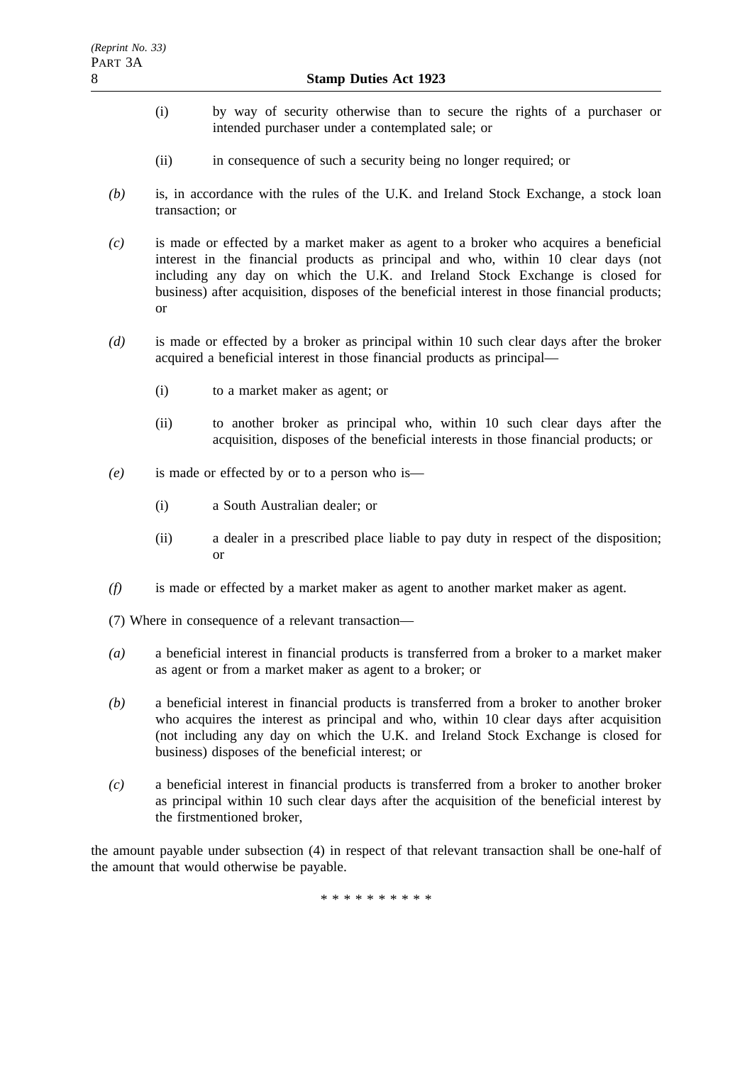(i) by way of security otherwise than to secure the rights of a purchaser or intended purchaser under a contemplated sale; or

(ii) in consequence of such a security being no longer required; or

*(b)* is, in accordance with the rules of the U.K. and Ireland Stock Exchange, a stock loan transaction; or

*(c)* is made or effected by a market maker as agent to a broker who acquires a beneficial interest in the financial products as principal and who, within 10 clear days (not including any day on which the U.K. and Ireland Stock Exchange is closed for business) after acquisition, disposes of the beneficial interest in those financial products; or

*(d)* is made or effected by a broker as principal within 10 such clear days after the broker acquired a beneficial interest in those financial products as principal—

(i) to a market maker as agent; or

(ii) to another broker as principal who, within 10 such clear days after the acquisition, disposes of the beneficial interests in those financial products; or

*(e)* is made or effected by or to a person who is—

(i) a South Australian dealer; or

(ii) a dealer in a prescribed place liable to pay duty in respect of the disposition; or

*(f)* is made or effected by a market maker as agent to another market maker as agent.

(7) Where in consequence of a relevant transaction—

*(a)* a beneficial interest in financial products is transferred from a broker to a market maker as agent or from a market maker as agent to a broker; or

*(b)* a beneficial interest in financial products is transferred from a broker to another broker who acquires the interest as principal and who, within 10 clear days after acquisition (not including any day on which the U.K. and Ireland Stock Exchange is closed for business) disposes of the beneficial interest; or

*(c)* a beneficial interest in financial products is transferred from a broker to another broker as principal within 10 such clear days after the acquisition of the beneficial interest by the firstmentioned broker,

the amount payable under subsection (4) in respect of that relevant transaction shall be one-half of the amount that would otherwise be payable.

* * * * * * * * * *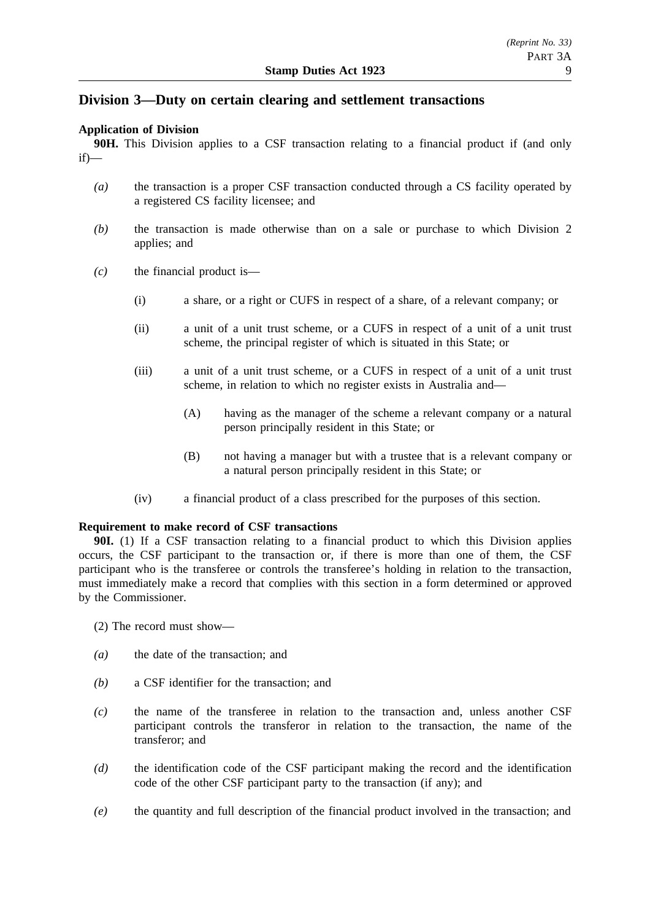## Division 3—Duty on certain clearing and settlement transactions

**Application of Division**

**90H.** This Division applies to a CSF transaction relating to a financial product if (and only if)—

*(a)* the transaction is a proper CSF transaction conducted through a CS facility operated by a registered CS facility licensee; and

*(b)* the transaction is made otherwise than on a sale or purchase to which Division 2 applies; and

*(c)* the financial product is—

(i) a share, or a right or CUFS in respect of a share, of a relevant company; or

(ii) a unit of a unit trust scheme, or a CUFS in respect of a unit of a unit trust scheme, the principal register of which is situated in this State; or

(iii) a unit of a unit trust scheme, or a CUFS in respect of a unit of a unit trust scheme, in relation to which no register exists in Australia and—

(A) having as the manager of the scheme a relevant company or a natural person principally resident in this State; or

(B) not having a manager but with a trustee that is a relevant company or a natural person principally resident in this State; or

(iv) a financial product of a class prescribed for the purposes of this section.

**Requirement to make record of CSF transactions**

**90I.** (1) If a CSF transaction relating to a financial product to which this Division applies occurs, the CSF participant to the transaction or, if there is more than one of them, the CSF participant who is the transferee or controls the transferee's holding in relation to the transaction, must immediately make a record that complies with this section in a form determined or approved by the Commissioner.

(2) The record must show—

*(a)* the date of the transaction; and

*(b)* a CSF identifier for the transaction; and

*(c)* the name of the transferee in relation to the transaction and, unless another CSF participant controls the transferor in relation to the transaction, the name of the transferor; and

*(d)* the identification code of the CSF participant making the record and the identification code of the other CSF participant party to the transaction (if any); and

*(e)* the quantity and full description of the financial product involved in the transaction; and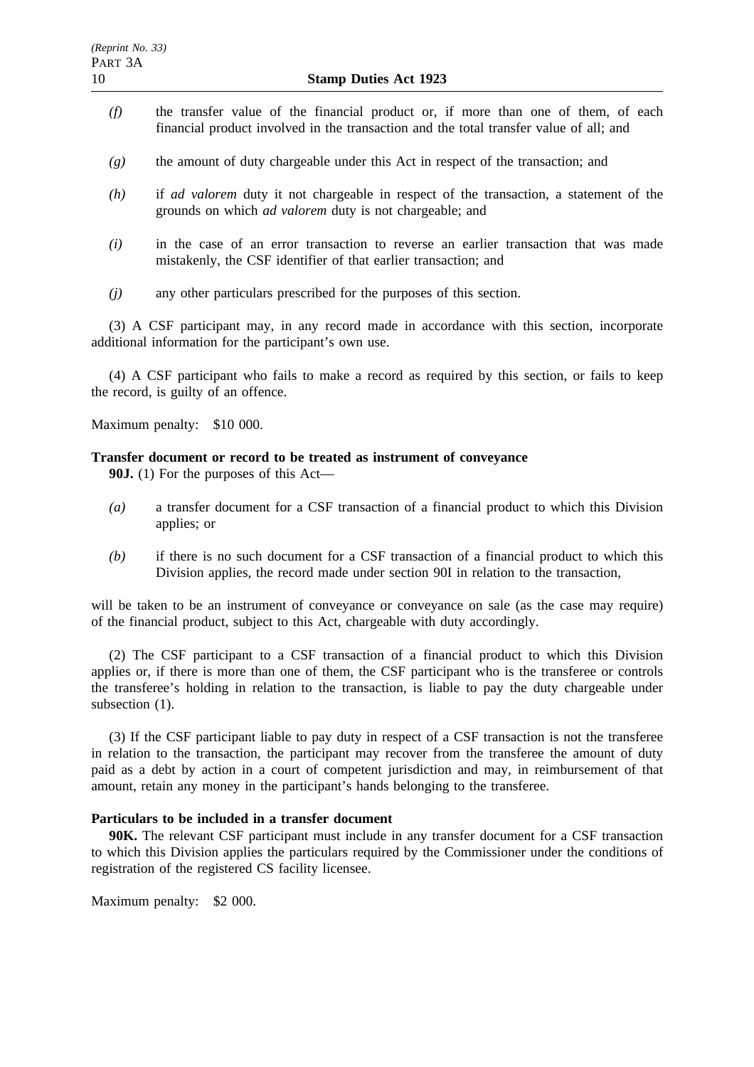*(f)* the transfer value of the financial product or, if more than one of them, of each financial product involved in the transaction and the total transfer value of all; and

*(g)* the amount of duty chargeable under this Act in respect of the transaction; and

*(h)* if *ad valorem* duty it not chargeable in respect of the transaction, a statement of the grounds on which *ad valorem* duty is not chargeable; and

*(i)* in the case of an error transaction to reverse an earlier transaction that was made mistakenly, the CSF identifier of that earlier transaction; and

*(j)* any other particulars prescribed for the purposes of this section.

(3) A CSF participant may, in any record made in accordance with this section, incorporate additional information for the participant's own use.

(4) A CSF participant who fails to make a record as required by this section, or fails to keep the record, is guilty of an offence.

Maximum penalty: $10 000.

**Transfer document or record to be treated as instrument of conveyance**

**90J.** (1) For the purposes of this Act—

*(a)* a transfer document for a CSF transaction of a financial product to which this Division applies; or

*(b)* if there is no such document for a CSF transaction of a financial product to which this Division applies, the record made under section 90I in relation to the transaction,

will be taken to be an instrument of conveyance or conveyance on sale (as the case may require) of the financial product, subject to this Act, chargeable with duty accordingly.

(2) The CSF participant to a CSF transaction of a financial product to which this Division applies or, if there is more than one of them, the CSF participant who is the transferee or controls the transferee's holding in relation to the transaction, is liable to pay the duty chargeable under subsection (1).

(3) If the CSF participant liable to pay duty in respect of a CSF transaction is not the transferee in relation to the transaction, the participant may recover from the transferee the amount of duty paid as a debt by action in a court of competent jurisdiction and may, in reimbursement of that amount, retain any money in the participant's hands belonging to the transferee.

**Particulars to be included in a transfer document**

**90K.** The relevant CSF participant must include in any transfer document for a CSF transaction to which this Division applies the particulars required by the Commissioner under the conditions of registration of the registered CS facility licensee.

Maximum penalty: $2 000.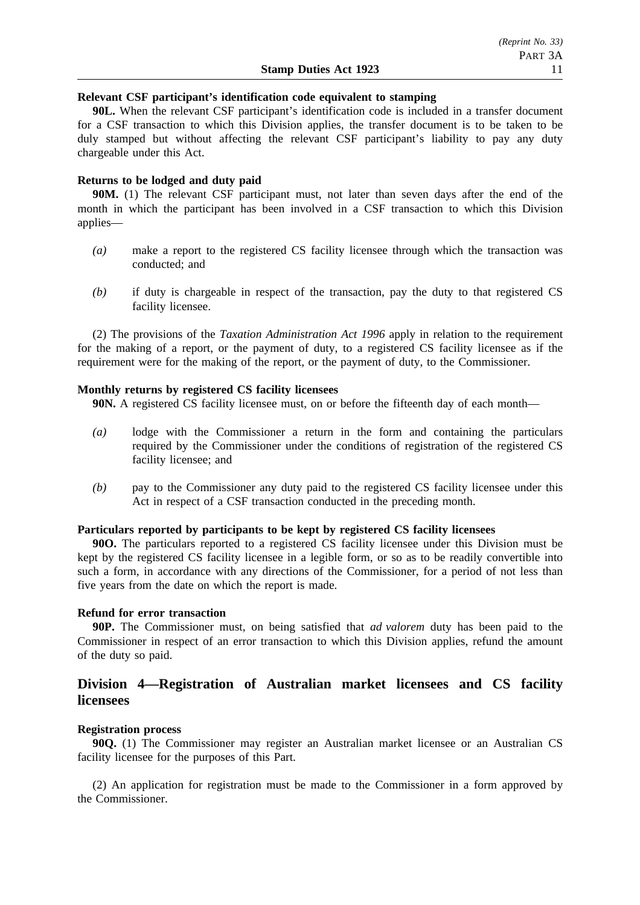**Relevant CSF participant's identification code equivalent to stamping**

**90L.** When the relevant CSF participant's identification code is included in a transfer document for a CSF transaction to which this Division applies, the transfer document is to be taken to be duly stamped but without affecting the relevant CSF participant's liability to pay any duty chargeable under this Act.

**Returns to be lodged and duty paid**

**90M.** (1) The relevant CSF participant must, not later than seven days after the end of the month in which the participant has been involved in a CSF transaction to which this Division applies—

- *(a)* make a report to the registered CS facility licensee through which the transaction was conducted; and
- *(b)* if duty is chargeable in respect of the transaction, pay the duty to that registered CS facility licensee.

(2) The provisions of the *Taxation Administration Act 1996* apply in relation to the requirement for the making of a report, or the payment of duty, to a registered CS facility licensee as if the requirement were for the making of the report, or the payment of duty, to the Commissioner.

**Monthly returns by registered CS facility licensees**

**90N.** A registered CS facility licensee must, on or before the fifteenth day of each month—

- *(a)* lodge with the Commissioner a return in the form and containing the particulars required by the Commissioner under the conditions of registration of the registered CS facility licensee; and
- *(b)* pay to the Commissioner any duty paid to the registered CS facility licensee under this Act in respect of a CSF transaction conducted in the preceding month.

**Particulars reported by participants to be kept by registered CS facility licensees**

**90O.** The particulars reported to a registered CS facility licensee under this Division must be kept by the registered CS facility licensee in a legible form, or so as to be readily convertible into such a form, in accordance with any directions of the Commissioner, for a period of not less than five years from the date on which the report is made.

**Refund for error transaction**

**90P.** The Commissioner must, on being satisfied that *ad valorem* duty has been paid to the Commissioner in respect of an error transaction to which this Division applies, refund the amount of the duty so paid.

## Division 4—Registration of Australian market licensees and CS facility licensees

**Registration process**

**90Q.** (1) The Commissioner may register an Australian market licensee or an Australian CS facility licensee for the purposes of this Part.

(2) An application for registration must be made to the Commissioner in a form approved by the Commissioner.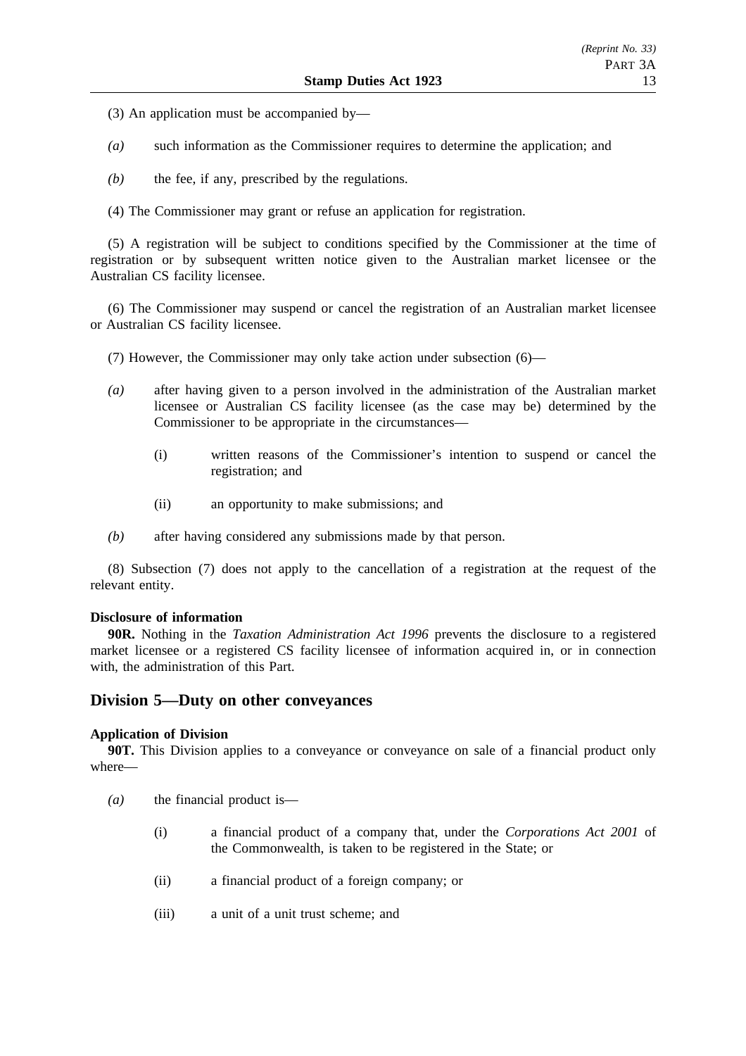(3) An application must be accompanied by—

*(a)* such information as the Commissioner requires to determine the application; and

*(b)* the fee, if any, prescribed by the regulations.

(4) The Commissioner may grant or refuse an application for registration.

(5) A registration will be subject to conditions specified by the Commissioner at the time of registration or by subsequent written notice given to the Australian market licensee or the Australian CS facility licensee.

(6) The Commissioner may suspend or cancel the registration of an Australian market licensee or Australian CS facility licensee.

(7) However, the Commissioner may only take action under subsection (6)—

*(a)* after having given to a person involved in the administration of the Australian market licensee or Australian CS facility licensee (as the case may be) determined by the Commissioner to be appropriate in the circumstances—

(i) written reasons of the Commissioner's intention to suspend or cancel the registration; and

(ii) an opportunity to make submissions; and

*(b)* after having considered any submissions made by that person.

(8) Subsection (7) does not apply to the cancellation of a registration at the request of the relevant entity.

**Disclosure of information**

**90R.** Nothing in the *Taxation Administration Act 1996* prevents the disclosure to a registered market licensee or a registered CS facility licensee of information acquired in, or in connection with, the administration of this Part.

## Division 5—Duty on other conveyances

**Application of Division**

**90T.** This Division applies to a conveyance or conveyance on sale of a financial product only where—

*(a)* the financial product is—

(i) a financial product of a company that, under the *Corporations Act 2001* of the Commonwealth, is taken to be registered in the State; or

(ii) a financial product of a foreign company; or

(iii) a unit of a unit trust scheme; and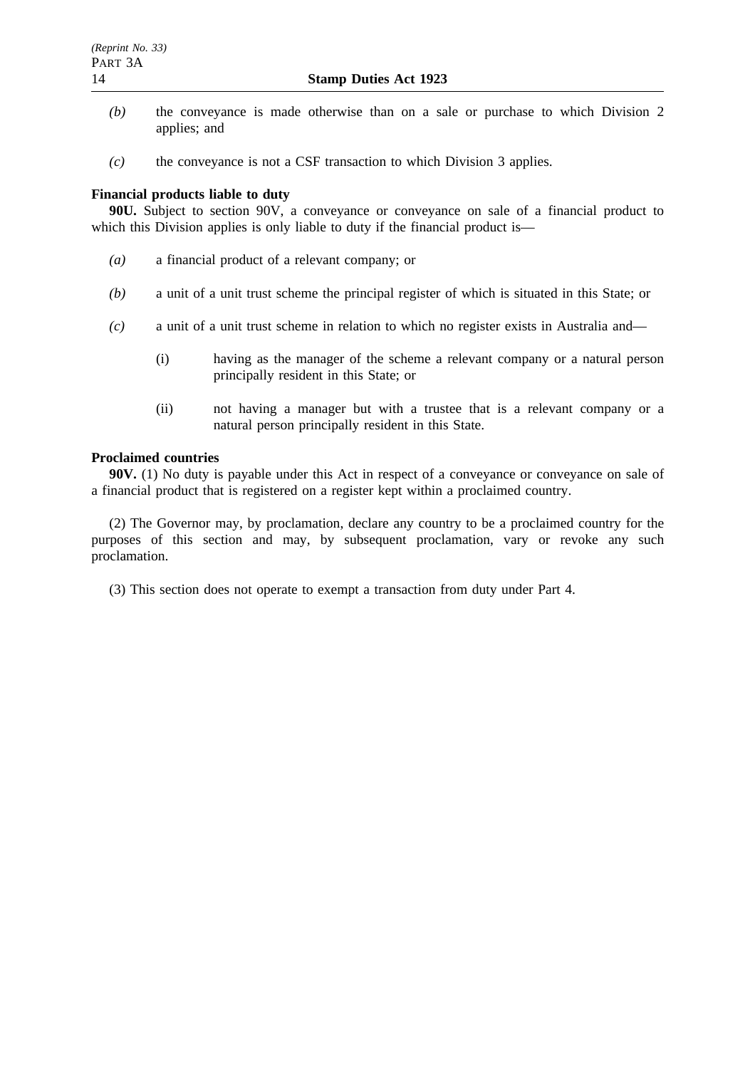*(b)* the conveyance is made otherwise than on a sale or purchase to which Division 2 applies; and

*(c)* the conveyance is not a CSF transaction to which Division 3 applies.

**Financial products liable to duty**

**90U.** Subject to section 90V, a conveyance or conveyance on sale of a financial product to which this Division applies is only liable to duty if the financial product is—

*(a)* a financial product of a relevant company; or

*(b)* a unit of a unit trust scheme the principal register of which is situated in this State; or

*(c)* a unit of a unit trust scheme in relation to which no register exists in Australia and—

(i) having as the manager of the scheme a relevant company or a natural person principally resident in this State; or

(ii) not having a manager but with a trustee that is a relevant company or a natural person principally resident in this State.

**Proclaimed countries**

**90V.** (1) No duty is payable under this Act in respect of a conveyance or conveyance on sale of a financial product that is registered on a register kept within a proclaimed country.

(2) The Governor may, by proclamation, declare any country to be a proclaimed country for the purposes of this section and may, by subsequent proclamation, vary or revoke any such proclamation.

(3) This section does not operate to exempt a transaction from duty under Part 4.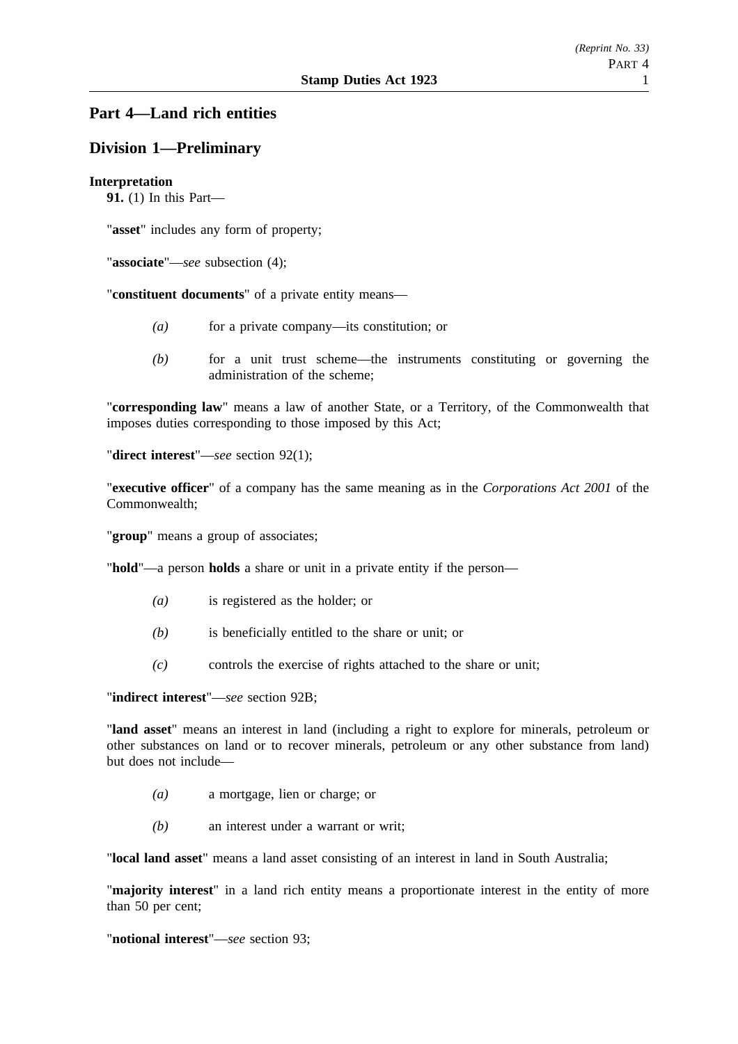# Part 4—Land rich entities

## Division 1—Preliminary

**Interpretation**

**91.** (1) In this Part—

"**asset**" includes any form of property;

"**associate**"—*see* subsection (4);

"**constituent documents**" of a private entity means—

- *(a)* for a private company—its constitution; or
- *(b)* for a unit trust scheme—the instruments constituting or governing the administration of the scheme;

"**corresponding law**" means a law of another State, or a Territory, of the Commonwealth that imposes duties corresponding to those imposed by this Act;

"**direct interest**"—*see* section 92(1);

"**executive officer**" of a company has the same meaning as in the *Corporations Act 2001* of the Commonwealth;

"**group**" means a group of associates;

"**hold**"—a person **holds** a share or unit in a private entity if the person—

- *(a)* is registered as the holder; or
- *(b)* is beneficially entitled to the share or unit; or
- *(c)* controls the exercise of rights attached to the share or unit;

"**indirect interest**"—*see* section 92B;

"**land asset**" means an interest in land (including a right to explore for minerals, petroleum or other substances on land or to recover minerals, petroleum or any other substance from land) but does not include—

- *(a)* a mortgage, lien or charge; or
- *(b)* an interest under a warrant or writ;

"**local land asset**" means a land asset consisting of an interest in land in South Australia;

"**majority interest**" in a land rich entity means a proportionate interest in the entity of more than 50 per cent;

"**notional interest**"—*see* section 93;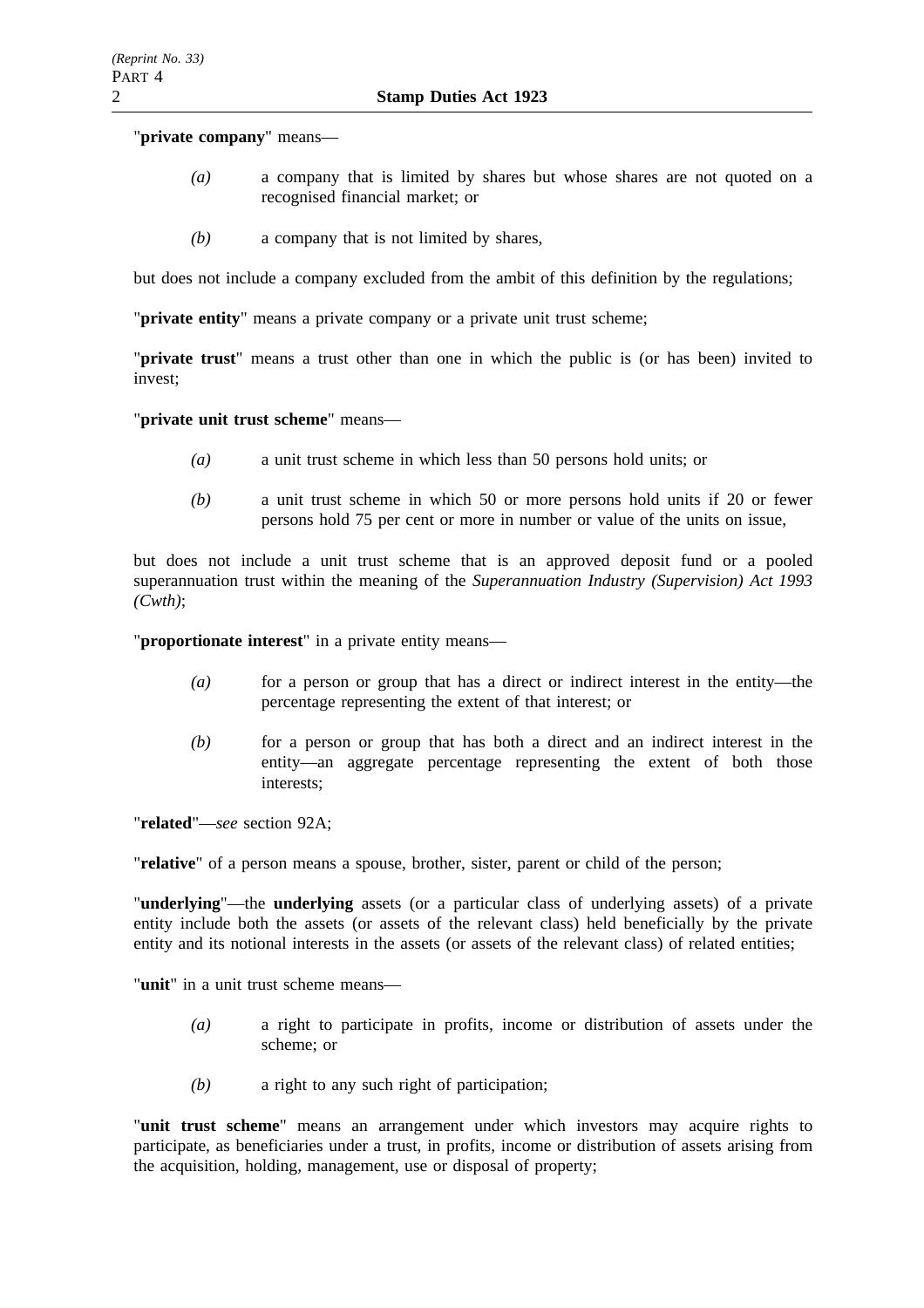"**private company**" means—

*(a)* a company that is limited by shares but whose shares are not quoted on a recognised financial market; or

*(b)* a company that is not limited by shares,

but does not include a company excluded from the ambit of this definition by the regulations;

"**private entity**" means a private company or a private unit trust scheme;

"**private trust**" means a trust other than one in which the public is (or has been) invited to invest;

"**private unit trust scheme**" means—

*(a)* a unit trust scheme in which less than 50 persons hold units; or

*(b)* a unit trust scheme in which 50 or more persons hold units if 20 or fewer persons hold 75 per cent or more in number or value of the units on issue,

but does not include a unit trust scheme that is an approved deposit fund or a pooled superannuation trust within the meaning of the *Superannuation Industry (Supervision) Act 1993 (Cwth)*;

"**proportionate interest**" in a private entity means—

*(a)* for a person or group that has a direct or indirect interest in the entity—the percentage representing the extent of that interest; or

*(b)* for a person or group that has both a direct and an indirect interest in the entity—an aggregate percentage representing the extent of both those interests;

"**related**"—*see* section 92A;

"**relative**" of a person means a spouse, brother, sister, parent or child of the person;

"**underlying**"—the **underlying** assets (or a particular class of underlying assets) of a private entity include both the assets (or assets of the relevant class) held beneficially by the private entity and its notional interests in the assets (or assets of the relevant class) of related entities;

"**unit**" in a unit trust scheme means—

*(a)* a right to participate in profits, income or distribution of assets under the scheme; or

*(b)* a right to any such right of participation;

"**unit trust scheme**" means an arrangement under which investors may acquire rights to participate, as beneficiaries under a trust, in profits, income or distribution of assets arising from the acquisition, holding, management, use or disposal of property;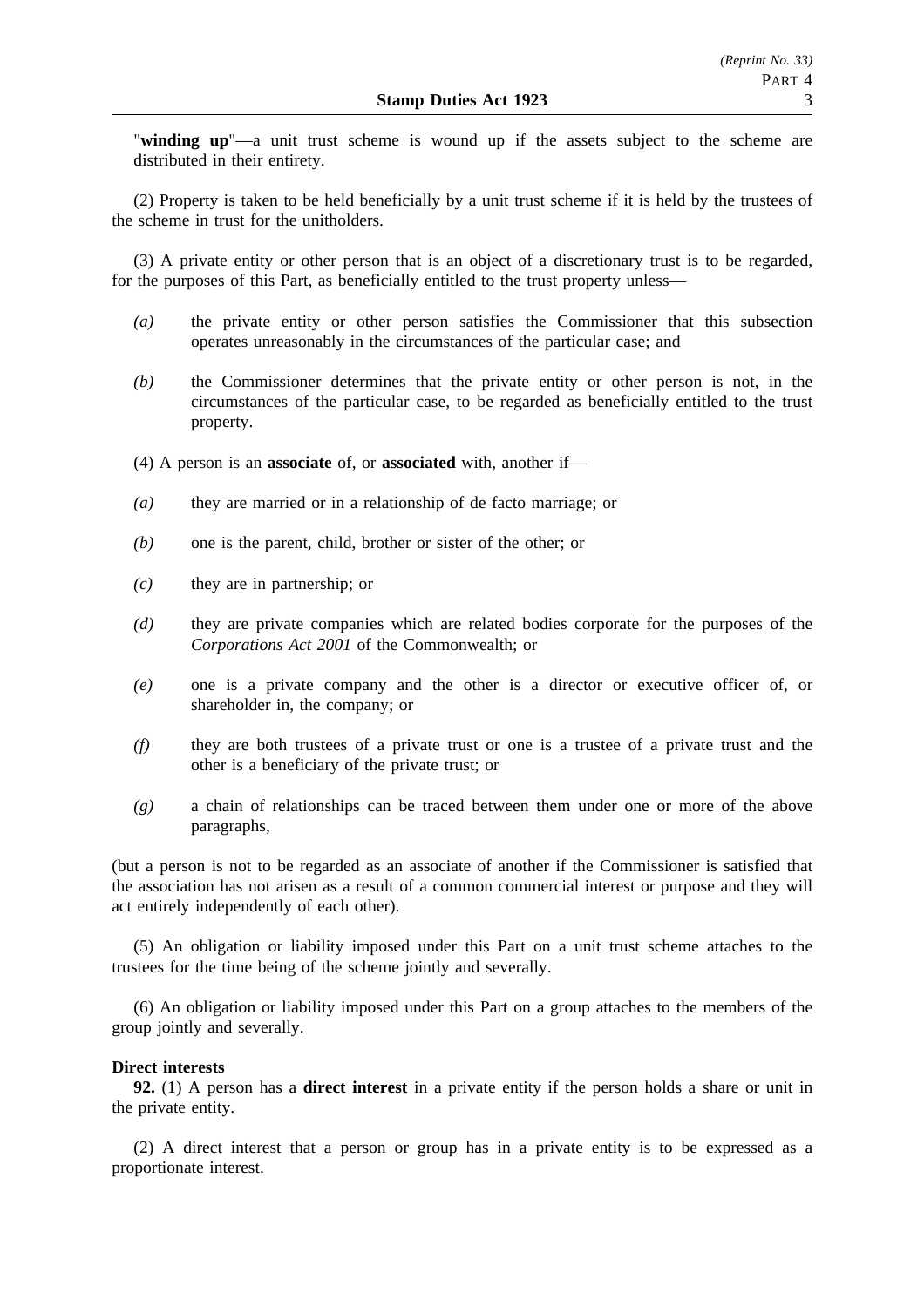"**winding up**"—a unit trust scheme is wound up if the assets subject to the scheme are distributed in their entirety.

(2) Property is taken to be held beneficially by a unit trust scheme if it is held by the trustees of the scheme in trust for the unitholders.

(3) A private entity or other person that is an object of a discretionary trust is to be regarded, for the purposes of this Part, as beneficially entitled to the trust property unless—

*(a)* the private entity or other person satisfies the Commissioner that this subsection operates unreasonably in the circumstances of the particular case; and

*(b)* the Commissioner determines that the private entity or other person is not, in the circumstances of the particular case, to be regarded as beneficially entitled to the trust property.

(4) A person is an **associate** of, or **associated** with, another if—

*(a)* they are married or in a relationship of de facto marriage; or

*(b)* one is the parent, child, brother or sister of the other; or

*(c)* they are in partnership; or

*(d)* they are private companies which are related bodies corporate for the purposes of the *Corporations Act 2001* of the Commonwealth; or

*(e)* one is a private company and the other is a director or executive officer of, or shareholder in, the company; or

*(f)* they are both trustees of a private trust or one is a trustee of a private trust and the other is a beneficiary of the private trust; or

*(g)* a chain of relationships can be traced between them under one or more of the above paragraphs,

(but a person is not to be regarded as an associate of another if the Commissioner is satisfied that the association has not arisen as a result of a common commercial interest or purpose and they will act entirely independently of each other).

(5) An obligation or liability imposed under this Part on a unit trust scheme attaches to the trustees for the time being of the scheme jointly and severally.

(6) An obligation or liability imposed under this Part on a group attaches to the members of the group jointly and severally.

**Direct interests**

**92.** (1) A person has a **direct interest** in a private entity if the person holds a share or unit in the private entity.

(2) A direct interest that a person or group has in a private entity is to be expressed as a proportionate interest.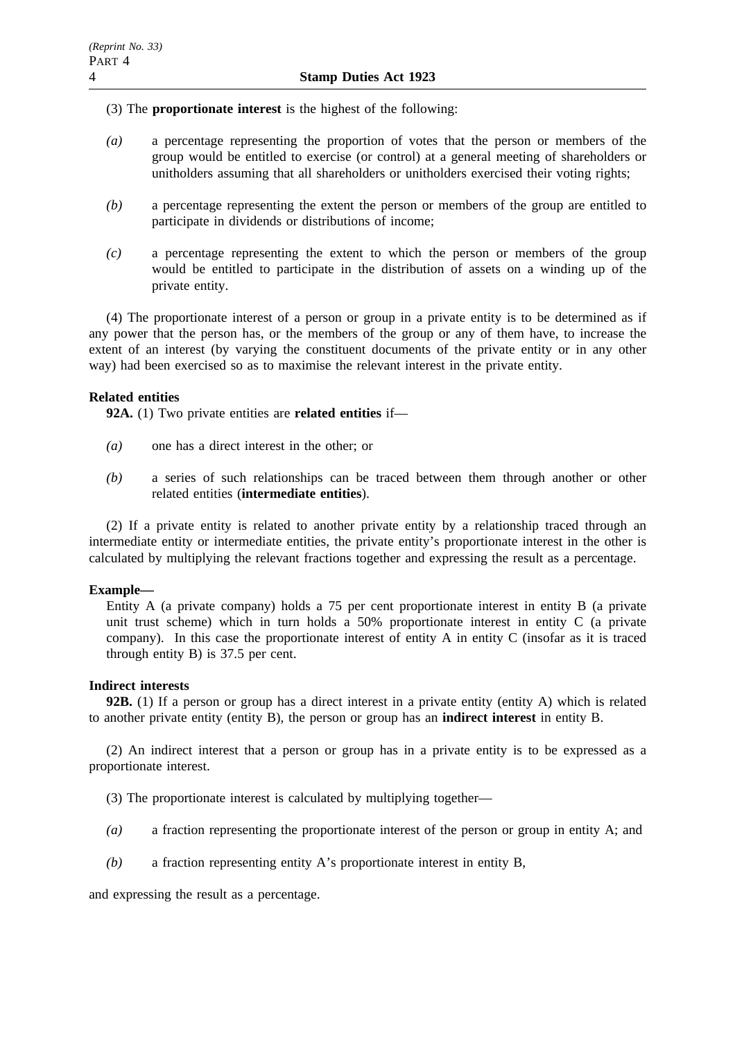(3) The **proportionate interest** is the highest of the following:

*(a)* a percentage representing the proportion of votes that the person or members of the group would be entitled to exercise (or control) at a general meeting of shareholders or unitholders assuming that all shareholders or unitholders exercised their voting rights;

*(b)* a percentage representing the extent the person or members of the group are entitled to participate in dividends or distributions of income;

*(c)* a percentage representing the extent to which the person or members of the group would be entitled to participate in the distribution of assets on a winding up of the private entity.

(4) The proportionate interest of a person or group in a private entity is to be determined as if any power that the person has, or the members of the group or any of them have, to increase the extent of an interest (by varying the constituent documents of the private entity or in any other way) had been exercised so as to maximise the relevant interest in the private entity.

**Related entities**

**92A.** (1) Two private entities are **related entities** if—

*(a)* one has a direct interest in the other; or

*(b)* a series of such relationships can be traced between them through another or other related entities (**intermediate entities**).

(2) If a private entity is related to another private entity by a relationship traced through an intermediate entity or intermediate entities, the private entity's proportionate interest in the other is calculated by multiplying the relevant fractions together and expressing the result as a percentage.

**Example—**

Entity A (a private company) holds a 75 per cent proportionate interest in entity B (a private unit trust scheme) which in turn holds a 50% proportionate interest in entity C (a private company). In this case the proportionate interest of entity A in entity C (insofar as it is traced through entity B) is 37.5 per cent.

**Indirect interests**

**92B.** (1) If a person or group has a direct interest in a private entity (entity A) which is related to another private entity (entity B), the person or group has an **indirect interest** in entity B.

(2) An indirect interest that a person or group has in a private entity is to be expressed as a proportionate interest.

(3) The proportionate interest is calculated by multiplying together—

*(a)* a fraction representing the proportionate interest of the person or group in entity A; and

*(b)* a fraction representing entity A's proportionate interest in entity B,

and expressing the result as a percentage.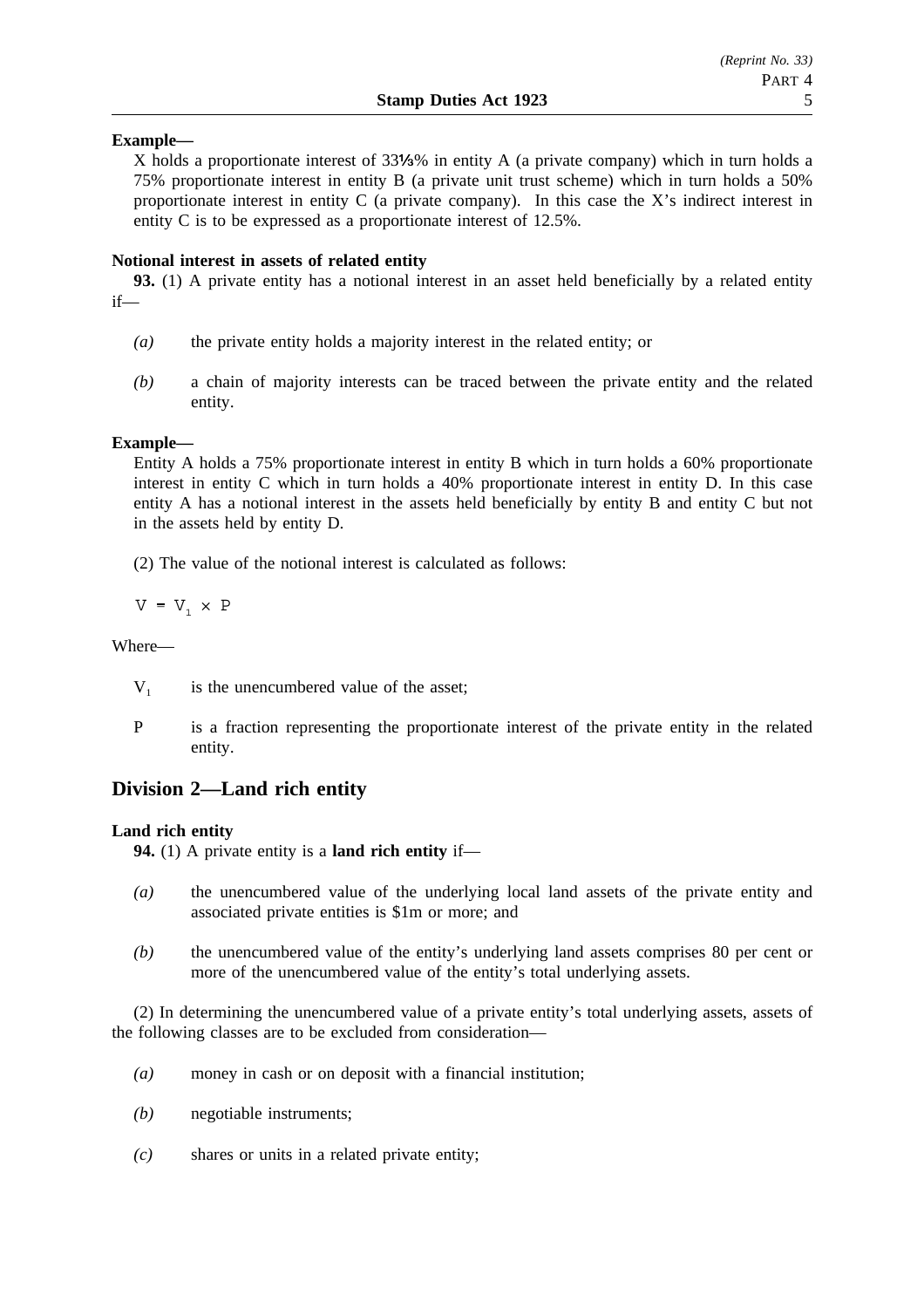**Example—**

X holds a proportionate interest of 33⅓% in entity A (a private company) which in turn holds a 75% proportionate interest in entity B (a private unit trust scheme) which in turn holds a 50% proportionate interest in entity C (a private company). In this case the X's indirect interest in entity C is to be expressed as a proportionate interest of 12.5%.

**Notional interest in assets of related entity**

**93.** (1) A private entity has a notional interest in an asset held beneficially by a related entity if—

*(a)* the private entity holds a majority interest in the related entity; or

*(b)* a chain of majority interests can be traced between the private entity and the related entity.

**Example—**

Entity A holds a 75% proportionate interest in entity B which in turn holds a 60% proportionate interest in entity C which in turn holds a 40% proportionate interest in entity D. In this case entity A has a notional interest in the assets held beneficially by entity B and entity C but not in the assets held by entity D.

(2) The value of the notional interest is calculated as follows:

$$V = V_1 \times P$$

Where—

$V_1$ is the unencumbered value of the asset;

P is a fraction representing the proportionate interest of the private entity in the related entity.

## Division 2—Land rich entity

**Land rich entity**

**94.** (1) A private entity is a **land rich entity** if—

*(a)* the unencumbered value of the underlying local land assets of the private entity and associated private entities is $1m or more; and

*(b)* the unencumbered value of the entity's underlying land assets comprises 80 per cent or more of the unencumbered value of the entity's total underlying assets.

(2) In determining the unencumbered value of a private entity's total underlying assets, assets of the following classes are to be excluded from consideration—

*(a)* money in cash or on deposit with a financial institution;

*(b)* negotiable instruments;

*(c)* shares or units in a related private entity;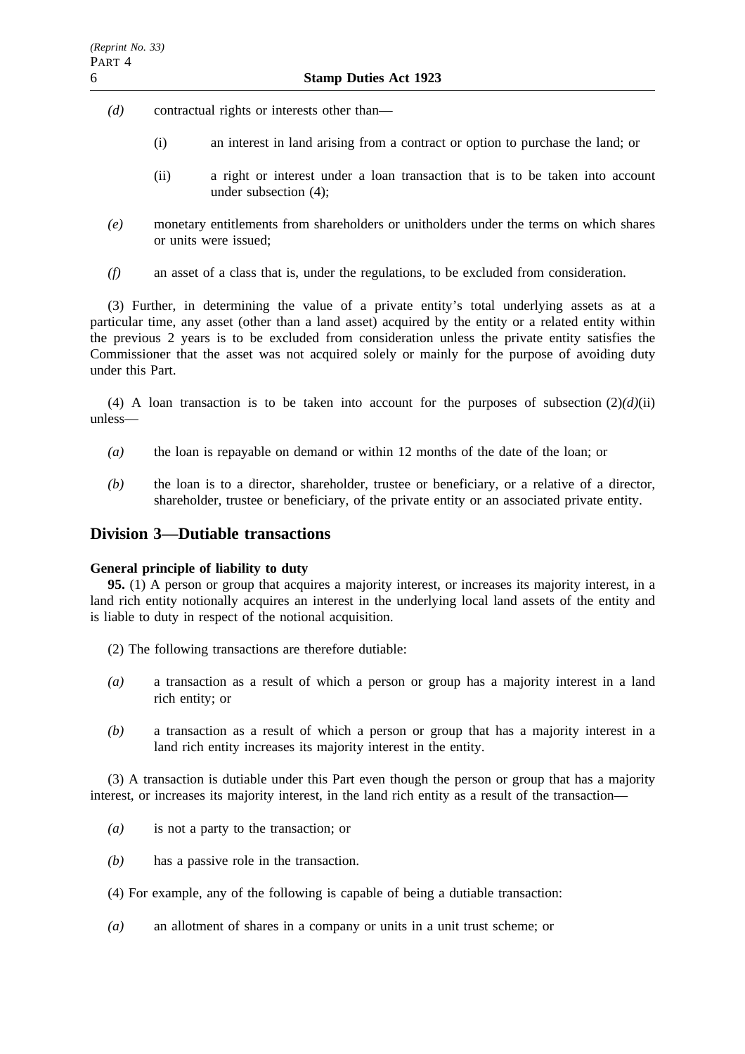*(d)* contractual rights or interests other than—

(i) an interest in land arising from a contract or option to purchase the land; or

(ii) a right or interest under a loan transaction that is to be taken into account under subsection (4);

*(e)* monetary entitlements from shareholders or unitholders under the terms on which shares or units were issued;

*(f)* an asset of a class that is, under the regulations, to be excluded from consideration.

(3) Further, in determining the value of a private entity's total underlying assets as at a particular time, any asset (other than a land asset) acquired by the entity or a related entity within the previous 2 years is to be excluded from consideration unless the private entity satisfies the Commissioner that the asset was not acquired solely or mainly for the purpose of avoiding duty under this Part.

(4) A loan transaction is to be taken into account for the purposes of subsection (2)*(d)*(ii) unless—

*(a)* the loan is repayable on demand or within 12 months of the date of the loan; or

*(b)* the loan is to a director, shareholder, trustee or beneficiary, or a relative of a director, shareholder, trustee or beneficiary, of the private entity or an associated private entity.

## Division 3—Dutiable transactions

**General principle of liability to duty**

**95.** (1) A person or group that acquires a majority interest, or increases its majority interest, in a land rich entity notionally acquires an interest in the underlying local land assets of the entity and is liable to duty in respect of the notional acquisition.

(2) The following transactions are therefore dutiable:

*(a)* a transaction as a result of which a person or group has a majority interest in a land rich entity; or

*(b)* a transaction as a result of which a person or group that has a majority interest in a land rich entity increases its majority interest in the entity.

(3) A transaction is dutiable under this Part even though the person or group that has a majority interest, or increases its majority interest, in the land rich entity as a result of the transaction—

*(a)* is not a party to the transaction; or

*(b)* has a passive role in the transaction.

(4) For example, any of the following is capable of being a dutiable transaction:

*(a)* an allotment of shares in a company or units in a unit trust scheme; or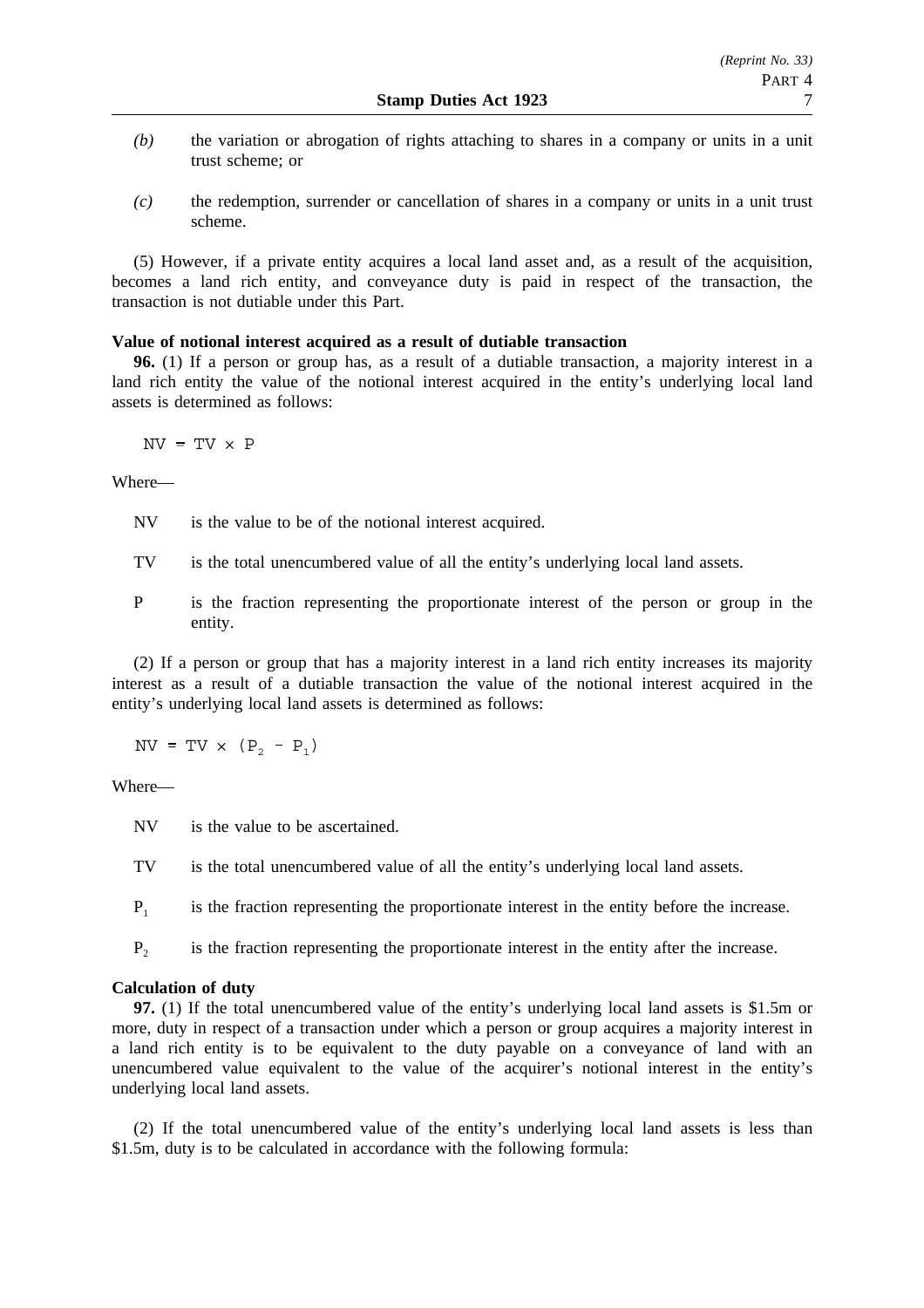*(b)* the variation or abrogation of rights attaching to shares in a company or units in a unit trust scheme; or

*(c)* the redemption, surrender or cancellation of shares in a company or units in a unit trust scheme.

(5) However, if a private entity acquires a local land asset and, as a result of the acquisition, becomes a land rich entity, and conveyance duty is paid in respect of the transaction, the transaction is not dutiable under this Part.

**Value of notional interest acquired as a result of dutiable transaction**

**96.** (1) If a person or group has, as a result of a dutiable transaction, a majority interest in a land rich entity the value of the notional interest acquired in the entity's underlying local land assets is determined as follows:

$$NV = TV \times P$$

Where—

NV is the value to be of the notional interest acquired.

TV is the total unencumbered value of all the entity's underlying local land assets.

P is the fraction representing the proportionate interest of the person or group in the entity.

(2) If a person or group that has a majority interest in a land rich entity increases its majority interest as a result of a dutiable transaction the value of the notional interest acquired in the entity's underlying local land assets is determined as follows:

$$NV = TV \times (P_2 - P_1)$$

Where—

NV is the value to be ascertained.

TV is the total unencumbered value of all the entity's underlying local land assets.

$P_1$ is the fraction representing the proportionate interest in the entity before the increase.

$P_2$ is the fraction representing the proportionate interest in the entity after the increase.

**Calculation of duty**

**97.** (1) If the total unencumbered value of the entity's underlying local land assets is \$1.5m or more, duty in respect of a transaction under which a person or group acquires a majority interest in a land rich entity is to be equivalent to the duty payable on a conveyance of land with an unencumbered value equivalent to the value of the acquirer's notional interest in the entity's underlying local land assets.

(2) If the total unencumbered value of the entity's underlying local land assets is less than \$1.5m, duty is to be calculated in accordance with the following formula: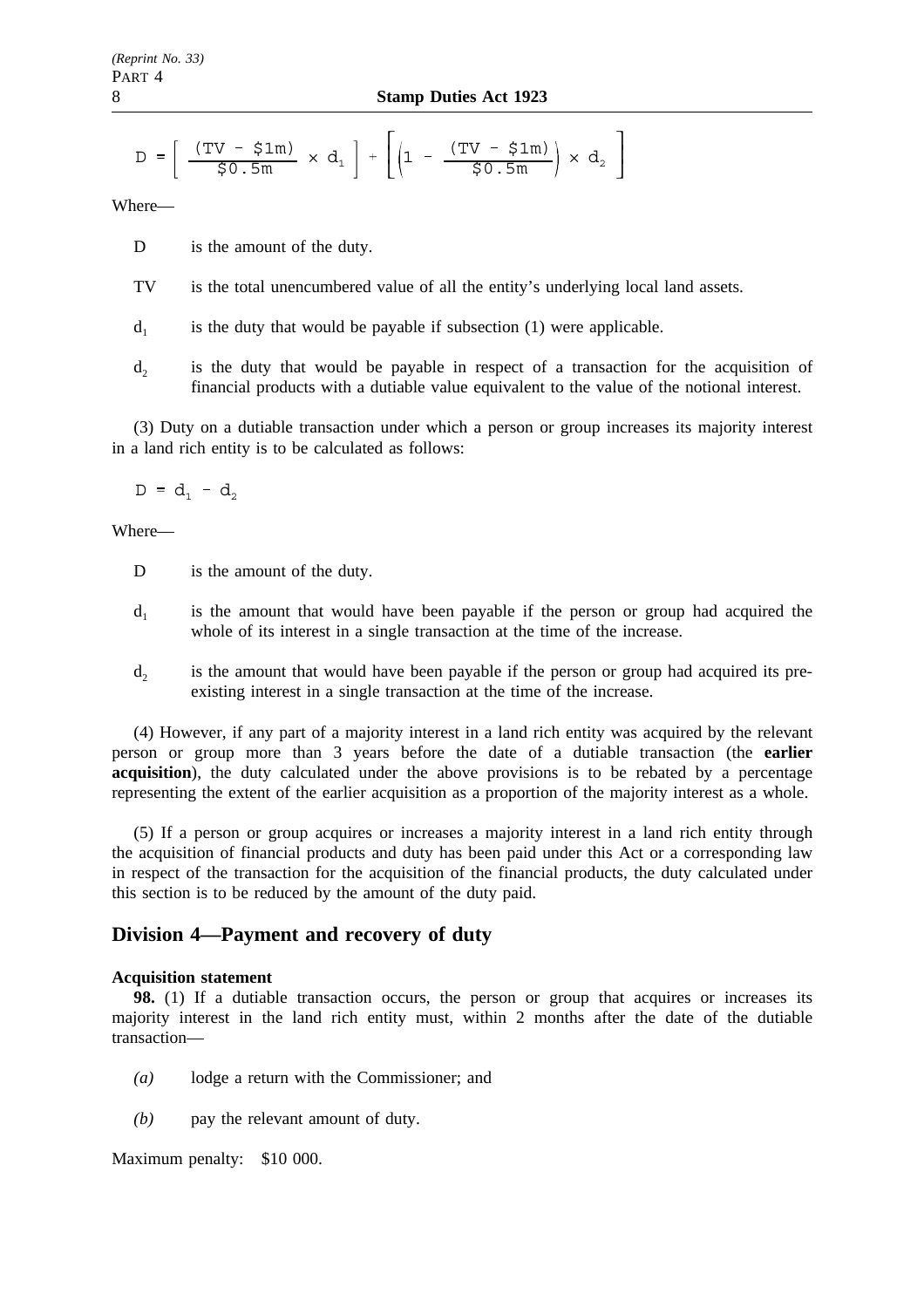$$D = \left[ \frac{(TV - \$1m)}{\$0.5m} \times d_1 \right] + \left[ \left(1 - \frac{(TV - \$1m)}{\$0.5m}\right) \times d_2 \right]$$

Where—

D is the amount of the duty.

TV is the total unencumbered value of all the entity's underlying local land assets.

$d_1$ is the duty that would be payable if subsection (1) were applicable.

$d_2$ is the duty that would be payable in respect of a transaction for the acquisition of financial products with a dutiable value equivalent to the value of the notional interest.

(3) Duty on a dutiable transaction under which a person or group increases its majority interest in a land rich entity is to be calculated as follows:

$$D = d_1 - d_2$$

Where—

D is the amount of the duty.

$d_1$ is the amount that would have been payable if the person or group had acquired the whole of its interest in a single transaction at the time of the increase.

$d_2$ is the amount that would have been payable if the person or group had acquired its pre-existing interest in a single transaction at the time of the increase.

(4) However, if any part of a majority interest in a land rich entity was acquired by the relevant person or group more than 3 years before the date of a dutiable transaction (the **earlier acquisition**), the duty calculated under the above provisions is to be rebated by a percentage representing the extent of the earlier acquisition as a proportion of the majority interest as a whole.

(5) If a person or group acquires or increases a majority interest in a land rich entity through the acquisition of financial products and duty has been paid under this Act or a corresponding law in respect of the transaction for the acquisition of the financial products, the duty calculated under this section is to be reduced by the amount of the duty paid.

## Division 4—Payment and recovery of duty

**Acquisition statement**

**98.** (1) If a dutiable transaction occurs, the person or group that acquires or increases its majority interest in the land rich entity must, within 2 months after the date of the dutiable transaction—

*(a)* lodge a return with the Commissioner; and

*(b)* pay the relevant amount of duty.

Maximum penalty: $10 000.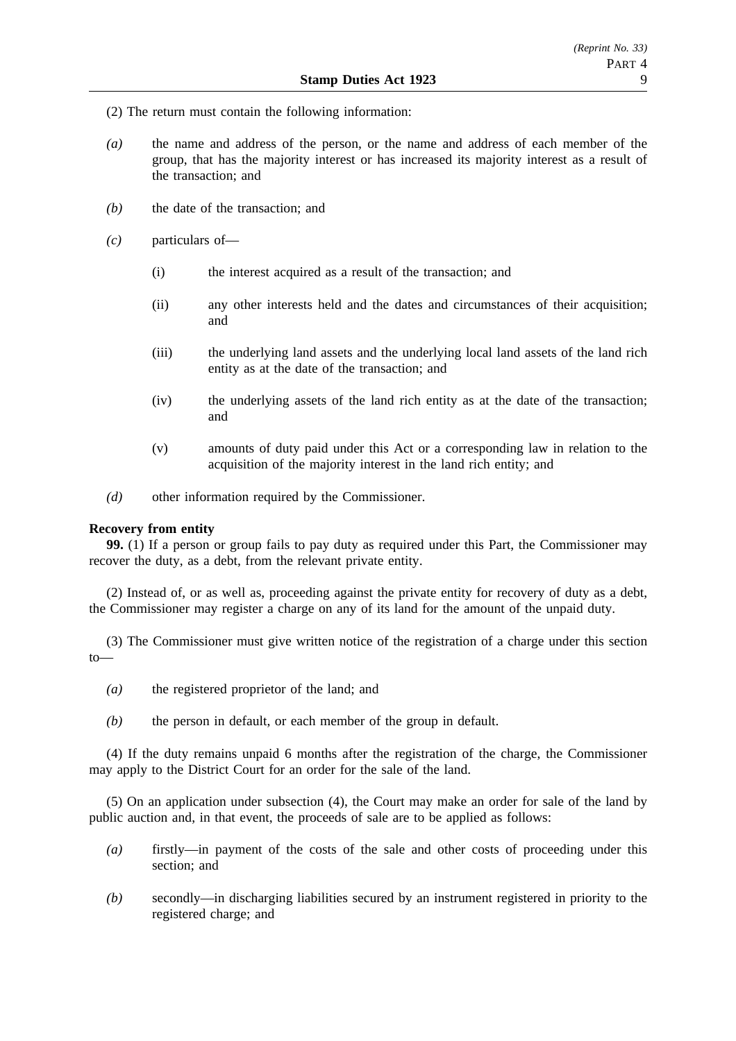(2) The return must contain the following information:

*(a)* the name and address of the person, or the name and address of each member of the group, that has the majority interest or has increased its majority interest as a result of the transaction; and

*(b)* the date of the transaction; and

*(c)* particulars of—

(i) the interest acquired as a result of the transaction; and

(ii) any other interests held and the dates and circumstances of their acquisition; and

(iii) the underlying land assets and the underlying local land assets of the land rich entity as at the date of the transaction; and

(iv) the underlying assets of the land rich entity as at the date of the transaction; and

(v) amounts of duty paid under this Act or a corresponding law in relation to the acquisition of the majority interest in the land rich entity; and

*(d)* other information required by the Commissioner.

**Recovery from entity**

**99.** (1) If a person or group fails to pay duty as required under this Part, the Commissioner may recover the duty, as a debt, from the relevant private entity.

(2) Instead of, or as well as, proceeding against the private entity for recovery of duty as a debt, the Commissioner may register a charge on any of its land for the amount of the unpaid duty.

(3) The Commissioner must give written notice of the registration of a charge under this section to—

*(a)* the registered proprietor of the land; and

*(b)* the person in default, or each member of the group in default.

(4) If the duty remains unpaid 6 months after the registration of the charge, the Commissioner may apply to the District Court for an order for the sale of the land.

(5) On an application under subsection (4), the Court may make an order for sale of the land by public auction and, in that event, the proceeds of sale are to be applied as follows:

*(a)* firstly—in payment of the costs of the sale and other costs of proceeding under this section; and

*(b)* secondly—in discharging liabilities secured by an instrument registered in priority to the registered charge; and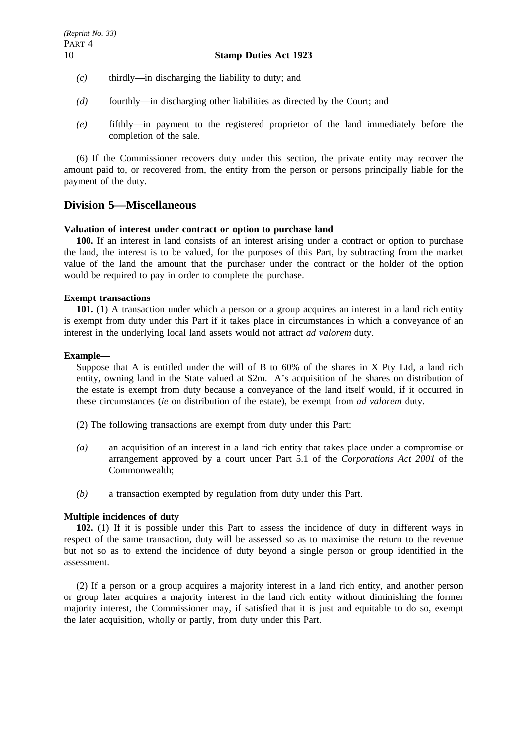*(c)* thirdly—in discharging the liability to duty; and

*(d)* fourthly—in discharging other liabilities as directed by the Court; and

*(e)* fifthly—in payment to the registered proprietor of the land immediately before the completion of the sale.

(6) If the Commissioner recovers duty under this section, the private entity may recover the amount paid to, or recovered from, the entity from the person or persons principally liable for the payment of the duty.

## Division 5—Miscellaneous

**Valuation of interest under contract or option to purchase land**

**100.** If an interest in land consists of an interest arising under a contract or option to purchase the land, the interest is to be valued, for the purposes of this Part, by subtracting from the market value of the land the amount that the purchaser under the contract or the holder of the option would be required to pay in order to complete the purchase.

**Exempt transactions**

**101.** (1) A transaction under which a person or a group acquires an interest in a land rich entity is exempt from duty under this Part if it takes place in circumstances in which a conveyance of an interest in the underlying local land assets would not attract *ad valorem* duty.

**Example—**

Suppose that A is entitled under the will of B to 60% of the shares in X Pty Ltd, a land rich entity, owning land in the State valued at $2m. A's acquisition of the shares on distribution of the estate is exempt from duty because a conveyance of the land itself would, if it occurred in these circumstances (*ie* on distribution of the estate), be exempt from *ad valorem* duty.

(2) The following transactions are exempt from duty under this Part:

*(a)* an acquisition of an interest in a land rich entity that takes place under a compromise or arrangement approved by a court under Part 5.1 of the *Corporations Act 2001* of the Commonwealth;

*(b)* a transaction exempted by regulation from duty under this Part.

**Multiple incidences of duty**

**102.** (1) If it is possible under this Part to assess the incidence of duty in different ways in respect of the same transaction, duty will be assessed so as to maximise the return to the revenue but not so as to extend the incidence of duty beyond a single person or group identified in the assessment.

(2) If a person or a group acquires a majority interest in a land rich entity, and another person or group later acquires a majority interest in the land rich entity without diminishing the former majority interest, the Commissioner may, if satisfied that it is just and equitable to do so, exempt the later acquisition, wholly or partly, from duty under this Part.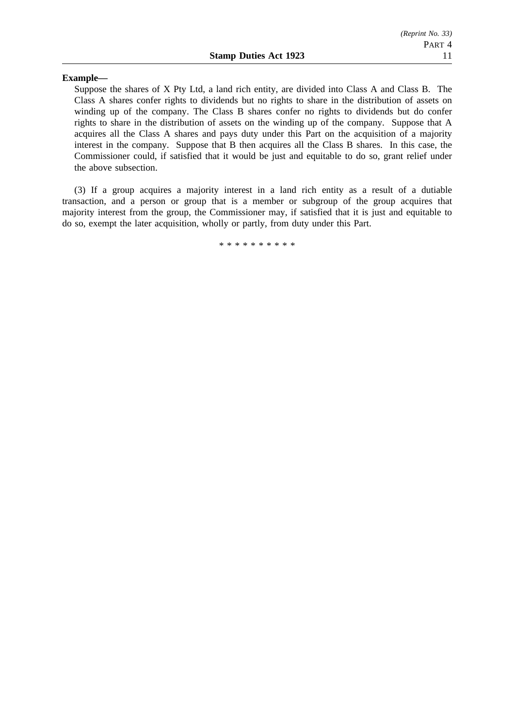**Example—**

Suppose the shares of X Pty Ltd, a land rich entity, are divided into Class A and Class B. The Class A shares confer rights to dividends but no rights to share in the distribution of assets on winding up of the company. The Class B shares confer no rights to dividends but do confer rights to share in the distribution of assets on the winding up of the company. Suppose that A acquires all the Class A shares and pays duty under this Part on the acquisition of a majority interest in the company. Suppose that B then acquires all the Class B shares. In this case, the Commissioner could, if satisfied that it would be just and equitable to do so, grant relief under the above subsection.

(3) If a group acquires a majority interest in a land rich entity as a result of a dutiable transaction, and a person or group that is a member or subgroup of the group acquires that majority interest from the group, the Commissioner may, if satisfied that it is just and equitable to do so, exempt the later acquisition, wholly or partly, from duty under this Part.

* * * * * * * * * *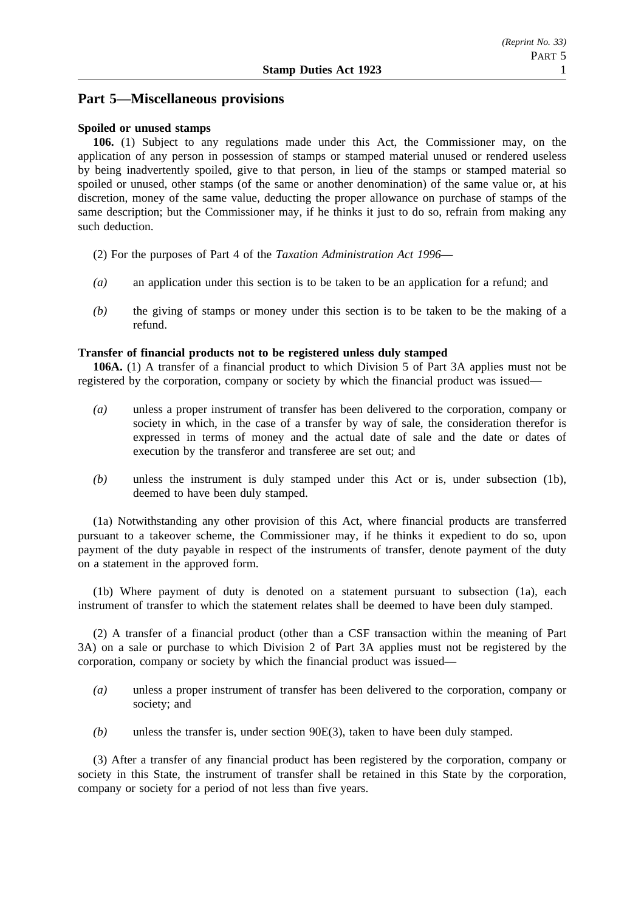## Part 5—Miscellaneous provisions

**Spoiled or unused stamps**

**106.** (1) Subject to any regulations made under this Act, the Commissioner may, on the application of any person in possession of stamps or stamped material unused or rendered useless by being inadvertently spoiled, give to that person, in lieu of the stamps or stamped material so spoiled or unused, other stamps (of the same or another denomination) of the same value or, at his discretion, money of the same value, deducting the proper allowance on purchase of stamps of the same description; but the Commissioner may, if he thinks it just to do so, refrain from making any such deduction.

(2) For the purposes of Part 4 of the *Taxation Administration Act 1996*—

*(a)* an application under this section is to be taken to be an application for a refund; and

*(b)* the giving of stamps or money under this section is to be taken to be the making of a refund.

**Transfer of financial products not to be registered unless duly stamped**

**106A.** (1) A transfer of a financial product to which Division 5 of Part 3A applies must not be registered by the corporation, company or society by which the financial product was issued—

*(a)* unless a proper instrument of transfer has been delivered to the corporation, company or society in which, in the case of a transfer by way of sale, the consideration therefor is expressed in terms of money and the actual date of sale and the date or dates of execution by the transferor and transferee are set out; and

*(b)* unless the instrument is duly stamped under this Act or is, under subsection (1b), deemed to have been duly stamped.

(1a) Notwithstanding any other provision of this Act, where financial products are transferred pursuant to a takeover scheme, the Commissioner may, if he thinks it expedient to do so, upon payment of the duty payable in respect of the instruments of transfer, denote payment of the duty on a statement in the approved form.

(1b) Where payment of duty is denoted on a statement pursuant to subsection (1a), each instrument of transfer to which the statement relates shall be deemed to have been duly stamped.

(2) A transfer of a financial product (other than a CSF transaction within the meaning of Part 3A) on a sale or purchase to which Division 2 of Part 3A applies must not be registered by the corporation, company or society by which the financial product was issued—

*(a)* unless a proper instrument of transfer has been delivered to the corporation, company or society; and

*(b)* unless the transfer is, under section 90E(3), taken to have been duly stamped.

(3) After a transfer of any financial product has been registered by the corporation, company or society in this State, the instrument of transfer shall be retained in this State by the corporation, company or society for a period of not less than five years.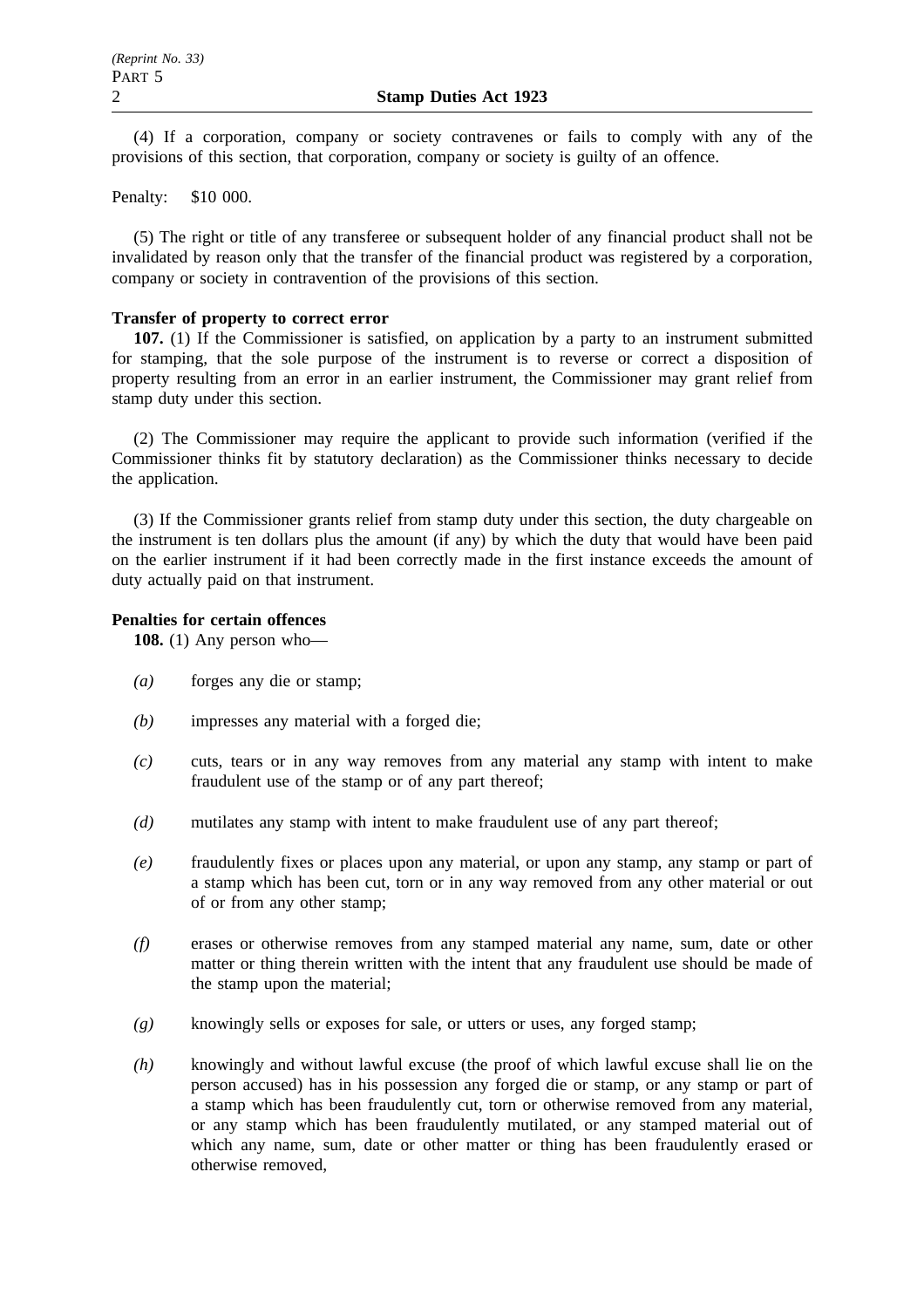(4) If a corporation, company or society contravenes or fails to comply with any of the provisions of this section, that corporation, company or society is guilty of an offence.

Penalty: $10 000.

(5) The right or title of any transferee or subsequent holder of any financial product shall not be invalidated by reason only that the transfer of the financial product was registered by a corporation, company or society in contravention of the provisions of this section.

**Transfer of property to correct error**

**107.** (1) If the Commissioner is satisfied, on application by a party to an instrument submitted for stamping, that the sole purpose of the instrument is to reverse or correct a disposition of property resulting from an error in an earlier instrument, the Commissioner may grant relief from stamp duty under this section.

(2) The Commissioner may require the applicant to provide such information (verified if the Commissioner thinks fit by statutory declaration) as the Commissioner thinks necessary to decide the application.

(3) If the Commissioner grants relief from stamp duty under this section, the duty chargeable on the instrument is ten dollars plus the amount (if any) by which the duty that would have been paid on the earlier instrument if it had been correctly made in the first instance exceeds the amount of duty actually paid on that instrument.

**Penalties for certain offences**

**108.** (1) Any person who—

*(a)* forges any die or stamp;

*(b)* impresses any material with a forged die;

*(c)* cuts, tears or in any way removes from any material any stamp with intent to make fraudulent use of the stamp or of any part thereof;

*(d)* mutilates any stamp with intent to make fraudulent use of any part thereof;

*(e)* fraudulently fixes or places upon any material, or upon any stamp, any stamp or part of a stamp which has been cut, torn or in any way removed from any other material or out of or from any other stamp;

*(f)* erases or otherwise removes from any stamped material any name, sum, date or other matter or thing therein written with the intent that any fraudulent use should be made of the stamp upon the material;

*(g)* knowingly sells or exposes for sale, or utters or uses, any forged stamp;

*(h)* knowingly and without lawful excuse (the proof of which lawful excuse shall lie on the person accused) has in his possession any forged die or stamp, or any stamp or part of a stamp which has been fraudulently cut, torn or otherwise removed from any material, or any stamp which has been fraudulently mutilated, or any stamped material out of which any name, sum, date or other matter or thing has been fraudulently erased or otherwise removed,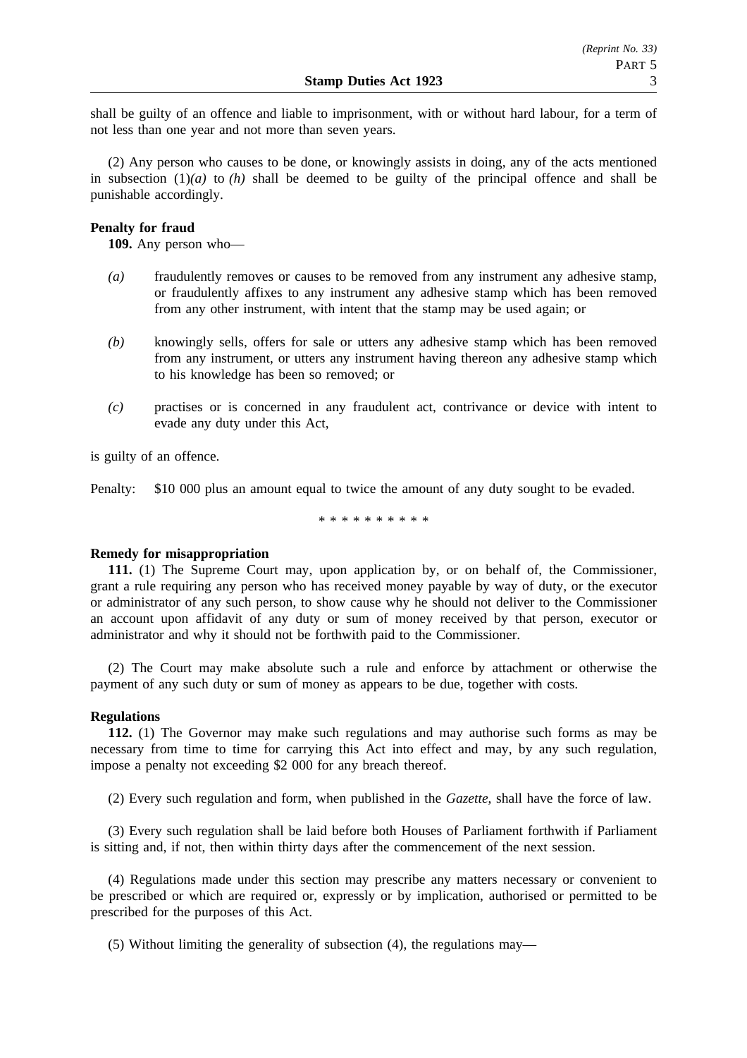shall be guilty of an offence and liable to imprisonment, with or without hard labour, for a term of not less than one year and not more than seven years.

(2) Any person who causes to be done, or knowingly assists in doing, any of the acts mentioned in subsection (1)*(a)* to *(h)* shall be deemed to be guilty of the principal offence and shall be punishable accordingly.

**Penalty for fraud**

**109.** Any person who—

*(a)* fraudulently removes or causes to be removed from any instrument any adhesive stamp, or fraudulently affixes to any instrument any adhesive stamp which has been removed from any other instrument, with intent that the stamp may be used again; or

*(b)* knowingly sells, offers for sale or utters any adhesive stamp which has been removed from any instrument, or utters any instrument having thereon any adhesive stamp which to his knowledge has been so removed; or

*(c)* practises or is concerned in any fraudulent act, contrivance or device with intent to evade any duty under this Act,

is guilty of an offence.

Penalty: $10 000 plus an amount equal to twice the amount of any duty sought to be evaded.

\* \* \* \* \* \* \* \* \* \*

**Remedy for misappropriation**

**111.** (1) The Supreme Court may, upon application by, or on behalf of, the Commissioner, grant a rule requiring any person who has received money payable by way of duty, or the executor or administrator of any such person, to show cause why he should not deliver to the Commissioner an account upon affidavit of any duty or sum of money received by that person, executor or administrator and why it should not be forthwith paid to the Commissioner.

(2) The Court may make absolute such a rule and enforce by attachment or otherwise the payment of any such duty or sum of money as appears to be due, together with costs.

**Regulations**

**112.** (1) The Governor may make such regulations and may authorise such forms as may be necessary from time to time for carrying this Act into effect and may, by any such regulation, impose a penalty not exceeding $2 000 for any breach thereof.

(2) Every such regulation and form, when published in the *Gazette*, shall have the force of law.

(3) Every such regulation shall be laid before both Houses of Parliament forthwith if Parliament is sitting and, if not, then within thirty days after the commencement of the next session.

(4) Regulations made under this section may prescribe any matters necessary or convenient to be prescribed or which are required or, expressly or by implication, authorised or permitted to be prescribed for the purposes of this Act.

(5) Without limiting the generality of subsection (4), the regulations may—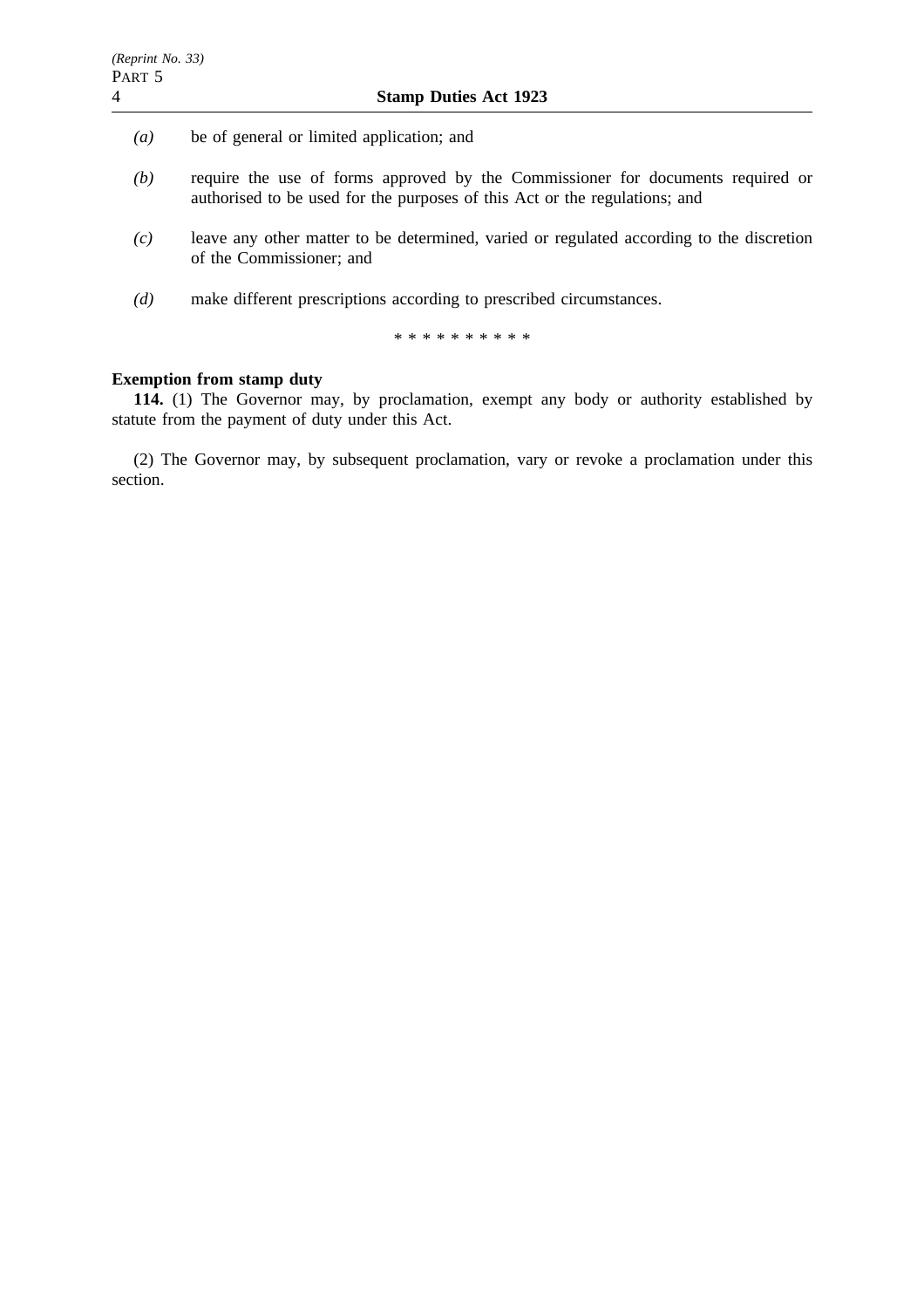*(a)* be of general or limited application; and

*(b)* require the use of forms approved by the Commissioner for documents required or authorised to be used for the purposes of this Act or the regulations; and

*(c)* leave any other matter to be determined, varied or regulated according to the discretion of the Commissioner; and

*(d)* make different prescriptions according to prescribed circumstances.

* * * * * * * * * *

**Exemption from stamp duty**

**114.** (1) The Governor may, by proclamation, exempt any body or authority established by statute from the payment of duty under this Act.

(2) The Governor may, by subsequent proclamation, vary or revoke a proclamation under this section.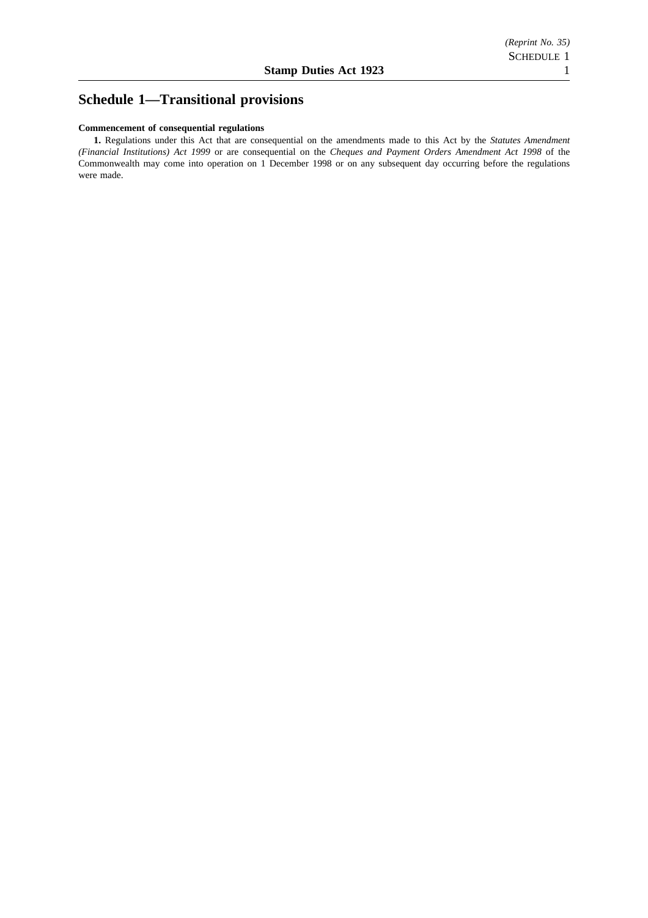# Schedule 1—Transitional provisions

**Commencement of consequential regulations**

**1.** Regulations under this Act that are consequential on the amendments made to this Act by the *Statutes Amendment (Financial Institutions) Act 1999* or are consequential on the *Cheques and Payment Orders Amendment Act 1998* of the Commonwealth may come into operation on 1 December 1998 or on any subsequent day occurring before the regulations were made.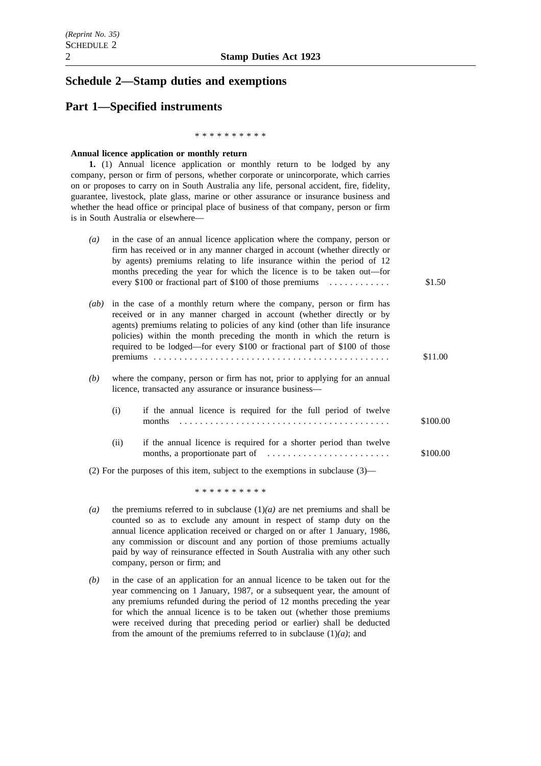## Schedule 2—Stamp duties and exemptions

## Part 1—Specified instruments

\* \* \* \* \* \* \* \* \* \*

**Annual licence application or monthly return**

**1.** (1) Annual licence application or monthly return to be lodged by any company, person or firm of persons, whether corporate or unincorporate, which carries on or proposes to carry on in South Australia any life, personal accident, fire, fidelity, guarantee, livestock, plate glass, marine or other assurance or insurance business and whether the head office or principal place of business of that company, person or firm is in South Australia or elsewhere—

*(a)* in the case of an annual licence application where the company, person or firm has received or in any manner charged in account (whether directly or by agents) premiums relating to life insurance within the period of 12 months preceding the year for which the licence is to be taken out—for every $100 or fractional part of $100 of those premiums . . . . . . . . . . . . $1.50

*(ab)* in the case of a monthly return where the company, person or firm has received or in any manner charged in account (whether directly or by agents) premiums relating to policies of any kind (other than life insurance policies) within the month preceding the month in which the return is required to be lodged—for every $100 or fractional part of $100 of those premiums . . . . . . . . . . . . . . . . . . . . . . . . . . . . . . . . . . . . . . . . . . . . . $11.00

*(b)* where the company, person or firm has not, prior to applying for an annual licence, transacted any assurance or insurance business—

(i) if the annual licence is required for the full period of twelve months . . . . . . . . . . . . . . . . . . . . . . . . . . . . . . . . . . . . . . . . $100.00

(ii) if the annual licence is required for a shorter period than twelve months, a proportionate part of . . . . . . . . . . . . . . . . . . . . . . . . $100.00

(2) For the purposes of this item, subject to the exemptions in subclause (3)—

\* \* \* \* \* \* \* \* \* \*

*(a)* the premiums referred to in subclause (1)*(a)* are net premiums and shall be counted so as to exclude any amount in respect of stamp duty on the annual licence application received or charged on or after 1 January, 1986, any commission or discount and any portion of those premiums actually paid by way of reinsurance effected in South Australia with any other such company, person or firm; and

*(b)* in the case of an application for an annual licence to be taken out for the year commencing on 1 January, 1987, or a subsequent year, the amount of any premiums refunded during the period of 12 months preceding the year for which the annual licence is to be taken out (whether those premiums were received during that preceding period or earlier) shall be deducted from the amount of the premiums referred to in subclause (1)*(a)*; and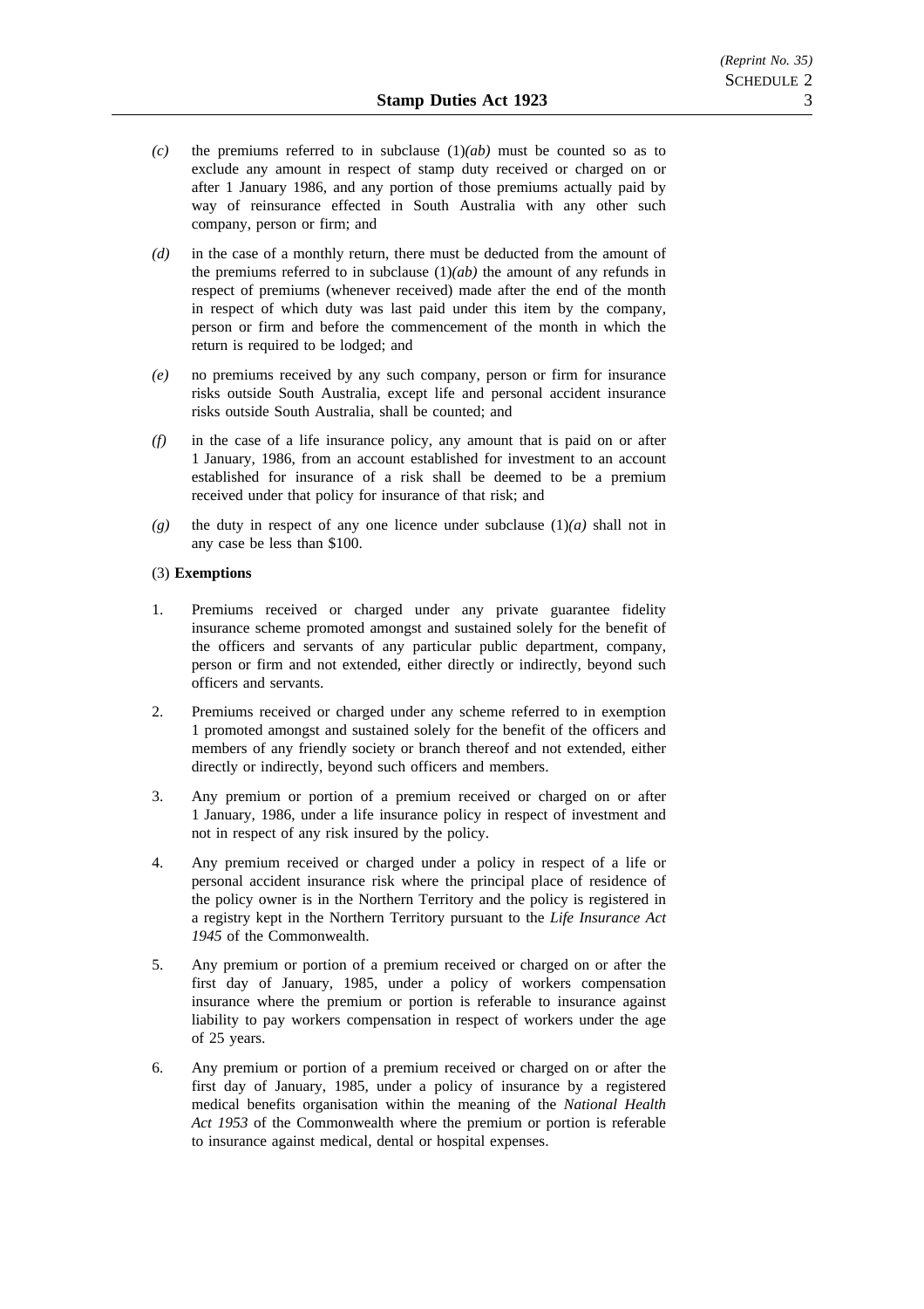*(c)* the premiums referred to in subclause (1)*(ab)* must be counted so as to exclude any amount in respect of stamp duty received or charged on or after 1 January 1986, and any portion of those premiums actually paid by way of reinsurance effected in South Australia with any other such company, person or firm; and

*(d)* in the case of a monthly return, there must be deducted from the amount of the premiums referred to in subclause (1)*(ab)* the amount of any refunds in respect of premiums (whenever received) made after the end of the month in respect of which duty was last paid under this item by the company, person or firm and before the commencement of the month in which the return is required to be lodged; and

*(e)* no premiums received by any such company, person or firm for insurance risks outside South Australia, except life and personal accident insurance risks outside South Australia, shall be counted; and

*(f)* in the case of a life insurance policy, any amount that is paid on or after 1 January, 1986, from an account established for investment to an account established for insurance of a risk shall be deemed to be a premium received under that policy for insurance of that risk; and

*(g)* the duty in respect of any one licence under subclause (1)*(a)* shall not in any case be less than $100.

(3) **Exemptions**

1. Premiums received or charged under any private guarantee fidelity insurance scheme promoted amongst and sustained solely for the benefit of the officers and servants of any particular public department, company, person or firm and not extended, either directly or indirectly, beyond such officers and servants.

2. Premiums received or charged under any scheme referred to in exemption 1 promoted amongst and sustained solely for the benefit of the officers and members of any friendly society or branch thereof and not extended, either directly or indirectly, beyond such officers and members.

3. Any premium or portion of a premium received or charged on or after 1 January, 1986, under a life insurance policy in respect of investment and not in respect of any risk insured by the policy.

4. Any premium received or charged under a policy in respect of a life or personal accident insurance risk where the principal place of residence of the policy owner is in the Northern Territory and the policy is registered in a registry kept in the Northern Territory pursuant to the *Life Insurance Act 1945* of the Commonwealth.

5. Any premium or portion of a premium received or charged on or after the first day of January, 1985, under a policy of workers compensation insurance where the premium or portion is referable to insurance against liability to pay workers compensation in respect of workers under the age of 25 years.

6. Any premium or portion of a premium received or charged on or after the first day of January, 1985, under a policy of insurance by a registered medical benefits organisation within the meaning of the *National Health Act 1953* of the Commonwealth where the premium or portion is referable to insurance against medical, dental or hospital expenses.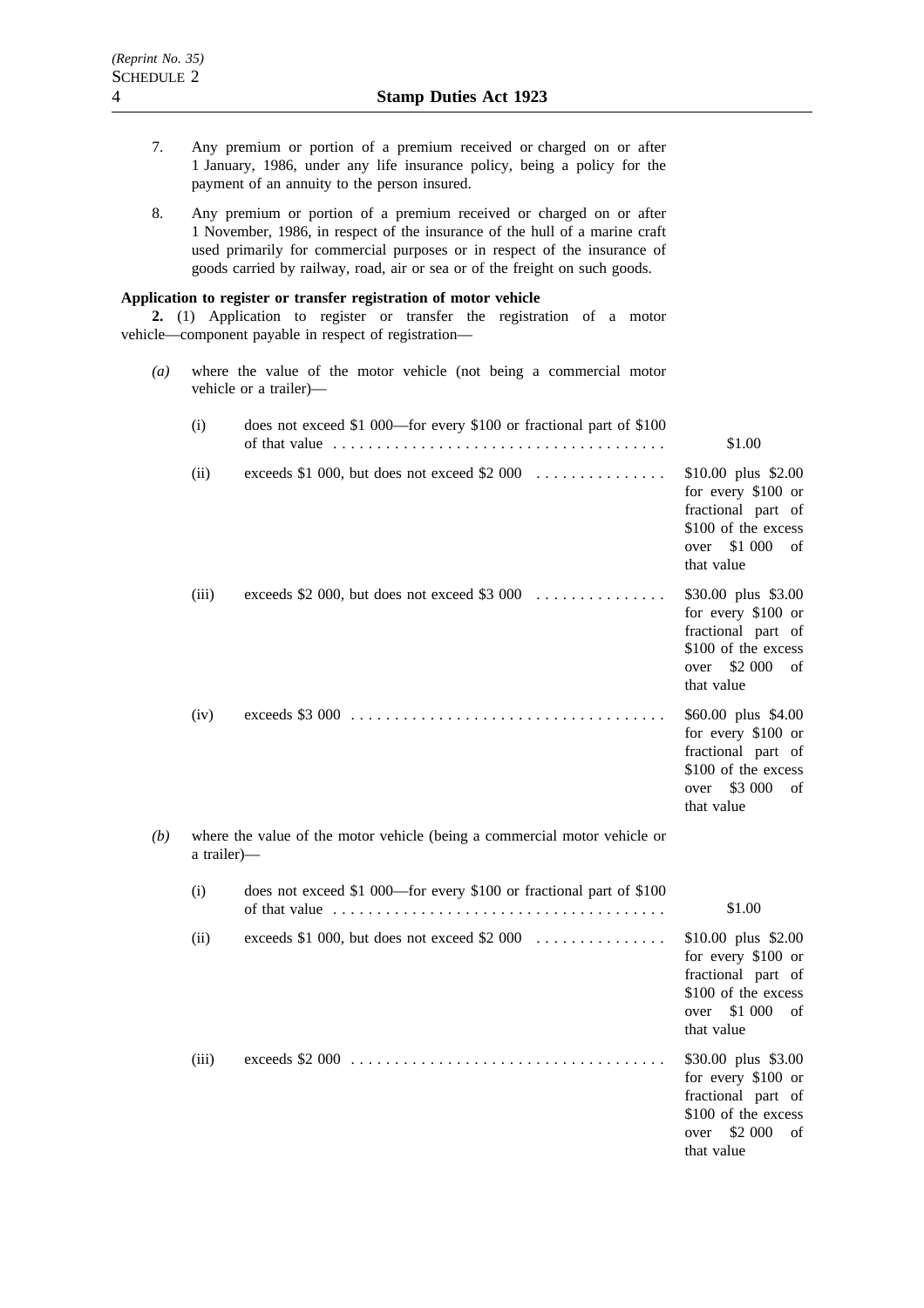7. Any premium or portion of a premium received or charged on or after 1 January, 1986, under any life insurance policy, being a policy for the payment of an annuity to the person insured.

8. Any premium or portion of a premium received or charged on or after 1 November, 1986, in respect of the insurance of the hull of a marine craft used primarily for commercial purposes or in respect of the insurance of goods carried by railway, road, air or sea or of the freight on such goods.

**Application to register or transfer registration of motor vehicle**

**2.** (1) Application to register or transfer the registration of a motor vehicle—component payable in respect of registration—

*(a)* where the value of the motor vehicle (not being a commercial motor vehicle or a trailer)—

| | | |
|---|---|---|
| (i) | does not exceed $1 000—for every $100 or fractional part of $100 of that value | $1.00 |
| (ii) | exceeds $1 000, but does not exceed $2 000 | $10.00 plus $2.00 for every $100 or fractional part of $100 of the excess over $1 000 of that value |
| (iii) | exceeds $2 000, but does not exceed $3 000 | $30.00 plus $3.00 for every $100 or fractional part of $100 of the excess over $2 000 of that value |
| (iv) | exceeds $3 000 | $60.00 plus $4.00 for every $100 or fractional part of $100 of the excess over $3 000 of that value |

*(b)* where the value of the motor vehicle (being a commercial motor vehicle or a trailer)—

| | | |
|---|---|---|
| (i) | does not exceed $1 000—for every $100 or fractional part of $100 of that value | $1.00 |
| (ii) | exceeds $1 000, but does not exceed $2 000 | $10.00 plus $2.00 for every $100 or fractional part of $100 of the excess over $1 000 of that value |
| (iii) | exceeds $2 000 | $30.00 plus $3.00 for every $100 or fractional part of $100 of the excess over $2 000 of that value |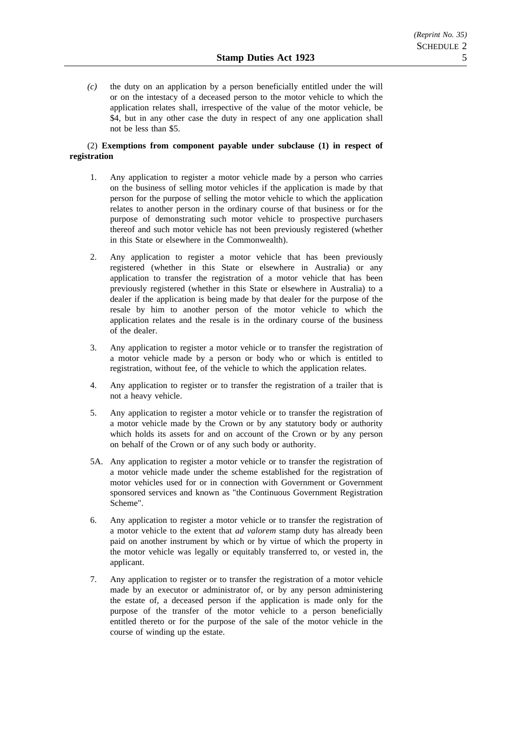*(c)* the duty on an application by a person beneficially entitled under the will or on the intestacy of a deceased person to the motor vehicle to which the application relates shall, irrespective of the value of the motor vehicle, be $4, but in any other case the duty in respect of any one application shall not be less than $5.

(2) **Exemptions from component payable under subclause (1) in respect of registration**

1. Any application to register a motor vehicle made by a person who carries on the business of selling motor vehicles if the application is made by that person for the purpose of selling the motor vehicle to which the application relates to another person in the ordinary course of that business or for the purpose of demonstrating such motor vehicle to prospective purchasers thereof and such motor vehicle has not been previously registered (whether in this State or elsewhere in the Commonwealth).

2. Any application to register a motor vehicle that has been previously registered (whether in this State or elsewhere in Australia) or any application to transfer the registration of a motor vehicle that has been previously registered (whether in this State or elsewhere in Australia) to a dealer if the application is being made by that dealer for the purpose of the resale by him to another person of the motor vehicle to which the application relates and the resale is in the ordinary course of the business of the dealer.

3. Any application to register a motor vehicle or to transfer the registration of a motor vehicle made by a person or body who or which is entitled to registration, without fee, of the vehicle to which the application relates.

4. Any application to register or to transfer the registration of a trailer that is not a heavy vehicle.

5. Any application to register a motor vehicle or to transfer the registration of a motor vehicle made by the Crown or by any statutory body or authority which holds its assets for and on account of the Crown or by any person on behalf of the Crown or of any such body or authority.

5A. Any application to register a motor vehicle or to transfer the registration of a motor vehicle made under the scheme established for the registration of motor vehicles used for or in connection with Government or Government sponsored services and known as "the Continuous Government Registration Scheme".

6. Any application to register a motor vehicle or to transfer the registration of a motor vehicle to the extent that *ad valorem* stamp duty has already been paid on another instrument by which or by virtue of which the property in the motor vehicle was legally or equitably transferred to, or vested in, the applicant.

7. Any application to register or to transfer the registration of a motor vehicle made by an executor or administrator of, or by any person administering the estate of, a deceased person if the application is made only for the purpose of the transfer of the motor vehicle to a person beneficially entitled thereto or for the purpose of the sale of the motor vehicle in the course of winding up the estate.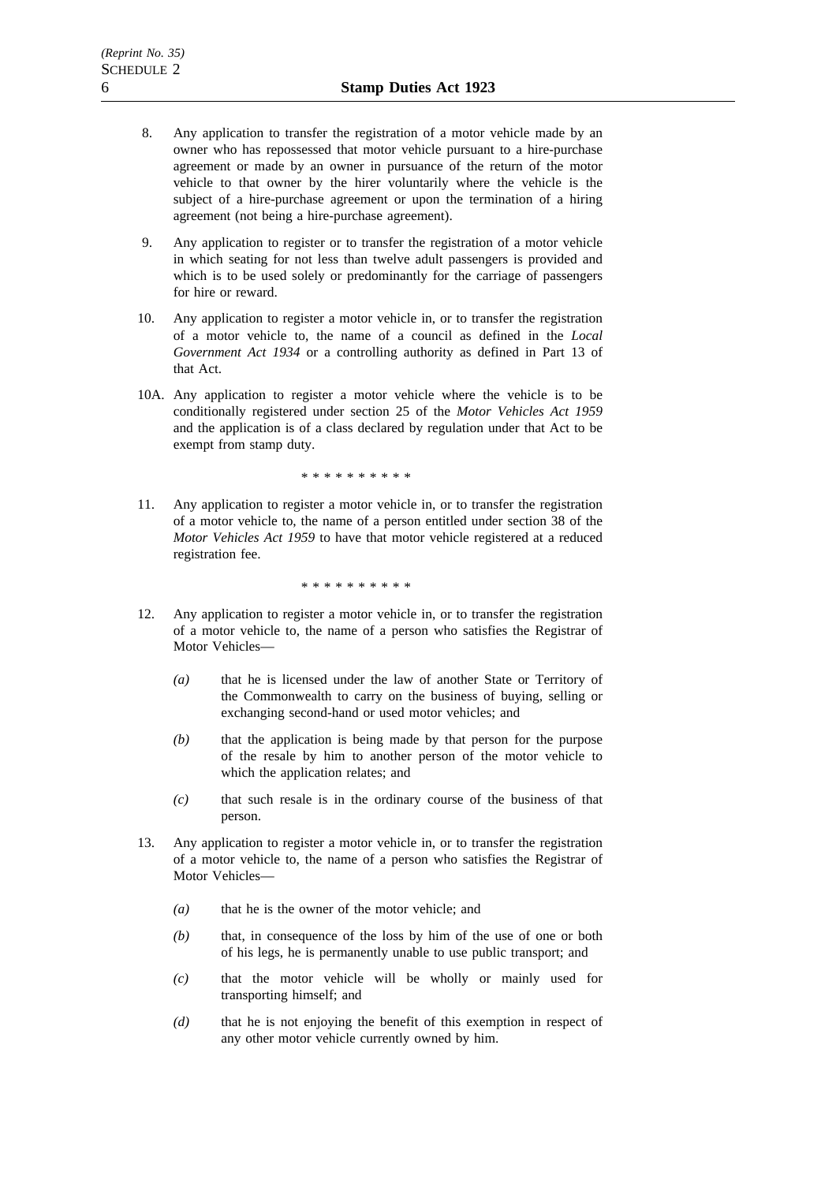8. Any application to transfer the registration of a motor vehicle made by an owner who has repossessed that motor vehicle pursuant to a hire-purchase agreement or made by an owner in pursuance of the return of the motor vehicle to that owner by the hirer voluntarily where the vehicle is the subject of a hire-purchase agreement or upon the termination of a hiring agreement (not being a hire-purchase agreement).

9. Any application to register or to transfer the registration of a motor vehicle in which seating for not less than twelve adult passengers is provided and which is to be used solely or predominantly for the carriage of passengers for hire or reward.

10. Any application to register a motor vehicle in, or to transfer the registration of a motor vehicle to, the name of a council as defined in the *Local Government Act 1934* or a controlling authority as defined in Part 13 of that Act.

10A. Any application to register a motor vehicle where the vehicle is to be conditionally registered under section 25 of the *Motor Vehicles Act 1959* and the application is of a class declared by regulation under that Act to be exempt from stamp duty.

\* \* \* \* \* \* \* \* \* \*

11. Any application to register a motor vehicle in, or to transfer the registration of a motor vehicle to, the name of a person entitled under section 38 of the *Motor Vehicles Act 1959* to have that motor vehicle registered at a reduced registration fee.

\* \* \* \* \* \* \* \* \* \*

12. Any application to register a motor vehicle in, or to transfer the registration of a motor vehicle to, the name of a person who satisfies the Registrar of Motor Vehicles—

    *(a)* that he is licensed under the law of another State or Territory of the Commonwealth to carry on the business of buying, selling or exchanging second-hand or used motor vehicles; and

    *(b)* that the application is being made by that person for the purpose of the resale by him to another person of the motor vehicle to which the application relates; and

    *(c)* that such resale is in the ordinary course of the business of that person.

13. Any application to register a motor vehicle in, or to transfer the registration of a motor vehicle to, the name of a person who satisfies the Registrar of Motor Vehicles—

    *(a)* that he is the owner of the motor vehicle; and

    *(b)* that, in consequence of the loss by him of the use of one or both of his legs, he is permanently unable to use public transport; and

    *(c)* that the motor vehicle will be wholly or mainly used for transporting himself; and

    *(d)* that he is not enjoying the benefit of this exemption in respect of any other motor vehicle currently owned by him.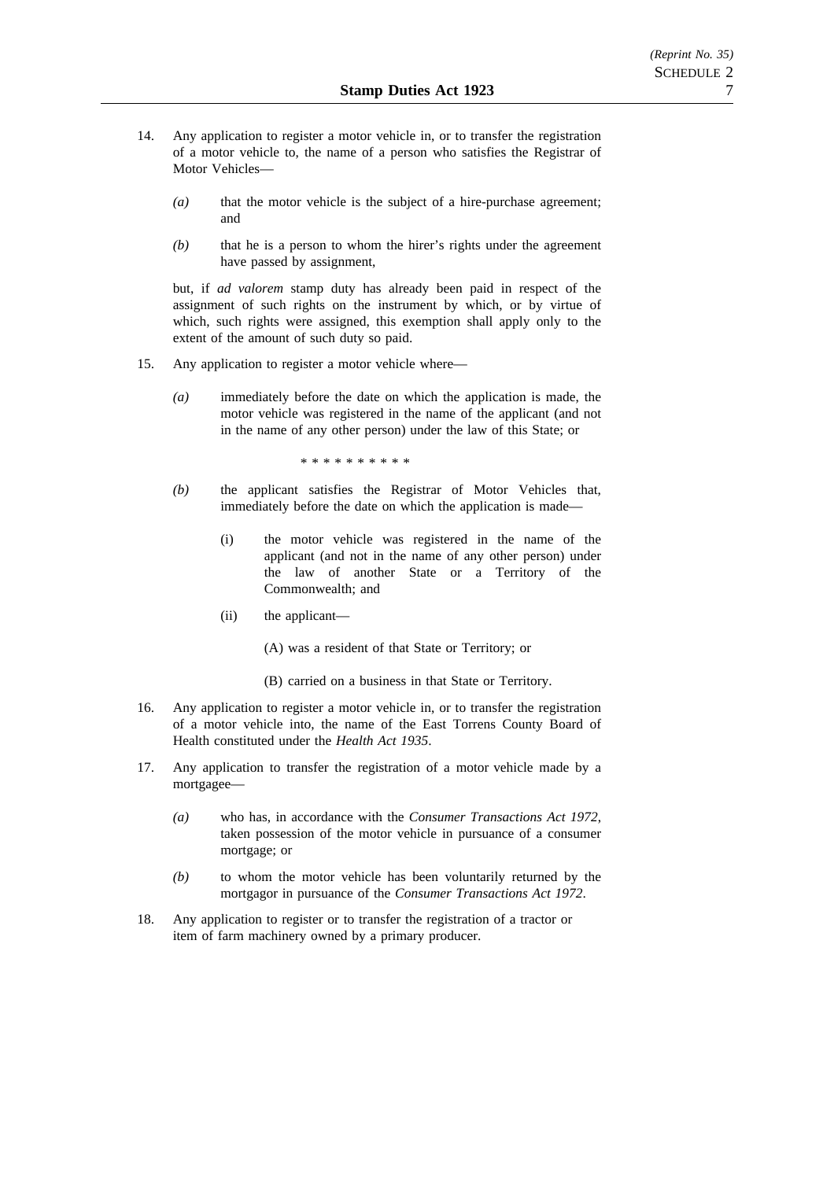14. Any application to register a motor vehicle in, or to transfer the registration of a motor vehicle to, the name of a person who satisfies the Registrar of Motor Vehicles—

    *(a)* that the motor vehicle is the subject of a hire-purchase agreement; and

    *(b)* that he is a person to whom the hirer's rights under the agreement have passed by assignment,

    but, if *ad valorem* stamp duty has already been paid in respect of the assignment of such rights on the instrument by which, or by virtue of which, such rights were assigned, this exemption shall apply only to the extent of the amount of such duty so paid.

15. Any application to register a motor vehicle where—

    *(a)* immediately before the date on which the application is made, the motor vehicle was registered in the name of the applicant (and not in the name of any other person) under the law of this State; or

    * * * * * * * * * *

    *(b)* the applicant satisfies the Registrar of Motor Vehicles that, immediately before the date on which the application is made—

      (i) the motor vehicle was registered in the name of the applicant (and not in the name of any other person) under the law of another State or a Territory of the Commonwealth; and

      (ii) the applicant—

        (A) was a resident of that State or Territory; or

        (B) carried on a business in that State or Territory.

16. Any application to register a motor vehicle in, or to transfer the registration of a motor vehicle into, the name of the East Torrens County Board of Health constituted under the *Health Act 1935*.

17. Any application to transfer the registration of a motor vehicle made by a mortgagee—

    *(a)* who has, in accordance with the *Consumer Transactions Act 1972*, taken possession of the motor vehicle in pursuance of a consumer mortgage; or

    *(b)* to whom the motor vehicle has been voluntarily returned by the mortgagor in pursuance of the *Consumer Transactions Act 1972*.

18. Any application to register or to transfer the registration of a tractor or item of farm machinery owned by a primary producer.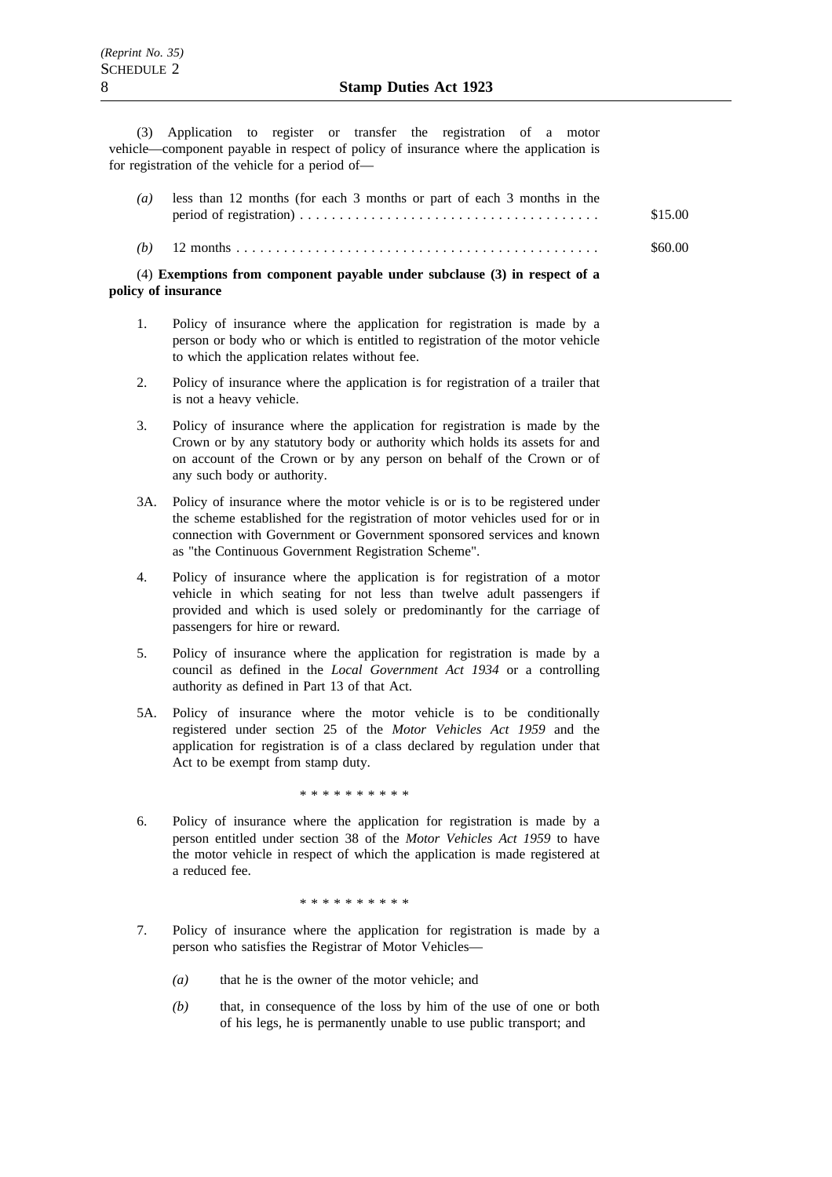(3) Application to register or transfer the registration of a motor vehicle—component payable in respect of policy of insurance where the application is for registration of the vehicle for a period of—

*(a)* less than 12 months (for each 3 months or part of each 3 months in the period of registration) . . . . . . . . . . . . . . . . . . . . . . . . . . . . . . . . . . . . . . $15.00

*(b)* 12 months . . . . . . . . . . . . . . . . . . . . . . . . . . . . . . . . . . . . . . . . . . . . . $60.00

(4) **Exemptions from component payable under subclause (3) in respect of a policy of insurance**

1. Policy of insurance where the application for registration is made by a person or body who or which is entitled to registration of the motor vehicle to which the application relates without fee.

2. Policy of insurance where the application is for registration of a trailer that is not a heavy vehicle.

3. Policy of insurance where the application for registration is made by the Crown or by any statutory body or authority which holds its assets for and on account of the Crown or by any person on behalf of the Crown or of any such body or authority.

3A. Policy of insurance where the motor vehicle is or is to be registered under the scheme established for the registration of motor vehicles used for or in connection with Government or Government sponsored services and known as "the Continuous Government Registration Scheme".

4. Policy of insurance where the application is for registration of a motor vehicle in which seating for not less than twelve adult passengers if provided and which is used solely or predominantly for the carriage of passengers for hire or reward.

5. Policy of insurance where the application for registration is made by a council as defined in the *Local Government Act 1934* or a controlling authority as defined in Part 13 of that Act.

5A. Policy of insurance where the motor vehicle is to be conditionally registered under section 25 of the *Motor Vehicles Act 1959* and the application for registration is of a class declared by regulation under that Act to be exempt from stamp duty.

\* \* \* \* \* \* \* \* \* \*

6. Policy of insurance where the application for registration is made by a person entitled under section 38 of the *Motor Vehicles Act 1959* to have the motor vehicle in respect of which the application is made registered at a reduced fee.

\* \* \* \* \* \* \* \* \* \*

7. Policy of insurance where the application for registration is made by a person who satisfies the Registrar of Motor Vehicles—

   *(a)* that he is the owner of the motor vehicle; and

   *(b)* that, in consequence of the loss by him of the use of one or both of his legs, he is permanently unable to use public transport; and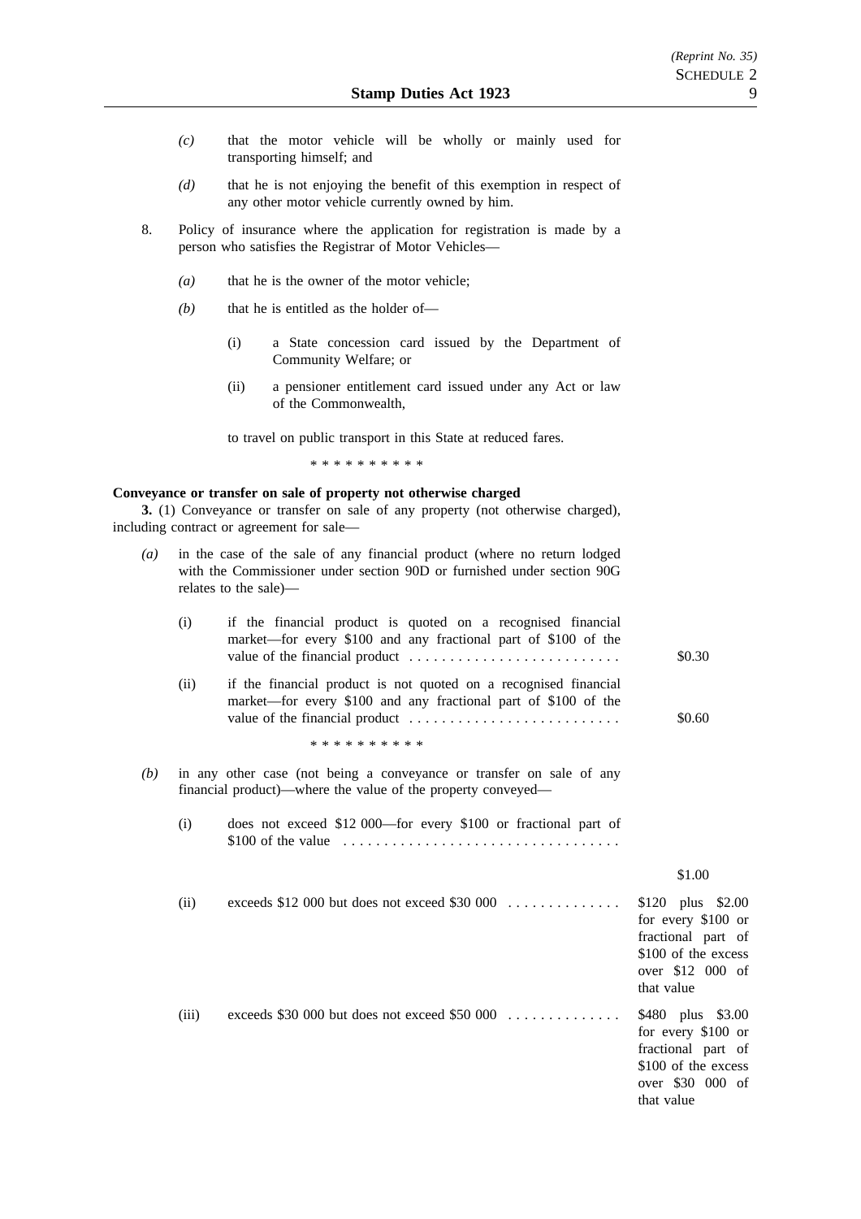(c) that the motor vehicle will be wholly or mainly used for transporting himself; and

(d) that he is not enjoying the benefit of this exemption in respect of any other motor vehicle currently owned by him.

8. Policy of insurance where the application for registration is made by a person who satisfies the Registrar of Motor Vehicles—

(a) that he is the owner of the motor vehicle;

(b) that he is entitled as the holder of—

(i) a State concession card issued by the Department of Community Welfare; or

(ii) a pensioner entitlement card issued under any Act or law of the Commonwealth,

to travel on public transport in this State at reduced fares.

\* \* \* \* \* \* \* \* \* \*

**Conveyance or transfer on sale of property not otherwise charged**

**3.** (1) Conveyance or transfer on sale of any property (not otherwise charged), including contract or agreement for sale—

(a) in the case of the sale of any financial product (where no return lodged with the Commissioner under section 90D or furnished under section 90G relates to the sale)—

| | | |
|---|---|---|
| (i) | if the financial product is quoted on a recognised financial market—for every $100 and any fractional part of $100 of the value of the financial product . . . . . . . . . . . . . . . . . . . . . . . . . . | $0.30 |
| (ii) | if the financial product is not quoted on a recognised financial market—for every $100 and any fractional part of $100 of the value of the financial product . . . . . . . . . . . . . . . . . . . . . . . . . . | $0.60 |

\* \* \* \* \* \* \* \* \* \*

(b) in any other case (not being a conveyance or transfer on sale of any financial product)—where the value of the property conveyed—

| | | |
|---|---|---|
| (i) | does not exceed $12 000—for every $100 or fractional part of $100 of the value . . . . . . . . . . . . . . . . . . . . . . . . . . . . . . . . . . | $1.00 |
| (ii) | exceeds $12 000 but does not exceed $30 000 . . . . . . . . . . . . . | $120 plus $2.00 for every $100 or fractional part of $100 of the excess over $12 000 of that value |
| (iii) | exceeds $30 000 but does not exceed $50 000 . . . . . . . . . . . . . | $480 plus $3.00 for every $100 or fractional part of $100 of the excess over $30 000 of that value |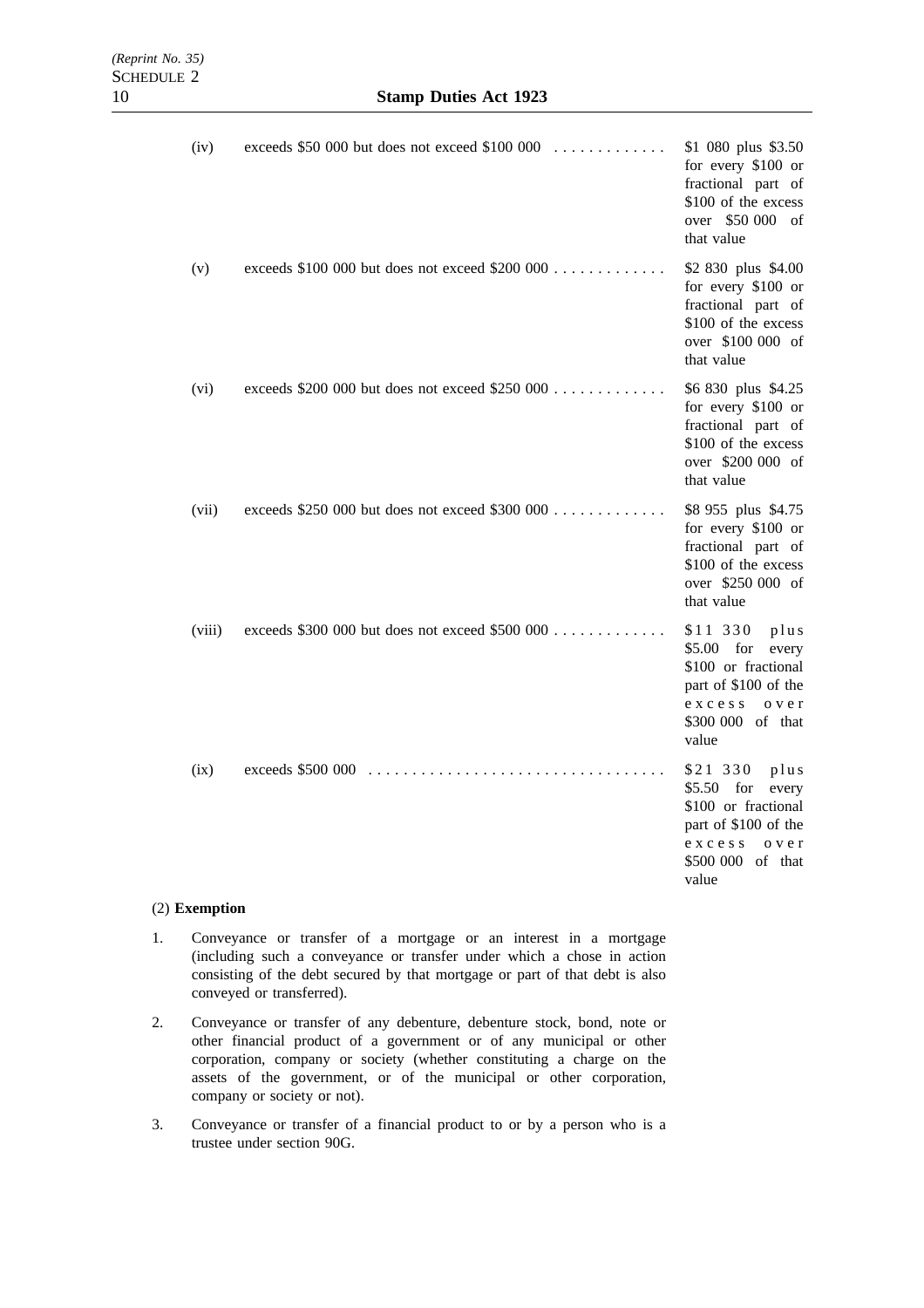| | | |
|---|---|---|
| (iv) | exceeds \$50 000 but does not exceed \$100 000 | \$1 080 plus \$3.50 for every \$100 or fractional part of \$100 of the excess over \$50 000 of that value |
| (v) | exceeds \$100 000 but does not exceed \$200 000 | \$2 830 plus \$4.00 for every \$100 or fractional part of \$100 of the excess over \$100 000 of that value |
| (vi) | exceeds \$200 000 but does not exceed \$250 000 | \$6 830 plus \$4.25 for every \$100 or fractional part of \$100 of the excess over \$200 000 of that value |
| (vii) | exceeds \$250 000 but does not exceed \$300 000 | \$8 955 plus \$4.75 for every \$100 or fractional part of \$100 of the excess over \$250 000 of that value |
| (viii) | exceeds \$300 000 but does not exceed \$500 000 | \$11 330 plus \$5.00 for every \$100 or fractional part of \$100 of the excess over \$300 000 of that value |
| (ix) | exceeds \$500 000 | \$21 330 plus \$5.50 for every \$100 or fractional part of \$100 of the excess over \$500 000 of that value |

(2) **Exemption**

1. Conveyance or transfer of a mortgage or an interest in a mortgage (including such a conveyance or transfer under which a chose in action consisting of the debt secured by that mortgage or part of that debt is also conveyed or transferred).

2. Conveyance or transfer of any debenture, debenture stock, bond, note or other financial product of a government or of any municipal or other corporation, company or society (whether constituting a charge on the assets of the government, or of the municipal or other corporation, company or society or not).

3. Conveyance or transfer of a financial product to or by a person who is a trustee under section 90G.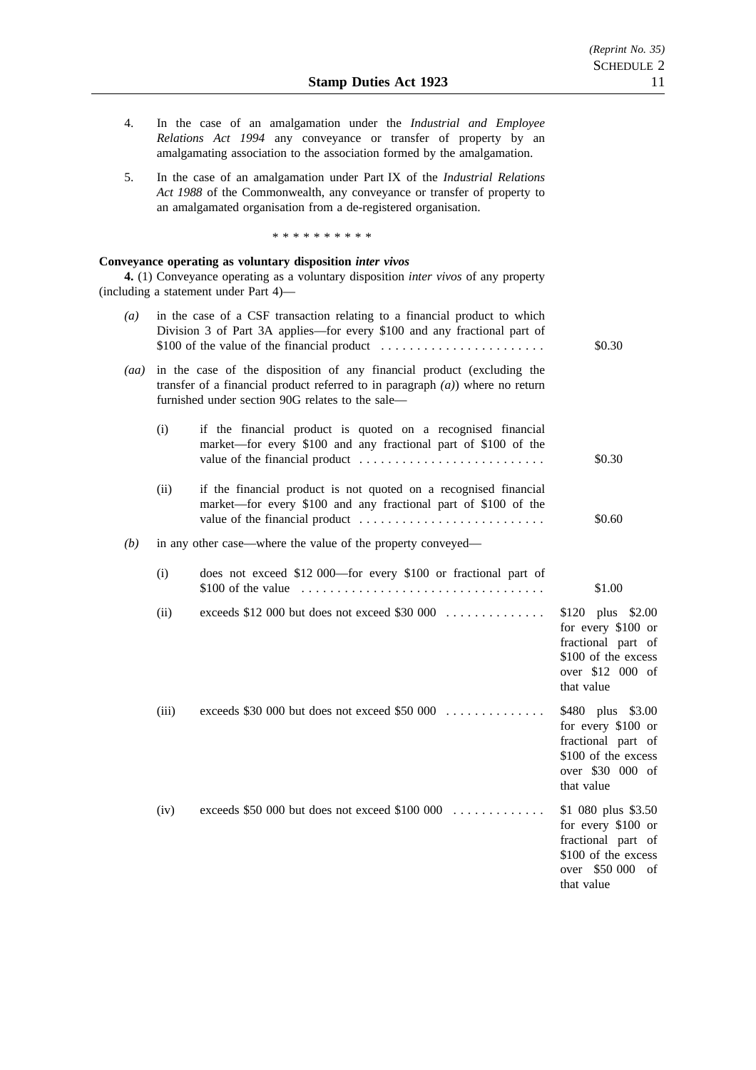4. In the case of an amalgamation under the *Industrial and Employee Relations Act 1994* any conveyance or transfer of property by an amalgamating association to the association formed by the amalgamation.

5. In the case of an amalgamation under Part IX of the *Industrial Relations Act 1988* of the Commonwealth, any conveyance or transfer of property to an amalgamated organisation from a de-registered organisation.

\* \* \* \* \* \* \* \* \* \*

**Conveyance operating as voluntary disposition *inter vivos***

**4.** (1) Conveyance operating as a voluntary disposition *inter vivos* of any property (including a statement under Part 4)—

*(a)* in the case of a CSF transaction relating to a financial product to which Division 3 of Part 3A applies—for every $100 and any fractional part of $100 of the value of the financial product . . . . . . . . . . . . . . . . . . . . . . . $0.30

*(aa)* in the case of the disposition of any financial product (excluding the transfer of a financial product referred to in paragraph *(a)*) where no return furnished under section 90G relates to the sale—

(i) if the financial product is quoted on a recognised financial market—for every $100 and any fractional part of $100 of the value of the financial product . . . . . . . . . . . . . . . . . . . . . . . . . . $0.30

(ii) if the financial product is not quoted on a recognised financial market—for every $100 and any fractional part of $100 of the value of the financial product . . . . . . . . . . . . . . . . . . . . . . . . . . $0.60

*(b)* in any other case—where the value of the property conveyed—

(i) does not exceed $12 000—for every $100 or fractional part of $100 of the value . . . . . . . . . . . . . . . . . . . . . . . . . . . . . . . . . . $1.00

(ii) exceeds $12 000 but does not exceed $30 000 . . . . . . . . . . . . . . $120 plus $2.00 for every $100 or fractional part of $100 of the excess over $12 000 of that value

(iii) exceeds $30 000 but does not exceed $50 000 . . . . . . . . . . . . . . $480 plus $3.00 for every $100 or fractional part of $100 of the excess over $30 000 of that value

(iv) exceeds $50 000 but does not exceed $100 000 . . . . . . . . . . . . . $1 080 plus $3.50 for every $100 or fractional part of $100 of the excess over $50 000 of that value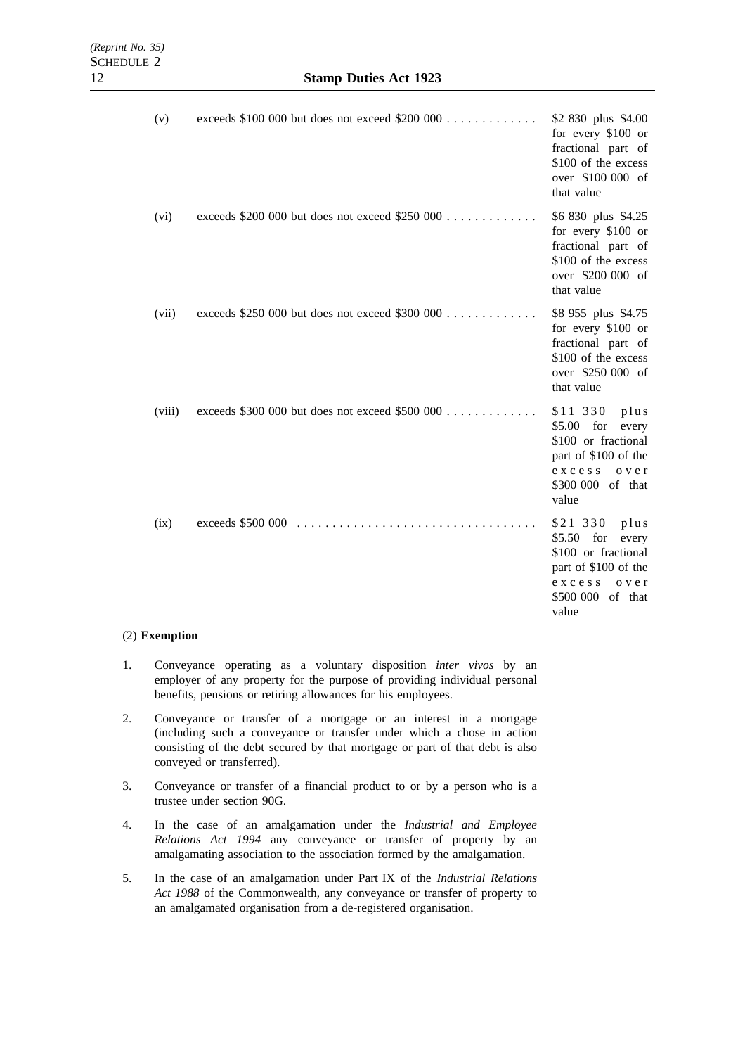| | | |
|---|---|---|
| (v) | exceeds $100 000 but does not exceed $200 000 | $2 830 plus $4.00 for every $100 or fractional part of $100 of the excess over $100 000 of that value |
| (vi) | exceeds $200 000 but does not exceed $250 000 | $6 830 plus $4.25 for every $100 or fractional part of $100 of the excess over $200 000 of that value |
| (vii) | exceeds $250 000 but does not exceed $300 000 | $8 955 plus $4.75 for every $100 or fractional part of $100 of the excess over $250 000 of that value |
| (viii) | exceeds $300 000 but does not exceed $500 000 | $11 330 plus $5.00 for every $100 or fractional part of $100 of the excess over $300 000 of that value |
| (ix) | exceeds $500 000 | $21 330 plus $5.50 for every $100 or fractional part of $100 of the excess over $500 000 of that value |

(2) **Exemption**

1. Conveyance operating as a voluntary disposition *inter vivos* by an employer of any property for the purpose of providing individual personal benefits, pensions or retiring allowances for his employees.

2. Conveyance or transfer of a mortgage or an interest in a mortgage (including such a conveyance or transfer under which a chose in action consisting of the debt secured by that mortgage or part of that debt is also conveyed or transferred).

3. Conveyance or transfer of a financial product to or by a person who is a trustee under section 90G.

4. In the case of an amalgamation under the *Industrial and Employee Relations Act 1994* any conveyance or transfer of property by an amalgamating association to the association formed by the amalgamation.

5. In the case of an amalgamation under Part IX of the *Industrial Relations Act 1988* of the Commonwealth, any conveyance or transfer of property to an amalgamated organisation from a de-registered organisation.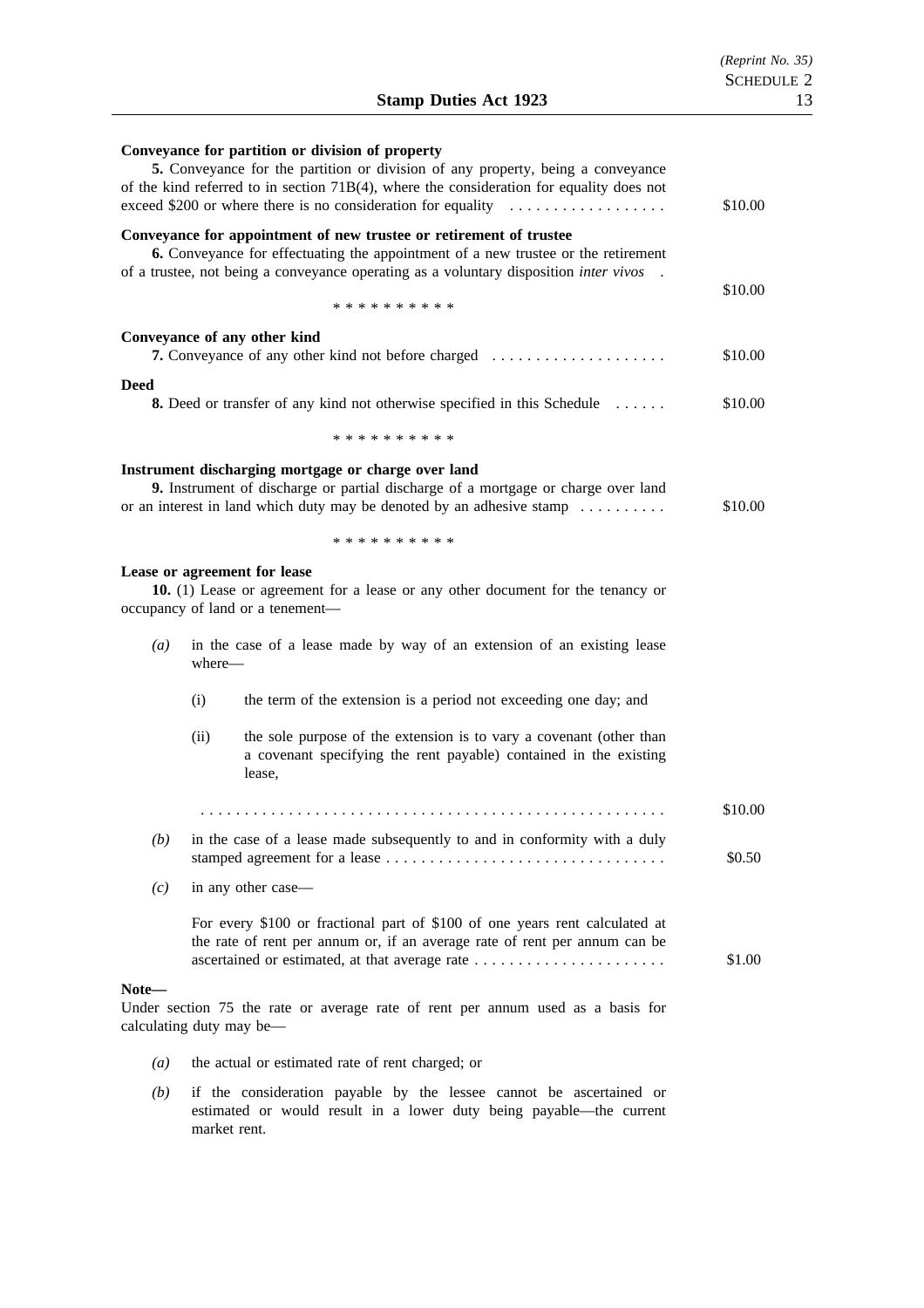**Conveyance for partition or division of property**

**5.** Conveyance for the partition or division of any property, being a conveyance of the kind referred to in section 71B(4), where the consideration for equality does not exceed $200 or where there is no consideration for equality .................. $10.00

**Conveyance for appointment of new trustee or retirement of trustee**

**6.** Conveyance for effectuating the appointment of a new trustee or the retirement of a trustee, not being a conveyance operating as a voluntary disposition *inter vivos* . $10.00

\* \* \* \* \* \* \* \* \* \*

**Conveyance of any other kind**

**7.** Conveyance of any other kind not before charged .................... $10.00

**Deed**

**8.** Deed or transfer of any kind not otherwise specified in this Schedule ...... $10.00

\* \* \* \* \* \* \* \* \* \*

**Instrument discharging mortgage or charge over land**

**9.** Instrument of discharge or partial discharge of a mortgage or charge over land or an interest in land which duty may be denoted by an adhesive stamp .......... $10.00

\* \* \* \* \* \* \* \* \* \*

**Lease or agreement for lease**

**10.** (1) Lease or agreement for a lease or any other document for the tenancy or occupancy of land or a tenement—

*(a)* in the case of a lease made by way of an extension of an existing lease where—

(i) the term of the extension is a period not exceeding one day; and

(ii) the sole purpose of the extension is to vary a covenant (other than a covenant specifying the rent payable) contained in the existing lease,

..................................................... $10.00

*(b)* in the case of a lease made subsequently to and in conformity with a duly stamped agreement for a lease ................................ $0.50

*(c)* in any other case—

For every $100 or fractional part of $100 of one years rent calculated at the rate of rent per annum or, if an average rate of rent per annum can be ascertained or estimated, at that average rate ...................... $1.00

**Note—**

Under section 75 the rate or average rate of rent per annum used as a basis for calculating duty may be—

*(a)* the actual or estimated rate of rent charged; or

*(b)* if the consideration payable by the lessee cannot be ascertained or estimated or would result in a lower duty being payable—the current market rent.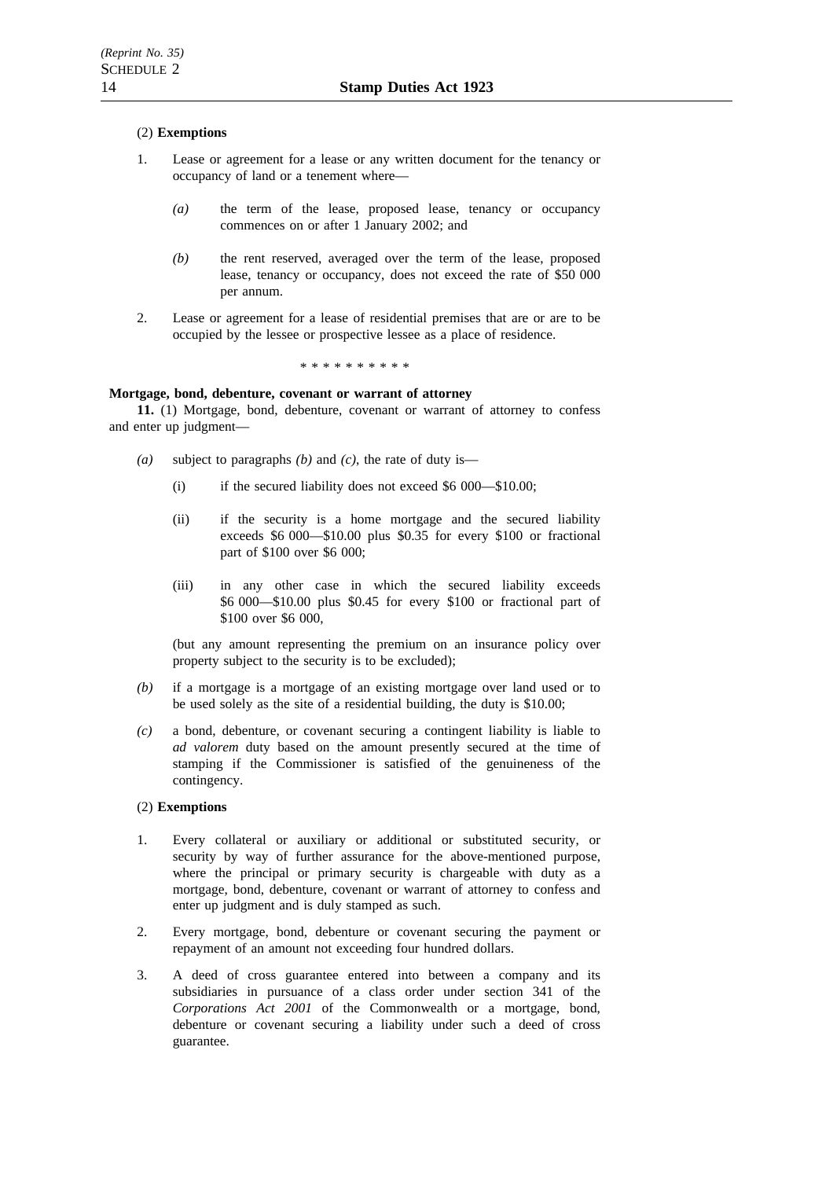(2) **Exemptions**

1. Lease or agreement for a lease or any written document for the tenancy or occupancy of land or a tenement where—

   *(a)* the term of the lease, proposed lease, tenancy or occupancy commences on or after 1 January 2002; and

   *(b)* the rent reserved, averaged over the term of the lease, proposed lease, tenancy or occupancy, does not exceed the rate of $50 000 per annum.

2. Lease or agreement for a lease of residential premises that are or are to be occupied by the lessee or prospective lessee as a place of residence.

\* \* \* \* \* \* \* \* \* \*

**Mortgage, bond, debenture, covenant or warrant of attorney**

**11.** (1) Mortgage, bond, debenture, covenant or warrant of attorney to confess and enter up judgment—

*(a)* subject to paragraphs *(b)* and *(c)*, the rate of duty is—

   (i) if the secured liability does not exceed $6 000—$10.00;

   (ii) if the security is a home mortgage and the secured liability exceeds $6 000—$10.00 plus $0.35 for every $100 or fractional part of $100 over $6 000;

   (iii) in any other case in which the secured liability exceeds $6 000—$10.00 plus $0.45 for every $100 or fractional part of $100 over $6 000,

   (but any amount representing the premium on an insurance policy over property subject to the security is to be excluded);

*(b)* if a mortgage is a mortgage of an existing mortgage over land used or to be used solely as the site of a residential building, the duty is $10.00;

*(c)* a bond, debenture, or covenant securing a contingent liability is liable to *ad valorem* duty based on the amount presently secured at the time of stamping if the Commissioner is satisfied of the genuineness of the contingency.

(2) **Exemptions**

1. Every collateral or auxiliary or additional or substituted security, or security by way of further assurance for the above-mentioned purpose, where the principal or primary security is chargeable with duty as a mortgage, bond, debenture, covenant or warrant of attorney to confess and enter up judgment and is duly stamped as such.

2. Every mortgage, bond, debenture or covenant securing the payment or repayment of an amount not exceeding four hundred dollars.

3. A deed of cross guarantee entered into between a company and its subsidiaries in pursuance of a class order under section 341 of the *Corporations Act 2001* of the Commonwealth or a mortgage, bond, debenture or covenant securing a liability under such a deed of cross guarantee.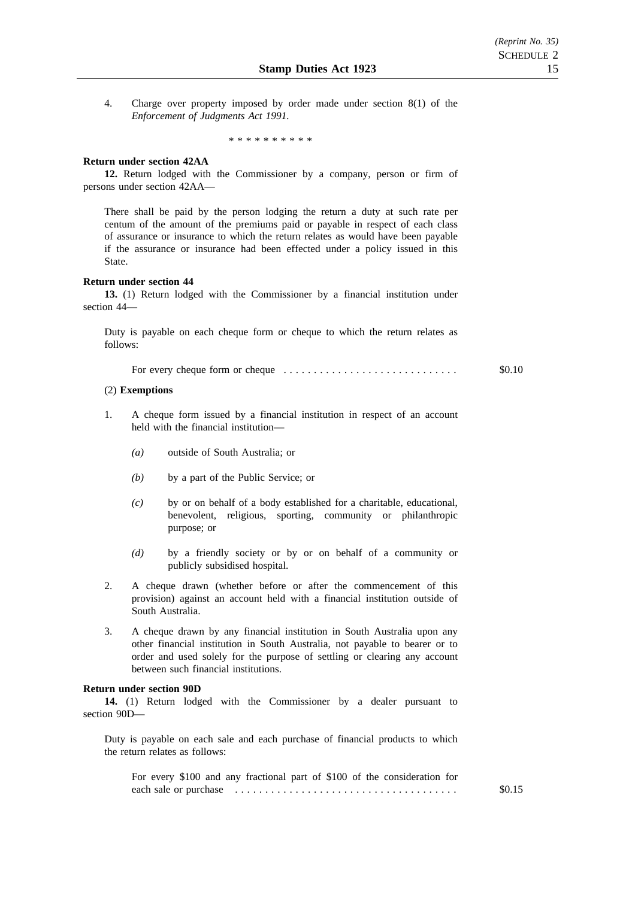4. Charge over property imposed by order made under section 8(1) of the *Enforcement of Judgments Act 1991*.

\* \* \* \* \* \* \* \* \* \*

**Return under section 42AA**

**12.** Return lodged with the Commissioner by a company, person or firm of persons under section 42AA—

There shall be paid by the person lodging the return a duty at such rate per centum of the amount of the premiums paid or payable in respect of each class of assurance or insurance to which the return relates as would have been payable if the assurance or insurance had been effected under a policy issued in this State.

**Return under section 44**

**13.** (1) Return lodged with the Commissioner by a financial institution under section 44—

Duty is payable on each cheque form or cheque to which the return relates as follows:

For every cheque form or cheque . . . . . . . . . . . . . . . . . . . . . . . . . . . . . $0.10

(2) **Exemptions**

1. A cheque form issued by a financial institution in respect of an account held with the financial institution—

   *(a)* outside of South Australia; or

   *(b)* by a part of the Public Service; or

   *(c)* by or on behalf of a body established for a charitable, educational, benevolent, religious, sporting, community or philanthropic purpose; or

   *(d)* by a friendly society or by or on behalf of a community or publicly subsidised hospital.

2. A cheque drawn (whether before or after the commencement of this provision) against an account held with a financial institution outside of South Australia.

3. A cheque drawn by any financial institution in South Australia upon any other financial institution in South Australia, not payable to bearer or to order and used solely for the purpose of settling or clearing any account between such financial institutions.

**Return under section 90D**

**14.** (1) Return lodged with the Commissioner by a dealer pursuant to section 90D—

Duty is payable on each sale and each purchase of financial products to which the return relates as follows:

For every $100 and any fractional part of $100 of the consideration for each sale or purchase . . . . . . . . . . . . . . . . . . . . . . . . . . . . . . . . . . . . . $0.15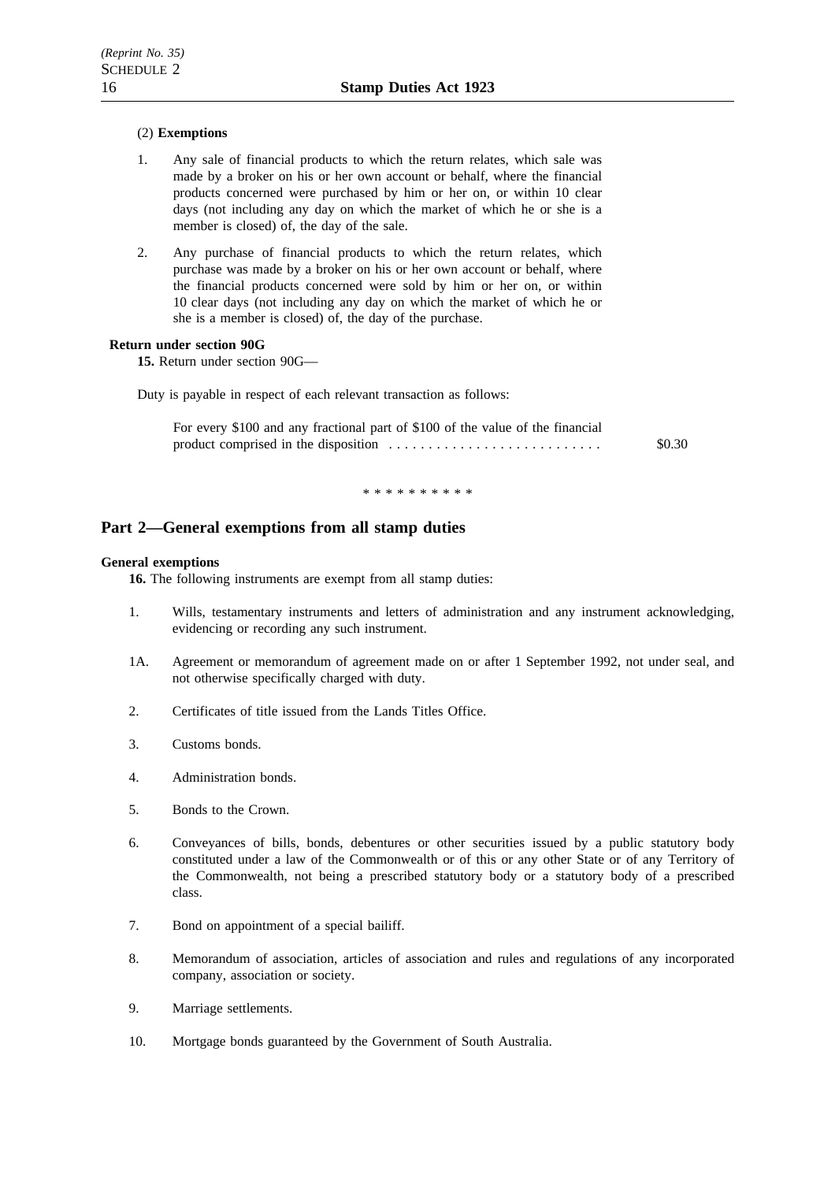(2) **Exemptions**

1. Any sale of financial products to which the return relates, which sale was made by a broker on his or her own account or behalf, where the financial products concerned were purchased by him or her on, or within 10 clear days (not including any day on which the market of which he or she is a member is closed) of, the day of the sale.

2. Any purchase of financial products to which the return relates, which purchase was made by a broker on his or her own account or behalf, where the financial products concerned were sold by him or her on, or within 10 clear days (not including any day on which the market of which he or she is a member is closed) of, the day of the purchase.

**Return under section 90G**

**15.** Return under section 90G—

Duty is payable in respect of each relevant transaction as follows:

For every $100 and any fractional part of $100 of the value of the financial product comprised in the disposition . . . . . . . . . . . . . . . . . . . . . . . . . . . $0.30

\* \* \* \* \* \* \* \* \* \*

## Part 2—General exemptions from all stamp duties

**General exemptions**

**16.** The following instruments are exempt from all stamp duties:

1. Wills, testamentary instruments and letters of administration and any instrument acknowledging, evidencing or recording any such instrument.

1A. Agreement or memorandum of agreement made on or after 1 September 1992, not under seal, and not otherwise specifically charged with duty.

2. Certificates of title issued from the Lands Titles Office.

3. Customs bonds.

4. Administration bonds.

5. Bonds to the Crown.

6. Conveyances of bills, bonds, debentures or other securities issued by a public statutory body constituted under a law of the Commonwealth or of this or any other State or of any Territory of the Commonwealth, not being a prescribed statutory body or a statutory body of a prescribed class.

7. Bond on appointment of a special bailiff.

8. Memorandum of association, articles of association and rules and regulations of any incorporated company, association or society.

9. Marriage settlements.

10. Mortgage bonds guaranteed by the Government of South Australia.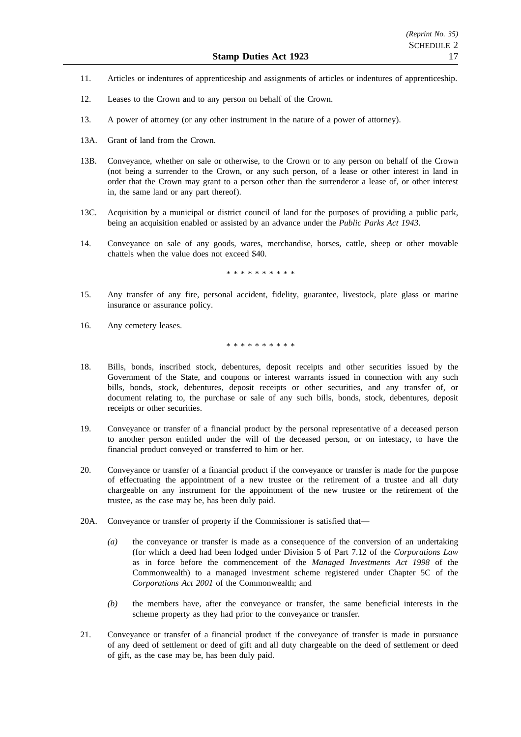11. Articles or indentures of apprenticeship and assignments of articles or indentures of apprenticeship.

12. Leases to the Crown and to any person on behalf of the Crown.

13. A power of attorney (or any other instrument in the nature of a power of attorney).

13A. Grant of land from the Crown.

13B. Conveyance, whether on sale or otherwise, to the Crown or to any person on behalf of the Crown (not being a surrender to the Crown, or any such person, of a lease or other interest in land in order that the Crown may grant to a person other than the surrenderor a lease of, or other interest in, the same land or any part thereof).

13C. Acquisition by a municipal or district council of land for the purposes of providing a public park, being an acquisition enabled or assisted by an advance under the *Public Parks Act 1943*.

14. Conveyance on sale of any goods, wares, merchandise, horses, cattle, sheep or other movable chattels when the value does not exceed $40.

\* \* \* \* \* \* \* \* \* \*

15. Any transfer of any fire, personal accident, fidelity, guarantee, livestock, plate glass or marine insurance or assurance policy.

16. Any cemetery leases.

\* \* \* \* \* \* \* \* \* \*

18. Bills, bonds, inscribed stock, debentures, deposit receipts and other securities issued by the Government of the State, and coupons or interest warrants issued in connection with any such bills, bonds, stock, debentures, deposit receipts or other securities, and any transfer of, or document relating to, the purchase or sale of any such bills, bonds, stock, debentures, deposit receipts or other securities.

19. Conveyance or transfer of a financial product by the personal representative of a deceased person to another person entitled under the will of the deceased person, or on intestacy, to have the financial product conveyed or transferred to him or her.

20. Conveyance or transfer of a financial product if the conveyance or transfer is made for the purpose of effectuating the appointment of a new trustee or the retirement of a trustee and all duty chargeable on any instrument for the appointment of the new trustee or the retirement of the trustee, as the case may be, has been duly paid.

20A. Conveyance or transfer of property if the Commissioner is satisfied that—

*(a)* the conveyance or transfer is made as a consequence of the conversion of an undertaking (for which a deed had been lodged under Division 5 of Part 7.12 of the *Corporations Law* as in force before the commencement of the *Managed Investments Act 1998* of the Commonwealth) to a managed investment scheme registered under Chapter 5C of the *Corporations Act 2001* of the Commonwealth; and

*(b)* the members have, after the conveyance or transfer, the same beneficial interests in the scheme property as they had prior to the conveyance or transfer.

21. Conveyance or transfer of a financial product if the conveyance of transfer is made in pursuance of any deed of settlement or deed of gift and all duty chargeable on the deed of settlement or deed of gift, as the case may be, has been duly paid.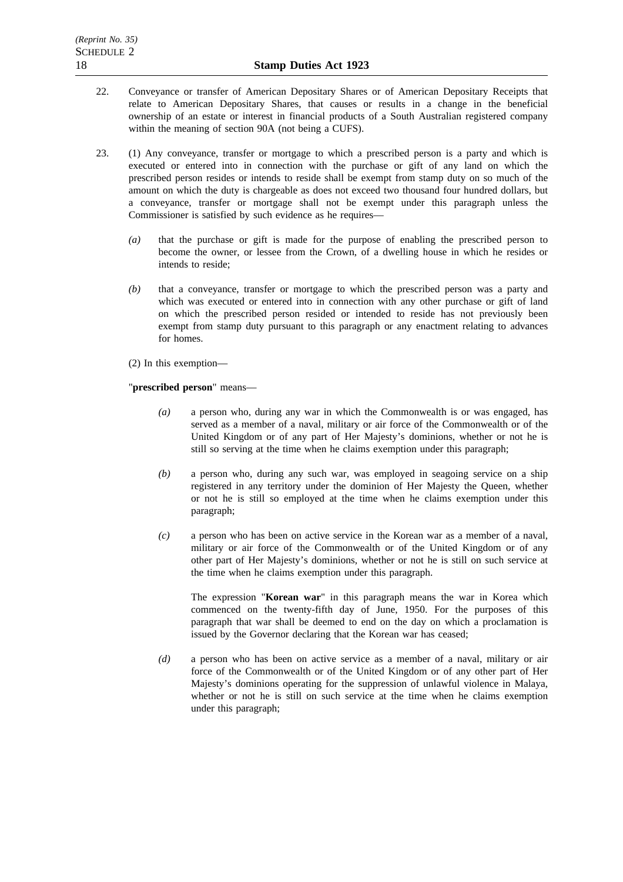22. Conveyance or transfer of American Depositary Shares or of American Depositary Receipts that relate to American Depositary Shares, that causes or results in a change in the beneficial ownership of an estate or interest in financial products of a South Australian registered company within the meaning of section 90A (not being a CUFS).

23. (1) Any conveyance, transfer or mortgage to which a prescribed person is a party and which is executed or entered into in connection with the purchase or gift of any land on which the prescribed person resides or intends to reside shall be exempt from stamp duty on so much of the amount on which the duty is chargeable as does not exceed two thousand four hundred dollars, but a conveyance, transfer or mortgage shall not be exempt under this paragraph unless the Commissioner is satisfied by such evidence as he requires—

   *(a)* that the purchase or gift is made for the purpose of enabling the prescribed person to become the owner, or lessee from the Crown, of a dwelling house in which he resides or intends to reside;

   *(b)* that a conveyance, transfer or mortgage to which the prescribed person was a party and which was executed or entered into in connection with any other purchase or gift of land on which the prescribed person resided or intended to reside has not previously been exempt from stamp duty pursuant to this paragraph or any enactment relating to advances for homes.

   (2) In this exemption—

   "**prescribed person**" means—

   *(a)* a person who, during any war in which the Commonwealth is or was engaged, has served as a member of a naval, military or air force of the Commonwealth or of the United Kingdom or of any part of Her Majesty's dominions, whether or not he is still so serving at the time when he claims exemption under this paragraph;

   *(b)* a person who, during any such war, was employed in seagoing service on a ship registered in any territory under the dominion of Her Majesty the Queen, whether or not he is still so employed at the time when he claims exemption under this paragraph;

   *(c)* a person who has been on active service in the Korean war as a member of a naval, military or air force of the Commonwealth or of the United Kingdom or of any other part of Her Majesty's dominions, whether or not he is still on such service at the time when he claims exemption under this paragraph.

   The expression "**Korean war**" in this paragraph means the war in Korea which commenced on the twenty-fifth day of June, 1950. For the purposes of this paragraph that war shall be deemed to end on the day on which a proclamation is issued by the Governor declaring that the Korean war has ceased;

   *(d)* a person who has been on active service as a member of a naval, military or air force of the Commonwealth or of the United Kingdom or of any other part of Her Majesty's dominions operating for the suppression of unlawful violence in Malaya, whether or not he is still on such service at the time when he claims exemption under this paragraph;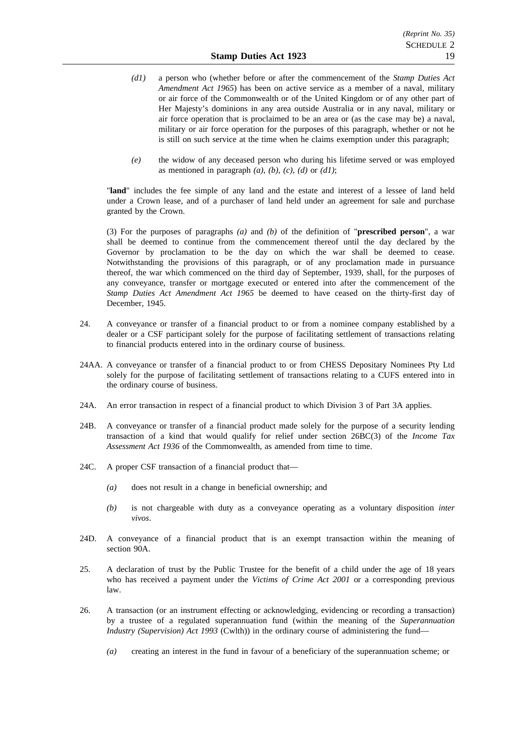*(d1)* a person who (whether before or after the commencement of the *Stamp Duties Act Amendment Act 1965*) has been on active service as a member of a naval, military or air force of the Commonwealth or of the United Kingdom or of any other part of Her Majesty's dominions in any area outside Australia or in any naval, military or air force operation that is proclaimed to be an area or (as the case may be) a naval, military or air force operation for the purposes of this paragraph, whether or not he is still on such service at the time when he claims exemption under this paragraph;

*(e)* the widow of any deceased person who during his lifetime served or was employed as mentioned in paragraph *(a)*, *(b)*, *(c)*, *(d)* or *(d1)*;

"**land**" includes the fee simple of any land and the estate and interest of a lessee of land held under a Crown lease, and of a purchaser of land held under an agreement for sale and purchase granted by the Crown.

(3) For the purposes of paragraphs *(a)* and *(b)* of the definition of "**prescribed person**", a war shall be deemed to continue from the commencement thereof until the day declared by the Governor by proclamation to be the day on which the war shall be deemed to cease. Notwithstanding the provisions of this paragraph, or of any proclamation made in pursuance thereof, the war which commenced on the third day of September, 1939, shall, for the purposes of any conveyance, transfer or mortgage executed or entered into after the commencement of the *Stamp Duties Act Amendment Act 1965* be deemed to have ceased on the thirty-first day of December, 1945.

24. A conveyance or transfer of a financial product to or from a nominee company established by a dealer or a CSF participant solely for the purpose of facilitating settlement of transactions relating to financial products entered into in the ordinary course of business.

24AA. A conveyance or transfer of a financial product to or from CHESS Depositary Nominees Pty Ltd solely for the purpose of facilitating settlement of transactions relating to a CUFS entered into in the ordinary course of business.

24A. An error transaction in respect of a financial product to which Division 3 of Part 3A applies.

24B. A conveyance or transfer of a financial product made solely for the purpose of a security lending transaction of a kind that would qualify for relief under section 26BC(3) of the *Income Tax Assessment Act 1936* of the Commonwealth, as amended from time to time.

24C. A proper CSF transaction of a financial product that—

*(a)* does not result in a change in beneficial ownership; and

*(b)* is not chargeable with duty as a conveyance operating as a voluntary disposition *inter vivos*.

24D. A conveyance of a financial product that is an exempt transaction within the meaning of section 90A.

25. A declaration of trust by the Public Trustee for the benefit of a child under the age of 18 years who has received a payment under the *Victims of Crime Act 2001* or a corresponding previous law.

26. A transaction (or an instrument effecting or acknowledging, evidencing or recording a transaction) by a trustee of a regulated superannuation fund (within the meaning of the *Superannuation Industry (Supervision) Act 1993* (Cwlth)) in the ordinary course of administering the fund—

*(a)* creating an interest in the fund in favour of a beneficiary of the superannuation scheme; or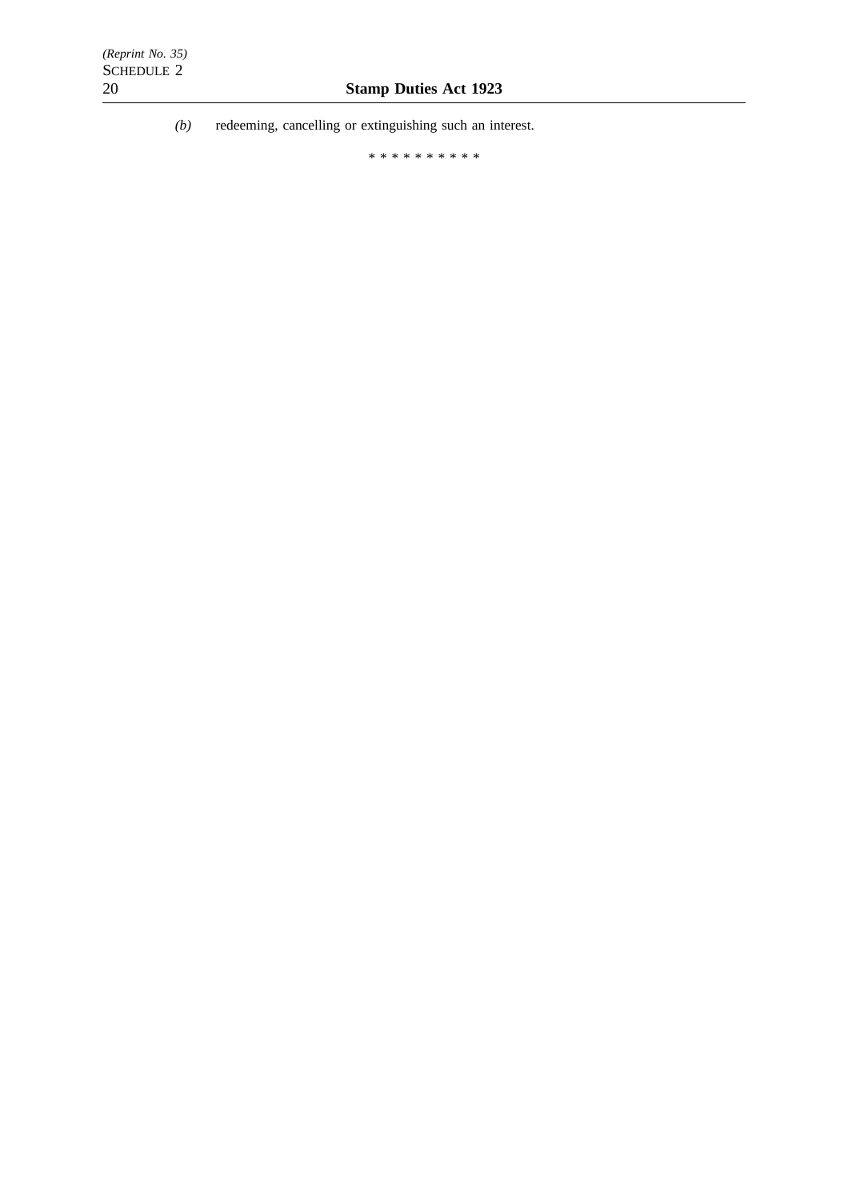*(b)* redeeming, cancelling or extinguishing such an interest.

\* \* \* \* \* \* \* \* \* \*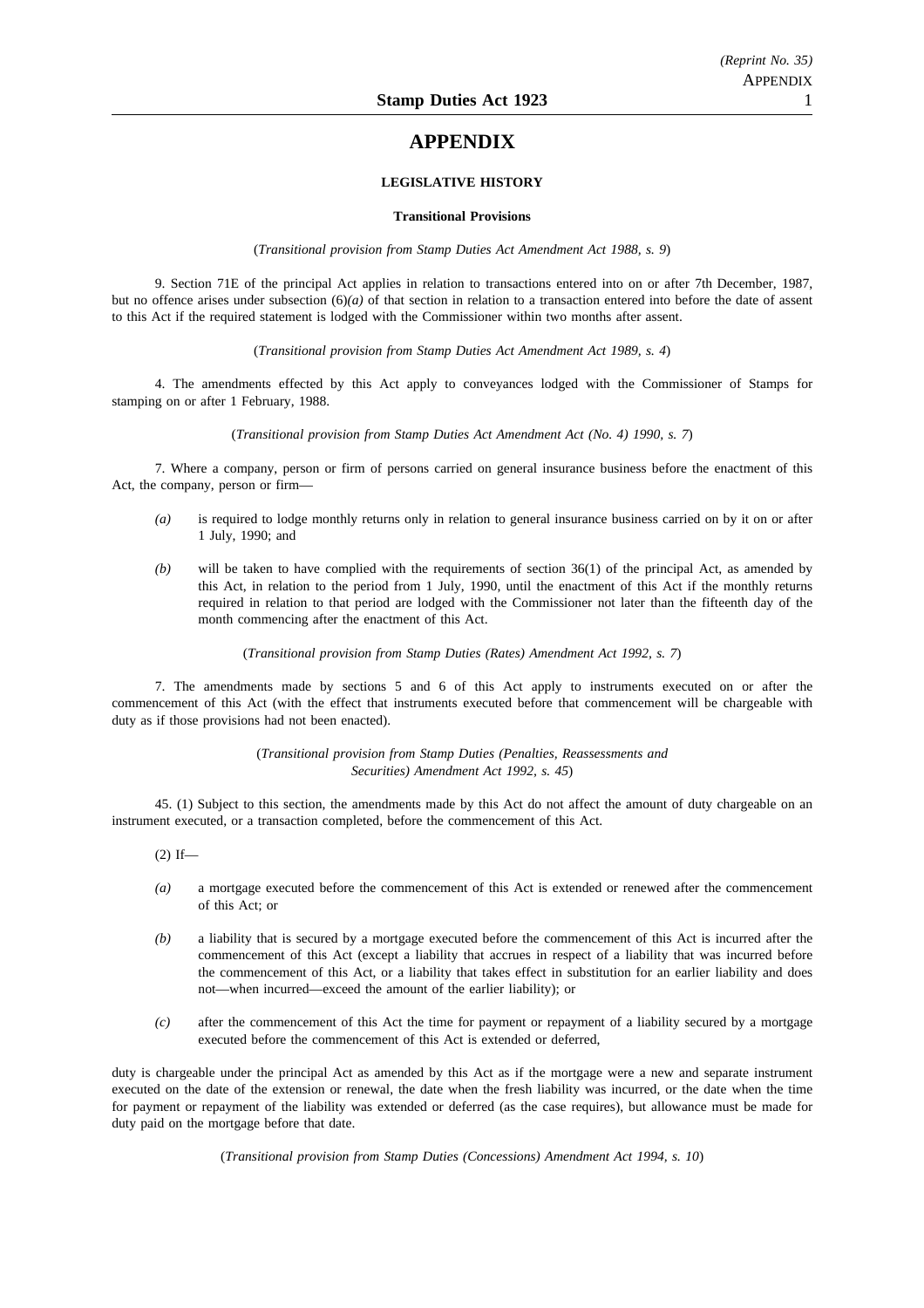# APPENDIX

## LEGISLATIVE HISTORY

### Transitional Provisions

(*Transitional provision from Stamp Duties Act Amendment Act 1988, s. 9*)

9. Section 71E of the principal Act applies in relation to transactions entered into on or after 7th December, 1987, but no offence arises under subsection (6)*(a)* of that section in relation to a transaction entered into before the date of assent to this Act if the required statement is lodged with the Commissioner within two months after assent.

(*Transitional provision from Stamp Duties Act Amendment Act 1989, s. 4*)

4. The amendments effected by this Act apply to conveyances lodged with the Commissioner of Stamps for stamping on or after 1 February, 1988.

(*Transitional provision from Stamp Duties Act Amendment Act (No. 4) 1990, s. 7*)

7. Where a company, person or firm of persons carried on general insurance business before the enactment of this Act, the company, person or firm—

- *(a)* is required to lodge monthly returns only in relation to general insurance business carried on by it on or after 1 July, 1990; and
- *(b)* will be taken to have complied with the requirements of section 36(1) of the principal Act, as amended by this Act, in relation to the period from 1 July, 1990, until the enactment of this Act if the monthly returns required in relation to that period are lodged with the Commissioner not later than the fifteenth day of the month commencing after the enactment of this Act.

(*Transitional provision from Stamp Duties (Rates) Amendment Act 1992, s. 7*)

7. The amendments made by sections 5 and 6 of this Act apply to instruments executed on or after the commencement of this Act (with the effect that instruments executed before that commencement will be chargeable with duty as if those provisions had not been enacted).

(*Transitional provision from Stamp Duties (Penalties, Reassessments and Securities) Amendment Act 1992, s. 45*)

45. (1) Subject to this section, the amendments made by this Act do not affect the amount of duty chargeable on an instrument executed, or a transaction completed, before the commencement of this Act.

(2) If—

- *(a)* a mortgage executed before the commencement of this Act is extended or renewed after the commencement of this Act; or
- *(b)* a liability that is secured by a mortgage executed before the commencement of this Act is incurred after the commencement of this Act (except a liability that accrues in respect of a liability that was incurred before the commencement of this Act, or a liability that takes effect in substitution for an earlier liability and does not—when incurred—exceed the amount of the earlier liability); or
- *(c)* after the commencement of this Act the time for payment or repayment of a liability secured by a mortgage executed before the commencement of this Act is extended or deferred,

duty is chargeable under the principal Act as amended by this Act as if the mortgage were a new and separate instrument executed on the date of the extension or renewal, the date when the fresh liability was incurred, or the date when the time for payment or repayment of the liability was extended or deferred (as the case requires), but allowance must be made for duty paid on the mortgage before that date.

(*Transitional provision from Stamp Duties (Concessions) Amendment Act 1994, s. 10*)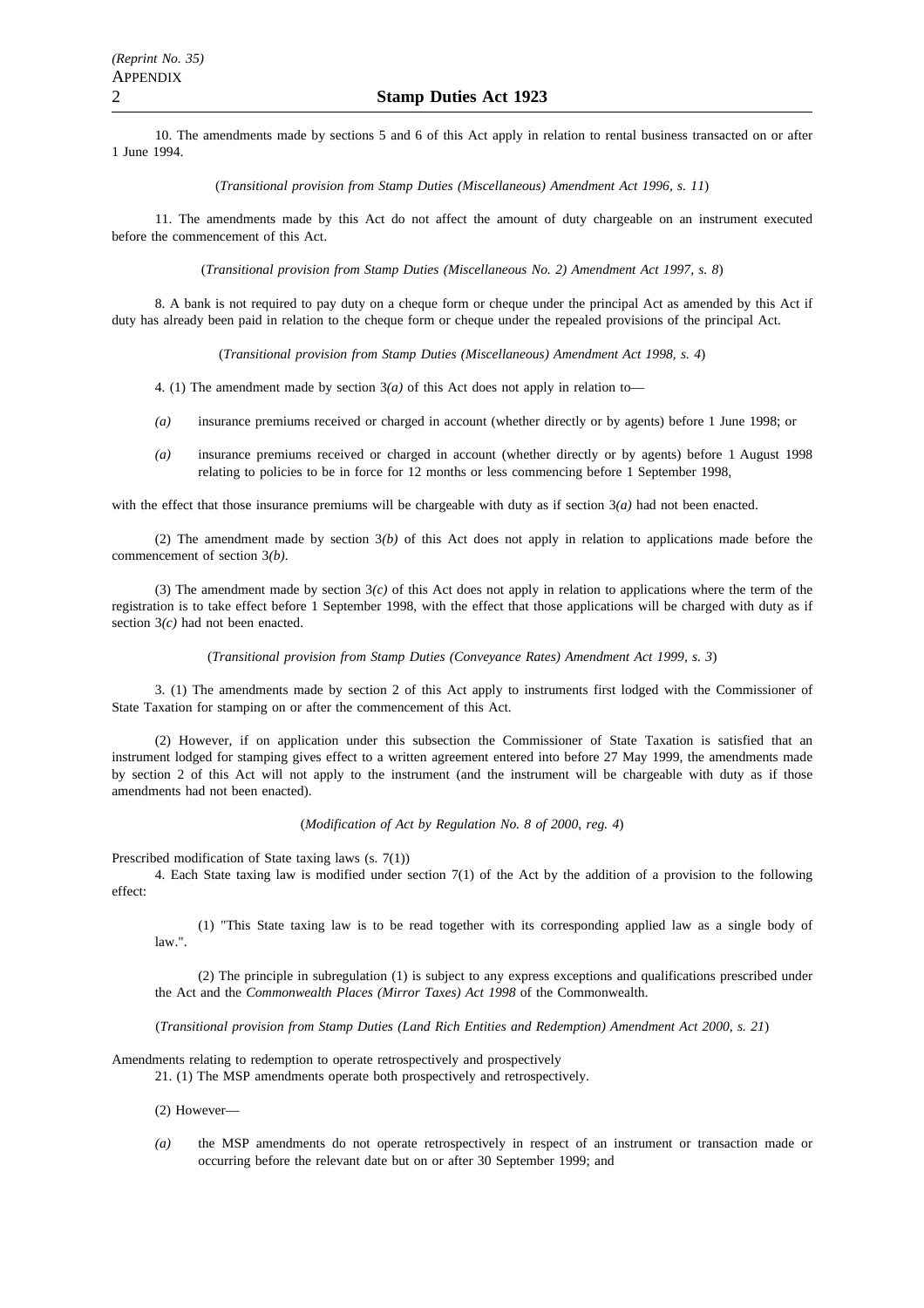10. The amendments made by sections 5 and 6 of this Act apply in relation to rental business transacted on or after 1 June 1994.

(*Transitional provision from Stamp Duties (Miscellaneous) Amendment Act 1996, s. 11*)

11. The amendments made by this Act do not affect the amount of duty chargeable on an instrument executed before the commencement of this Act.

(*Transitional provision from Stamp Duties (Miscellaneous No. 2) Amendment Act 1997, s. 8*)

8. A bank is not required to pay duty on a cheque form or cheque under the principal Act as amended by this Act if duty has already been paid in relation to the cheque form or cheque under the repealed provisions of the principal Act.

(*Transitional provision from Stamp Duties (Miscellaneous) Amendment Act 1998, s. 4*)

4. (1) The amendment made by section 3*(a)* of this Act does not apply in relation to—

*(a)* insurance premiums received or charged in account (whether directly or by agents) before 1 June 1998; or

*(a)* insurance premiums received or charged in account (whether directly or by agents) before 1 August 1998 relating to policies to be in force for 12 months or less commencing before 1 September 1998,

with the effect that those insurance premiums will be chargeable with duty as if section 3*(a)* had not been enacted.

(2) The amendment made by section 3*(b)* of this Act does not apply in relation to applications made before the commencement of section 3*(b)*.

(3) The amendment made by section 3*(c)* of this Act does not apply in relation to applications where the term of the registration is to take effect before 1 September 1998, with the effect that those applications will be charged with duty as if section 3*(c)* had not been enacted.

(*Transitional provision from Stamp Duties (Conveyance Rates) Amendment Act 1999, s. 3*)

3. (1) The amendments made by section 2 of this Act apply to instruments first lodged with the Commissioner of State Taxation for stamping on or after the commencement of this Act.

(2) However, if on application under this subsection the Commissioner of State Taxation is satisfied that an instrument lodged for stamping gives effect to a written agreement entered into before 27 May 1999, the amendments made by section 2 of this Act will not apply to the instrument (and the instrument will be chargeable with duty as if those amendments had not been enacted).

(*Modification of Act by Regulation No. 8 of 2000, reg. 4*)

Prescribed modification of State taxing laws (s. 7(1))

4. Each State taxing law is modified under section 7(1) of the Act by the addition of a provision to the following effect:

(1) "This State taxing law is to be read together with its corresponding applied law as a single body of law.".

(2) The principle in subregulation (1) is subject to any express exceptions and qualifications prescribed under the Act and the *Commonwealth Places (Mirror Taxes) Act 1998* of the Commonwealth.

(*Transitional provision from Stamp Duties (Land Rich Entities and Redemption) Amendment Act 2000, s. 21*)

Amendments relating to redemption to operate retrospectively and prospectively

21. (1) The MSP amendments operate both prospectively and retrospectively.

(2) However—

*(a)* the MSP amendments do not operate retrospectively in respect of an instrument or transaction made or occurring before the relevant date but on or after 30 September 1999; and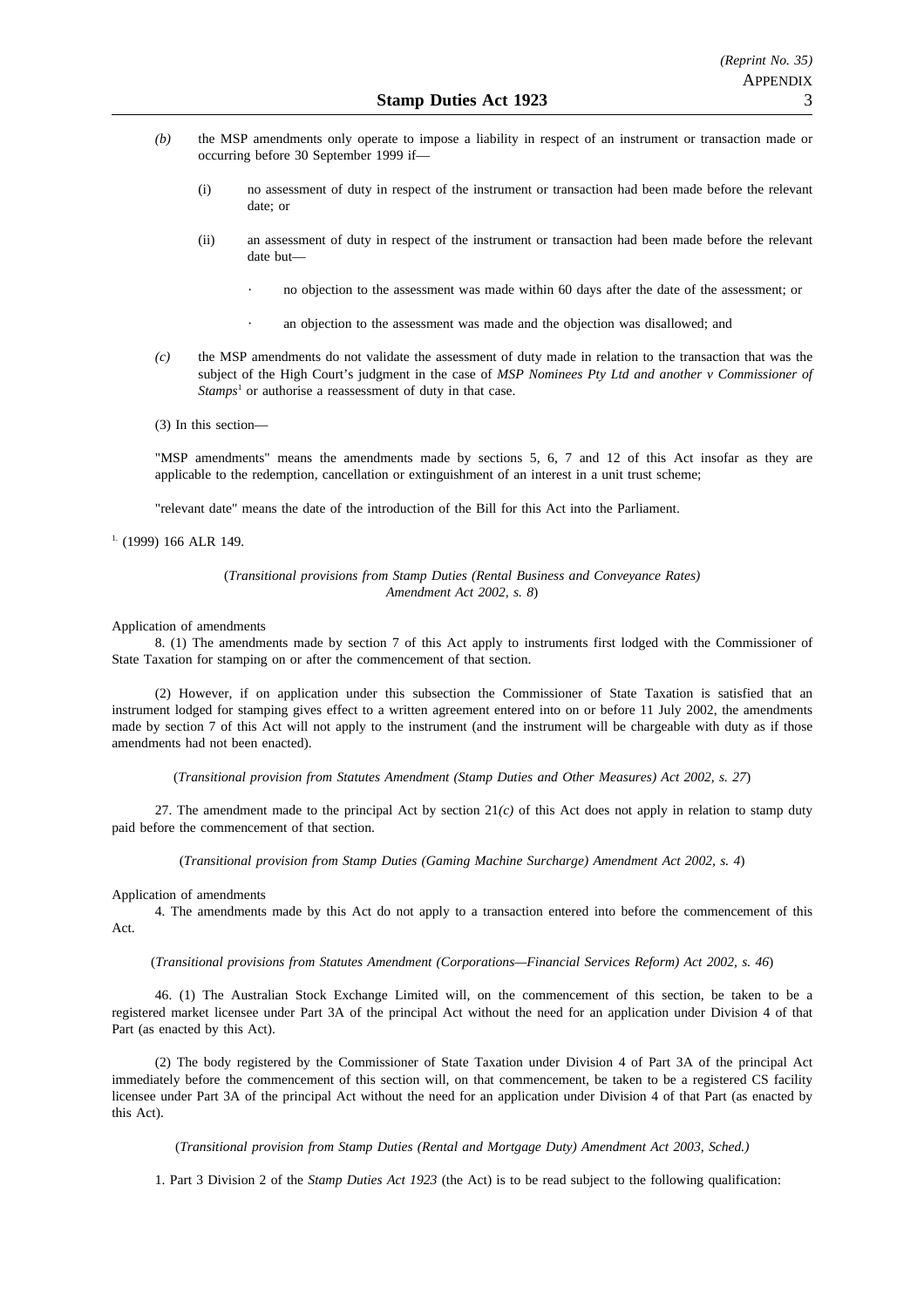*(b)* the MSP amendments only operate to impose a liability in respect of an instrument or transaction made or occurring before 30 September 1999 if—

(i) no assessment of duty in respect of the instrument or transaction had been made before the relevant date; or

(ii) an assessment of duty in respect of the instrument or transaction had been made before the relevant date but—

· no objection to the assessment was made within 60 days after the date of the assessment; or

· an objection to the assessment was made and the objection was disallowed; and

*(c)* the MSP amendments do not validate the assessment of duty made in relation to the transaction that was the subject of the High Court's judgment in the case of *MSP Nominees Pty Ltd and another v Commissioner of Stamps*[1] or authorise a reassessment of duty in that case.

(3) In this section—

"MSP amendments" means the amendments made by sections 5, 6, 7 and 12 of this Act insofar as they are applicable to the redemption, cancellation or extinguishment of an interest in a unit trust scheme;

"relevant date" means the date of the introduction of the Bill for this Act into the Parliament.

[1.] (1999) 166 ALR 149.

(*Transitional provisions from Stamp Duties (Rental Business and Conveyance Rates) Amendment Act 2002, s. 8*)

Application of amendments

8. (1) The amendments made by section 7 of this Act apply to instruments first lodged with the Commissioner of State Taxation for stamping on or after the commencement of that section.

(2) However, if on application under this subsection the Commissioner of State Taxation is satisfied that an instrument lodged for stamping gives effect to a written agreement entered into on or before 11 July 2002, the amendments made by section 7 of this Act will not apply to the instrument (and the instrument will be chargeable with duty as if those amendments had not been enacted).

(*Transitional provision from Statutes Amendment (Stamp Duties and Other Measures) Act 2002, s. 27*)

27. The amendment made to the principal Act by section 21*(c)* of this Act does not apply in relation to stamp duty paid before the commencement of that section.

(*Transitional provision from Stamp Duties (Gaming Machine Surcharge) Amendment Act 2002, s. 4*)

Application of amendments

4. The amendments made by this Act do not apply to a transaction entered into before the commencement of this Act.

(*Transitional provisions from Statutes Amendment (Corporations—Financial Services Reform) Act 2002, s. 46*)

46. (1) The Australian Stock Exchange Limited will, on the commencement of this section, be taken to be a registered market licensee under Part 3A of the principal Act without the need for an application under Division 4 of that Part (as enacted by this Act).

(2) The body registered by the Commissioner of State Taxation under Division 4 of Part 3A of the principal Act immediately before the commencement of this section will, on that commencement, be taken to be a registered CS facility licensee under Part 3A of the principal Act without the need for an application under Division 4 of that Part (as enacted by this Act).

(*Transitional provision from Stamp Duties (Rental and Mortgage Duty) Amendment Act 2003, Sched.)*

1. Part 3 Division 2 of the *Stamp Duties Act 1923* (the Act) is to be read subject to the following qualification: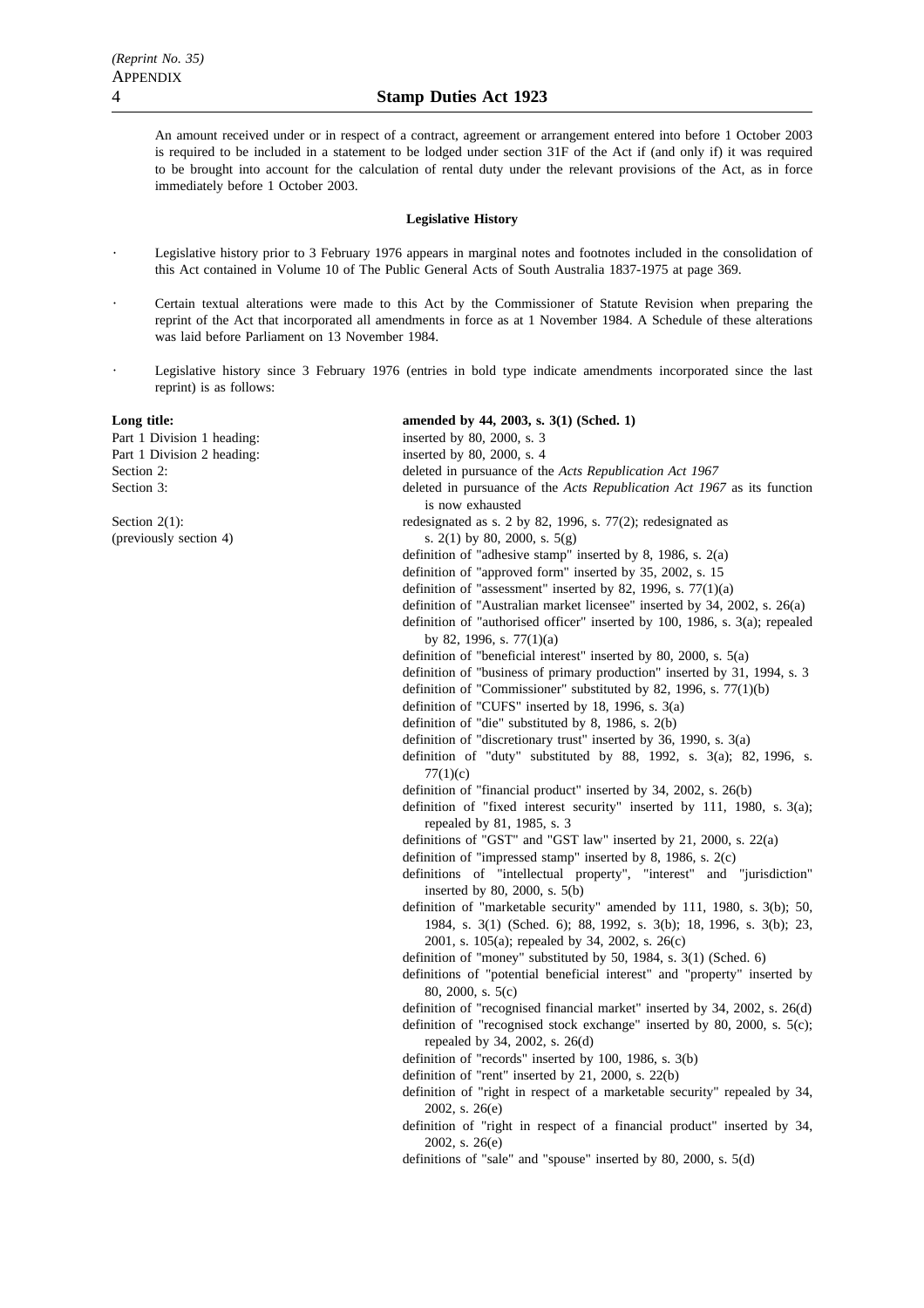An amount received under or in respect of a contract, agreement or arrangement entered into before 1 October 2003 is required to be included in a statement to be lodged under section 31F of the Act if (and only if) it was required to be brought into account for the calculation of rental duty under the relevant provisions of the Act, as in force immediately before 1 October 2003.

**Legislative History**

- Legislative history prior to 3 February 1976 appears in marginal notes and footnotes included in the consolidation of this Act contained in Volume 10 of The Public General Acts of South Australia 1837-1975 at page 369.
- Certain textual alterations were made to this Act by the Commissioner of Statute Revision when preparing the reprint of the Act that incorporated all amendments in force as at 1 November 1984. A Schedule of these alterations was laid before Parliament on 13 November 1984.
- Legislative history since 3 February 1976 (entries in bold type indicate amendments incorporated since the last reprint) is as follows:

| | |
|---|---|
| **Long title:** | **amended by 44, 2003, s. 3(1) (Sched. 1)** |
| Part 1 Division 1 heading: | inserted by 80, 2000, s. 3 |
| Part 1 Division 2 heading: | inserted by 80, 2000, s. 4 |
| Section 2: | deleted in pursuance of the *Acts Republication Act 1967* |
| Section 3: | deleted in pursuance of the *Acts Republication Act 1967* as its function is now exhausted |
| Section 2(1): (previously section 4) | redesignated as s. 2 by 82, 1996, s. 77(2); redesignated as s. 2(1) by 80, 2000, s. 5(g) |
| | definition of "adhesive stamp" inserted by 8, 1986, s. 2(a) |
| | definition of "approved form" inserted by 35, 2002, s. 15 |
| | definition of "assessment" inserted by 82, 1996, s. 77(1)(a) |
| | definition of "Australian market licensee" inserted by 34, 2002, s. 26(a) |
| | definition of "authorised officer" inserted by 100, 1986, s. 3(a); repealed by 82, 1996, s. 77(1)(a) |
| | definition of "beneficial interest" inserted by 80, 2000, s. 5(a) |
| | definition of "business of primary production" inserted by 31, 1994, s. 3 |
| | definition of "Commissioner" substituted by 82, 1996, s. 77(1)(b) |
| | definition of "CUFS" inserted by 18, 1996, s. 3(a) |
| | definition of "die" substituted by 8, 1986, s. 2(b) |
| | definition of "discretionary trust" inserted by 36, 1990, s. 3(a) |
| | definition of "duty" substituted by 88, 1992, s. 3(a); 82, 1996, s. 77(1)(c) |
| | definition of "financial product" inserted by 34, 2002, s. 26(b) |
| | definition of "fixed interest security" inserted by 111, 1980, s. 3(a); repealed by 81, 1985, s. 3 |
| | definitions of "GST" and "GST law" inserted by 21, 2000, s. 22(a) |
| | definition of "impressed stamp" inserted by 8, 1986, s. 2(c) |
| | definitions of "intellectual property", "interest" and "jurisdiction" inserted by 80, 2000, s. 5(b) |
| | definition of "marketable security" amended by 111, 1980, s. 3(b); 50, 1984, s. 3(1) (Sched. 6); 88, 1992, s. 3(b); 18, 1996, s. 3(b); 23, 2001, s. 105(a); repealed by 34, 2002, s. 26(c) |
| | definition of "money" substituted by 50, 1984, s. 3(1) (Sched. 6) |
| | definitions of "potential beneficial interest" and "property" inserted by 80, 2000, s. 5(c) |
| | definition of "recognised financial market" inserted by 34, 2002, s. 26(d) |
| | definition of "recognised stock exchange" inserted by 80, 2000, s. 5(c); repealed by 34, 2002, s. 26(d) |
| | definition of "records" inserted by 100, 1986, s. 3(b) |
| | definition of "rent" inserted by 21, 2000, s. 22(b) |
| | definition of "right in respect of a marketable security" repealed by 34, 2002, s. 26(e) |
| | definition of "right in respect of a financial product" inserted by 34, 2002, s. 26(e) |
| | definitions of "sale" and "spouse" inserted by 80, 2000, s. 5(d) |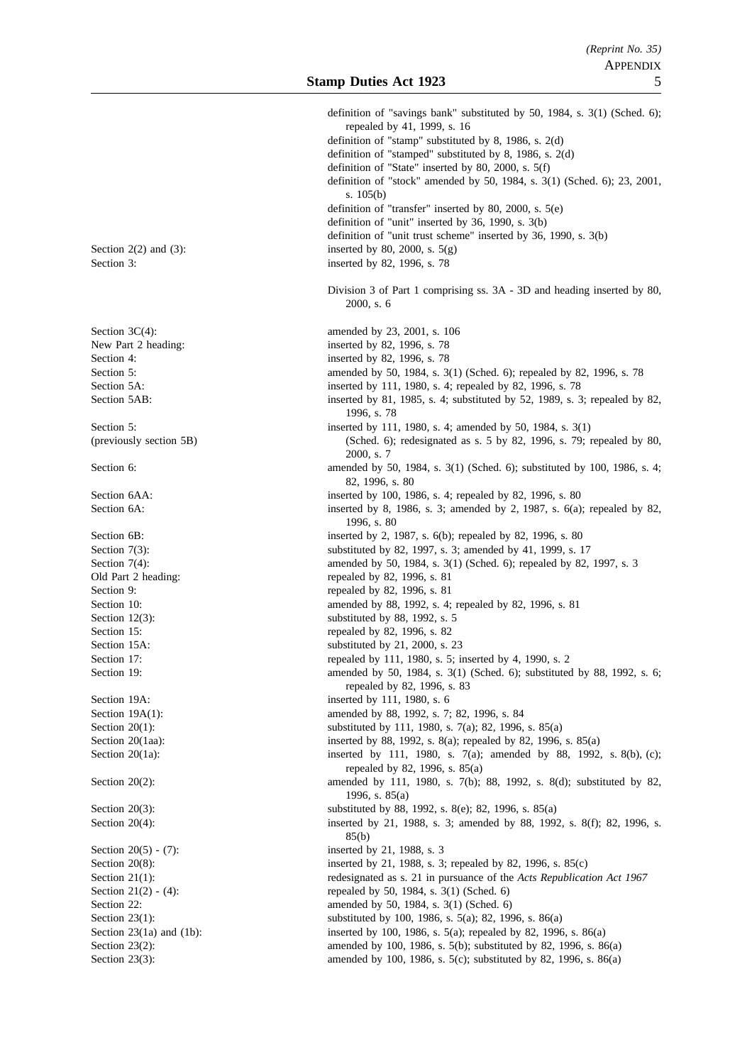| | |
|---|---|
| | definition of "savings bank" substituted by 50, 1984, s. 3(1) (Sched. 6); repealed by 41, 1999, s. 16 |
| | definition of "stamp" substituted by 8, 1986, s. 2(d) |
| | definition of "stamped" substituted by 8, 1986, s. 2(d) |
| | definition of "State" inserted by 80, 2000, s. 5(f) |
| | definition of "stock" amended by 50, 1984, s. 3(1) (Sched. 6); 23, 2001, s. 105(b) |
| | definition of "transfer" inserted by 80, 2000, s. 5(e) |
| | definition of "unit" inserted by 36, 1990, s. 3(b) |
| | definition of "unit trust scheme" inserted by 36, 1990, s. 3(b) |
| Section 2(2) and (3): | inserted by 80, 2000, s. 5(g) |
| Section 3: | inserted by 82, 1996, s. 78 |
| | Division 3 of Part 1 comprising ss. 3A - 3D and heading inserted by 80, 2000, s. 6 |
| Section 3C(4): | amended by 23, 2001, s. 106 |
| New Part 2 heading: | inserted by 82, 1996, s. 78 |
| Section 4: | inserted by 82, 1996, s. 78 |
| Section 5: | amended by 50, 1984, s. 3(1) (Sched. 6); repealed by 82, 1996, s. 78 |
| Section 5A: | inserted by 111, 1980, s. 4; repealed by 82, 1996, s. 78 |
| Section 5AB: | inserted by 81, 1985, s. 4; substituted by 52, 1989, s. 3; repealed by 82, 1996, s. 78 |
| Section 5: (previously section 5B) | inserted by 111, 1980, s. 4; amended by 50, 1984, s. 3(1) (Sched. 6); redesignated as s. 5 by 82, 1996, s. 79; repealed by 80, 2000, s. 7 |
| Section 6: | amended by 50, 1984, s. 3(1) (Sched. 6); substituted by 100, 1986, s. 4; 82, 1996, s. 80 |
| Section 6AA: | inserted by 100, 1986, s. 4; repealed by 82, 1996, s. 80 |
| Section 6A: | inserted by 8, 1986, s. 3; amended by 2, 1987, s. 6(a); repealed by 82, 1996, s. 80 |
| Section 6B: | inserted by 2, 1987, s. 6(b); repealed by 82, 1996, s. 80 |
| Section 7(3): | substituted by 82, 1997, s. 3; amended by 41, 1999, s. 17 |
| Section 7(4): | amended by 50, 1984, s. 3(1) (Sched. 6); repealed by 82, 1997, s. 3 |
| Old Part 2 heading: | repealed by 82, 1996, s. 81 |
| Section 9: | repealed by 82, 1996, s. 81 |
| Section 10: | amended by 88, 1992, s. 4; repealed by 82, 1996, s. 81 |
| Section 12(3): | substituted by 88, 1992, s. 5 |
| Section 15: | repealed by 82, 1996, s. 82 |
| Section 15A: | substituted by 21, 2000, s. 23 |
| Section 17: | repealed by 111, 1980, s. 5; inserted by 4, 1990, s. 2 |
| Section 19: | amended by 50, 1984, s. 3(1) (Sched. 6); substituted by 88, 1992, s. 6; repealed by 82, 1996, s. 83 |
| Section 19A: | inserted by 111, 1980, s. 6 |
| Section 19A(1): | amended by 88, 1992, s. 7; 82, 1996, s. 84 |
| Section 20(1): | substituted by 111, 1980, s. 7(a); 82, 1996, s. 85(a) |
| Section 20(1aa): | inserted by 88, 1992, s. 8(a); repealed by 82, 1996, s. 85(a) |
| Section 20(1a): | inserted by 111, 1980, s. 7(a); amended by 88, 1992, s. 8(b), (c); repealed by 82, 1996, s. 85(a) |
| Section 20(2): | amended by 111, 1980, s. 7(b); 88, 1992, s. 8(d); substituted by 82, 1996, s. 85(a) |
| Section 20(3): | substituted by 88, 1992, s. 8(e); 82, 1996, s. 85(a) |
| Section 20(4): | inserted by 21, 1988, s. 3; amended by 88, 1992, s. 8(f); 82, 1996, s. 85(b) |
| Section 20(5) - (7): | inserted by 21, 1988, s. 3 |
| Section 20(8): | inserted by 21, 1988, s. 3; repealed by 82, 1996, s. 85(c) |
| Section 21(1): | redesignated as s. 21 in pursuance of the *Acts Republication Act 1967* |
| Section 21(2) - (4): | repealed by 50, 1984, s. 3(1) (Sched. 6) |
| Section 22: | amended by 50, 1984, s. 3(1) (Sched. 6) |
| Section 23(1): | substituted by 100, 1986, s. 5(a); 82, 1996, s. 86(a) |
| Section 23(1a) and (1b): | inserted by 100, 1986, s. 5(a); repealed by 82, 1996, s. 86(a) |
| Section 23(2): | amended by 100, 1986, s. 5(b); substituted by 82, 1996, s. 86(a) |
| Section 23(3): | amended by 100, 1986, s. 5(c); substituted by 82, 1996, s. 86(a) |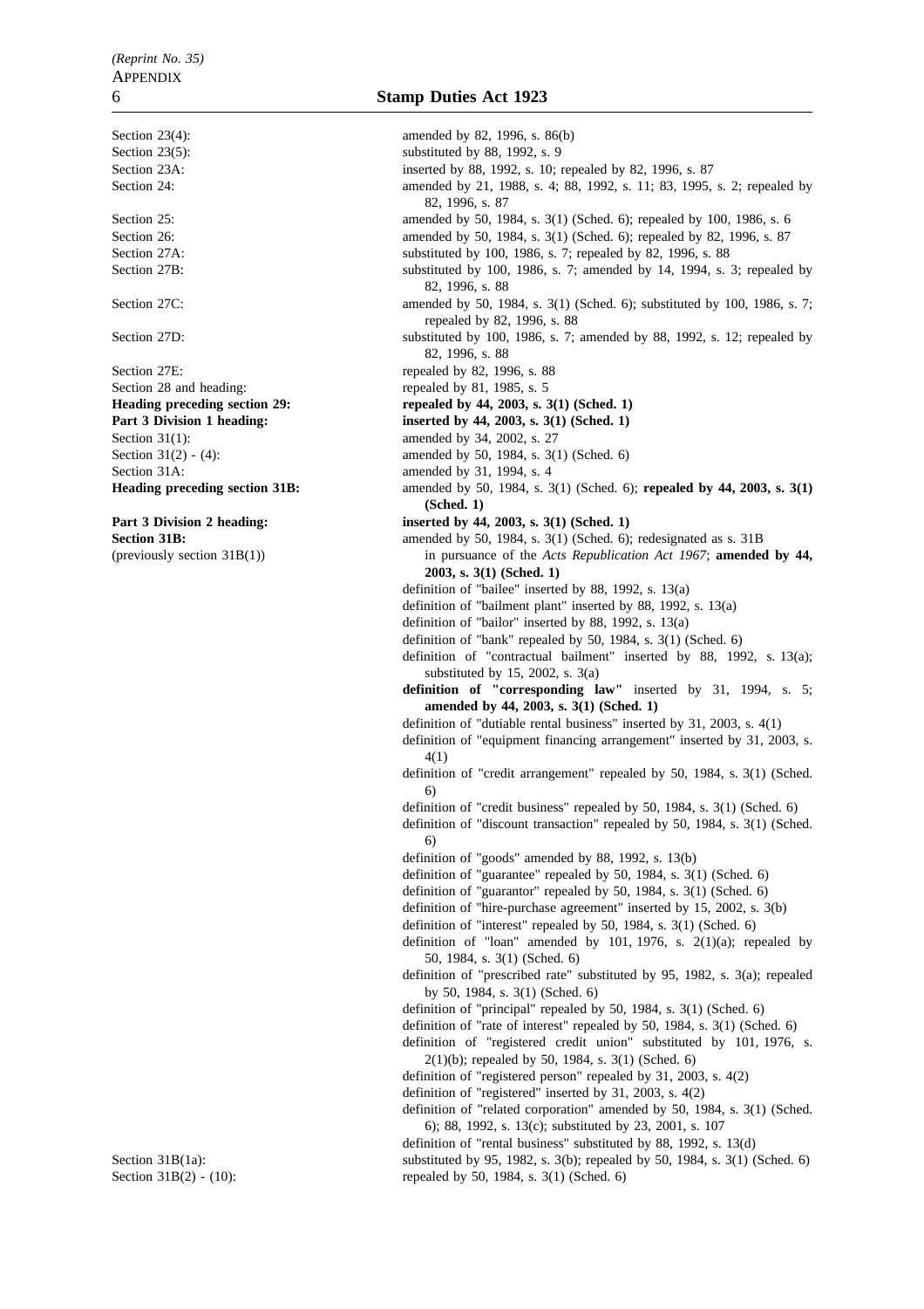| | |
|---|---|
| Section 23(4): | amended by 82, 1996, s. 86(b) |
| Section 23(5): | substituted by 88, 1992, s. 9 |
| Section 23A: | inserted by 88, 1992, s. 10; repealed by 82, 1996, s. 87 |
| Section 24: | amended by 21, 1988, s. 4; 88, 1992, s. 11; 83, 1995, s. 2; repealed by 82, 1996, s. 87 |
| Section 25: | amended by 50, 1984, s. 3(1) (Sched. 6); repealed by 100, 1986, s. 6 |
| Section 26: | amended by 50, 1984, s. 3(1) (Sched. 6); repealed by 82, 1996, s. 87 |
| Section 27A: | substituted by 100, 1986, s. 7; repealed by 82, 1996, s. 88 |
| Section 27B: | substituted by 100, 1986, s. 7; amended by 14, 1994, s. 3; repealed by 82, 1996, s. 88 |
| Section 27C: | amended by 50, 1984, s. 3(1) (Sched. 6); substituted by 100, 1986, s. 7; repealed by 82, 1996, s. 88 |
| Section 27D: | substituted by 100, 1986, s. 7; amended by 88, 1992, s. 12; repealed by 82, 1996, s. 88 |
| Section 27E: | repealed by 82, 1996, s. 88 |
| Section 28 and heading: | repealed by 81, 1985, s. 5 |
| **Heading preceding section 29:** | **repealed by 44, 2003, s. 3(1) (Sched. 1)** |
| **Part 3 Division 1 heading:** | **inserted by 44, 2003, s. 3(1) (Sched. 1)** |
| Section 31(1): | amended by 34, 2002, s. 27 |
| Section 31(2) - (4): | amended by 50, 1984, s. 3(1) (Sched. 6) |
| Section 31A: | amended by 31, 1994, s. 4 |
| **Heading preceding section 31B:** | amended by 50, 1984, s. 3(1) (Sched. 6); **repealed by 44, 2003, s. 3(1) (Sched. 1)** |
| **Part 3 Division 2 heading:** | **inserted by 44, 2003, s. 3(1) (Sched. 1)** |
| **Section 31B:** (previously section 31B(1)) | amended by 50, 1984, s. 3(1) (Sched. 6); redesignated as s. 31B in pursuance of the *Acts Republication Act 1967*; **amended by 44, 2003, s. 3(1) (Sched. 1)** |
| | definition of "bailee" inserted by 88, 1992, s. 13(a) |
| | definition of "bailment plant" inserted by 88, 1992, s. 13(a) |
| | definition of "bailor" inserted by 88, 1992, s. 13(a) |
| | definition of "bank" repealed by 50, 1984, s. 3(1) (Sched. 6) |
| | definition of "contractual bailment" inserted by 88, 1992, s. 13(a); substituted by 15, 2002, s. 3(a) |
| | **definition of "corresponding law"** inserted by 31, 1994, s. 5; **amended by 44, 2003, s. 3(1) (Sched. 1)** |
| | definition of "dutiable rental business" inserted by 31, 2003, s. 4(1) |
| | definition of "equipment financing arrangement" inserted by 31, 2003, s. 4(1) |
| | definition of "credit arrangement" repealed by 50, 1984, s. 3(1) (Sched. 6) |
| | definition of "credit business" repealed by 50, 1984, s. 3(1) (Sched. 6) |
| | definition of "discount transaction" repealed by 50, 1984, s. 3(1) (Sched. 6) |
| | definition of "goods" amended by 88, 1992, s. 13(b) |
| | definition of "guarantee" repealed by 50, 1984, s. 3(1) (Sched. 6) |
| | definition of "guarantor" repealed by 50, 1984, s. 3(1) (Sched. 6) |
| | definition of "hire-purchase agreement" inserted by 15, 2002, s. 3(b) |
| | definition of "interest" repealed by 50, 1984, s. 3(1) (Sched. 6) |
| | definition of "loan" amended by 101, 1976, s. 2(1)(a); repealed by 50, 1984, s. 3(1) (Sched. 6) |
| | definition of "prescribed rate" substituted by 95, 1982, s. 3(a); repealed by 50, 1984, s. 3(1) (Sched. 6) |
| | definition of "principal" repealed by 50, 1984, s. 3(1) (Sched. 6) |
| | definition of "rate of interest" repealed by 50, 1984, s. 3(1) (Sched. 6) |
| | definition of "registered credit union" substituted by 101, 1976, s. 2(1)(b); repealed by 50, 1984, s. 3(1) (Sched. 6) |
| | definition of "registered person" repealed by 31, 2003, s. 4(2) |
| | definition of "registered" inserted by 31, 2003, s. 4(2) |
| | definition of "related corporation" amended by 50, 1984, s. 3(1) (Sched. 6); 88, 1992, s. 13(c); substituted by 23, 2001, s. 107 |
| | definition of "rental business" substituted by 88, 1992, s. 13(d) |
| Section 31B(1a): | substituted by 95, 1982, s. 3(b); repealed by 50, 1984, s. 3(1) (Sched. 6) |
| Section 31B(2) - (10): | repealed by 50, 1984, s. 3(1) (Sched. 6) |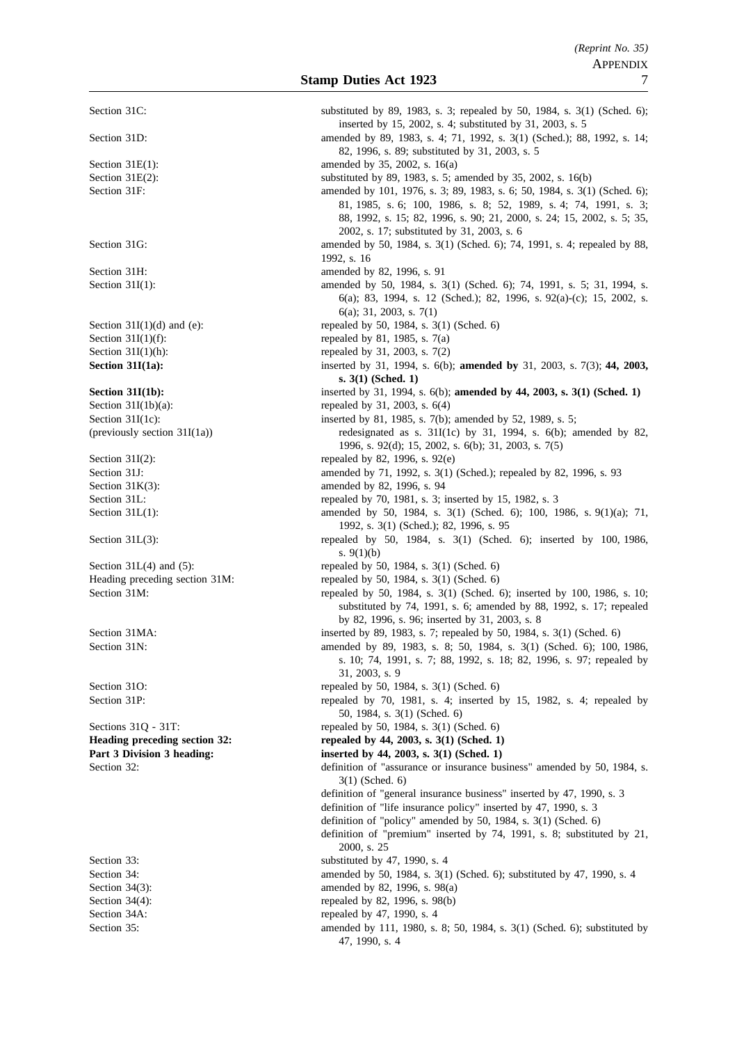| | |
|---|---|
| Section 31C: | substituted by 89, 1983, s. 3; repealed by 50, 1984, s. 3(1) (Sched. 6); inserted by 15, 2002, s. 4; substituted by 31, 2003, s. 5 |
| Section 31D: | amended by 89, 1983, s. 4; 71, 1992, s. 3(1) (Sched.); 88, 1992, s. 14; 82, 1996, s. 89; substituted by 31, 2003, s. 5 |
| Section 31E(1): | amended by 35, 2002, s. 16(a) |
| Section 31E(2): | substituted by 89, 1983, s. 5; amended by 35, 2002, s. 16(b) |
| Section 31F: | amended by 101, 1976, s. 3; 89, 1983, s. 6; 50, 1984, s. 3(1) (Sched. 6); 81, 1985, s. 6; 100, 1986, s. 8; 52, 1989, s. 4; 74, 1991, s. 3; 88, 1992, s. 15; 82, 1996, s. 90; 21, 2000, s. 24; 15, 2002, s. 5; 35, 2002, s. 17; substituted by 31, 2003, s. 6 |
| Section 31G: | amended by 50, 1984, s. 3(1) (Sched. 6); 74, 1991, s. 4; repealed by 88, 1992, s. 16 |
| Section 31H: | amended by 82, 1996, s. 91 |
| Section 31I(1): | amended by 50, 1984, s. 3(1) (Sched. 6); 74, 1991, s. 5; 31, 1994, s. 6(a); 83, 1994, s. 12 (Sched.); 82, 1996, s. 92(a)-(c); 15, 2002, s. 6(a); 31, 2003, s. 7(1) |
| Section 31I(1)(d) and (e): | repealed by 50, 1984, s. 3(1) (Sched. 6) |
| Section 31I(1)(f): | repealed by 81, 1985, s. 7(a) |
| Section 31I(1)(h): | repealed by 31, 2003, s. 7(2) |
| **Section 31I(1a):** | inserted by 31, 1994, s. 6(b); **amended by** 31, 2003, s. 7(3); **44, 2003, s. 3(1) (Sched. 1)** |
| **Section 31I(1b):** | inserted by 31, 1994, s. 6(b); **amended by 44, 2003, s. 3(1) (Sched. 1)** |
| Section 31I(1b)(a): | repealed by 31, 2003, s. 6(4) |
| Section 31I(1c): (previously section 31I(1a)) | inserted by 81, 1985, s. 7(b); amended by 52, 1989, s. 5; redesignated as s. 31I(1c) by 31, 1994, s. 6(b); amended by 82, 1996, s. 92(d); 15, 2002, s. 6(b); 31, 2003, s. 7(5) |
| Section 31I(2): | repealed by 82, 1996, s. 92(e) |
| Section 31J: | amended by 71, 1992, s. 3(1) (Sched.); repealed by 82, 1996, s. 93 |
| Section 31K(3): | amended by 82, 1996, s. 94 |
| Section 31L: | repealed by 70, 1981, s. 3; inserted by 15, 1982, s. 3 |
| Section 31L(1): | amended by 50, 1984, s. 3(1) (Sched. 6); 100, 1986, s. 9(1)(a); 71, 1992, s. 3(1) (Sched.); 82, 1996, s. 95 |
| Section 31L(3): | repealed by 50, 1984, s. 3(1) (Sched. 6); inserted by 100, 1986, s. 9(1)(b) |
| Section 31L(4) and (5): | repealed by 50, 1984, s. 3(1) (Sched. 6) |
| Heading preceding section 31M: | repealed by 50, 1984, s. 3(1) (Sched. 6) |
| Section 31M: | repealed by 50, 1984, s. 3(1) (Sched. 6); inserted by 100, 1986, s. 10; substituted by 74, 1991, s. 6; amended by 88, 1992, s. 17; repealed by 82, 1996, s. 96; inserted by 31, 2003, s. 8 |
| Section 31MA: | inserted by 89, 1983, s. 7; repealed by 50, 1984, s. 3(1) (Sched. 6) |
| Section 31N: | amended by 89, 1983, s. 8; 50, 1984, s. 3(1) (Sched. 6); 100, 1986, s. 10; 74, 1991, s. 7; 88, 1992, s. 18; 82, 1996, s. 97; repealed by 31, 2003, s. 9 |
| Section 31O: | repealed by 50, 1984, s. 3(1) (Sched. 6) |
| Section 31P: | repealed by 70, 1981, s. 4; inserted by 15, 1982, s. 4; repealed by 50, 1984, s. 3(1) (Sched. 6) |
| Sections 31Q - 31T: | repealed by 50, 1984, s. 3(1) (Sched. 6) |
| **Heading preceding section 32:** | **repealed by 44, 2003, s. 3(1) (Sched. 1)** |
| **Part 3 Division 3 heading:** | **inserted by 44, 2003, s. 3(1) (Sched. 1)** |
| Section 32: | definition of "assurance or insurance business" amended by 50, 1984, s. 3(1) (Sched. 6)<br>definition of "general insurance business" inserted by 47, 1990, s. 3<br>definition of "life insurance policy" inserted by 47, 1990, s. 3<br>definition of "policy" amended by 50, 1984, s. 3(1) (Sched. 6)<br>definition of "premium" inserted by 74, 1991, s. 8; substituted by 21, 2000, s. 25 |
| Section 33: | substituted by 47, 1990, s. 4 |
| Section 34: | amended by 50, 1984, s. 3(1) (Sched. 6); substituted by 47, 1990, s. 4 |
| Section 34(3): | amended by 82, 1996, s. 98(a) |
| Section 34(4): | repealed by 82, 1996, s. 98(b) |
| Section 34A: | repealed by 47, 1990, s. 4 |
| Section 35: | amended by 111, 1980, s. 8; 50, 1984, s. 3(1) (Sched. 6); substituted by 47, 1990, s. 4 |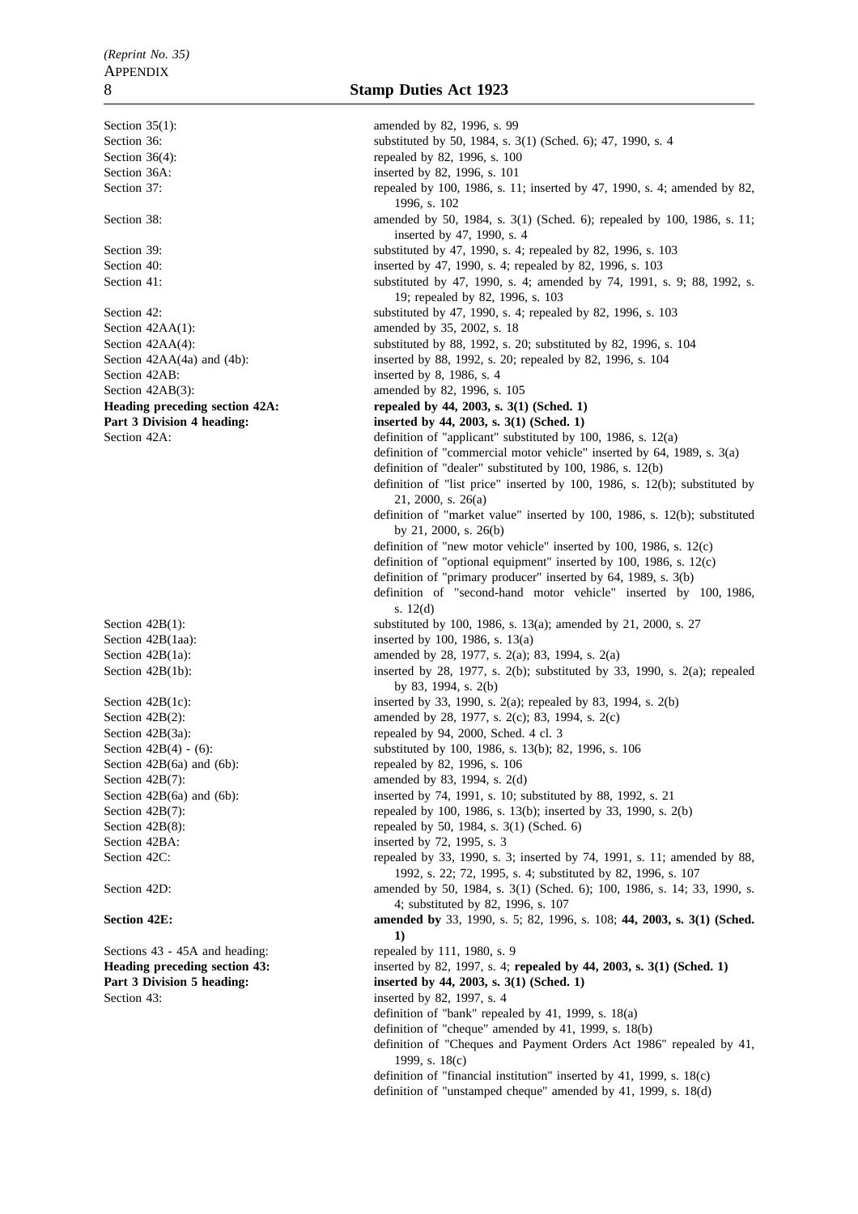| | |
|---|---|
| Section 35(1): | amended by 82, 1996, s. 99 |
| Section 36: | substituted by 50, 1984, s. 3(1) (Sched. 6); 47, 1990, s. 4 |
| Section 36(4): | repealed by 82, 1996, s. 100 |
| Section 36A: | inserted by 82, 1996, s. 101 |
| Section 37: | repealed by 100, 1986, s. 11; inserted by 47, 1990, s. 4; amended by 82, 1996, s. 102 |
| Section 38: | amended by 50, 1984, s. 3(1) (Sched. 6); repealed by 100, 1986, s. 11; inserted by 47, 1990, s. 4 |
| Section 39: | substituted by 47, 1990, s. 4; repealed by 82, 1996, s. 103 |
| Section 40: | inserted by 47, 1990, s. 4; repealed by 82, 1996, s. 103 |
| Section 41: | substituted by 47, 1990, s. 4; amended by 74, 1991, s. 9; 88, 1992, s. 19; repealed by 82, 1996, s. 103 |
| Section 42: | substituted by 47, 1990, s. 4; repealed by 82, 1996, s. 103 |
| Section 42AA(1): | amended by 35, 2002, s. 18 |
| Section 42AA(4): | substituted by 88, 1992, s. 20; substituted by 82, 1996, s. 104 |
| Section 42AA(4a) and (4b): | inserted by 88, 1992, s. 20; repealed by 82, 1996, s. 104 |
| Section 42AB: | inserted by 8, 1986, s. 4 |
| Section 42AB(3): | amended by 82, 1996, s. 105 |
| **Heading preceding section 42A:** | **repealed by 44, 2003, s. 3(1) (Sched. 1)** |
| **Part 3 Division 4 heading:** | **inserted by 44, 2003, s. 3(1) (Sched. 1)** |
| Section 42A: | definition of "applicant" substituted by 100, 1986, s. 12(a)<br>definition of "commercial motor vehicle" inserted by 64, 1989, s. 3(a)<br>definition of "dealer" substituted by 100, 1986, s. 12(b)<br>definition of "list price" inserted by 100, 1986, s. 12(b); substituted by 21, 2000, s. 26(a)<br>definition of "market value" inserted by 100, 1986, s. 12(b); substituted by 21, 2000, s. 26(b)<br>definition of "new motor vehicle" inserted by 100, 1986, s. 12(c)<br>definition of "optional equipment" inserted by 100, 1986, s. 12(c)<br>definition of "primary producer" inserted by 64, 1989, s. 3(b)<br>definition of "second-hand motor vehicle" inserted by 100, 1986, s. 12(d) |
| Section 42B(1): | substituted by 100, 1986, s. 13(a); amended by 21, 2000, s. 27 |
| Section 42B(1aa): | inserted by 100, 1986, s. 13(a) |
| Section 42B(1a): | amended by 28, 1977, s. 2(a); 83, 1994, s. 2(a) |
| Section 42B(1b): | inserted by 28, 1977, s. 2(b); substituted by 33, 1990, s. 2(a); repealed by 83, 1994, s. 2(b) |
| Section 42B(1c): | inserted by 33, 1990, s. 2(a); repealed by 83, 1994, s. 2(b) |
| Section 42B(2): | amended by 28, 1977, s. 2(c); 83, 1994, s. 2(c) |
| Section 42B(3a): | repealed by 94, 2000, Sched. 4 cl. 3 |
| Section 42B(4) - (6): | substituted by 100, 1986, s. 13(b); 82, 1996, s. 106 |
| Section 42B(6a) and (6b): | repealed by 82, 1996, s. 106 |
| Section 42B(7): | amended by 83, 1994, s. 2(d) |
| Section 42B(6a) and (6b): | inserted by 74, 1991, s. 10; substituted by 88, 1992, s. 21 |
| Section 42B(7): | repealed by 100, 1986, s. 13(b); inserted by 33, 1990, s. 2(b) |
| Section 42B(8): | repealed by 50, 1984, s. 3(1) (Sched. 6) |
| Section 42BA: | inserted by 72, 1995, s. 3 |
| Section 42C: | repealed by 33, 1990, s. 3; inserted by 74, 1991, s. 11; amended by 88, 1992, s. 22; 72, 1995, s. 4; substituted by 82, 1996, s. 107 |
| Section 42D: | amended by 50, 1984, s. 3(1) (Sched. 6); 100, 1986, s. 14; 33, 1990, s. 4; substituted by 82, 1996, s. 107 |
| **Section 42E:** | **amended by** 33, 1990, s. 5; 82, 1996, s. 108; **44, 2003, s. 3(1) (Sched. 1)** |
| Sections 43 - 45A and heading: | repealed by 111, 1980, s. 9 |
| **Heading preceding section 43:** | inserted by 82, 1997, s. 4; **repealed by 44, 2003, s. 3(1) (Sched. 1)** |
| **Part 3 Division 5 heading:** | **inserted by 44, 2003, s. 3(1) (Sched. 1)** |
| Section 43: | inserted by 82, 1997, s. 4<br>definition of "bank" repealed by 41, 1999, s. 18(a)<br>definition of "cheque" amended by 41, 1999, s. 18(b)<br>definition of "Cheques and Payment Orders Act 1986" repealed by 41, 1999, s. 18(c)<br>definition of "financial institution" inserted by 41, 1999, s. 18(c)<br>definition of "unstamped cheque" amended by 41, 1999, s. 18(d) |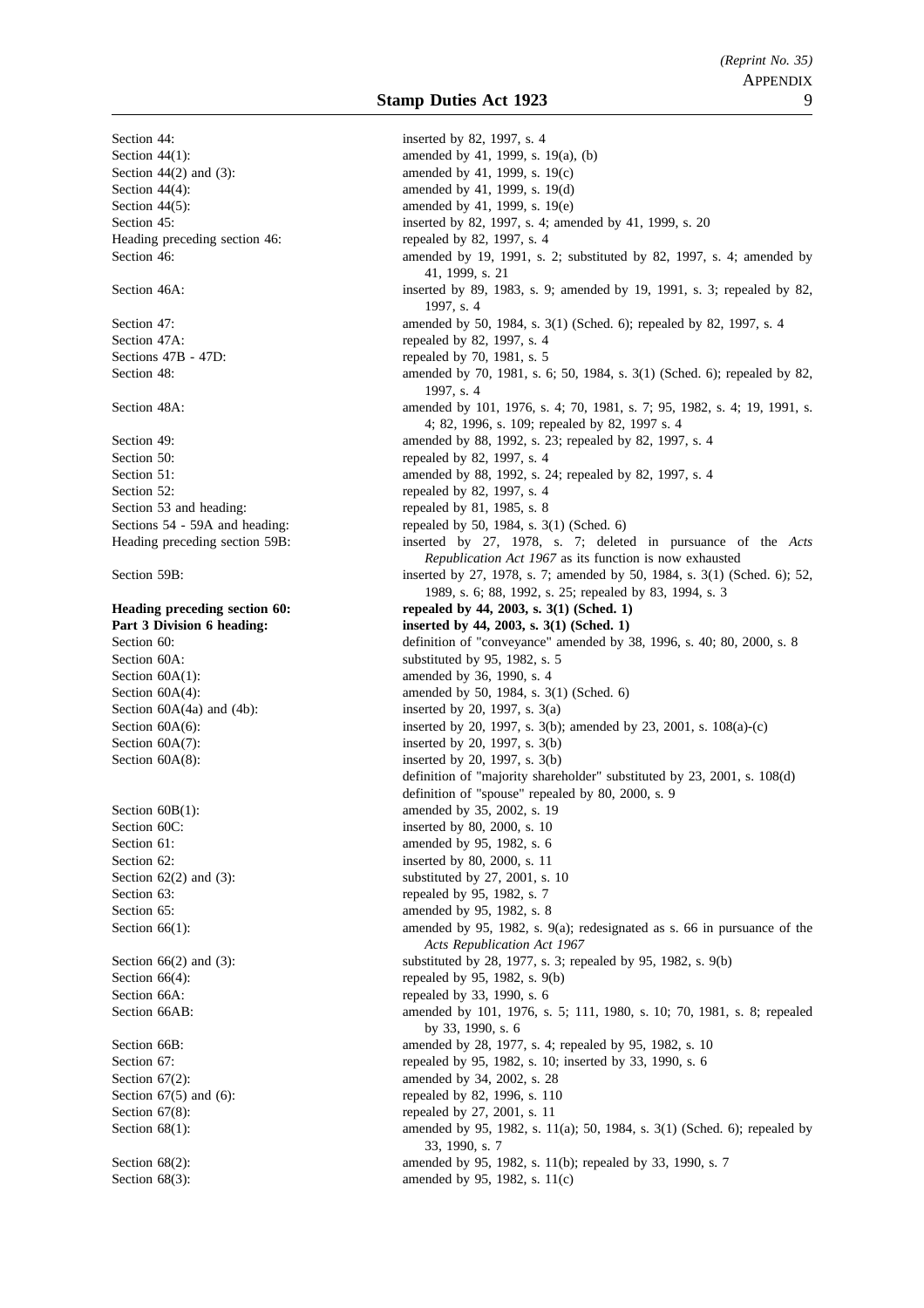| | |
|---|---|
| Section 44: | inserted by 82, 1997, s. 4 |
| Section 44(1): | amended by 41, 1999, s. 19(a), (b) |
| Section 44(2) and (3): | amended by 41, 1999, s. 19(c) |
| Section 44(4): | amended by 41, 1999, s. 19(d) |
| Section 44(5): | amended by 41, 1999, s. 19(e) |
| Section 45: | inserted by 82, 1997, s. 4; amended by 41, 1999, s. 20 |
| Heading preceding section 46: | repealed by 82, 1997, s. 4 |
| Section 46: | amended by 19, 1991, s. 2; substituted by 82, 1997, s. 4; amended by 41, 1999, s. 21 |
| Section 46A: | inserted by 89, 1983, s. 9; amended by 19, 1991, s. 3; repealed by 82, 1997, s. 4 |
| Section 47: | amended by 50, 1984, s. 3(1) (Sched. 6); repealed by 82, 1997, s. 4 |
| Section 47A: | repealed by 82, 1997, s. 4 |
| Sections 47B - 47D: | repealed by 70, 1981, s. 5 |
| Section 48: | amended by 70, 1981, s. 6; 50, 1984, s. 3(1) (Sched. 6); repealed by 82, 1997, s. 4 |
| Section 48A: | amended by 101, 1976, s. 4; 70, 1981, s. 7; 95, 1982, s. 4; 19, 1991, s. 4; 82, 1996, s. 109; repealed by 82, 1997 s. 4 |
| Section 49: | amended by 88, 1992, s. 23; repealed by 82, 1997, s. 4 |
| Section 50: | repealed by 82, 1997, s. 4 |
| Section 51: | amended by 88, 1992, s. 24; repealed by 82, 1997, s. 4 |
| Section 52: | repealed by 82, 1997, s. 4 |
| Section 53 and heading: | repealed by 81, 1985, s. 8 |
| Sections 54 - 59A and heading: | repealed by 50, 1984, s. 3(1) (Sched. 6) |
| Heading preceding section 59B: | inserted by 27, 1978, s. 7; deleted in pursuance of the *Acts Republication Act 1967* as its function is now exhausted |
| Section 59B: | inserted by 27, 1978, s. 7; amended by 50, 1984, s. 3(1) (Sched. 6); 52, 1989, s. 6; 88, 1992, s. 25; repealed by 83, 1994, s. 3 |
| **Heading preceding section 60:** | **repealed by 44, 2003, s. 3(1) (Sched. 1)** |
| **Part 3 Division 6 heading:** | **inserted by 44, 2003, s. 3(1) (Sched. 1)** |
| Section 60: | definition of "conveyance" amended by 38, 1996, s. 40; 80, 2000, s. 8 |
| Section 60A: | substituted by 95, 1982, s. 5 |
| Section 60A(1): | amended by 36, 1990, s. 4 |
| Section 60A(4): | amended by 50, 1984, s. 3(1) (Sched. 6) |
| Section 60A(4a) and (4b): | inserted by 20, 1997, s. 3(a) |
| Section 60A(6): | inserted by 20, 1997, s. 3(b); amended by 23, 2001, s. 108(a)-(c) |
| Section 60A(7): | inserted by 20, 1997, s. 3(b) |
| Section 60A(8): | inserted by 20, 1997, s. 3(b) |
| | definition of "majority shareholder" substituted by 23, 2001, s. 108(d) |
| | definition of "spouse" repealed by 80, 2000, s. 9 |
| Section 60B(1): | amended by 35, 2002, s. 19 |
| Section 60C: | inserted by 80, 2000, s. 10 |
| Section 61: | amended by 95, 1982, s. 6 |
| Section 62: | inserted by 80, 2000, s. 11 |
| Section 62(2) and (3): | substituted by 27, 2001, s. 10 |
| Section 63: | repealed by 95, 1982, s. 7 |
| Section 65: | amended by 95, 1982, s. 8 |
| Section 66(1): | amended by 95, 1982, s. 9(a); redesignated as s. 66 in pursuance of the *Acts Republication Act 1967* |
| Section 66(2) and (3): | substituted by 28, 1977, s. 3; repealed by 95, 1982, s. 9(b) |
| Section 66(4): | repealed by 95, 1982, s. 9(b) |
| Section 66A: | repealed by 33, 1990, s. 6 |
| Section 66AB: | amended by 101, 1976, s. 5; 111, 1980, s. 10; 70, 1981, s. 8; repealed by 33, 1990, s. 6 |
| Section 66B: | amended by 28, 1977, s. 4; repealed by 95, 1982, s. 10 |
| Section 67: | repealed by 95, 1982, s. 10; inserted by 33, 1990, s. 6 |
| Section 67(2): | amended by 34, 2002, s. 28 |
| Section 67(5) and (6): | repealed by 82, 1996, s. 110 |
| Section 67(8): | repealed by 27, 2001, s. 11 |
| Section 68(1): | amended by 95, 1982, s. 11(a); 50, 1984, s. 3(1) (Sched. 6); repealed by 33, 1990, s. 7 |
| Section 68(2): | amended by 95, 1982, s. 11(b); repealed by 33, 1990, s. 7 |
| Section 68(3): | amended by 95, 1982, s. 11(c) |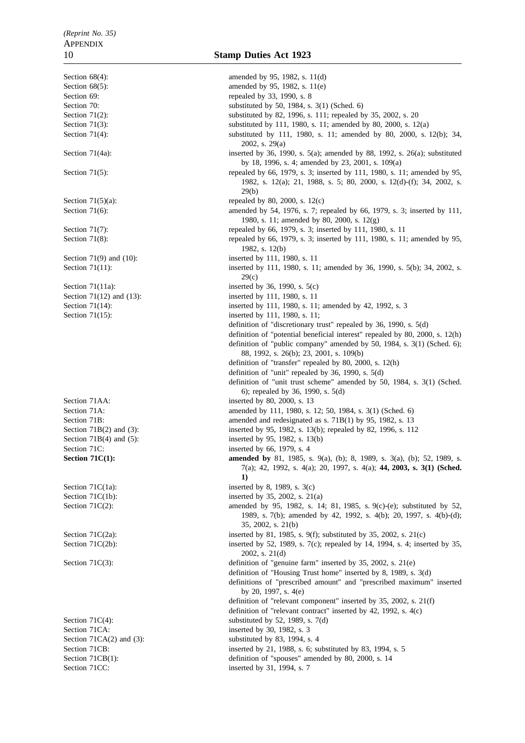| | |
|---|---|
| Section 68(4): | amended by 95, 1982, s. 11(d) |
| Section 68(5): | amended by 95, 1982, s. 11(e) |
| Section 69: | repealed by 33, 1990, s. 8 |
| Section 70: | substituted by 50, 1984, s. 3(1) (Sched. 6) |
| Section 71(2): | substituted by 82, 1996, s. 111; repealed by 35, 2002, s. 20 |
| Section 71(3): | substituted by 111, 1980, s. 11; amended by 80, 2000, s. 12(a) |
| Section 71(4): | substituted by 111, 1980, s. 11; amended by 80, 2000, s. 12(b); 34, 2002, s. 29(a) |
| Section 71(4a): | inserted by 36, 1990, s. 5(a); amended by 88, 1992, s. 26(a); substituted by 18, 1996, s. 4; amended by 23, 2001, s. 109(a) |
| Section 71(5): | repealed by 66, 1979, s. 3; inserted by 111, 1980, s. 11; amended by 95, 1982, s. 12(a); 21, 1988, s. 5; 80, 2000, s. 12(d)-(f); 34, 2002, s. 29(b) |
| Section 71(5)(a): | repealed by 80, 2000, s. 12(c) |
| Section 71(6): | amended by 54, 1976, s. 7; repealed by 66, 1979, s. 3; inserted by 111, 1980, s. 11; amended by 80, 2000, s. 12(g) |
| Section 71(7): | repealed by 66, 1979, s. 3; inserted by 111, 1980, s. 11 |
| Section 71(8): | repealed by 66, 1979, s. 3; inserted by 111, 1980, s. 11; amended by 95, 1982, s. 12(b) |
| Section 71(9) and (10): | inserted by 111, 1980, s. 11 |
| Section 71(11): | inserted by 111, 1980, s. 11; amended by 36, 1990, s. 5(b); 34, 2002, s. 29(c) |
| Section 71(11a): | inserted by 36, 1990, s. 5(c) |
| Section 71(12) and (13): | inserted by 111, 1980, s. 11 |
| Section 71(14): | inserted by 111, 1980, s. 11; amended by 42, 1992, s. 3 |
| Section 71(15): | inserted by 111, 1980, s. 11; |
| | definition of "discretionary trust" repealed by 36, 1990, s. 5(d) |
| | definition of "potential beneficial interest" repealed by 80, 2000, s. 12(h) |
| | definition of "public company" amended by 50, 1984, s. 3(1) (Sched. 6); 88, 1992, s. 26(b); 23, 2001, s. 109(b) |
| | definition of "transfer" repealed by 80, 2000, s. 12(h) |
| | definition of "unit" repealed by 36, 1990, s. 5(d) |
| | definition of "unit trust scheme" amended by 50, 1984, s. 3(1) (Sched. 6); repealed by 36, 1990, s. 5(d) |
| Section 71AA: | inserted by 80, 2000, s. 13 |
| Section 71A: | amended by 111, 1980, s. 12; 50, 1984, s. 3(1) (Sched. 6) |
| Section 71B: | amended and redesignated as s. 71B(1) by 95, 1982, s. 13 |
| Section 71B(2) and (3): | inserted by 95, 1982, s. 13(b); repealed by 82, 1996, s. 112 |
| Section 71B(4) and (5): | inserted by 95, 1982, s. 13(b) |
| Section 71C: | inserted by 66, 1979, s. 4 |
| **Section 71C(1):** | **amended by** 81, 1985, s. 9(a), (b); 8, 1989, s. 3(a), (b); 52, 1989, s. 7(a); 42, 1992, s. 4(a); 20, 1997, s. 4(a); **44, 2003, s. 3(1) (Sched. 1)** |
| Section 71C(1a): | inserted by 8, 1989, s. 3(c) |
| Section 71C(1b): | inserted by 35, 2002, s. 21(a) |
| Section 71C(2): | amended by 95, 1982, s. 14; 81, 1985, s. 9(c)-(e); substituted by 52, 1989, s. 7(b); amended by 42, 1992, s. 4(b); 20, 1997, s. 4(b)-(d); 35, 2002, s. 21(b) |
| Section 71C(2a): | inserted by 81, 1985, s. 9(f); substituted by 35, 2002, s. 21(c) |
| Section 71C(2b): | inserted by 52, 1989, s. 7(c); repealed by 14, 1994, s. 4; inserted by 35, 2002, s. 21(d) |
| Section 71C(3): | definition of "genuine farm" inserted by 35, 2002, s. 21(e) |
| | definition of "Housing Trust home" inserted by 8, 1989, s. 3(d) |
| | definitions of "prescribed amount" and "prescribed maximum" inserted by 20, 1997, s. 4(e) |
| | definition of "relevant component" inserted by 35, 2002, s. 21(f) |
| | definition of "relevant contract" inserted by 42, 1992, s. 4(c) |
| Section 71C(4): | substituted by 52, 1989, s. 7(d) |
| Section 71CA: | inserted by 30, 1982, s. 3 |
| Section 71CA(2) and (3): | substituted by 83, 1994, s. 4 |
| Section 71CB: | inserted by 21, 1988, s. 6; substituted by 83, 1994, s. 5 |
| Section 71CB(1): | definition of "spouses" amended by 80, 2000, s. 14 |
| Section 71CC: | inserted by 31, 1994, s. 7 |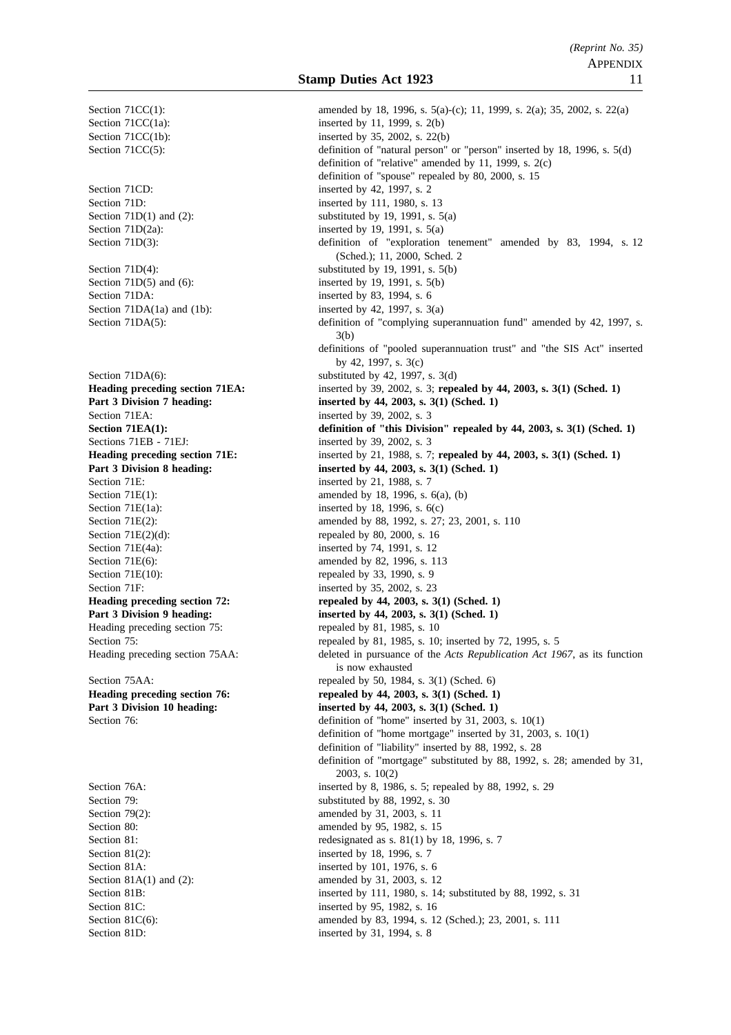| | |
|---|---|
| Section 71CC(1): | amended by 18, 1996, s. 5(a)-(c); 11, 1999, s. 2(a); 35, 2002, s. 22(a) |
| Section 71CC(1a): | inserted by 11, 1999, s. 2(b) |
| Section 71CC(1b): | inserted by 35, 2002, s. 22(b) |
| Section 71CC(5): | definition of "natural person" or "person" inserted by 18, 1996, s. 5(d) |
| | definition of "relative" amended by 11, 1999, s. 2(c) |
| | definition of "spouse" repealed by 80, 2000, s. 15 |
| Section 71CD: | inserted by 42, 1997, s. 2 |
| Section 71D: | inserted by 111, 1980, s. 13 |
| Section 71D(1) and (2): | substituted by 19, 1991, s. 5(a) |
| Section 71D(2a): | inserted by 19, 1991, s. 5(a) |
| Section 71D(3): | definition of "exploration tenement" amended by 83, 1994, s. 12 (Sched.); 11, 2000, Sched. 2 |
| Section 71D(4): | substituted by 19, 1991, s. 5(b) |
| Section 71D(5) and (6): | inserted by 19, 1991, s. 5(b) |
| Section 71DA: | inserted by 83, 1994, s. 6 |
| Section 71DA(1a) and (1b): | inserted by 42, 1997, s. 3(a) |
| Section 71DA(5): | definition of "complying superannuation fund" amended by 42, 1997, s. 3(b) |
| | definitions of "pooled superannuation trust" and "the SIS Act" inserted by 42, 1997, s. 3(c) |
| Section 71DA(6): | substituted by 42, 1997, s. 3(d) |
| **Heading preceding section 71EA:** | inserted by 39, 2002, s. 3; **repealed by 44, 2003, s. 3(1) (Sched. 1)** |
| **Part 3 Division 7 heading:** | **inserted by 44, 2003, s. 3(1) (Sched. 1)** |
| Section 71EA: | inserted by 39, 2002, s. 3 |
| **Section 71EA(1):** | **definition of "this Division" repealed by 44, 2003, s. 3(1) (Sched. 1)** |
| Sections 71EB - 71EJ: | inserted by 39, 2002, s. 3 |
| **Heading preceding section 71E:** | inserted by 21, 1988, s. 7; **repealed by 44, 2003, s. 3(1) (Sched. 1)** |
| **Part 3 Division 8 heading:** | **inserted by 44, 2003, s. 3(1) (Sched. 1)** |
| Section 71E: | inserted by 21, 1988, s. 7 |
| Section 71E(1): | amended by 18, 1996, s. 6(a), (b) |
| Section 71E(1a): | inserted by 18, 1996, s. 6(c) |
| Section 71E(2): | amended by 88, 1992, s. 27; 23, 2001, s. 110 |
| Section 71E(2)(d): | repealed by 80, 2000, s. 16 |
| Section 71E(4a): | inserted by 74, 1991, s. 12 |
| Section 71E(6): | amended by 82, 1996, s. 113 |
| Section 71E(10): | repealed by 33, 1990, s. 9 |
| Section 71F: | inserted by 35, 2002, s. 23 |
| **Heading preceding section 72:** | **repealed by 44, 2003, s. 3(1) (Sched. 1)** |
| **Part 3 Division 9 heading:** | **inserted by 44, 2003, s. 3(1) (Sched. 1)** |
| Heading preceding section 75: | repealed by 81, 1985, s. 10 |
| Section 75: | repealed by 81, 1985, s. 10; inserted by 72, 1995, s. 5 |
| Heading preceding section 75AA: | deleted in pursuance of the *Acts Republication Act 1967*, as its function is now exhausted |
| Section 75AA: | repealed by 50, 1984, s. 3(1) (Sched. 6) |
| **Heading preceding section 76:** | **repealed by 44, 2003, s. 3(1) (Sched. 1)** |
| **Part 3 Division 10 heading:** | **inserted by 44, 2003, s. 3(1) (Sched. 1)** |
| Section 76: | definition of "home" inserted by 31, 2003, s. 10(1) |
| | definition of "home mortgage" inserted by 31, 2003, s. 10(1) |
| | definition of "liability" inserted by 88, 1992, s. 28 |
| | definition of "mortgage" substituted by 88, 1992, s. 28; amended by 31, 2003, s. 10(2) |
| Section 76A: | inserted by 8, 1986, s. 5; repealed by 88, 1992, s. 29 |
| Section 79: | substituted by 88, 1992, s. 30 |
| Section 79(2): | amended by 31, 2003, s. 11 |
| Section 80: | amended by 95, 1982, s. 15 |
| Section 81: | redesignated as s. 81(1) by 18, 1996, s. 7 |
| Section 81(2): | inserted by 18, 1996, s. 7 |
| Section 81A: | inserted by 101, 1976, s. 6 |
| Section 81A(1) and (2): | amended by 31, 2003, s. 12 |
| Section 81B: | inserted by 111, 1980, s. 14; substituted by 88, 1992, s. 31 |
| Section 81C: | inserted by 95, 1982, s. 16 |
| Section 81C(6): | amended by 83, 1994, s. 12 (Sched.); 23, 2001, s. 111 |
| Section 81D: | inserted by 31, 1994, s. 8 |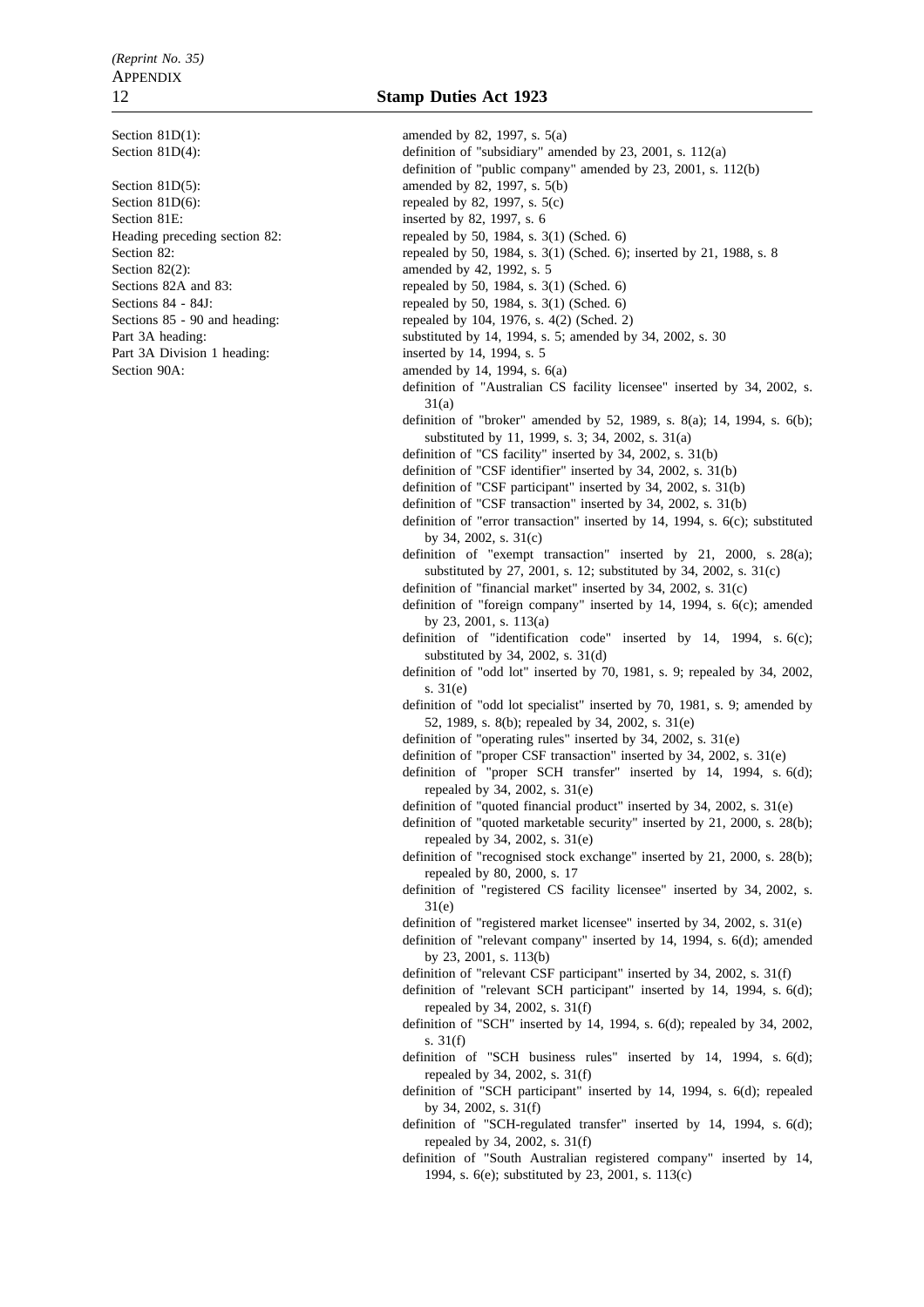| | |
|---|---|
| Section 81D(1): | amended by 82, 1997, s. 5(a) |
| Section 81D(4): | definition of "subsidiary" amended by 23, 2001, s. 112(a) |
| | definition of "public company" amended by 23, 2001, s. 112(b) |
| Section 81D(5): | amended by 82, 1997, s. 5(b) |
| Section 81D(6): | repealed by 82, 1997, s. 5(c) |
| Section 81E: | inserted by 82, 1997, s. 6 |
| Heading preceding section 82: | repealed by 50, 1984, s. 3(1) (Sched. 6) |
| Section 82: | repealed by 50, 1984, s. 3(1) (Sched. 6); inserted by 21, 1988, s. 8 |
| Section 82(2): | amended by 42, 1992, s. 5 |
| Sections 82A and 83: | repealed by 50, 1984, s. 3(1) (Sched. 6) |
| Sections 84 - 84J: | repealed by 50, 1984, s. 3(1) (Sched. 6) |
| Sections 85 - 90 and heading: | repealed by 104, 1976, s. 4(2) (Sched. 2) |
| Part 3A heading: | substituted by 14, 1994, s. 5; amended by 34, 2002, s. 30 |
| Part 3A Division 1 heading: | inserted by 14, 1994, s. 5 |
| Section 90A: | amended by 14, 1994, s. 6(a) |
| | definition of "Australian CS facility licensee" inserted by 34, 2002, s. 31(a) |
| | definition of "broker" amended by 52, 1989, s. 8(a); 14, 1994, s. 6(b); substituted by 11, 1999, s. 3; 34, 2002, s. 31(a) |
| | definition of "CS facility" inserted by 34, 2002, s. 31(b) |
| | definition of "CSF identifier" inserted by 34, 2002, s. 31(b) |
| | definition of "CSF participant" inserted by 34, 2002, s. 31(b) |
| | definition of "CSF transaction" inserted by 34, 2002, s. 31(b) |
| | definition of "error transaction" inserted by 14, 1994, s. 6(c); substituted by 34, 2002, s. 31(c) |
| | definition of "exempt transaction" inserted by 21, 2000, s. 28(a); substituted by 27, 2001, s. 12; substituted by 34, 2002, s. 31(c) |
| | definition of "financial market" inserted by 34, 2002, s. 31(c) |
| | definition of "foreign company" inserted by 14, 1994, s. 6(c); amended by 23, 2001, s. 113(a) |
| | definition of "identification code" inserted by 14, 1994, s. 6(c); substituted by 34, 2002, s. 31(d) |
| | definition of "odd lot" inserted by 70, 1981, s. 9; repealed by 34, 2002, s. 31(e) |
| | definition of "odd lot specialist" inserted by 70, 1981, s. 9; amended by 52, 1989, s. 8(b); repealed by 34, 2002, s. 31(e) |
| | definition of "operating rules" inserted by 34, 2002, s. 31(e) |
| | definition of "proper CSF transaction" inserted by 34, 2002, s. 31(e) |
| | definition of "proper SCH transfer" inserted by 14, 1994, s. 6(d); repealed by 34, 2002, s. 31(e) |
| | definition of "quoted financial product" inserted by 34, 2002, s. 31(e) |
| | definition of "quoted marketable security" inserted by 21, 2000, s. 28(b); repealed by 34, 2002, s. 31(e) |
| | definition of "recognised stock exchange" inserted by 21, 2000, s. 28(b); repealed by 80, 2000, s. 17 |
| | definition of "registered CS facility licensee" inserted by 34, 2002, s. 31(e) |
| | definition of "registered market licensee" inserted by 34, 2002, s. 31(e) |
| | definition of "relevant company" inserted by 14, 1994, s. 6(d); amended by 23, 2001, s. 113(b) |
| | definition of "relevant CSF participant" inserted by 34, 2002, s. 31(f) |
| | definition of "relevant SCH participant" inserted by 14, 1994, s. 6(d); repealed by 34, 2002, s. 31(f) |
| | definition of "SCH" inserted by 14, 1994, s. 6(d); repealed by 34, 2002, s. 31(f) |
| | definition of "SCH business rules" inserted by 14, 1994, s. 6(d); repealed by 34, 2002, s. 31(f) |
| | definition of "SCH participant" inserted by 14, 1994, s. 6(d); repealed by 34, 2002, s. 31(f) |
| | definition of "SCH-regulated transfer" inserted by 14, 1994, s. 6(d); repealed by 34, 2002, s. 31(f) |
| | definition of "South Australian registered company" inserted by 14, 1994, s. 6(e); substituted by 23, 2001, s. 113(c) |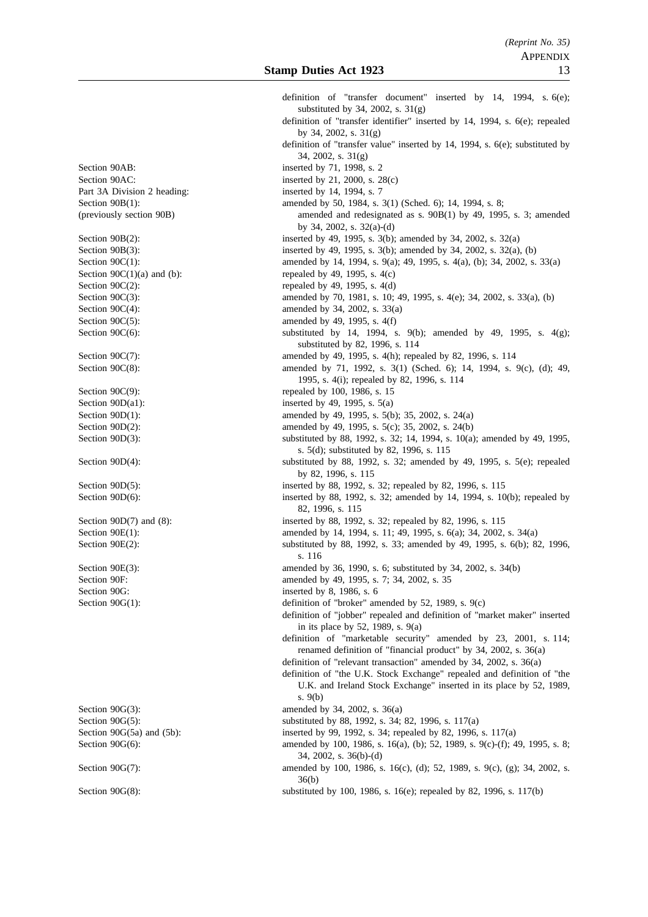| | |
|---|---|
| | definition of "transfer document" inserted by 14, 1994, s. 6(e); substituted by 34, 2002, s. 31(g) |
| | definition of "transfer identifier" inserted by 14, 1994, s. 6(e); repealed by 34, 2002, s. 31(g) |
| | definition of "transfer value" inserted by 14, 1994, s. 6(e); substituted by 34, 2002, s. 31(g) |
| Section 90AB: | inserted by 71, 1998, s. 2 |
| Section 90AC: | inserted by 21, 2000, s. 28(c) |
| Part 3A Division 2 heading: | inserted by 14, 1994, s. 7 |
| Section 90B(1): (previously section 90B) | amended by 50, 1984, s. 3(1) (Sched. 6); 14, 1994, s. 8; amended and redesignated as s. 90B(1) by 49, 1995, s. 3; amended by 34, 2002, s. 32(a)-(d) |
| Section 90B(2): | inserted by 49, 1995, s. 3(b); amended by 34, 2002, s. 32(a) |
| Section 90B(3): | inserted by 49, 1995, s. 3(b); amended by 34, 2002, s. 32(a), (b) |
| Section 90C(1): | amended by 14, 1994, s. 9(a); 49, 1995, s. 4(a), (b); 34, 2002, s. 33(a) |
| Section 90C(1)(a) and (b): | repealed by 49, 1995, s. 4(c) |
| Section 90C(2): | repealed by 49, 1995, s. 4(d) |
| Section 90C(3): | amended by 70, 1981, s. 10; 49, 1995, s. 4(e); 34, 2002, s. 33(a), (b) |
| Section 90C(4): | amended by 34, 2002, s. 33(a) |
| Section 90C(5): | amended by 49, 1995, s. 4(f) |
| Section 90C(6): | substituted by 14, 1994, s. 9(b); amended by 49, 1995, s. 4(g); substituted by 82, 1996, s. 114 |
| Section 90C(7): | amended by 49, 1995, s. 4(h); repealed by 82, 1996, s. 114 |
| Section 90C(8): | amended by 71, 1992, s. 3(1) (Sched. 6); 14, 1994, s. 9(c), (d); 49, 1995, s. 4(i); repealed by 82, 1996, s. 114 |
| Section 90C(9): | repealed by 100, 1986, s. 15 |
| Section 90D(a1): | inserted by 49, 1995, s. 5(a) |
| Section 90D(1): | amended by 49, 1995, s. 5(b); 35, 2002, s. 24(a) |
| Section 90D(2): | amended by 49, 1995, s. 5(c); 35, 2002, s. 24(b) |
| Section 90D(3): | substituted by 88, 1992, s. 32; 14, 1994, s. 10(a); amended by 49, 1995, s. 5(d); substituted by 82, 1996, s. 115 |
| Section 90D(4): | substituted by 88, 1992, s. 32; amended by 49, 1995, s. 5(e); repealed by 82, 1996, s. 115 |
| Section 90D(5): | inserted by 88, 1992, s. 32; repealed by 82, 1996, s. 115 |
| Section 90D(6): | inserted by 88, 1992, s. 32; amended by 14, 1994, s. 10(b); repealed by 82, 1996, s. 115 |
| Section 90D(7) and (8): | inserted by 88, 1992, s. 32; repealed by 82, 1996, s. 115 |
| Section 90E(1): | amended by 14, 1994, s. 11; 49, 1995, s. 6(a); 34, 2002, s. 34(a) |
| Section 90E(2): | substituted by 88, 1992, s. 33; amended by 49, 1995, s. 6(b); 82, 1996, s. 116 |
| Section 90E(3): | amended by 36, 1990, s. 6; substituted by 34, 2002, s. 34(b) |
| Section 90F: | amended by 49, 1995, s. 7; 34, 2002, s. 35 |
| Section 90G: | inserted by 8, 1986, s. 6 |
| Section 90G(1): | definition of "broker" amended by 52, 1989, s. 9(c) |
| | definition of "jobber" repealed and definition of "market maker" inserted in its place by 52, 1989, s. 9(a) |
| | definition of "marketable security" amended by 23, 2001, s. 114; renamed definition of "financial product" by 34, 2002, s. 36(a) |
| | definition of "relevant transaction" amended by 34, 2002, s. 36(a) |
| | definition of "the U.K. Stock Exchange" repealed and definition of "the U.K. and Ireland Stock Exchange" inserted in its place by 52, 1989, s. 9(b) |
| Section 90G(3): | amended by 34, 2002, s. 36(a) |
| Section 90G(5): | substituted by 88, 1992, s. 34; 82, 1996, s. 117(a) |
| Section 90G(5a) and (5b): | inserted by 99, 1992, s. 34; repealed by 82, 1996, s. 117(a) |
| Section 90G(6): | amended by 100, 1986, s. 16(a), (b); 52, 1989, s. 9(c)-(f); 49, 1995, s. 8; 34, 2002, s. 36(b)-(d) |
| Section 90G(7): | amended by 100, 1986, s. 16(c), (d); 52, 1989, s. 9(c), (g); 34, 2002, s. 36(b) |
| Section 90G(8): | substituted by 100, 1986, s. 16(e); repealed by 82, 1996, s. 117(b) |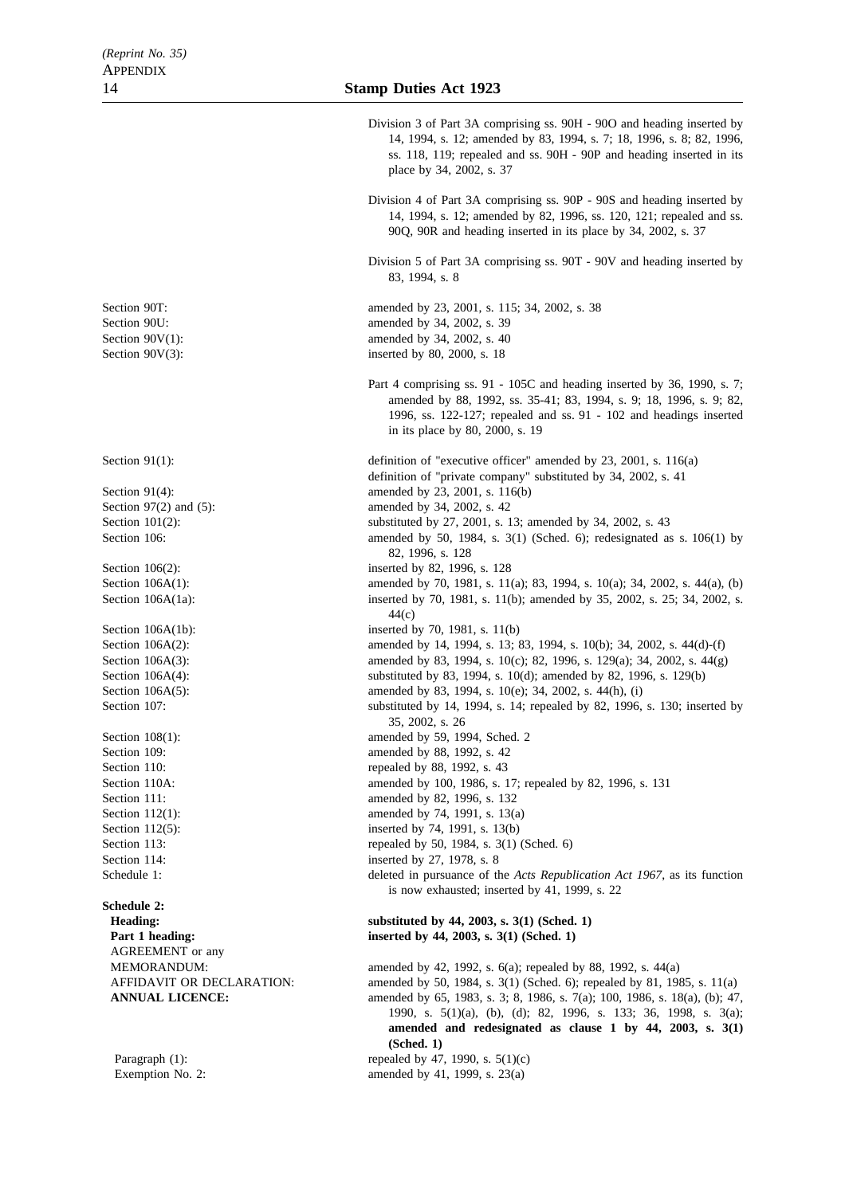Division 3 of Part 3A comprising ss. 90H - 90O and heading inserted by 14, 1994, s. 12; amended by 83, 1994, s. 7; 18, 1996, s. 8; 82, 1996, ss. 118, 119; repealed and ss. 90H - 90P and heading inserted in its place by 34, 2002, s. 37

Division 4 of Part 3A comprising ss. 90P - 90S and heading inserted by 14, 1994, s. 12; amended by 82, 1996, ss. 120, 121; repealed and ss. 90Q, 90R and heading inserted in its place by 34, 2002, s. 37

Division 5 of Part 3A comprising ss. 90T - 90V and heading inserted by 83, 1994, s. 8

| | |
|---|---|
| Section 90T: | amended by 23, 2001, s. 115; 34, 2002, s. 38 |
| Section 90U: | amended by 34, 2002, s. 39 |
| Section 90V(1): | amended by 34, 2002, s. 40 |
| Section 90V(3): | inserted by 80, 2000, s. 18 |

Part 4 comprising ss. 91 - 105C and heading inserted by 36, 1990, s. 7; amended by 88, 1992, ss. 35-41; 83, 1994, s. 9; 18, 1996, s. 9; 82, 1996, ss. 122-127; repealed and ss. 91 - 102 and headings inserted in its place by 80, 2000, s. 19

| | |
|---|---|
| Section 91(1): | definition of "executive officer" amended by 23, 2001, s. 116(a)<br>definition of "private company" substituted by 34, 2002, s. 41 |
| Section 91(4): | amended by 23, 2001, s. 116(b) |
| Section 97(2) and (5): | amended by 34, 2002, s. 42 |
| Section 101(2): | substituted by 27, 2001, s. 13; amended by 34, 2002, s. 43 |
| Section 106: | amended by 50, 1984, s. 3(1) (Sched. 6); redesignated as s. 106(1) by 82, 1996, s. 128 |
| Section 106(2): | inserted by 82, 1996, s. 128 |
| Section 106A(1): | amended by 70, 1981, s. 11(a); 83, 1994, s. 10(a); 34, 2002, s. 44(a), (b) |
| Section 106A(1a): | inserted by 70, 1981, s. 11(b); amended by 35, 2002, s. 25; 34, 2002, s. 44(c) |
| Section 106A(1b): | inserted by 70, 1981, s. 11(b) |
| Section 106A(2): | amended by 14, 1994, s. 13; 83, 1994, s. 10(b); 34, 2002, s. 44(d)-(f) |
| Section 106A(3): | amended by 83, 1994, s. 10(c); 82, 1996, s. 129(a); 34, 2002, s. 44(g) |
| Section 106A(4): | substituted by 83, 1994, s. 10(d); amended by 82, 1996, s. 129(b) |
| Section 106A(5): | amended by 83, 1994, s. 10(e); 34, 2002, s. 44(h), (i) |
| Section 107: | substituted by 14, 1994, s. 14; repealed by 82, 1996, s. 130; inserted by 35, 2002, s. 26 |
| Section 108(1): | amended by 59, 1994, Sched. 2 |
| Section 109: | amended by 88, 1992, s. 42 |
| Section 110: | repealed by 88, 1992, s. 43 |
| Section 110A: | amended by 100, 1986, s. 17; repealed by 82, 1996, s. 131 |
| Section 111: | amended by 82, 1996, s. 132 |
| Section 112(1): | amended by 74, 1991, s. 13(a) |
| Section 112(5): | inserted by 74, 1991, s. 13(b) |
| Section 113: | repealed by 50, 1984, s. 3(1) (Sched. 6) |
| Section 114: | inserted by 27, 1978, s. 8 |
| Schedule 1: | deleted in pursuance of the *Acts Republication Act 1967*, as its function is now exhausted; inserted by 41, 1999, s. 22 |

**Schedule 2:**

| | |
|---|---|
| **Heading:** | **substituted by 44, 2003, s. 3(1) (Sched. 1)** |
| **Part 1 heading:** | **inserted by 44, 2003, s. 3(1) (Sched. 1)** |
| AGREEMENT or any MEMORANDUM: | amended by 42, 1992, s. 6(a); repealed by 88, 1992, s. 44(a) |
| AFFIDAVIT OR DECLARATION: | amended by 50, 1984, s. 3(1) (Sched. 6); repealed by 81, 1985, s. 11(a) |
| **ANNUAL LICENCE:** | amended by 65, 1983, s. 3; 8, 1986, s. 7(a); 100, 1986, s. 18(a), (b); 47, 1990, s. 5(1)(a), (b), (d); 82, 1996, s. 133; 36, 1998, s. 3(a); **amended and redesignated as clause 1 by 44, 2003, s. 3(1) (Sched. 1)** |
| Paragraph (1): | repealed by 47, 1990, s. 5(1)(c) |
| Exemption No. 2: | amended by 41, 1999, s. 23(a) |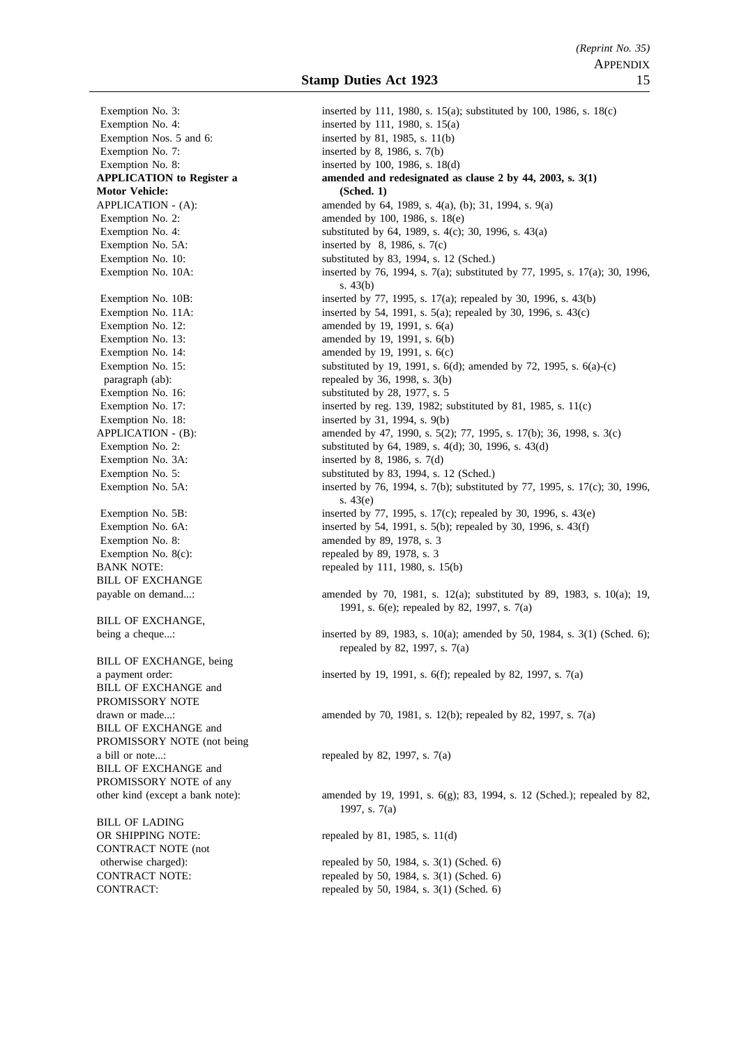| | |
|---|---|
| Exemption No. 3: | inserted by 111, 1980, s. 15(a); substituted by 100, 1986, s. 18(c) |
| Exemption No. 4: | inserted by 111, 1980, s. 15(a) |
| Exemption Nos. 5 and 6: | inserted by 81, 1985, s. 11(b) |
| Exemption No. 7: | inserted by 8, 1986, s. 7(b) |
| Exemption No. 8: | inserted by 100, 1986, s. 18(d) |
| **APPLICATION to Register a Motor Vehicle:** | **amended and redesignated as clause 2 by 44, 2003, s. 3(1) (Sched. 1)** |
| APPLICATION - (A): | amended by 64, 1989, s. 4(a), (b); 31, 1994, s. 9(a) |
| Exemption No. 2: | amended by 100, 1986, s. 18(e) |
| Exemption No. 4: | substituted by 64, 1989, s. 4(c); 30, 1996, s. 43(a) |
| Exemption No. 5A: | inserted by 8, 1986, s. 7(c) |
| Exemption No. 10: | substituted by 83, 1994, s. 12 (Sched.) |
| Exemption No. 10A: | inserted by 76, 1994, s. 7(a); substituted by 77, 1995, s. 17(a); 30, 1996, s. 43(b) |
| Exemption No. 10B: | inserted by 77, 1995, s. 17(a); repealed by 30, 1996, s. 43(b) |
| Exemption No. 11A: | inserted by 54, 1991, s. 5(a); repealed by 30, 1996, s. 43(c) |
| Exemption No. 12: | amended by 19, 1991, s. 6(a) |
| Exemption No. 13: | amended by 19, 1991, s. 6(b) |
| Exemption No. 14: | amended by 19, 1991, s. 6(c) |
| Exemption No. 15: | substituted by 19, 1991, s. 6(d); amended by 72, 1995, s. 6(a)-(c) |
| paragraph (ab): | repealed by 36, 1998, s. 3(b) |
| Exemption No. 16: | substituted by 28, 1977, s. 5 |
| Exemption No. 17: | inserted by reg. 139, 1982; substituted by 81, 1985, s. 11(c) |
| Exemption No. 18: | inserted by 31, 1994, s. 9(b) |
| APPLICATION - (B): | amended by 47, 1990, s. 5(2); 77, 1995, s. 17(b); 36, 1998, s. 3(c) |
| Exemption No. 2: | substituted by 64, 1989, s. 4(d); 30, 1996, s. 43(d) |
| Exemption No. 3A: | inserted by 8, 1986, s. 7(d) |
| Exemption No. 5: | substituted by 83, 1994, s. 12 (Sched.) |
| Exemption No. 5A: | inserted by 76, 1994, s. 7(b); substituted by 77, 1995, s. 17(c); 30, 1996, s. 43(e) |
| Exemption No. 5B: | inserted by 77, 1995, s. 17(c); repealed by 30, 1996, s. 43(e) |
| Exemption No. 6A: | inserted by 54, 1991, s. 5(b); repealed by 30, 1996, s. 43(f) |
| Exemption No. 8: | amended by 89, 1978, s. 3 |
| Exemption No. 8(c): | repealed by 89, 1978, s. 3 |
| BANK NOTE: | repealed by 111, 1980, s. 15(b) |
| BILL OF EXCHANGE payable on demand...: | amended by 70, 1981, s. 12(a); substituted by 89, 1983, s. 10(a); 19, 1991, s. 6(e); repealed by 82, 1997, s. 7(a) |
| BILL OF EXCHANGE, being a cheque...: | inserted by 89, 1983, s. 10(a); amended by 50, 1984, s. 3(1) (Sched. 6); repealed by 82, 1997, s. 7(a) |
| BILL OF EXCHANGE, being a payment order: | inserted by 19, 1991, s. 6(f); repealed by 82, 1997, s. 7(a) |
| BILL OF EXCHANGE and PROMISSORY NOTE drawn or made...: | amended by 70, 1981, s. 12(b); repealed by 82, 1997, s. 7(a) |
| BILL OF EXCHANGE and PROMISSORY NOTE (not being a bill or note...: | repealed by 82, 1997, s. 7(a) |
| BILL OF EXCHANGE and PROMISSORY NOTE of any other kind (except a bank note): | amended by 19, 1991, s. 6(g); 83, 1994, s. 12 (Sched.); repealed by 82, 1997, s. 7(a) |
| BILL OF LADING OR SHIPPING NOTE: | repealed by 81, 1985, s. 11(d) |
| CONTRACT NOTE (not otherwise charged): | repealed by 50, 1984, s. 3(1) (Sched. 6) |
| CONTRACT NOTE: | repealed by 50, 1984, s. 3(1) (Sched. 6) |
| CONTRACT: | repealed by 50, 1984, s. 3(1) (Sched. 6) |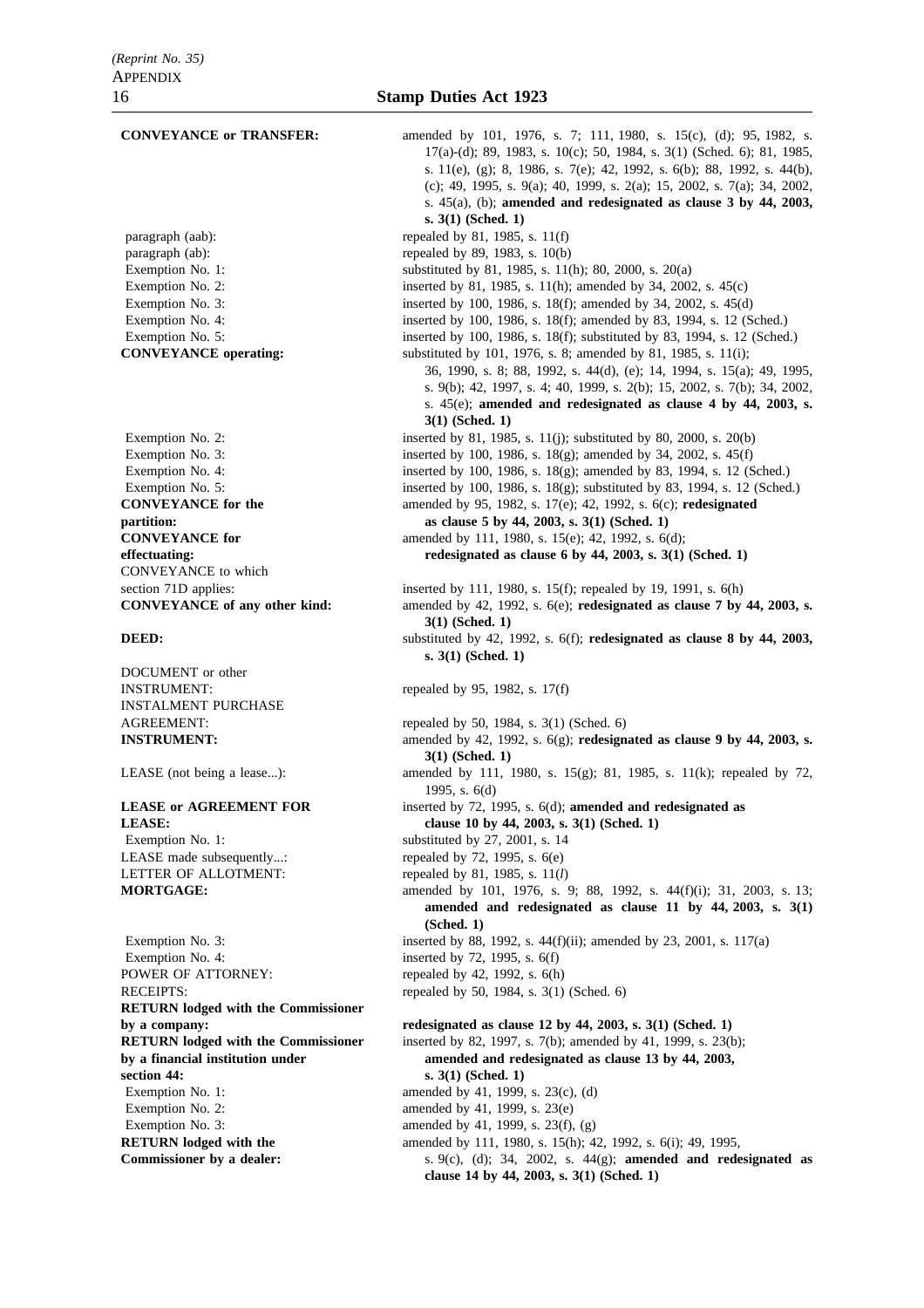| | |
|---|---|
| **CONVEYANCE or TRANSFER:** | amended by 101, 1976, s. 7; 111, 1980, s. 15(c), (d); 95, 1982, s. 17(a)-(d); 89, 1983, s. 10(c); 50, 1984, s. 3(1) (Sched. 6); 81, 1985, s. 11(e), (g); 8, 1986, s. 7(e); 42, 1992, s. 6(b); 88, 1992, s. 44(b), (c); 49, 1995, s. 9(a); 40, 1999, s. 2(a); 15, 2002, s. 7(a); 34, 2002, s. 45(a), (b); **amended and redesignated as clause 3 by 44, 2003, s. 3(1) (Sched. 1)** |
| paragraph (aab): | repealed by 81, 1985, s. 11(f) |
| paragraph (ab): | repealed by 89, 1983, s. 10(b) |
| Exemption No. 1: | substituted by 81, 1985, s. 11(h); 80, 2000, s. 20(a) |
| Exemption No. 2: | inserted by 81, 1985, s. 11(h); amended by 34, 2002, s. 45(c) |
| Exemption No. 3: | inserted by 100, 1986, s. 18(f); amended by 34, 2002, s. 45(d) |
| Exemption No. 4: | inserted by 100, 1986, s. 18(f); amended by 83, 1994, s. 12 (Sched.) |
| Exemption No. 5: | inserted by 100, 1986, s. 18(f); substituted by 83, 1994, s. 12 (Sched.) |
| **CONVEYANCE operating:** | substituted by 101, 1976, s. 8; amended by 81, 1985, s. 11(i); 36, 1990, s. 8; 88, 1992, s. 44(d), (e); 14, 1994, s. 15(a); 49, 1995, s. 9(b); 42, 1997, s. 4; 40, 1999, s. 2(b); 15, 2002, s. 7(b); 34, 2002, s. 45(e); **amended and redesignated as clause 4 by 44, 2003, s. 3(1) (Sched. 1)** |
| Exemption No. 2: | inserted by 81, 1985, s. 11(j); substituted by 80, 2000, s. 20(b) |
| Exemption No. 3: | inserted by 100, 1986, s. 18(g); amended by 34, 2002, s. 45(f) |
| Exemption No. 4: | inserted by 100, 1986, s. 18(g); amended by 83, 1994, s. 12 (Sched.) |
| Exemption No. 5: | inserted by 100, 1986, s. 18(g); substituted by 83, 1994, s. 12 (Sched.) |
| **CONVEYANCE for the partition:** | amended by 95, 1982, s. 17(e); 42, 1992, s. 6(c); **redesignated as clause 5 by 44, 2003, s. 3(1) (Sched. 1)** |
| **CONVEYANCE for effectuating:** | amended by 111, 1980, s. 15(e); 42, 1992, s. 6(d); **redesignated as clause 6 by 44, 2003, s. 3(1) (Sched. 1)** |
| CONVEYANCE to which section 71D applies: | inserted by 111, 1980, s. 15(f); repealed by 19, 1991, s. 6(h) |
| **CONVEYANCE of any other kind:** | amended by 42, 1992, s. 6(e); **redesignated as clause 7 by 44, 2003, s. 3(1) (Sched. 1)** |
| **DEED:** | substituted by 42, 1992, s. 6(f); **redesignated as clause 8 by 44, 2003, s. 3(1) (Sched. 1)** |
| DOCUMENT or other INSTRUMENT: | repealed by 95, 1982, s. 17(f) |
| INSTALMENT PURCHASE AGREEMENT: | repealed by 50, 1984, s. 3(1) (Sched. 6) |
| **INSTRUMENT:** | amended by 42, 1992, s. 6(g); **redesignated as clause 9 by 44, 2003, s. 3(1) (Sched. 1)** |
| LEASE (not being a lease...): | amended by 111, 1980, s. 15(g); 81, 1985, s. 11(k); repealed by 72, 1995, s. 6(d) |
| **LEASE or AGREEMENT FOR LEASE:** | inserted by 72, 1995, s. 6(d); **amended and redesignated as clause 10 by 44, 2003, s. 3(1) (Sched. 1)** |
| Exemption No. 1: | substituted by 27, 2001, s. 14 |
| LEASE made subsequently...: | repealed by 72, 1995, s. 6(e) |
| LETTER OF ALLOTMENT: | repealed by 81, 1985, s. 11(*l*) |
| **MORTGAGE:** | amended by 101, 1976, s. 9; 88, 1992, s. 44(f)(i); 31, 2003, s. 13; **amended and redesignated as clause 11 by 44, 2003, s. 3(1) (Sched. 1)** |
| Exemption No. 3: | inserted by 88, 1992, s. 44(f)(ii); amended by 23, 2001, s. 117(a) |
| Exemption No. 4: | inserted by 72, 1995, s. 6(f) |
| POWER OF ATTORNEY: | repealed by 42, 1992, s. 6(h) |
| RECEIPTS: | repealed by 50, 1984, s. 3(1) (Sched. 6) |
| **RETURN lodged with the Commissioner by a company:** | **redesignated as clause 12 by 44, 2003, s. 3(1) (Sched. 1)** |
| **RETURN lodged with the Commissioner by a financial institution under section 44:** | inserted by 82, 1997, s. 7(b); amended by 41, 1999, s. 23(b); **amended and redesignated as clause 13 by 44, 2003, s. 3(1) (Sched. 1)** |
| Exemption No. 1: | amended by 41, 1999, s. 23(c), (d) |
| Exemption No. 2: | amended by 41, 1999, s. 23(e) |
| Exemption No. 3: | amended by 41, 1999, s. 23(f), (g) |
| **RETURN lodged with the Commissioner by a dealer:** | amended by 111, 1980, s. 15(h); 42, 1992, s. 6(i); 49, 1995, s. 9(c), (d); 34, 2002, s. 44(g); **amended and redesignated as clause 14 by 44, 2003, s. 3(1) (Sched. 1)** |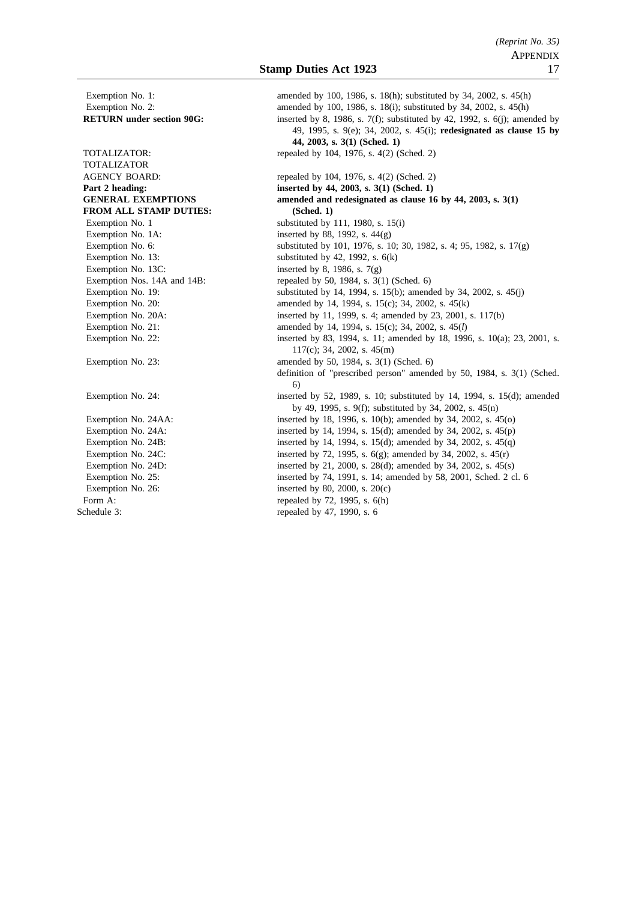| | |
|---|---|
| Exemption No. 1: | amended by 100, 1986, s. 18(h); substituted by 34, 2002, s. 45(h) |
| Exemption No. 2: | amended by 100, 1986, s. 18(i); substituted by 34, 2002, s. 45(h) |
| **RETURN under section 90G:** | inserted by 8, 1986, s. 7(f); substituted by 42, 1992, s. 6(j); amended by 49, 1995, s. 9(e); 34, 2002, s. 45(i); **redesignated as clause 15 by 44, 2003, s. 3(1) (Sched. 1)** |
| TOTALIZATOR: | repealed by 104, 1976, s. 4(2) (Sched. 2) |
| TOTALIZATOR AGENCY BOARD: | repealed by 104, 1976, s. 4(2) (Sched. 2) |
| **Part 2 heading:** | **inserted by 44, 2003, s. 3(1) (Sched. 1)** |
| **GENERAL EXEMPTIONS FROM ALL STAMP DUTIES:** | **amended and redesignated as clause 16 by 44, 2003, s. 3(1) (Sched. 1)** |
| Exemption No. 1 | substituted by 111, 1980, s. 15(i) |
| Exemption No. 1A: | inserted by 88, 1992, s. 44(g) |
| Exemption No. 6: | substituted by 101, 1976, s. 10; 30, 1982, s. 4; 95, 1982, s. 17(g) |
| Exemption No. 13: | substituted by 42, 1992, s. 6(k) |
| Exemption No. 13C: | inserted by 8, 1986, s. 7(g) |
| Exemption Nos. 14A and 14B: | repealed by 50, 1984, s. 3(1) (Sched. 6) |
| Exemption No. 19: | substituted by 14, 1994, s. 15(b); amended by 34, 2002, s. 45(j) |
| Exemption No. 20: | amended by 14, 1994, s. 15(c); 34, 2002, s. 45(k) |
| Exemption No. 20A: | inserted by 11, 1999, s. 4; amended by 23, 2001, s. 117(b) |
| Exemption No. 21: | amended by 14, 1994, s. 15(c); 34, 2002, s. 45(*l*) |
| Exemption No. 22: | inserted by 83, 1994, s. 11; amended by 18, 1996, s. 10(a); 23, 2001, s. 117(c); 34, 2002, s. 45(m) |
| Exemption No. 23: | amended by 50, 1984, s. 3(1) (Sched. 6) |
| | definition of "prescribed person" amended by 50, 1984, s. 3(1) (Sched. 6) |
| Exemption No. 24: | inserted by 52, 1989, s. 10; substituted by 14, 1994, s. 15(d); amended by 49, 1995, s. 9(f); substituted by 34, 2002, s. 45(n) |
| Exemption No. 24AA: | inserted by 18, 1996, s. 10(b); amended by 34, 2002, s. 45(o) |
| Exemption No. 24A: | inserted by 14, 1994, s. 15(d); amended by 34, 2002, s. 45(p) |
| Exemption No. 24B: | inserted by 14, 1994, s. 15(d); amended by 34, 2002, s. 45(q) |
| Exemption No. 24C: | inserted by 72, 1995, s. 6(g); amended by 34, 2002, s. 45(r) |
| Exemption No. 24D: | inserted by 21, 2000, s. 28(d); amended by 34, 2002, s. 45(s) |
| Exemption No. 25: | inserted by 74, 1991, s. 14; amended by 58, 2001, Sched. 2 cl. 6 |
| Exemption No. 26: | inserted by 80, 2000, s. 20(c) |
| Form A: | repealed by 72, 1995, s. 6(h) |
| Schedule 3: | repealed by 47, 1990, s. 6 |